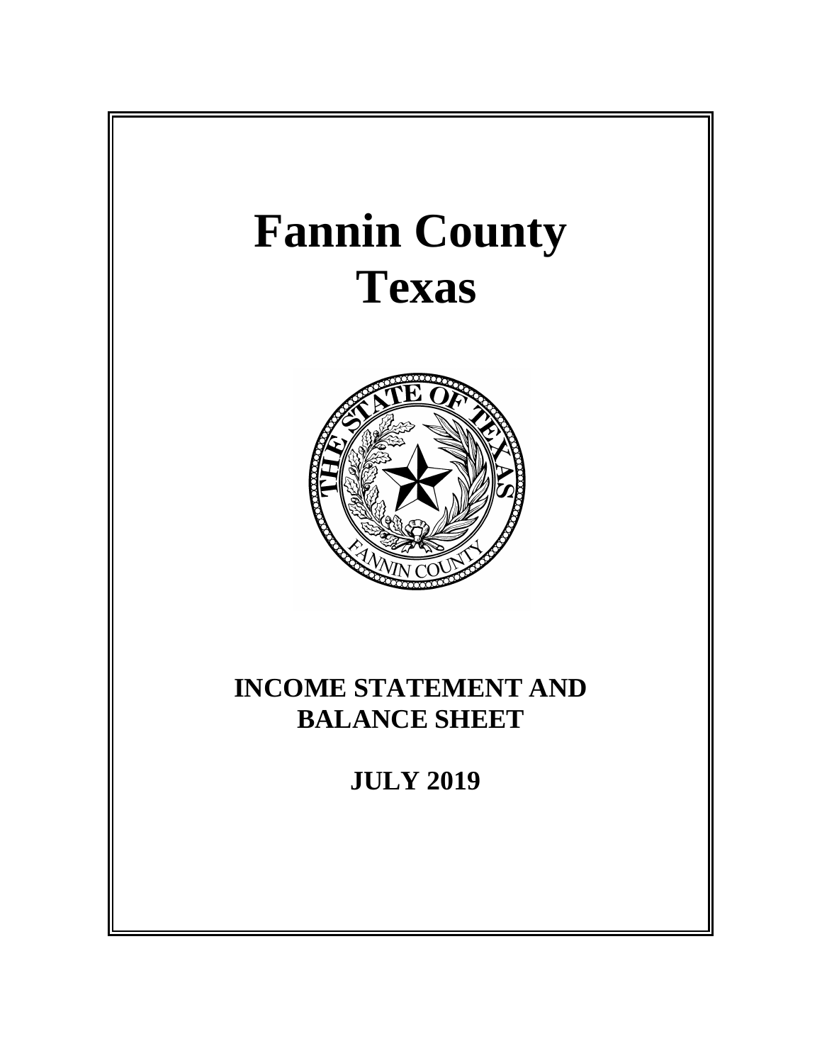# Fannin County
# Texas

## INCOME STATEMENT AND BALANCE SHEET

## JULY 2019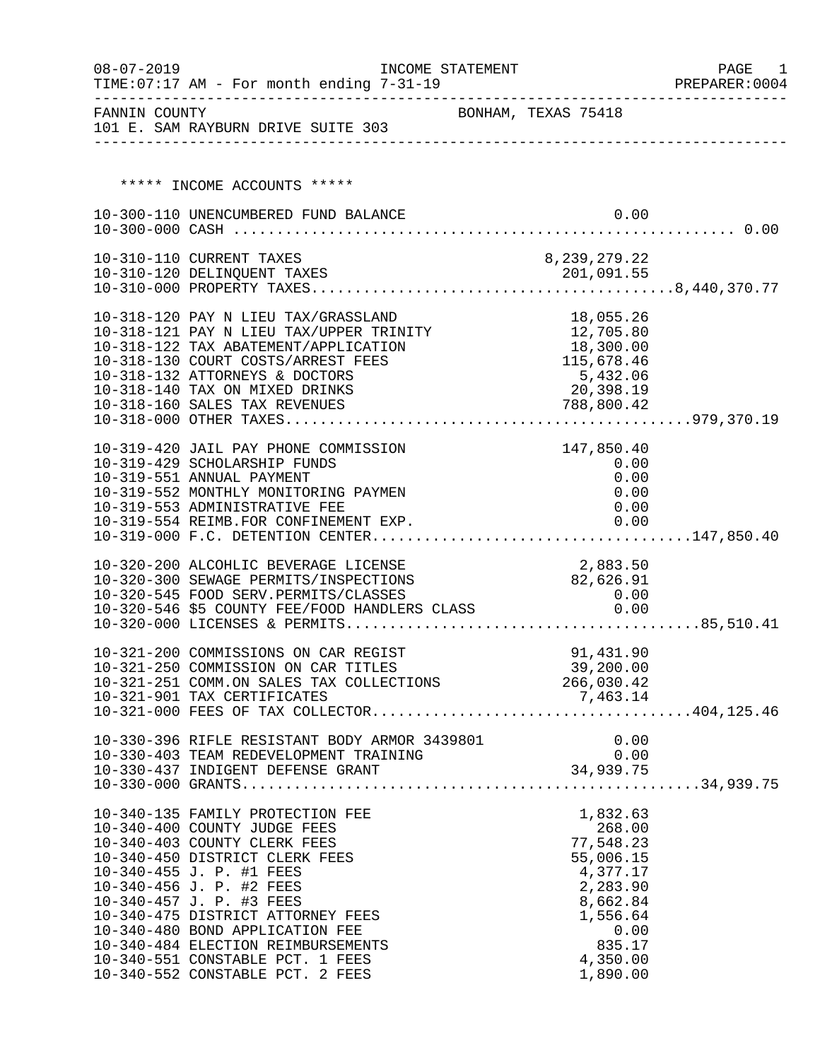08-07-2019 INCOME STATEMENT PAGE 1
TIME:07:17 AM - For month ending 7-31-19 PREPARER:0004

FANNIN COUNTY BONHAM, TEXAS 75418
101 E. SAM RAYBURN DRIVE SUITE 303

## ***** INCOME ACCOUNTS *****

| Account | Description | Amount | Total |
|---|---|---|---|
| 10-300-110 | UNENCUMBERED FUND BALANCE | 0.00 | |
| 10-300-000 | CASH | | 0.00 |
| 10-310-110 | CURRENT TAXES | 8,239,279.22 | |
| 10-310-120 | DELINQUENT TAXES | 201,091.55 | |
| 10-310-000 | PROPERTY TAXES | | 8,440,370.77 |
| 10-318-120 | PAY N LIEU TAX/GRASSLAND | 18,055.26 | |
| 10-318-121 | PAY N LIEU TAX/UPPER TRINITY | 12,705.80 | |
| 10-318-122 | TAX ABATEMENT/APPLICATION | 18,300.00 | |
| 10-318-130 | COURT COSTS/ARREST FEES | 115,678.46 | |
| 10-318-132 | ATTORNEYS & DOCTORS | 5,432.06 | |
| 10-318-140 | TAX ON MIXED DRINKS | 20,398.19 | |
| 10-318-160 | SALES TAX REVENUES | 788,800.42 | |
| 10-318-000 | OTHER TAXES | | 979,370.19 |
| 10-319-420 | JAIL PAY PHONE COMMISSION | 147,850.40 | |
| 10-319-429 | SCHOLARSHIP FUNDS | 0.00 | |
| 10-319-551 | ANNUAL PAYMENT | 0.00 | |
| 10-319-552 | MONTHLY MONITORING PAYMEN | 0.00 | |
| 10-319-553 | ADMINISTRATIVE FEE | 0.00 | |
| 10-319-554 | REIMB.FOR CONFINEMENT EXP. | 0.00 | |
| 10-319-000 | F.C. DETENTION CENTER | | 147,850.40 |
| 10-320-200 | ALCOHLIC BEVERAGE LICENSE | 2,883.50 | |
| 10-320-300 | SEWAGE PERMITS/INSPECTIONS | 82,626.91 | |
| 10-320-545 | FOOD SERV.PERMITS/CLASSES | 0.00 | |
| 10-320-546 | $5 COUNTY FEE/FOOD HANDLERS CLASS | 0.00 | |
| 10-320-000 | LICENSES & PERMITS | | 85,510.41 |
| 10-321-200 | COMMISSIONS ON CAR REGIST | 91,431.90 | |
| 10-321-250 | COMMISSION ON CAR TITLES | 39,200.00 | |
| 10-321-251 | COMM.ON SALES TAX COLLECTIONS | 266,030.42 | |
| 10-321-901 | TAX CERTIFICATES | 7,463.14 | |
| 10-321-000 | FEES OF TAX COLLECTOR | | 404,125.46 |
| 10-330-396 | RIFLE RESISTANT BODY ARMOR 3439801 | 0.00 | |
| 10-330-403 | TEAM REDEVELOPMENT TRAINING | 0.00 | |
| 10-330-437 | INDIGENT DEFENSE GRANT | 34,939.75 | |
| 10-330-000 | GRANTS | | 34,939.75 |
| 10-340-135 | FAMILY PROTECTION FEE | 1,832.63 | |
| 10-340-400 | COUNTY JUDGE FEES | 268.00 | |
| 10-340-403 | COUNTY CLERK FEES | 77,548.23 | |
| 10-340-450 | DISTRICT CLERK FEES | 55,006.15 | |
| 10-340-455 | J. P. #1 FEES | 4,377.17 | |
| 10-340-456 | J. P. #2 FEES | 2,283.90 | |
| 10-340-457 | J. P. #3 FEES | 8,662.84 | |
| 10-340-475 | DISTRICT ATTORNEY FEES | 1,556.64 | |
| 10-340-480 | BOND APPLICATION FEE | 0.00 | |
| 10-340-484 | ELECTION REIMBURSEMENTS | 835.17 | |
| 10-340-551 | CONSTABLE PCT. 1 FEES | 4,350.00 | |
| 10-340-552 | CONSTABLE PCT. 2 FEES | 1,890.00 | |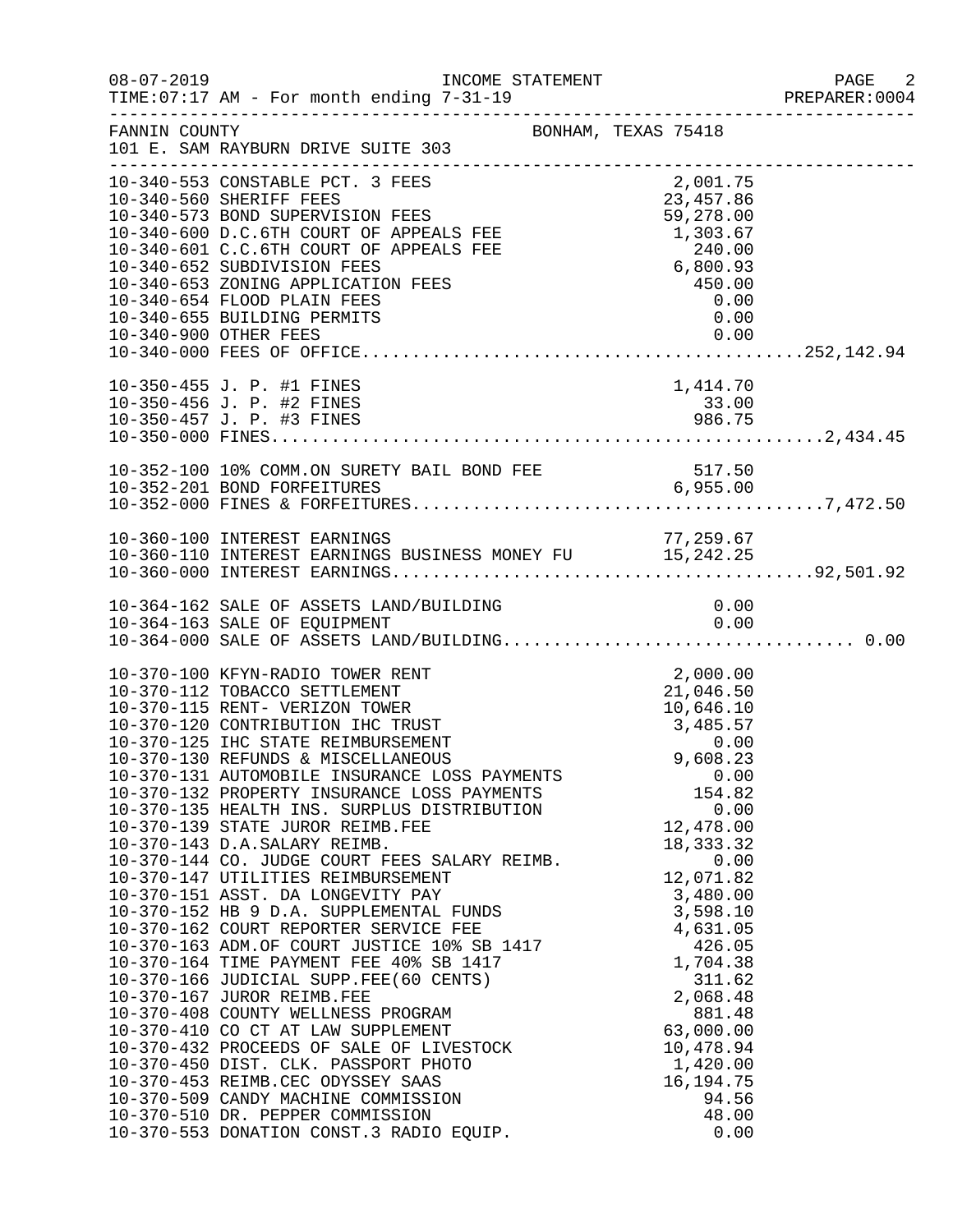FANNIN COUNTY — BONHAM, TEXAS 75418
101 E. SAM RAYBURN DRIVE SUITE 303

INCOME STATEMENT
TIME:07:17 AM - For month ending 7-31-19

| Account | Description | Amount | Total |
|---|---|---|---|
| 10-340-553 | CONSTABLE PCT. 3 FEES | 2,001.75 | |
| 10-340-560 | SHERIFF FEES | 23,457.86 | |
| 10-340-573 | BOND SUPERVISION FEES | 59,278.00 | |
| 10-340-600 | D.C.6TH COURT OF APPEALS FEE | 1,303.67 | |
| 10-340-601 | C.C.6TH COURT OF APPEALS FEE | 240.00 | |
| 10-340-652 | SUBDIVISION FEES | 6,800.93 | |
| 10-340-653 | ZONING APPLICATION FEES | 450.00 | |
| 10-340-654 | FLOOD PLAIN FEES | 0.00 | |
| 10-340-655 | BUILDING PERMITS | 0.00 | |
| 10-340-900 | OTHER FEES | 0.00 | |
| 10-340-000 | FEES OF OFFICE | | 252,142.94 |
| 10-350-455 | J. P. #1 FINES | 1,414.70 | |
| 10-350-456 | J. P. #2 FINES | 33.00 | |
| 10-350-457 | J. P. #3 FINES | 986.75 | |
| 10-350-000 | FINES | | 2,434.45 |
| 10-352-100 | 10% COMM.ON SURETY BAIL BOND FEE | 517.50 | |
| 10-352-201 | BOND FORFEITURES | 6,955.00 | |
| 10-352-000 | FINES & FORFEITURES | | 7,472.50 |
| 10-360-100 | INTEREST EARNINGS | 77,259.67 | |
| 10-360-110 | INTEREST EARNINGS BUSINESS MONEY FU | 15,242.25 | |
| 10-360-000 | INTEREST EARNINGS | | 92,501.92 |
| 10-364-162 | SALE OF ASSETS LAND/BUILDING | 0.00 | |
| 10-364-163 | SALE OF EQUIPMENT | 0.00 | |
| 10-364-000 | SALE OF ASSETS LAND/BUILDING | | 0.00 |
| 10-370-100 | KFYN-RADIO TOWER RENT | 2,000.00 | |
| 10-370-112 | TOBACCO SETTLEMENT | 21,046.50 | |
| 10-370-115 | RENT- VERIZON TOWER | 10,646.10 | |
| 10-370-120 | CONTRIBUTION IHC TRUST | 3,485.57 | |
| 10-370-125 | IHC STATE REIMBURSEMENT | 0.00 | |
| 10-370-130 | REFUNDS & MISCELLANEOUS | 9,608.23 | |
| 10-370-131 | AUTOMOBILE INSURANCE LOSS PAYMENTS | 0.00 | |
| 10-370-132 | PROPERTY INSURANCE LOSS PAYMENTS | 154.82 | |
| 10-370-135 | HEALTH INS. SURPLUS DISTRIBUTION | 0.00 | |
| 10-370-139 | STATE JUROR REIMB.FEE | 12,478.00 | |
| 10-370-143 | D.A.SALARY REIMB. | 18,333.32 | |
| 10-370-144 | CO. JUDGE COURT FEES SALARY REIMB. | 0.00 | |
| 10-370-147 | UTILITIES REIMBURSEMENT | 12,071.82 | |
| 10-370-151 | ASST. DA LONGEVITY PAY | 3,480.00 | |
| 10-370-152 | HB 9 D.A. SUPPLEMENTAL FUNDS | 3,598.10 | |
| 10-370-162 | COURT REPORTER SERVICE FEE | 4,631.05 | |
| 10-370-163 | ADM.OF COURT JUSTICE 10% SB 1417 | 426.05 | |
| 10-370-164 | TIME PAYMENT FEE 40% SB 1417 | 1,704.38 | |
| 10-370-166 | JUDICIAL SUPP.FEE(60 CENTS) | 311.62 | |
| 10-370-167 | JUROR REIMB.FEE | 2,068.48 | |
| 10-370-408 | COUNTY WELLNESS PROGRAM | 881.48 | |
| 10-370-410 | CO CT AT LAW SUPPLEMENT | 63,000.00 | |
| 10-370-432 | PROCEEDS OF SALE OF LIVESTOCK | 10,478.94 | |
| 10-370-450 | DIST. CLK. PASSPORT PHOTO | 1,420.00 | |
| 10-370-453 | REIMB.CEC ODYSSEY SAAS | 16,194.75 | |
| 10-370-509 | CANDY MACHINE COMMISSION | 94.56 | |
| 10-370-510 | DR. PEPPER COMMISSION | 48.00 | |
| 10-370-553 | DONATION CONST.3 RADIO EQUIP. | 0.00 | |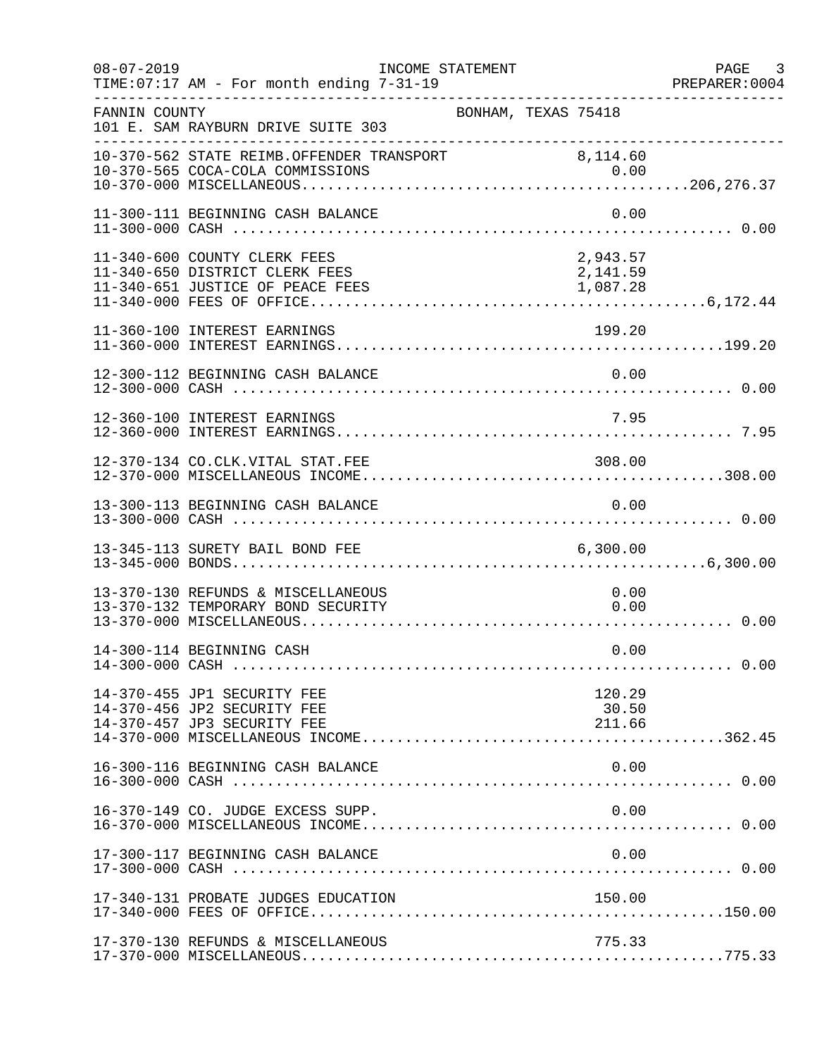INCOME STATEMENT

TIME:07:17 AM - For month ending 7-31-19

FANNIN COUNTY — BONHAM, TEXAS 75418

101 E. SAM RAYBURN DRIVE SUITE 303

| Account | Description | Amount | Total |
|---|---|---|---|
| 10-370-562 | STATE REIMB.OFFENDER TRANSPORT | 8,114.60 | |
| 10-370-565 | COCA-COLA COMMISSIONS | 0.00 | |
| 10-370-000 | MISCELLANEOUS | | 206,276.37 |
| 11-300-111 | BEGINNING CASH BALANCE | 0.00 | |
| 11-300-000 | CASH | | 0.00 |
| 11-340-600 | COUNTY CLERK FEES | 2,943.57 | |
| 11-340-650 | DISTRICT CLERK FEES | 2,141.59 | |
| 11-340-651 | JUSTICE OF PEACE FEES | 1,087.28 | |
| 11-340-000 | FEES OF OFFICE | | 6,172.44 |
| 11-360-100 | INTEREST EARNINGS | 199.20 | |
| 11-360-000 | INTEREST EARNINGS | | 199.20 |
| 12-300-112 | BEGINNING CASH BALANCE | 0.00 | |
| 12-300-000 | CASH | | 0.00 |
| 12-360-100 | INTEREST EARNINGS | 7.95 | |
| 12-360-000 | INTEREST EARNINGS | | 7.95 |
| 12-370-134 | CO.CLK.VITAL STAT.FEE | 308.00 | |
| 12-370-000 | MISCELLANEOUS INCOME | | 308.00 |
| 13-300-113 | BEGINNING CASH BALANCE | 0.00 | |
| 13-300-000 | CASH | | 0.00 |
| 13-345-113 | SURETY BAIL BOND FEE | 6,300.00 | |
| 13-345-000 | BONDS | | 6,300.00 |
| 13-370-130 | REFUNDS & MISCELLANEOUS | 0.00 | |
| 13-370-132 | TEMPORARY BOND SECURITY | 0.00 | |
| 13-370-000 | MISCELLANEOUS | | 0.00 |
| 14-300-114 | BEGINNING CASH | 0.00 | |
| 14-300-000 | CASH | | 0.00 |
| 14-370-455 | JP1 SECURITY FEE | 120.29 | |
| 14-370-456 | JP2 SECURITY FEE | 30.50 | |
| 14-370-457 | JP3 SECURITY FEE | 211.66 | |
| 14-370-000 | MISCELLANEOUS INCOME | | 362.45 |
| 16-300-116 | BEGINNING CASH BALANCE | 0.00 | |
| 16-300-000 | CASH | | 0.00 |
| 16-370-149 | CO. JUDGE EXCESS SUPP. | 0.00 | |
| 16-370-000 | MISCELLANEOUS INCOME | | 0.00 |
| 17-300-117 | BEGINNING CASH BALANCE | 0.00 | |
| 17-300-000 | CASH | | 0.00 |
| 17-340-131 | PROBATE JUDGES EDUCATION | 150.00 | |
| 17-340-000 | FEES OF OFFICE | | 150.00 |
| 17-370-130 | REFUNDS & MISCELLANEOUS | 775.33 | |
| 17-370-000 | MISCELLANEOUS | | 775.33 |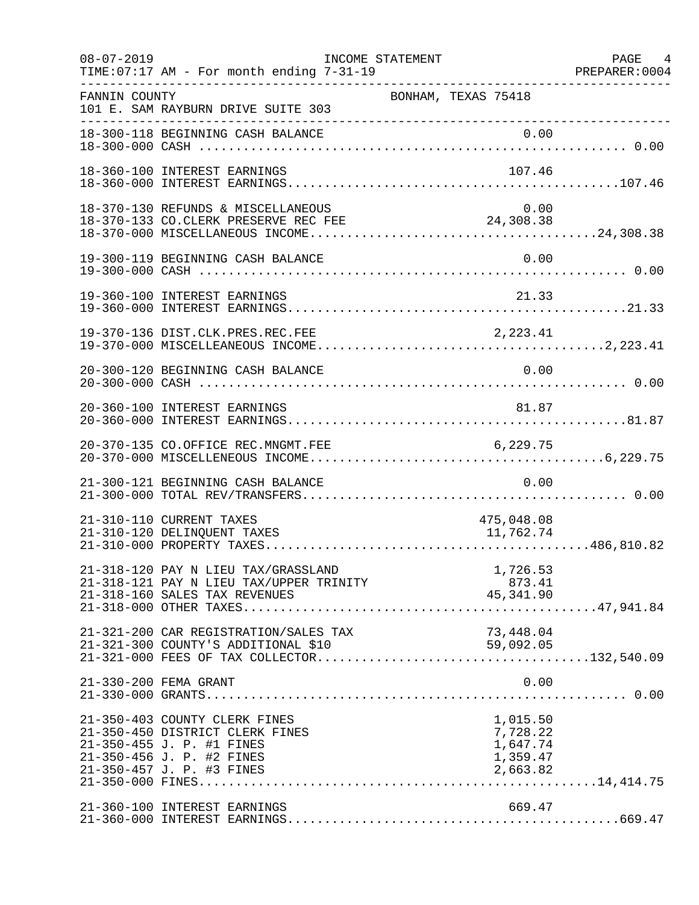08-07-2019 INCOME STATEMENT
TIME:07:17 AM - For month ending 7-31-19 PREPARER:0004

FANNIN COUNTY BONHAM, TEXAS 75418
101 E. SAM RAYBURN DRIVE SUITE 303

| Account | Description | Amount | Total |
|---|---|---|---|
| 18-300-118 | BEGINNING CASH BALANCE | 0.00 | |
| 18-300-000 | CASH | | 0.00 |
| 18-360-100 | INTEREST EARNINGS | 107.46 | |
| 18-360-000 | INTEREST EARNINGS | | 107.46 |
| 18-370-130 | REFUNDS & MISCELLANEOUS | 0.00 | |
| 18-370-133 | CO.CLERK PRESERVE REC FEE | 24,308.38 | |
| 18-370-000 | MISCELLANEOUS INCOME | | 24,308.38 |
| 19-300-119 | BEGINNING CASH BALANCE | 0.00 | |
| 19-300-000 | CASH | | 0.00 |
| 19-360-100 | INTEREST EARNINGS | 21.33 | |
| 19-360-000 | INTEREST EARNINGS | | 21.33 |
| 19-370-136 | DIST.CLK.PRES.REC.FEE | 2,223.41 | |
| 19-370-000 | MISCELLEANEOUS INCOME | | 2,223.41 |
| 20-300-120 | BEGINNING CASH BALANCE | 0.00 | |
| 20-300-000 | CASH | | 0.00 |
| 20-360-100 | INTEREST EARNINGS | 81.87 | |
| 20-360-000 | INTEREST EARNINGS | | 81.87 |
| 20-370-135 | CO.OFFICE REC.MNGMT.FEE | 6,229.75 | |
| 20-370-000 | MISCELLENEOUS INCOME | | 6,229.75 |
| 21-300-121 | BEGINNING CASH BALANCE | 0.00 | |
| 21-300-000 | TOTAL REV/TRANSFERS | | 0.00 |
| 21-310-110 | CURRENT TAXES | 475,048.08 | |
| 21-310-120 | DELINQUENT TAXES | 11,762.74 | |
| 21-310-000 | PROPERTY TAXES | | 486,810.82 |
| 21-318-120 | PAY N LIEU TAX/GRASSLAND | 1,726.53 | |
| 21-318-121 | PAY N LIEU TAX/UPPER TRINITY | 873.41 | |
| 21-318-160 | SALES TAX REVENUES | 45,341.90 | |
| 21-318-000 | OTHER TAXES | | 47,941.84 |
| 21-321-200 | CAR REGISTRATION/SALES TAX | 73,448.04 | |
| 21-321-300 | COUNTY'S ADDITIONAL $10 | 59,092.05 | |
| 21-321-000 | FEES OF TAX COLLECTOR | | 132,540.09 |
| 21-330-200 | FEMA GRANT | 0.00 | |
| 21-330-000 | GRANTS | | 0.00 |
| 21-350-403 | COUNTY CLERK FINES | 1,015.50 | |
| 21-350-450 | DISTRICT CLERK FINES | 7,728.22 | |
| 21-350-455 | J. P. #1 FINES | 1,647.74 | |
| 21-350-456 | J. P. #2 FINES | 1,359.47 | |
| 21-350-457 | J. P. #3 FINES | 2,663.82 | |
| 21-350-000 | FINES | | 14,414.75 |
| 21-360-100 | INTEREST EARNINGS | 669.47 | |
| 21-360-000 | INTEREST EARNINGS | | 669.47 |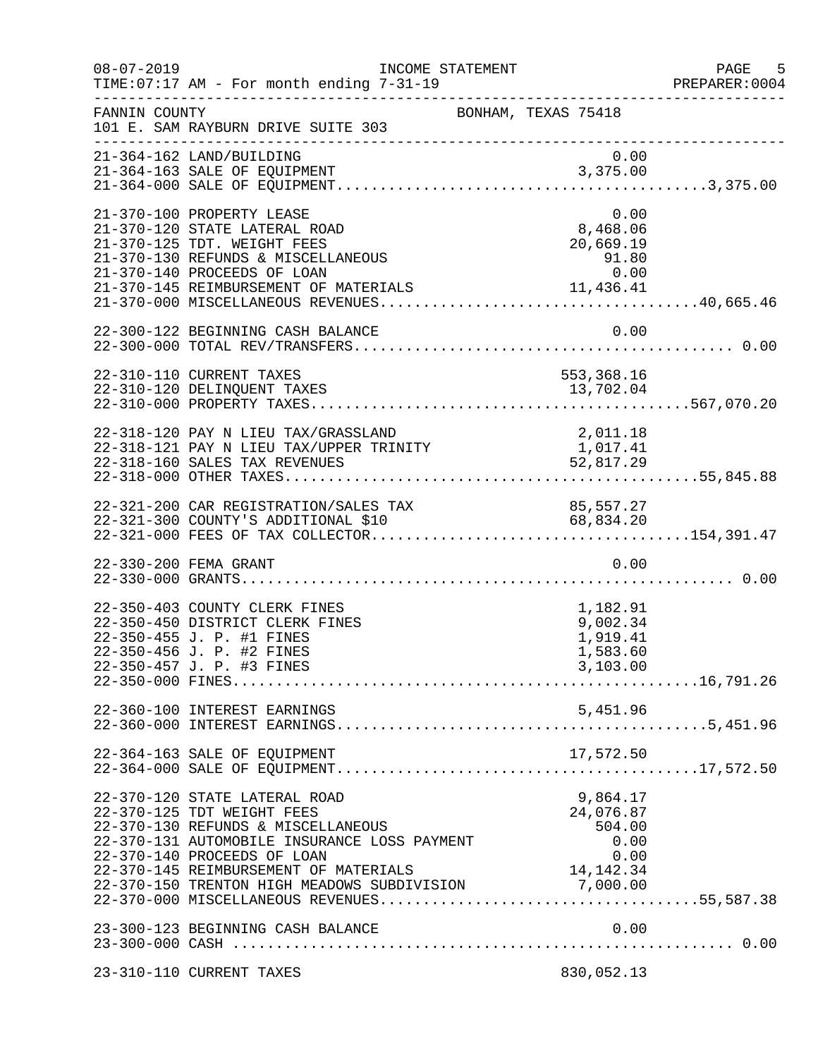FANNIN COUNTY　　　BONHAM, TEXAS 75418
101 E. SAM RAYBURN DRIVE SUITE 303

INCOME STATEMENT
TIME:07:17 AM - For month ending 7-31-19

| Account | Description | Amount | Total |
|---|---|---|---|
| 21-364-162 | LAND/BUILDING | 0.00 | |
| 21-364-163 | SALE OF EQUIPMENT | 3,375.00 | |
| 21-364-000 | SALE OF EQUIPMENT | | 3,375.00 |
| 21-370-100 | PROPERTY LEASE | 0.00 | |
| 21-370-120 | STATE LATERAL ROAD | 8,468.06 | |
| 21-370-125 | TDT. WEIGHT FEES | 20,669.19 | |
| 21-370-130 | REFUNDS & MISCELLANEOUS | 91.80 | |
| 21-370-140 | PROCEEDS OF LOAN | 0.00 | |
| 21-370-145 | REIMBURSEMENT OF MATERIALS | 11,436.41 | |
| 21-370-000 | MISCELLANEOUS REVENUES | | 40,665.46 |
| 22-300-122 | BEGINNING CASH BALANCE | 0.00 | |
| 22-300-000 | TOTAL REV/TRANSFERS | | 0.00 |
| 22-310-110 | CURRENT TAXES | 553,368.16 | |
| 22-310-120 | DELINQUENT TAXES | 13,702.04 | |
| 22-310-000 | PROPERTY TAXES | | 567,070.20 |
| 22-318-120 | PAY N LIEU TAX/GRASSLAND | 2,011.18 | |
| 22-318-121 | PAY N LIEU TAX/UPPER TRINITY | 1,017.41 | |
| 22-318-160 | SALES TAX REVENUES | 52,817.29 | |
| 22-318-000 | OTHER TAXES | | 55,845.88 |
| 22-321-200 | CAR REGISTRATION/SALES TAX | 85,557.27 | |
| 22-321-300 | COUNTY'S ADDITIONAL $10 | 68,834.20 | |
| 22-321-000 | FEES OF TAX COLLECTOR | | 154,391.47 |
| 22-330-200 | FEMA GRANT | 0.00 | |
| 22-330-000 | GRANTS | | 0.00 |
| 22-350-403 | COUNTY CLERK FINES | 1,182.91 | |
| 22-350-450 | DISTRICT CLERK FINES | 9,002.34 | |
| 22-350-455 | J. P. #1 FINES | 1,919.41 | |
| 22-350-456 | J. P. #2 FINES | 1,583.60 | |
| 22-350-457 | J. P. #3 FINES | 3,103.00 | |
| 22-350-000 | FINES | | 16,791.26 |
| 22-360-100 | INTEREST EARNINGS | 5,451.96 | |
| 22-360-000 | INTEREST EARNINGS | | 5,451.96 |
| 22-364-163 | SALE OF EQUIPMENT | 17,572.50 | |
| 22-364-000 | SALE OF EQUIPMENT | | 17,572.50 |
| 22-370-120 | STATE LATERAL ROAD | 9,864.17 | |
| 22-370-125 | TDT WEIGHT FEES | 24,076.87 | |
| 22-370-130 | REFUNDS & MISCELLANEOUS | 504.00 | |
| 22-370-131 | AUTOMOBILE INSURANCE LOSS PAYMENT | 0.00 | |
| 22-370-140 | PROCEEDS OF LOAN | 0.00 | |
| 22-370-145 | REIMBURSEMENT OF MATERIALS | 14,142.34 | |
| 22-370-150 | TRENTON HIGH MEADOWS SUBDIVISION | 7,000.00 | |
| 22-370-000 | MISCELLANEOUS REVENUES | | 55,587.38 |
| 23-300-123 | BEGINNING CASH BALANCE | 0.00 | |
| 23-300-000 | CASH | | 0.00 |
| 23-310-110 | CURRENT TAXES | 830,052.13 | |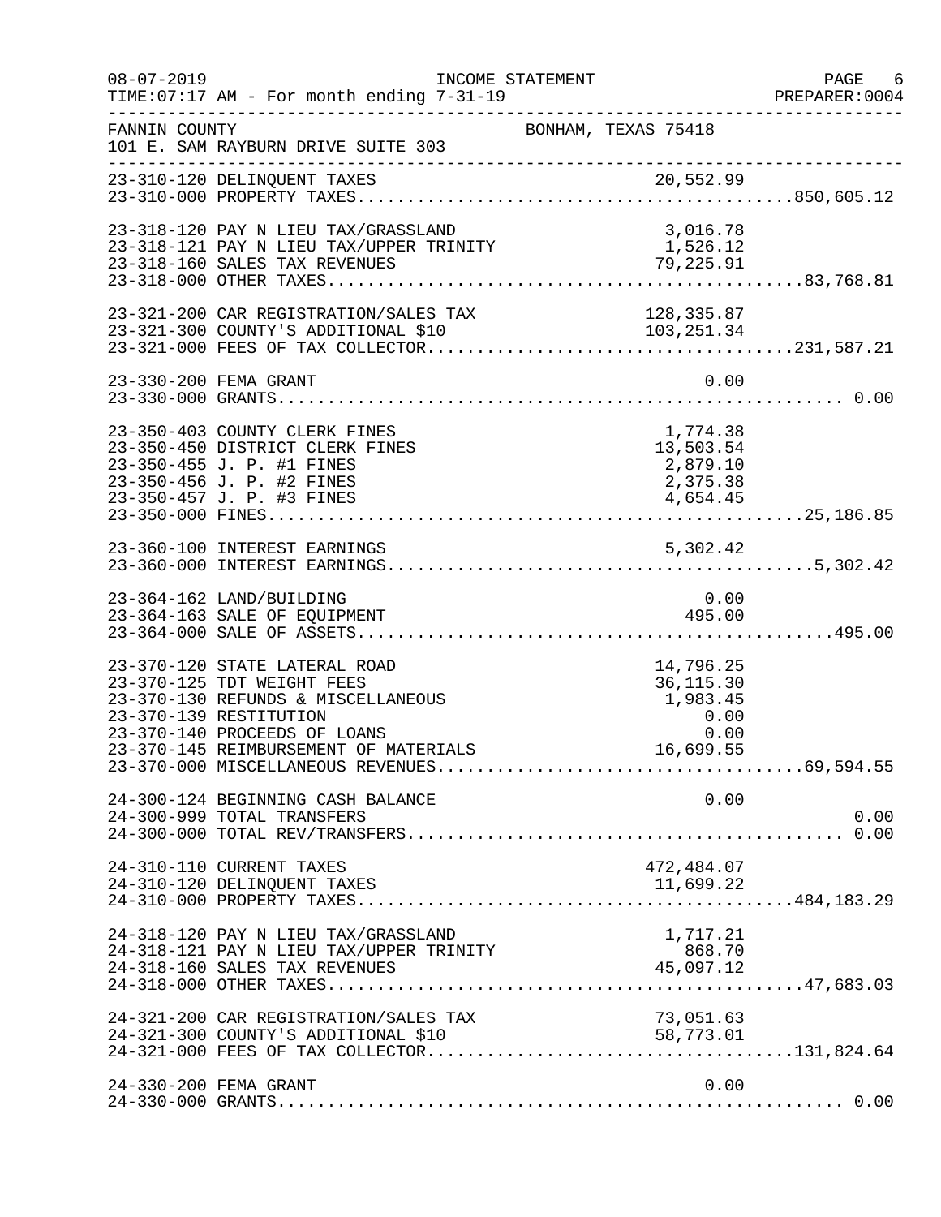FANNIN COUNTY — BONHAM, TEXAS 75418
101 E. SAM RAYBURN DRIVE SUITE 303

INCOME STATEMENT — For month ending 7-31-19

| Account | Description | Amount | Total |
|---|---|---|---|
| 23-310-120 | DELINQUENT TAXES | 20,552.99 | |
| 23-310-000 | PROPERTY TAXES | | 850,605.12 |
| 23-318-120 | PAY N LIEU TAX/GRASSLAND | 3,016.78 | |
| 23-318-121 | PAY N LIEU TAX/UPPER TRINITY | 1,526.12 | |
| 23-318-160 | SALES TAX REVENUES | 79,225.91 | |
| 23-318-000 | OTHER TAXES | | 83,768.81 |
| 23-321-200 | CAR REGISTRATION/SALES TAX | 128,335.87 | |
| 23-321-300 | COUNTY'S ADDITIONAL $10 | 103,251.34 | |
| 23-321-000 | FEES OF TAX COLLECTOR | | 231,587.21 |
| 23-330-200 | FEMA GRANT | 0.00 | |
| 23-330-000 | GRANTS | | 0.00 |
| 23-350-403 | COUNTY CLERK FINES | 1,774.38 | |
| 23-350-450 | DISTRICT CLERK FINES | 13,503.54 | |
| 23-350-455 | J. P. #1 FINES | 2,879.10 | |
| 23-350-456 | J. P. #2 FINES | 2,375.38 | |
| 23-350-457 | J. P. #3 FINES | 4,654.45 | |
| 23-350-000 | FINES | | 25,186.85 |
| 23-360-100 | INTEREST EARNINGS | 5,302.42 | |
| 23-360-000 | INTEREST EARNINGS | | 5,302.42 |
| 23-364-162 | LAND/BUILDING | 0.00 | |
| 23-364-163 | SALE OF EQUIPMENT | 495.00 | |
| 23-364-000 | SALE OF ASSETS | | 495.00 |
| 23-370-120 | STATE LATERAL ROAD | 14,796.25 | |
| 23-370-125 | TDT WEIGHT FEES | 36,115.30 | |
| 23-370-130 | REFUNDS & MISCELLANEOUS | 1,983.45 | |
| 23-370-139 | RESTITUTION | 0.00 | |
| 23-370-140 | PROCEEDS OF LOANS | 0.00 | |
| 23-370-145 | REIMBURSEMENT OF MATERIALS | 16,699.55 | |
| 23-370-000 | MISCELLANEOUS REVENUES | | 69,594.55 |
| 24-300-124 | BEGINNING CASH BALANCE | 0.00 | |
| 24-300-999 | TOTAL TRANSFERS | | 0.00 |
| 24-300-000 | TOTAL REV/TRANSFERS | | 0.00 |
| 24-310-110 | CURRENT TAXES | 472,484.07 | |
| 24-310-120 | DELINQUENT TAXES | 11,699.22 | |
| 24-310-000 | PROPERTY TAXES | | 484,183.29 |
| 24-318-120 | PAY N LIEU TAX/GRASSLAND | 1,717.21 | |
| 24-318-121 | PAY N LIEU TAX/UPPER TRINITY | 868.70 | |
| 24-318-160 | SALES TAX REVENUES | 45,097.12 | |
| 24-318-000 | OTHER TAXES | | 47,683.03 |
| 24-321-200 | CAR REGISTRATION/SALES TAX | 73,051.63 | |
| 24-321-300 | COUNTY'S ADDITIONAL $10 | 58,773.01 | |
| 24-321-000 | FEES OF TAX COLLECTOR | | 131,824.64 |
| 24-330-200 | FEMA GRANT | 0.00 | |
| 24-330-000 | GRANTS | | 0.00 |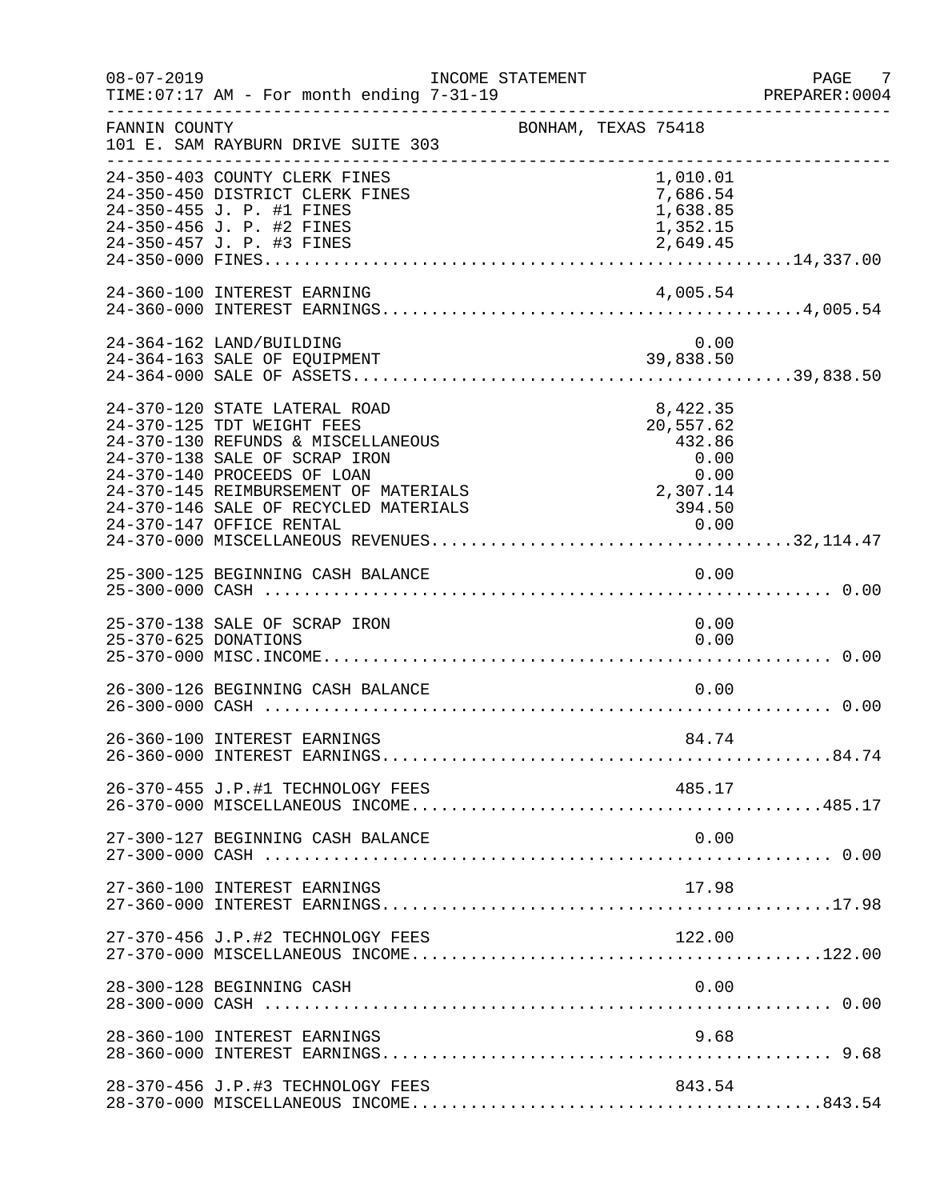08-07-2019 INCOME STATEMENT PAGE 7
TIME:07:17 AM - For month ending 7-31-19 PREPARER:0004

FANNIN COUNTY BONHAM, TEXAS 75418
101 E. SAM RAYBURN DRIVE SUITE 303

| Account | Description | Amount | Total |
|---|---|---|---|
| 24-350-403 | COUNTY CLERK FINES | 1,010.01 | |
| 24-350-450 | DISTRICT CLERK FINES | 7,686.54 | |
| 24-350-455 | J. P. #1 FINES | 1,638.85 | |
| 24-350-456 | J. P. #2 FINES | 1,352.15 | |
| 24-350-457 | J. P. #3 FINES | 2,649.45 | |
| 24-350-000 | FINES | | 14,337.00 |
| 24-360-100 | INTEREST EARNING | 4,005.54 | |
| 24-360-000 | INTEREST EARNINGS | | 4,005.54 |
| 24-364-162 | LAND/BUILDING | 0.00 | |
| 24-364-163 | SALE OF EQUIPMENT | 39,838.50 | |
| 24-364-000 | SALE OF ASSETS | | 39,838.50 |
| 24-370-120 | STATE LATERAL ROAD | 8,422.35 | |
| 24-370-125 | TDT WEIGHT FEES | 20,557.62 | |
| 24-370-130 | REFUNDS & MISCELLANEOUS | 432.86 | |
| 24-370-138 | SALE OF SCRAP IRON | 0.00 | |
| 24-370-140 | PROCEEDS OF LOAN | 0.00 | |
| 24-370-145 | REIMBURSEMENT OF MATERIALS | 2,307.14 | |
| 24-370-146 | SALE OF RECYCLED MATERIALS | 394.50 | |
| 24-370-147 | OFFICE RENTAL | 0.00 | |
| 24-370-000 | MISCELLANEOUS REVENUES | | 32,114.47 |
| 25-300-125 | BEGINNING CASH BALANCE | 0.00 | |
| 25-300-000 | CASH | | 0.00 |
| 25-370-138 | SALE OF SCRAP IRON | 0.00 | |
| 25-370-625 | DONATIONS | 0.00 | |
| 25-370-000 | MISC.INCOME | | 0.00 |
| 26-300-126 | BEGINNING CASH BALANCE | 0.00 | |
| 26-300-000 | CASH | | 0.00 |
| 26-360-100 | INTEREST EARNINGS | 84.74 | |
| 26-360-000 | INTEREST EARNINGS | | 84.74 |
| 26-370-455 | J.P.#1 TECHNOLOGY FEES | 485.17 | |
| 26-370-000 | MISCELLANEOUS INCOME | | 485.17 |
| 27-300-127 | BEGINNING CASH BALANCE | 0.00 | |
| 27-300-000 | CASH | | 0.00 |
| 27-360-100 | INTEREST EARNINGS | 17.98 | |
| 27-360-000 | INTEREST EARNINGS | | 17.98 |
| 27-370-456 | J.P.#2 TECHNOLOGY FEES | 122.00 | |
| 27-370-000 | MISCELLANEOUS INCOME | | 122.00 |
| 28-300-128 | BEGINNING CASH | 0.00 | |
| 28-300-000 | CASH | | 0.00 |
| 28-360-100 | INTEREST EARNINGS | 9.68 | |
| 28-360-000 | INTEREST EARNINGS | | 9.68 |
| 28-370-456 | J.P.#3 TECHNOLOGY FEES | 843.54 | |
| 28-370-000 | MISCELLANEOUS INCOME | | 843.54 |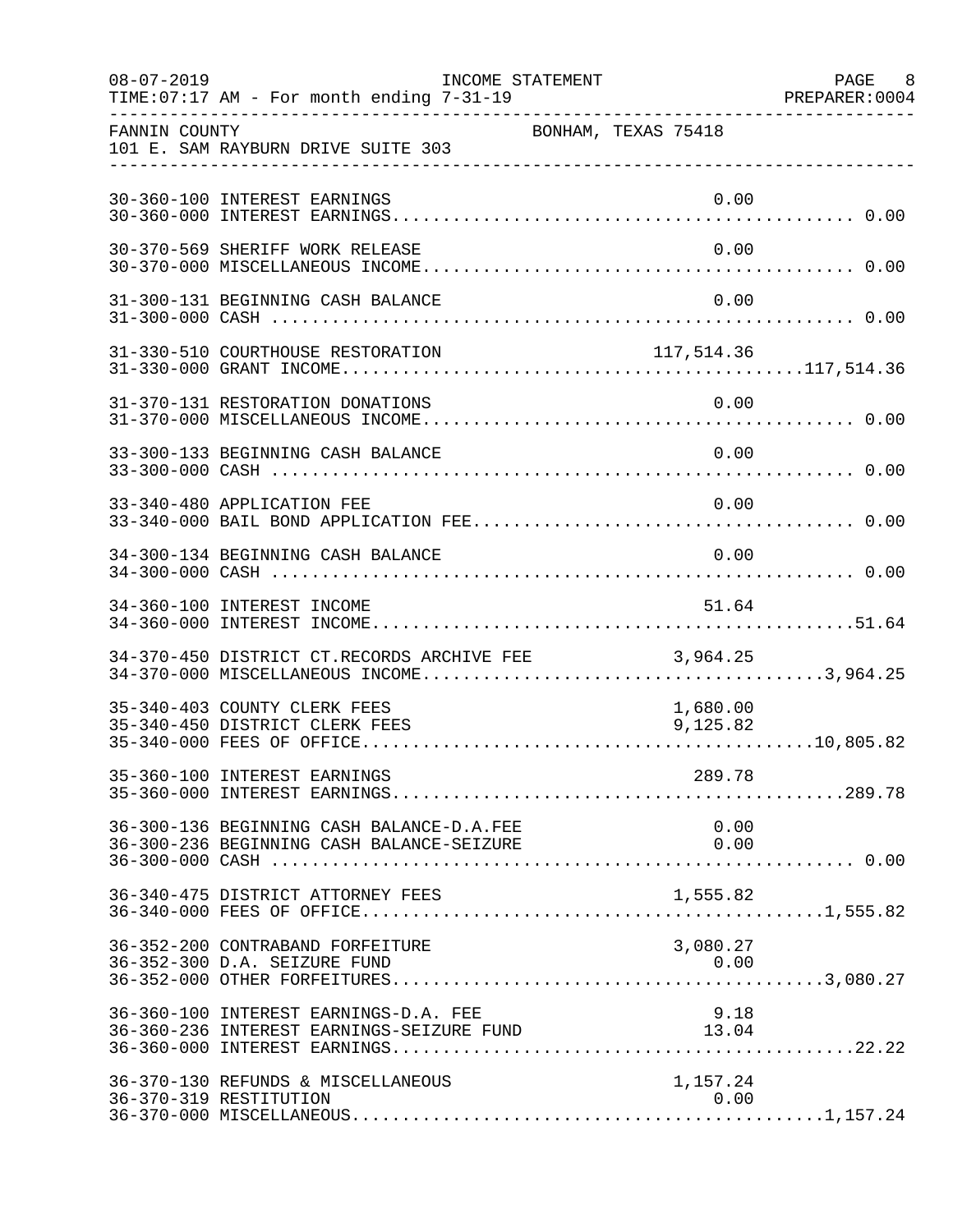INCOME STATEMENT

TIME:07:17 AM - For month ending 7-31-19

FANNIN COUNTY — BONHAM, TEXAS 75418

101 E. SAM RAYBURN DRIVE SUITE 303

| Account | Description | Amount | Total |
|---|---|---|---|
| 30-360-100 | INTEREST EARNINGS | 0.00 | |
| 30-360-000 | INTEREST EARNINGS | | 0.00 |
| 30-370-569 | SHERIFF WORK RELEASE | 0.00 | |
| 30-370-000 | MISCELLANEOUS INCOME | | 0.00 |
| 31-300-131 | BEGINNING CASH BALANCE | 0.00 | |
| 31-300-000 | CASH | | 0.00 |
| 31-330-510 | COURTHOUSE RESTORATION | 117,514.36 | |
| 31-330-000 | GRANT INCOME | | 117,514.36 |
| 31-370-131 | RESTORATION DONATIONS | 0.00 | |
| 31-370-000 | MISCELLANEOUS INCOME | | 0.00 |
| 33-300-133 | BEGINNING CASH BALANCE | 0.00 | |
| 33-300-000 | CASH | | 0.00 |
| 33-340-480 | APPLICATION FEE | 0.00 | |
| 33-340-000 | BAIL BOND APPLICATION FEE | | 0.00 |
| 34-300-134 | BEGINNING CASH BALANCE | 0.00 | |
| 34-300-000 | CASH | | 0.00 |
| 34-360-100 | INTEREST INCOME | 51.64 | |
| 34-360-000 | INTEREST INCOME | | 51.64 |
| 34-370-450 | DISTRICT CT.RECORDS ARCHIVE FEE | 3,964.25 | |
| 34-370-000 | MISCELLANEOUS INCOME | | 3,964.25 |
| 35-340-403 | COUNTY CLERK FEES | 1,680.00 | |
| 35-340-450 | DISTRICT CLERK FEES | 9,125.82 | |
| 35-340-000 | FEES OF OFFICE | | 10,805.82 |
| 35-360-100 | INTEREST EARNINGS | 289.78 | |
| 35-360-000 | INTEREST EARNINGS | | 289.78 |
| 36-300-136 | BEGINNING CASH BALANCE-D.A.FEE | 0.00 | |
| 36-300-236 | BEGINNING CASH BALANCE-SEIZURE | 0.00 | |
| 36-300-000 | CASH | | 0.00 |
| 36-340-475 | DISTRICT ATTORNEY FEES | 1,555.82 | |
| 36-340-000 | FEES OF OFFICE | | 1,555.82 |
| 36-352-200 | CONTRABAND FORFEITURE | 3,080.27 | |
| 36-352-300 | D.A. SEIZURE FUND | 0.00 | |
| 36-352-000 | OTHER FORFEITURES | | 3,080.27 |
| 36-360-100 | INTEREST EARNINGS-D.A. FEE | 9.18 | |
| 36-360-236 | INTEREST EARNINGS-SEIZURE FUND | 13.04 | |
| 36-360-000 | INTEREST EARNINGS | | 22.22 |
| 36-370-130 | REFUNDS & MISCELLANEOUS | 1,157.24 | |
| 36-370-319 | RESTITUTION | 0.00 | |
| 36-370-000 | MISCELLANEOUS | | 1,157.24 |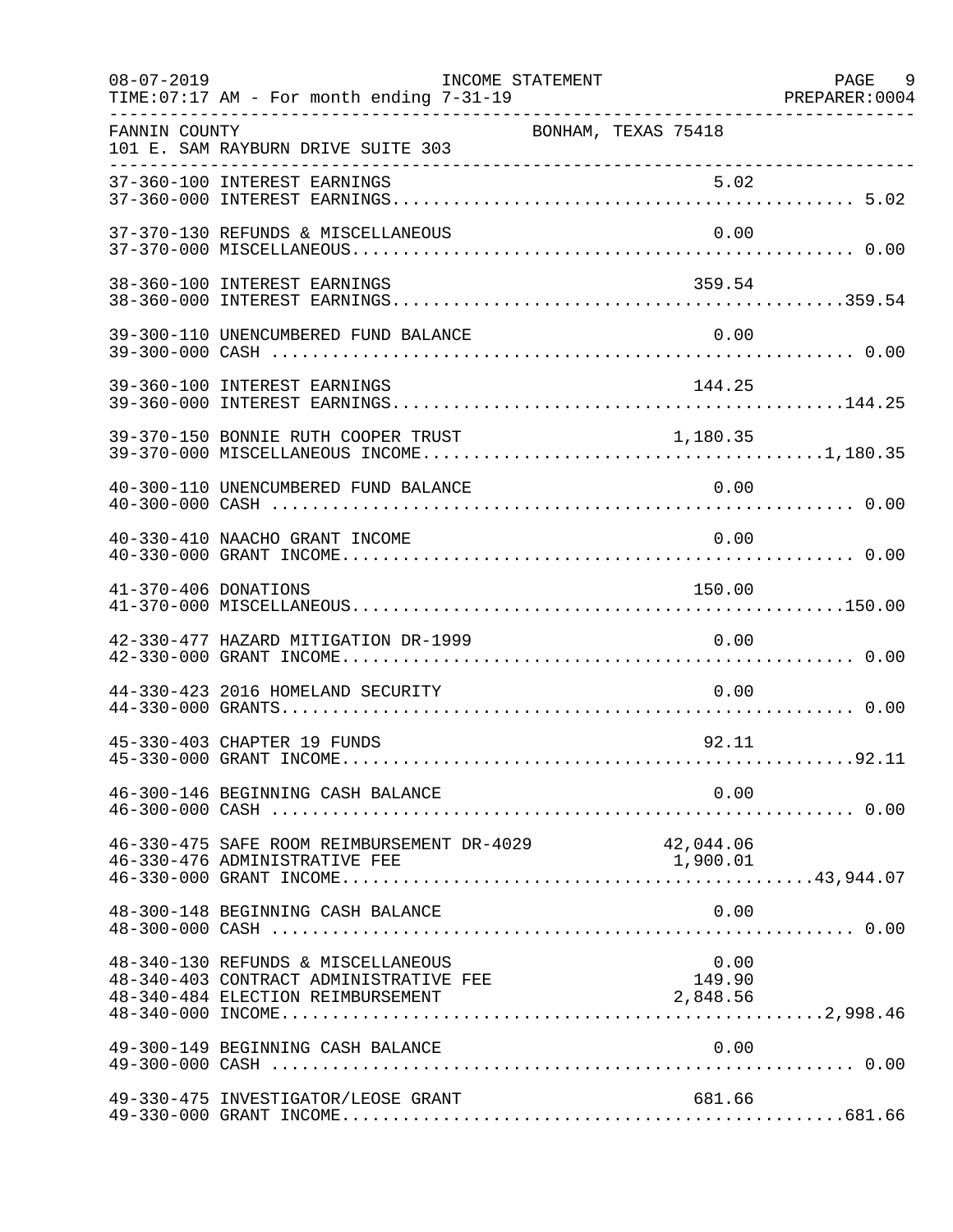FANNIN COUNTY
101 E. SAM RAYBURN DRIVE SUITE 303
BONHAM, TEXAS 75418

INCOME STATEMENT
TIME:07:17 AM - For month ending 7-31-19

| Account | Description | Amount | Total |
|---|---|---|---|
| 37-360-100 | INTEREST EARNINGS | 5.02 | |
| 37-360-000 | INTEREST EARNINGS | | 5.02 |
| 37-370-130 | REFUNDS & MISCELLANEOUS | 0.00 | |
| 37-370-000 | MISCELLANEOUS | | 0.00 |
| 38-360-100 | INTEREST EARNINGS | 359.54 | |
| 38-360-000 | INTEREST EARNINGS | | 359.54 |
| 39-300-110 | UNENCUMBERED FUND BALANCE | 0.00 | |
| 39-300-000 | CASH | | 0.00 |
| 39-360-100 | INTEREST EARNINGS | 144.25 | |
| 39-360-000 | INTEREST EARNINGS | | 144.25 |
| 39-370-150 | BONNIE RUTH COOPER TRUST | 1,180.35 | |
| 39-370-000 | MISCELLANEOUS INCOME | | 1,180.35 |
| 40-300-110 | UNENCUMBERED FUND BALANCE | 0.00 | |
| 40-300-000 | CASH | | 0.00 |
| 40-330-410 | NAACHO GRANT INCOME | 0.00 | |
| 40-330-000 | GRANT INCOME | | 0.00 |
| 41-370-406 | DONATIONS | 150.00 | |
| 41-370-000 | MISCELLANEOUS | | 150.00 |
| 42-330-477 | HAZARD MITIGATION DR-1999 | 0.00 | |
| 42-330-000 | GRANT INCOME | | 0.00 |
| 44-330-423 | 2016 HOMELAND SECURITY | 0.00 | |
| 44-330-000 | GRANTS | | 0.00 |
| 45-330-403 | CHAPTER 19 FUNDS | 92.11 | |
| 45-330-000 | GRANT INCOME | | 92.11 |
| 46-300-146 | BEGINNING CASH BALANCE | 0.00 | |
| 46-300-000 | CASH | | 0.00 |
| 46-330-475 | SAFE ROOM REIMBURSEMENT DR-4029 | 42,044.06 | |
| 46-330-476 | ADMINISTRATIVE FEE | 1,900.01 | |
| 46-330-000 | GRANT INCOME | | 43,944.07 |
| 48-300-148 | BEGINNING CASH BALANCE | 0.00 | |
| 48-300-000 | CASH | | 0.00 |
| 48-340-130 | REFUNDS & MISCELLANEOUS | 0.00 | |
| 48-340-403 | CONTRACT ADMINISTRATIVE FEE | 149.90 | |
| 48-340-484 | ELECTION REIMBURSEMENT | 2,848.56 | |
| 48-340-000 | INCOME | | 2,998.46 |
| 49-300-149 | BEGINNING CASH BALANCE | 0.00 | |
| 49-300-000 | CASH | | 0.00 |
| 49-330-475 | INVESTIGATOR/LEOSE GRANT | 681.66 | |
| 49-330-000 | GRANT INCOME | | 681.66 |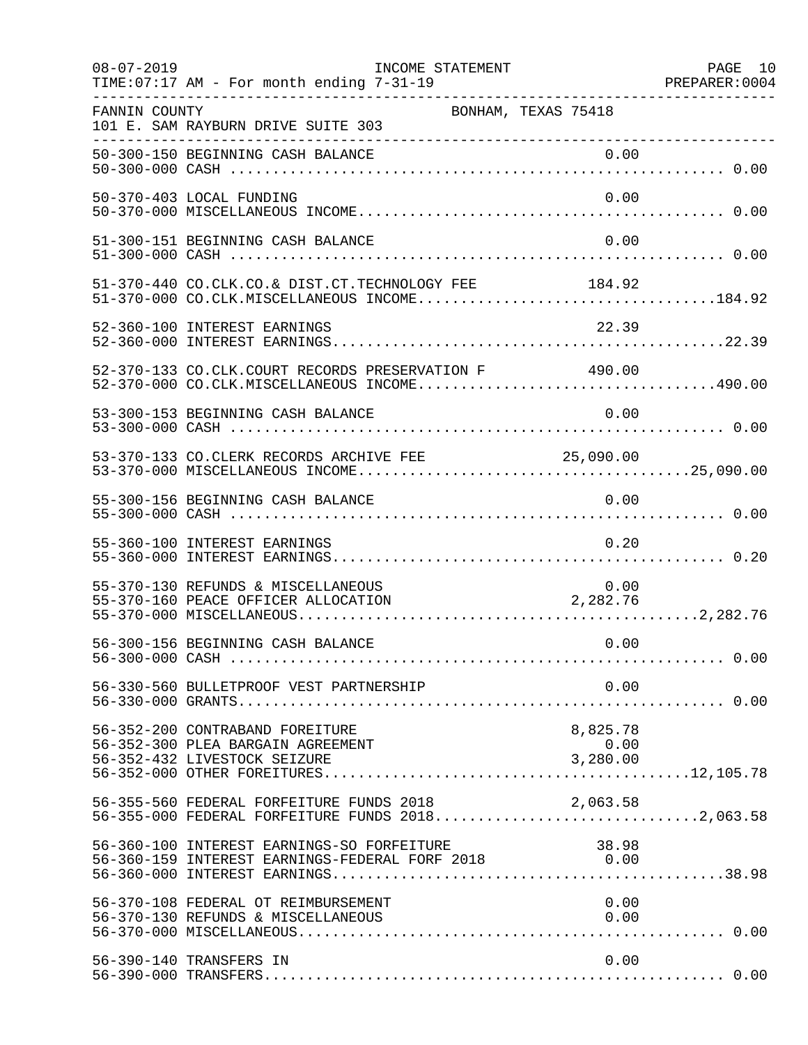08-07-2019 INCOME STATEMENT
TIME:07:17 AM - For month ending 7-31-19
PREPARER:0004

FANNIN COUNTY BONHAM, TEXAS 75418
101 E. SAM RAYBURN DRIVE SUITE 303

| Account | Description | Detail | Total |
|---|---|---|---|
| 50-300-150 | BEGINNING CASH BALANCE | 0.00 | |
| 50-300-000 | CASH | | 0.00 |
| 50-370-403 | LOCAL FUNDING | 0.00 | |
| 50-370-000 | MISCELLANEOUS INCOME | | 0.00 |
| 51-300-151 | BEGINNING CASH BALANCE | 0.00 | |
| 51-300-000 | CASH | | 0.00 |
| 51-370-440 | CO.CLK.CO.& DIST.CT.TECHNOLOGY FEE | 184.92 | |
| 51-370-000 | CO.CLK.MISCELLANEOUS INCOME | | 184.92 |
| 52-360-100 | INTEREST EARNINGS | 22.39 | |
| 52-360-000 | INTEREST EARNINGS | | 22.39 |
| 52-370-133 | CO.CLK.COURT RECORDS PRESERVATION F | 490.00 | |
| 52-370-000 | CO.CLK.MISCELLANEOUS INCOME | | 490.00 |
| 53-300-153 | BEGINNING CASH BALANCE | 0.00 | |
| 53-300-000 | CASH | | 0.00 |
| 53-370-133 | CO.CLERK RECORDS ARCHIVE FEE | 25,090.00 | |
| 53-370-000 | MISCELLANEOUS INCOME | | 25,090.00 |
| 55-300-156 | BEGINNING CASH BALANCE | 0.00 | |
| 55-300-000 | CASH | | 0.00 |
| 55-360-100 | INTEREST EARNINGS | 0.20 | |
| 55-360-000 | INTEREST EARNINGS | | 0.20 |
| 55-370-130 | REFUNDS & MISCELLANEOUS | 0.00 | |
| 55-370-160 | PEACE OFFICER ALLOCATION | 2,282.76 | |
| 55-370-000 | MISCELLANEOUS | | 2,282.76 |
| 56-300-156 | BEGINNING CASH BALANCE | 0.00 | |
| 56-300-000 | CASH | | 0.00 |
| 56-330-560 | BULLETPROOF VEST PARTNERSHIP | 0.00 | |
| 56-330-000 | GRANTS | | 0.00 |
| 56-352-200 | CONTRABAND FOREITURE | 8,825.78 | |
| 56-352-300 | PLEA BARGAIN AGREEMENT | 0.00 | |
| 56-352-432 | LIVESTOCK SEIZURE | 3,280.00 | |
| 56-352-000 | OTHER FOREITURES | | 12,105.78 |
| 56-355-560 | FEDERAL FORFEITURE FUNDS 2018 | 2,063.58 | |
| 56-355-000 | FEDERAL FORFEITURE FUNDS 2018 | | 2,063.58 |
| 56-360-100 | INTEREST EARNINGS-SO FORFEITURE | 38.98 | |
| 56-360-159 | INTEREST EARNINGS-FEDERAL FORF 2018 | 0.00 | |
| 56-360-000 | INTEREST EARNINGS | | 38.98 |
| 56-370-108 | FEDERAL OT REIMBURSEMENT | 0.00 | |
| 56-370-130 | REFUNDS & MISCELLANEOUS | 0.00 | |
| 56-370-000 | MISCELLANEOUS | | 0.00 |
| 56-390-140 | TRANSFERS IN | 0.00 | |
| 56-390-000 | TRANSFERS | | 0.00 |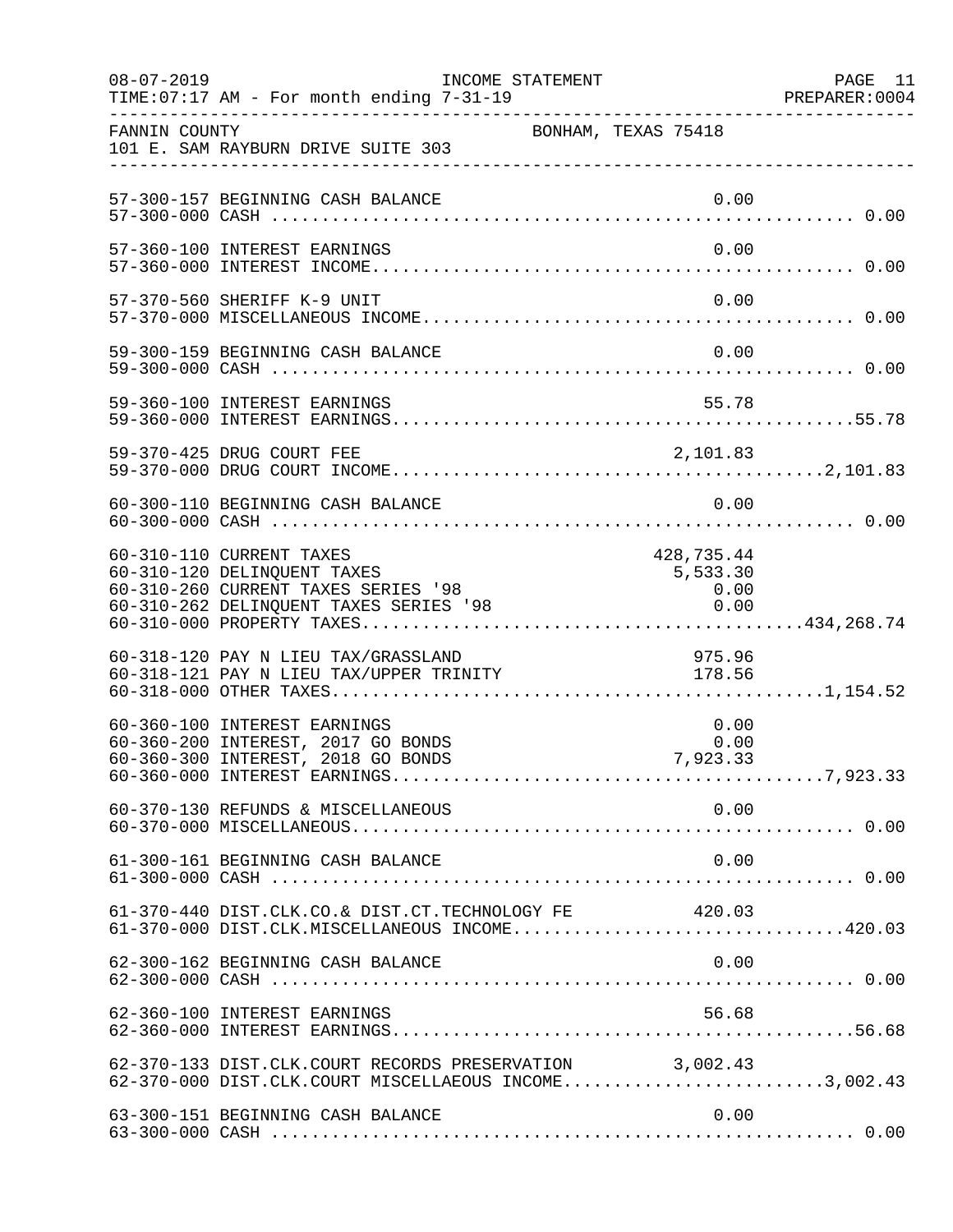08-07-2019 INCOME STATEMENT PAGE 11
TIME:07:17 AM - For month ending 7-31-19 PREPARER:0004

FANNIN COUNTY BONHAM, TEXAS 75418
101 E. SAM RAYBURN DRIVE SUITE 303

| Account | Description | Amount | Total |
|---|---|---|---|
| 57-300-157 | BEGINNING CASH BALANCE | 0.00 | |
| 57-300-000 | CASH | | 0.00 |
| 57-360-100 | INTEREST EARNINGS | 0.00 | |
| 57-360-000 | INTEREST INCOME | | 0.00 |
| 57-370-560 | SHERIFF K-9 UNIT | 0.00 | |
| 57-370-000 | MISCELLANEOUS INCOME | | 0.00 |
| 59-300-159 | BEGINNING CASH BALANCE | 0.00 | |
| 59-300-000 | CASH | | 0.00 |
| 59-360-100 | INTEREST EARNINGS | 55.78 | |
| 59-360-000 | INTEREST EARNINGS | | 55.78 |
| 59-370-425 | DRUG COURT FEE | 2,101.83 | |
| 59-370-000 | DRUG COURT INCOME | | 2,101.83 |
| 60-300-110 | BEGINNING CASH BALANCE | 0.00 | |
| 60-300-000 | CASH | | 0.00 |
| 60-310-110 | CURRENT TAXES | 428,735.44 | |
| 60-310-120 | DELINQUENT TAXES | 5,533.30 | |
| 60-310-260 | CURRENT TAXES SERIES '98 | 0.00 | |
| 60-310-262 | DELINQUENT TAXES SERIES '98 | 0.00 | |
| 60-310-000 | PROPERTY TAXES | | 434,268.74 |
| 60-318-120 | PAY N LIEU TAX/GRASSLAND | 975.96 | |
| 60-318-121 | PAY N LIEU TAX/UPPER TRINITY | 178.56 | |
| 60-318-000 | OTHER TAXES | | 1,154.52 |
| 60-360-100 | INTEREST EARNINGS | 0.00 | |
| 60-360-200 | INTEREST, 2017 GO BONDS | 0.00 | |
| 60-360-300 | INTEREST, 2018 GO BONDS | 7,923.33 | |
| 60-360-000 | INTEREST EARNINGS | | 7,923.33 |
| 60-370-130 | REFUNDS & MISCELLANEOUS | 0.00 | |
| 60-370-000 | MISCELLANEOUS | | 0.00 |
| 61-300-161 | BEGINNING CASH BALANCE | 0.00 | |
| 61-300-000 | CASH | | 0.00 |
| 61-370-440 | DIST.CLK.CO.& DIST.CT.TECHNOLOGY FE | 420.03 | |
| 61-370-000 | DIST.CLK.MISCELLANEOUS INCOME | | 420.03 |
| 62-300-162 | BEGINNING CASH BALANCE | 0.00 | |
| 62-300-000 | CASH | | 0.00 |
| 62-360-100 | INTEREST EARNINGS | 56.68 | |
| 62-360-000 | INTEREST EARNINGS | | 56.68 |
| 62-370-133 | DIST.CLK.COURT RECORDS PRESERVATION | 3,002.43 | |
| 62-370-000 | DIST.CLK.COURT MISCELLAEOUS INCOME | | 3,002.43 |
| 63-300-151 | BEGINNING CASH BALANCE | 0.00 | |
| 63-300-000 | CASH | | 0.00 |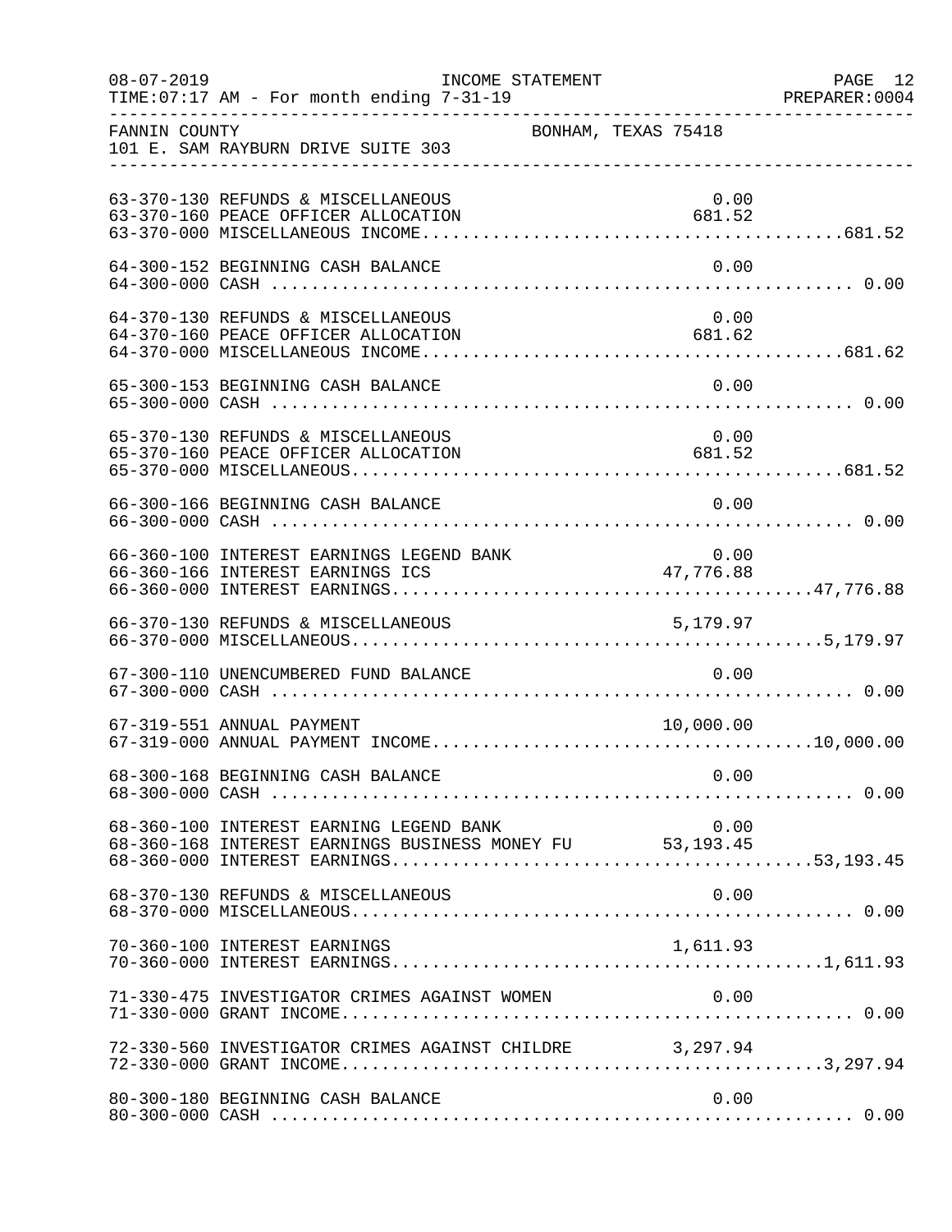FANNIN COUNTY　　　　　　　　　　　　　　BONHAM, TEXAS 75418
101 E. SAM RAYBURN DRIVE SUITE 303

```
63-370-130 REFUNDS & MISCELLANEOUS                                0.00
63-370-160 PEACE OFFICER ALLOCATION                             681.52
63-370-000 MISCELLANEOUS INCOME.........................................681.52

64-300-152 BEGINNING CASH BALANCE                                 0.00
64-300-000 CASH ........................................................ 0.00

64-370-130 REFUNDS & MISCELLANEOUS                                0.00
64-370-160 PEACE OFFICER ALLOCATION                             681.62
64-370-000 MISCELLANEOUS INCOME.........................................681.62

65-300-153 BEGINNING CASH BALANCE                                 0.00
65-300-000 CASH ........................................................ 0.00

65-370-130 REFUNDS & MISCELLANEOUS                                0.00
65-370-160 PEACE OFFICER ALLOCATION                             681.52
65-370-000 MISCELLANEOUS................................................681.52

66-300-166 BEGINNING CASH BALANCE                                 0.00
66-300-000 CASH ........................................................ 0.00

66-360-100 INTEREST EARNINGS LEGEND BANK                          0.00
66-360-166 INTEREST EARNINGS ICS                             47,776.88
66-360-000 INTEREST EARNINGS.........................................47,776.88

66-370-130 REFUNDS & MISCELLANEOUS                            5,179.97
66-370-000 MISCELLANEOUS..............................................5,179.97

67-300-110 UNENCUMBERED FUND BALANCE                             0.00
67-300-000 CASH ........................................................ 0.00

67-319-551 ANNUAL PAYMENT                                    10,000.00
67-319-000 ANNUAL PAYMENT INCOME.....................................10,000.00

68-300-168 BEGINNING CASH BALANCE                                 0.00
68-300-000 CASH ........................................................ 0.00

68-360-100 INTEREST EARNING LEGEND BANK                           0.00
68-360-168 INTEREST EARNINGS BUSINESS MONEY FU           53,193.45
68-360-000 INTEREST EARNINGS.........................................53,193.45

68-370-130 REFUNDS & MISCELLANEOUS                                0.00
68-370-000 MISCELLANEOUS................................................ 0.00

70-360-100 INTEREST EARNINGS                                  1,611.93
70-360-000 INTEREST EARNINGS..........................................1,611.93

71-330-475 INVESTIGATOR CRIMES AGAINST WOMEN                     0.00
71-330-000 GRANT INCOME................................................. 0.00

72-330-560 INVESTIGATOR CRIMES AGAINST CHILDRE             3,297.94
72-330-000 GRANT INCOME...............................................3,297.94

80-300-180 BEGINNING CASH BALANCE                                 0.00
80-300-000 CASH ........................................................ 0.00
```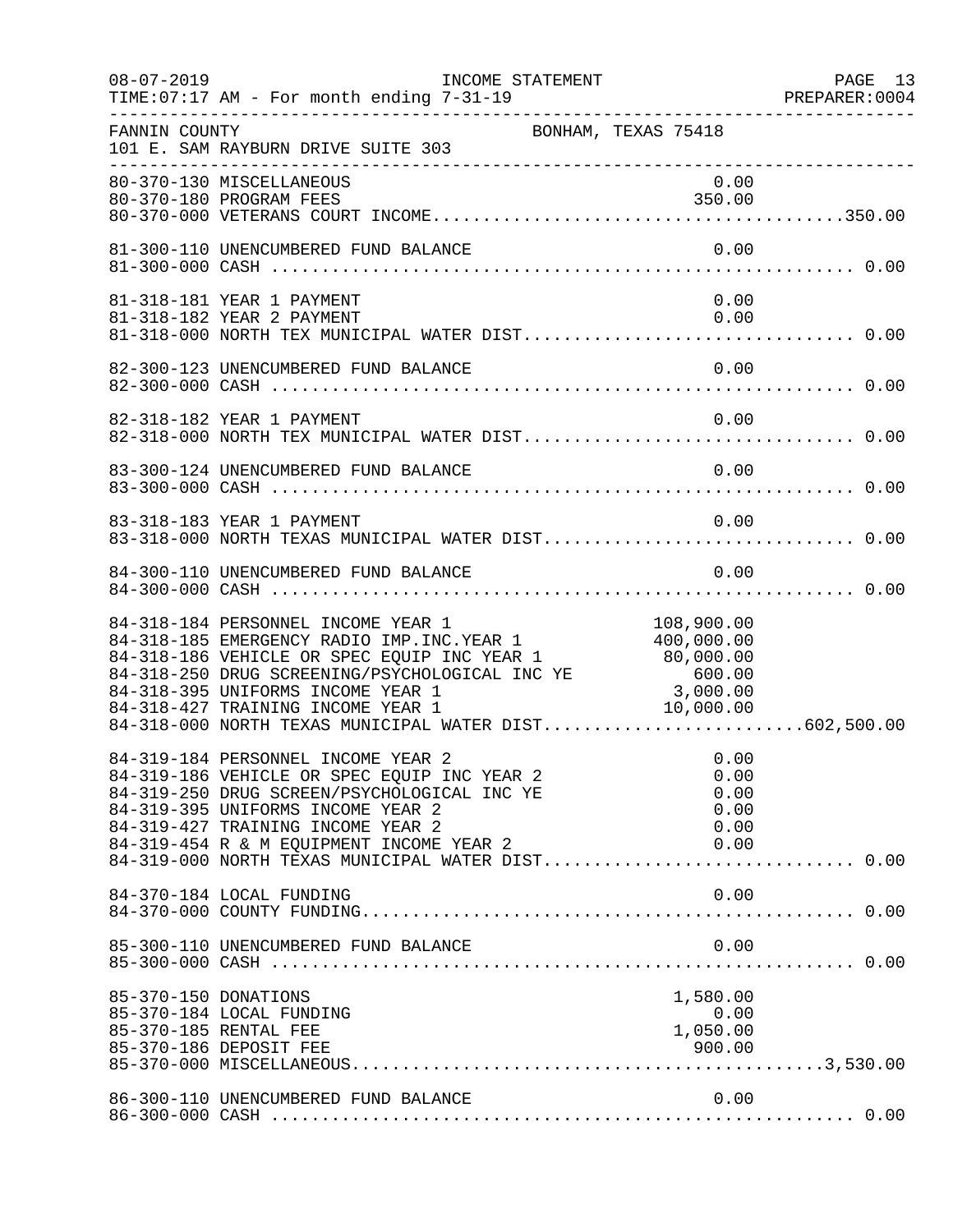FANNIN COUNTY — BONHAM, TEXAS 75418
101 E. SAM RAYBURN DRIVE SUITE 303

INCOME STATEMENT — TIME:07:17 AM - For month ending 7-31-19

| Account | Description | Amount | Total |
|---|---|---|---|
| 80-370-130 | MISCELLANEOUS | 0.00 | |
| 80-370-180 | PROGRAM FEES | 350.00 | |
| 80-370-000 | VETERANS COURT INCOME | | 350.00 |
| 81-300-110 | UNENCUMBERED FUND BALANCE | 0.00 | |
| 81-300-000 | CASH | | 0.00 |
| 81-318-181 | YEAR 1 PAYMENT | 0.00 | |
| 81-318-182 | YEAR 2 PAYMENT | 0.00 | |
| 81-318-000 | NORTH TEX MUNICIPAL WATER DIST | | 0.00 |
| 82-300-123 | UNENCUMBERED FUND BALANCE | 0.00 | |
| 82-300-000 | CASH | | 0.00 |
| 82-318-182 | YEAR 1 PAYMENT | 0.00 | |
| 82-318-000 | NORTH TEX MUNICIPAL WATER DIST | | 0.00 |
| 83-300-124 | UNENCUMBERED FUND BALANCE | 0.00 | |
| 83-300-000 | CASH | | 0.00 |
| 83-318-183 | YEAR 1 PAYMENT | 0.00 | |
| 83-318-000 | NORTH TEXAS MUNICIPAL WATER DIST | | 0.00 |
| 84-300-110 | UNENCUMBERED FUND BALANCE | 0.00 | |
| 84-300-000 | CASH | | 0.00 |
| 84-318-184 | PERSONNEL INCOME YEAR 1 | 108,900.00 | |
| 84-318-185 | EMERGENCY RADIO IMP.INC.YEAR 1 | 400,000.00 | |
| 84-318-186 | VEHICLE OR SPEC EQUIP INC YEAR 1 | 80,000.00 | |
| 84-318-250 | DRUG SCREENING/PSYCHOLOGICAL INC YE | 600.00 | |
| 84-318-395 | UNIFORMS INCOME YEAR 1 | 3,000.00 | |
| 84-318-427 | TRAINING INCOME YEAR 1 | 10,000.00 | |
| 84-318-000 | NORTH TEXAS MUNICIPAL WATER DIST | | 602,500.00 |
| 84-319-184 | PERSONNEL INCOME YEAR 2 | 0.00 | |
| 84-319-186 | VEHICLE OR SPEC EQUIP INC YEAR 2 | 0.00 | |
| 84-319-250 | DRUG SCREEN/PSYCHOLOGICAL INC YE | 0.00 | |
| 84-319-395 | UNIFORMS INCOME YEAR 2 | 0.00 | |
| 84-319-427 | TRAINING INCOME YEAR 2 | 0.00 | |
| 84-319-454 | R & M EQUIPMENT INCOME YEAR 2 | 0.00 | |
| 84-319-000 | NORTH TEXAS MUNICIPAL WATER DIST | | 0.00 |
| 84-370-184 | LOCAL FUNDING | 0.00 | |
| 84-370-000 | COUNTY FUNDING | | 0.00 |
| 85-300-110 | UNENCUMBERED FUND BALANCE | 0.00 | |
| 85-300-000 | CASH | | 0.00 |
| 85-370-150 | DONATIONS | 1,580.00 | |
| 85-370-184 | LOCAL FUNDING | 0.00 | |
| 85-370-185 | RENTAL FEE | 1,050.00 | |
| 85-370-186 | DEPOSIT FEE | 900.00 | |
| 85-370-000 | MISCELLANEOUS | | 3,530.00 |
| 86-300-110 | UNENCUMBERED FUND BALANCE | 0.00 | |
| 86-300-000 | CASH | | 0.00 |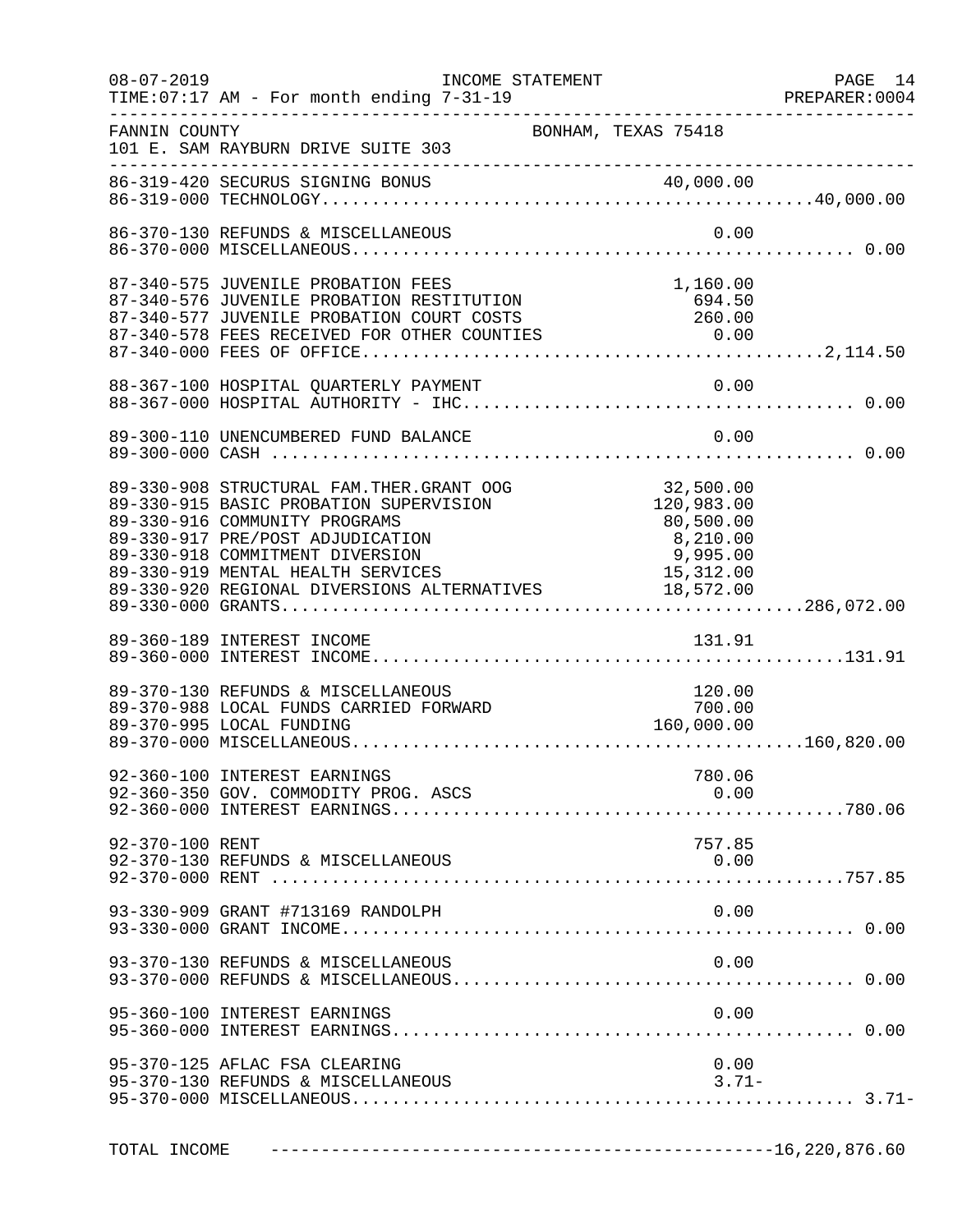INCOME STATEMENT

08-07-2019
TIME:07:17 AM - For month ending 7-31-19

FANNIN COUNTY — BONHAM, TEXAS 75418
101 E. SAM RAYBURN DRIVE SUITE 303

| Account | Description | Amount | Total |
|---|---|---|---|
| 86-319-420 | SECURUS SIGNING BONUS | 40,000.00 | |
| 86-319-000 | TECHNOLOGY | | 40,000.00 |
| 86-370-130 | REFUNDS & MISCELLANEOUS | 0.00 | |
| 86-370-000 | MISCELLANEOUS | | 0.00 |
| 87-340-575 | JUVENILE PROBATION FEES | 1,160.00 | |
| 87-340-576 | JUVENILE PROBATION RESTITUTION | 694.50 | |
| 87-340-577 | JUVENILE PROBATION COURT COSTS | 260.00 | |
| 87-340-578 | FEES RECEIVED FOR OTHER COUNTIES | 0.00 | |
| 87-340-000 | FEES OF OFFICE | | 2,114.50 |
| 88-367-100 | HOSPITAL QUARTERLY PAYMENT | 0.00 | |
| 88-367-000 | HOSPITAL AUTHORITY - IHC | | 0.00 |
| 89-300-110 | UNENCUMBERED FUND BALANCE | 0.00 | |
| 89-300-000 | CASH | | 0.00 |
| 89-330-908 | STRUCTURAL FAM.THER.GRANT OOG | 32,500.00 | |
| 89-330-915 | BASIC PROBATION SUPERVISION | 120,983.00 | |
| 89-330-916 | COMMUNITY PROGRAMS | 80,500.00 | |
| 89-330-917 | PRE/POST ADJUDICATION | 8,210.00 | |
| 89-330-918 | COMMITMENT DIVERSION | 9,995.00 | |
| 89-330-919 | MENTAL HEALTH SERVICES | 15,312.00 | |
| 89-330-920 | REGIONAL DIVERSIONS ALTERNATIVES | 18,572.00 | |
| 89-330-000 | GRANTS | | 286,072.00 |
| 89-360-189 | INTEREST INCOME | 131.91 | |
| 89-360-000 | INTEREST INCOME | | 131.91 |
| 89-370-130 | REFUNDS & MISCELLANEOUS | 120.00 | |
| 89-370-988 | LOCAL FUNDS CARRIED FORWARD | 700.00 | |
| 89-370-995 | LOCAL FUNDING | 160,000.00 | |
| 89-370-000 | MISCELLANEOUS | | 160,820.00 |
| 92-360-100 | INTEREST EARNINGS | 780.06 | |
| 92-360-350 | GOV. COMMODITY PROG. ASCS | 0.00 | |
| 92-360-000 | INTEREST EARNINGS | | 780.06 |
| 92-370-100 | RENT | 757.85 | |
| 92-370-130 | REFUNDS & MISCELLANEOUS | 0.00 | |
| 92-370-000 | RENT | | 757.85 |
| 93-330-909 | GRANT #713169 RANDOLPH | 0.00 | |
| 93-330-000 | GRANT INCOME | | 0.00 |
| 93-370-130 | REFUNDS & MISCELLANEOUS | 0.00 | |
| 93-370-000 | REFUNDS & MISCELLANEOUS | | 0.00 |
| 95-360-100 | INTEREST EARNINGS | 0.00 | |
| 95-360-000 | INTEREST EARNINGS | | 0.00 |
| 95-370-125 | AFLAC FSA CLEARING | 0.00 | |
| 95-370-130 | REFUNDS & MISCELLANEOUS | 3.71- | |
| 95-370-000 | MISCELLANEOUS | | 3.71- |

TOTAL INCOME ---------------------------------------- 16,220,876.60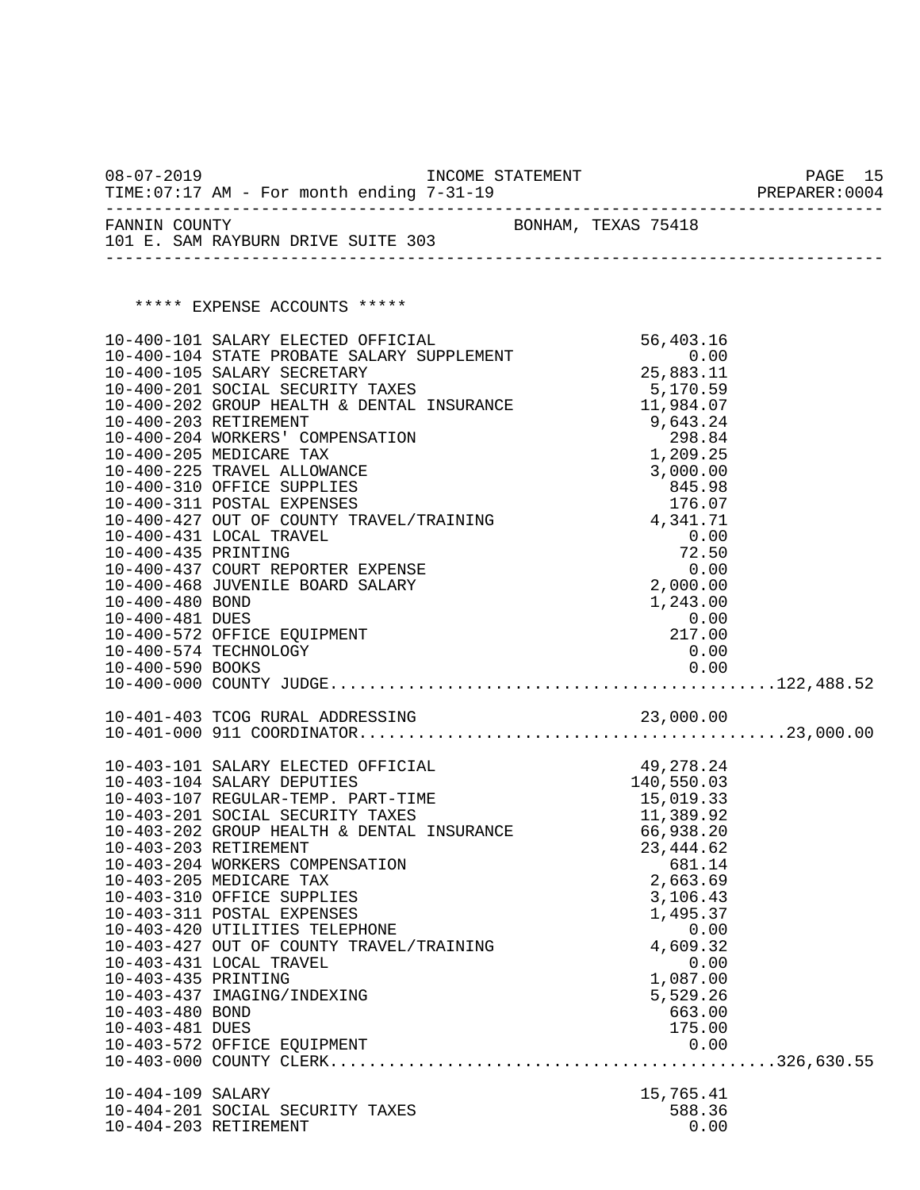FANNIN COUNTY — BONHAM, TEXAS 75418
101 E. SAM RAYBURN DRIVE SUITE 303

INCOME STATEMENT — For month ending 7-31-19

***** EXPENSE ACCOUNTS *****

| Account | Description | Amount | Total |
|---|---|---|---|
| 10-400-101 | SALARY ELECTED OFFICIAL | 56,403.16 | |
| 10-400-104 | STATE PROBATE SALARY SUPPLEMENT | 0.00 | |
| 10-400-105 | SALARY SECRETARY | 25,883.11 | |
| 10-400-201 | SOCIAL SECURITY TAXES | 5,170.59 | |
| 10-400-202 | GROUP HEALTH & DENTAL INSURANCE | 11,984.07 | |
| 10-400-203 | RETIREMENT | 9,643.24 | |
| 10-400-204 | WORKERS' COMPENSATION | 298.84 | |
| 10-400-205 | MEDICARE TAX | 1,209.25 | |
| 10-400-225 | TRAVEL ALLOWANCE | 3,000.00 | |
| 10-400-310 | OFFICE SUPPLIES | 845.98 | |
| 10-400-311 | POSTAL EXPENSES | 176.07 | |
| 10-400-427 | OUT OF COUNTY TRAVEL/TRAINING | 4,341.71 | |
| 10-400-431 | LOCAL TRAVEL | 0.00 | |
| 10-400-435 | PRINTING | 72.50 | |
| 10-400-437 | COURT REPORTER EXPENSE | 0.00 | |
| 10-400-468 | JUVENILE BOARD SALARY | 2,000.00 | |
| 10-400-480 | BOND | 1,243.00 | |
| 10-400-481 | DUES | 0.00 | |
| 10-400-572 | OFFICE EQUIPMENT | 217.00 | |
| 10-400-574 | TECHNOLOGY | 0.00 | |
| 10-400-590 | BOOKS | 0.00 | |
| 10-400-000 | COUNTY JUDGE | | 122,488.52 |
| 10-401-403 | TCOG RURAL ADDRESSING | 23,000.00 | |
| 10-401-000 | 911 COORDINATOR | | 23,000.00 |
| 10-403-101 | SALARY ELECTED OFFICIAL | 49,278.24 | |
| 10-403-104 | SALARY DEPUTIES | 140,550.03 | |
| 10-403-107 | REGULAR-TEMP. PART-TIME | 15,019.33 | |
| 10-403-201 | SOCIAL SECURITY TAXES | 11,389.92 | |
| 10-403-202 | GROUP HEALTH & DENTAL INSURANCE | 66,938.20 | |
| 10-403-203 | RETIREMENT | 23,444.62 | |
| 10-403-204 | WORKERS COMPENSATION | 681.14 | |
| 10-403-205 | MEDICARE TAX | 2,663.69 | |
| 10-403-310 | OFFICE SUPPLIES | 3,106.43 | |
| 10-403-311 | POSTAL EXPENSES | 1,495.37 | |
| 10-403-420 | UTILITIES TELEPHONE | 0.00 | |
| 10-403-427 | OUT OF COUNTY TRAVEL/TRAINING | 4,609.32 | |
| 10-403-431 | LOCAL TRAVEL | 0.00 | |
| 10-403-435 | PRINTING | 1,087.00 | |
| 10-403-437 | IMAGING/INDEXING | 5,529.26 | |
| 10-403-480 | BOND | 663.00 | |
| 10-403-481 | DUES | 175.00 | |
| 10-403-572 | OFFICE EQUIPMENT | 0.00 | |
| 10-403-000 | COUNTY CLERK | | 326,630.55 |
| 10-404-109 | SALARY | 15,765.41 | |
| 10-404-201 | SOCIAL SECURITY TAXES | 588.36 | |
| 10-404-203 | RETIREMENT | 0.00 | |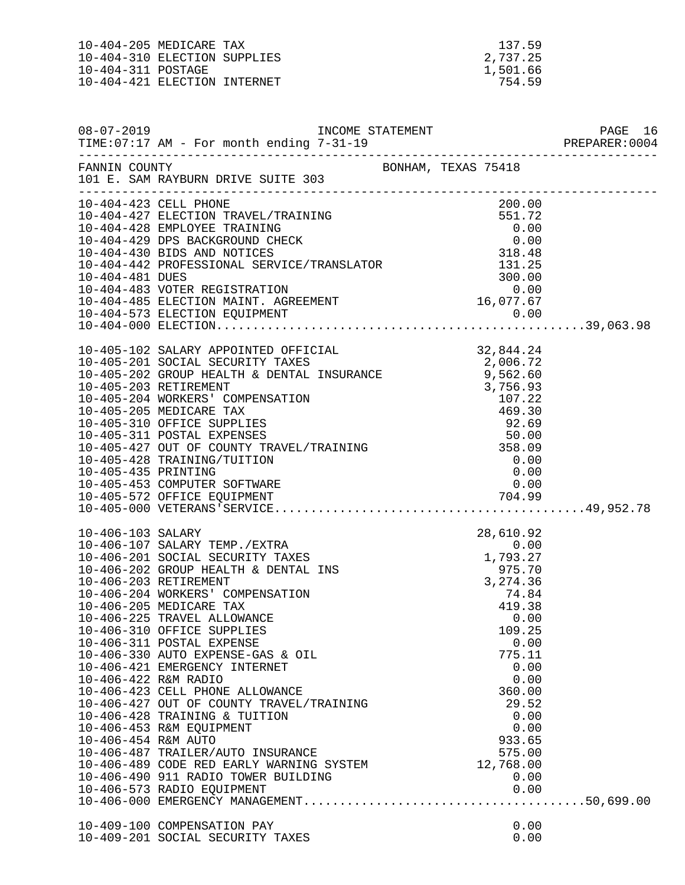| Account | Amount | Total |
|---|---|---|
| 10-404-205 MEDICARE TAX | 137.59 | |
| 10-404-310 ELECTION SUPPLIES | 2,737.25 | |
| 10-404-311 POSTAGE | 1,501.66 | |
| 10-404-421 ELECTION INTERNET | 754.59 | |

08-07-2019 INCOME STATEMENT PAGE 16
TIME:07:17 AM - For month ending 7-31-19 PREPARER:0004

FANNIN COUNTY BONHAM, TEXAS 75418
101 E. SAM RAYBURN DRIVE SUITE 303

| Account | Amount | Total |
|---|---|---|
| 10-404-423 CELL PHONE | 200.00 | |
| 10-404-427 ELECTION TRAVEL/TRAINING | 551.72 | |
| 10-404-428 EMPLOYEE TRAINING | 0.00 | |
| 10-404-429 DPS BACKGROUND CHECK | 0.00 | |
| 10-404-430 BIDS AND NOTICES | 318.48 | |
| 10-404-442 PROFESSIONAL SERVICE/TRANSLATOR | 131.25 | |
| 10-404-481 DUES | 300.00 | |
| 10-404-483 VOTER REGISTRATION | 0.00 | |
| 10-404-485 ELECTION MAINT. AGREEMENT | 16,077.67 | |
| 10-404-573 ELECTION EQUIPMENT | 0.00 | |
| 10-404-000 ELECTION | | 39,063.98 |
| 10-405-102 SALARY APPOINTED OFFICIAL | 32,844.24 | |
| 10-405-201 SOCIAL SECURITY TAXES | 2,006.72 | |
| 10-405-202 GROUP HEALTH & DENTAL INSURANCE | 9,562.60 | |
| 10-405-203 RETIREMENT | 3,756.93 | |
| 10-405-204 WORKERS' COMPENSATION | 107.22 | |
| 10-405-205 MEDICARE TAX | 469.30 | |
| 10-405-310 OFFICE SUPPLIES | 92.69 | |
| 10-405-311 POSTAL EXPENSES | 50.00 | |
| 10-405-427 OUT OF COUNTY TRAVEL/TRAINING | 358.09 | |
| 10-405-428 TRAINING/TUITION | 0.00 | |
| 10-405-435 PRINTING | 0.00 | |
| 10-405-453 COMPUTER SOFTWARE | 0.00 | |
| 10-405-572 OFFICE EQUIPMENT | 704.99 | |
| 10-405-000 VETERANS'SERVICE | | 49,952.78 |
| 10-406-103 SALARY | 28,610.92 | |
| 10-406-107 SALARY TEMP./EXTRA | 0.00 | |
| 10-406-201 SOCIAL SECURITY TAXES | 1,793.27 | |
| 10-406-202 GROUP HEALTH & DENTAL INS | 975.70 | |
| 10-406-203 RETIREMENT | 3,274.36 | |
| 10-406-204 WORKERS' COMPENSATION | 74.84 | |
| 10-406-205 MEDICARE TAX | 419.38 | |
| 10-406-225 TRAVEL ALLOWANCE | 0.00 | |
| 10-406-310 OFFICE SUPPLIES | 109.25 | |
| 10-406-311 POSTAL EXPENSE | 0.00 | |
| 10-406-330 AUTO EXPENSE-GAS & OIL | 775.11 | |
| 10-406-421 EMERGENCY INTERNET | 0.00 | |
| 10-406-422 R&M RADIO | 0.00 | |
| 10-406-423 CELL PHONE ALLOWANCE | 360.00 | |
| 10-406-427 OUT OF COUNTY TRAVEL/TRAINING | 29.52 | |
| 10-406-428 TRAINING & TUITION | 0.00 | |
| 10-406-453 R&M EQUIPMENT | 0.00 | |
| 10-406-454 R&M AUTO | 933.65 | |
| 10-406-487 TRAILER/AUTO INSURANCE | 575.00 | |
| 10-406-489 CODE RED EARLY WARNING SYSTEM | 12,768.00 | |
| 10-406-490 911 RADIO TOWER BUILDING | 0.00 | |
| 10-406-573 RADIO EQUIPMENT | 0.00 | |
| 10-406-000 EMERGENCY MANAGEMENT | | 50,699.00 |
| 10-409-100 COMPENSATION PAY | 0.00 | |
| 10-409-201 SOCIAL SECURITY TAXES | 0.00 | |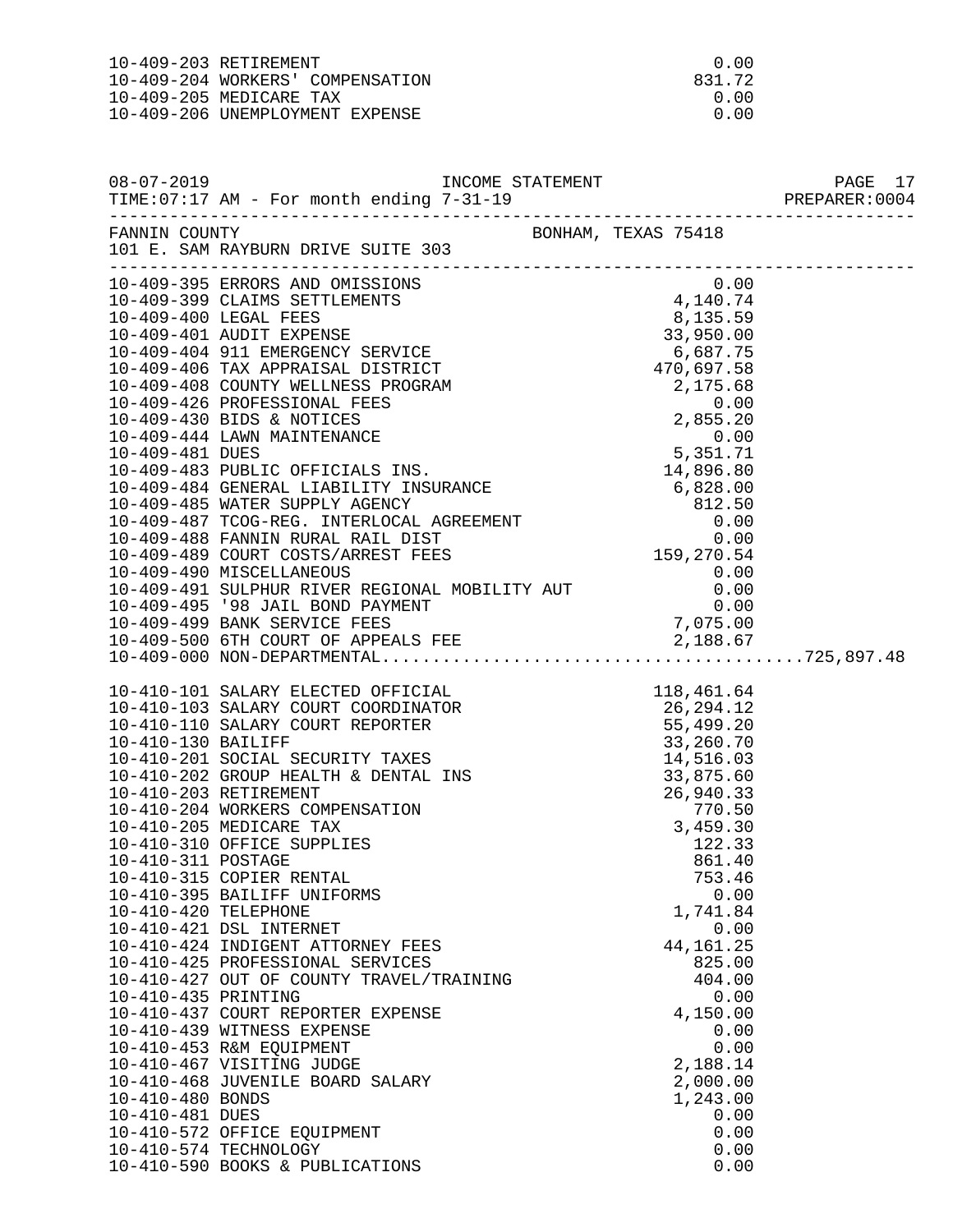| Account | Description | Amount | Total |
|---|---|---|---|
| 10-409-203 | RETIREMENT | 0.00 | |
| 10-409-204 | WORKERS' COMPENSATION | 831.72 | |
| 10-409-205 | MEDICARE TAX | 0.00 | |
| 10-409-206 | UNEMPLOYMENT EXPENSE | 0.00 | |

08-07-2019 INCOME STATEMENT PAGE 17
TIME:07:17 AM - For month ending 7-31-19 PREPARER:0004

FANNIN COUNTY BONHAM, TEXAS 75418
101 E. SAM RAYBURN DRIVE SUITE 303

| Account | Description | Amount | Total |
|---|---|---|---|
| 10-409-395 | ERRORS AND OMISSIONS | 0.00 | |
| 10-409-399 | CLAIMS SETTLEMENTS | 4,140.74 | |
| 10-409-400 | LEGAL FEES | 8,135.59 | |
| 10-409-401 | AUDIT EXPENSE | 33,950.00 | |
| 10-409-404 | 911 EMERGENCY SERVICE | 6,687.75 | |
| 10-409-406 | TAX APPRAISAL DISTRICT | 470,697.58 | |
| 10-409-408 | COUNTY WELLNESS PROGRAM | 2,175.68 | |
| 10-409-426 | PROFESSIONAL FEES | 0.00 | |
| 10-409-430 | BIDS & NOTICES | 2,855.20 | |
| 10-409-444 | LAWN MAINTENANCE | 0.00 | |
| 10-409-481 | DUES | 5,351.71 | |
| 10-409-483 | PUBLIC OFFICIALS INS. | 14,896.80 | |
| 10-409-484 | GENERAL LIABILITY INSURANCE | 6,828.00 | |
| 10-409-485 | WATER SUPPLY AGENCY | 812.50 | |
| 10-409-487 | TCOG-REG. INTERLOCAL AGREEMENT | 0.00 | |
| 10-409-488 | FANNIN RURAL RAIL DIST | 0.00 | |
| 10-409-489 | COURT COSTS/ARREST FEES | 159,270.54 | |
| 10-409-490 | MISCELLANEOUS | 0.00 | |
| 10-409-491 | SULPHUR RIVER REGIONAL MOBILITY AUT | 0.00 | |
| 10-409-495 | '98 JAIL BOND PAYMENT | 0.00 | |
| 10-409-499 | BANK SERVICE FEES | 7,075.00 | |
| 10-409-500 | 6TH COURT OF APPEALS FEE | 2,188.67 | |
| 10-409-000 | NON-DEPARTMENTAL | | 725,897.48 |
| 10-410-101 | SALARY ELECTED OFFICIAL | 118,461.64 | |
| 10-410-103 | SALARY COURT COORDINATOR | 26,294.12 | |
| 10-410-110 | SALARY COURT REPORTER | 55,499.20 | |
| 10-410-130 | BAILIFF | 33,260.70 | |
| 10-410-201 | SOCIAL SECURITY TAXES | 14,516.03 | |
| 10-410-202 | GROUP HEALTH & DENTAL INS | 33,875.60 | |
| 10-410-203 | RETIREMENT | 26,940.33 | |
| 10-410-204 | WORKERS COMPENSATION | 770.50 | |
| 10-410-205 | MEDICARE TAX | 3,459.30 | |
| 10-410-310 | OFFICE SUPPLIES | 122.33 | |
| 10-410-311 | POSTAGE | 861.40 | |
| 10-410-315 | COPIER RENTAL | 753.46 | |
| 10-410-395 | BAILIFF UNIFORMS | 0.00 | |
| 10-410-420 | TELEPHONE | 1,741.84 | |
| 10-410-421 | DSL INTERNET | 0.00 | |
| 10-410-424 | INDIGENT ATTORNEY FEES | 44,161.25 | |
| 10-410-425 | PROFESSIONAL SERVICES | 825.00 | |
| 10-410-427 | OUT OF COUNTY TRAVEL/TRAINING | 404.00 | |
| 10-410-435 | PRINTING | 0.00 | |
| 10-410-437 | COURT REPORTER EXPENSE | 4,150.00 | |
| 10-410-439 | WITNESS EXPENSE | 0.00 | |
| 10-410-453 | R&M EQUIPMENT | 0.00 | |
| 10-410-467 | VISITING JUDGE | 2,188.14 | |
| 10-410-468 | JUVENILE BOARD SALARY | 2,000.00 | |
| 10-410-480 | BONDS | 1,243.00 | |
| 10-410-481 | DUES | 0.00 | |
| 10-410-572 | OFFICE EQUIPMENT | 0.00 | |
| 10-410-574 | TECHNOLOGY | 0.00 | |
| 10-410-590 | BOOKS & PUBLICATIONS | 0.00 | |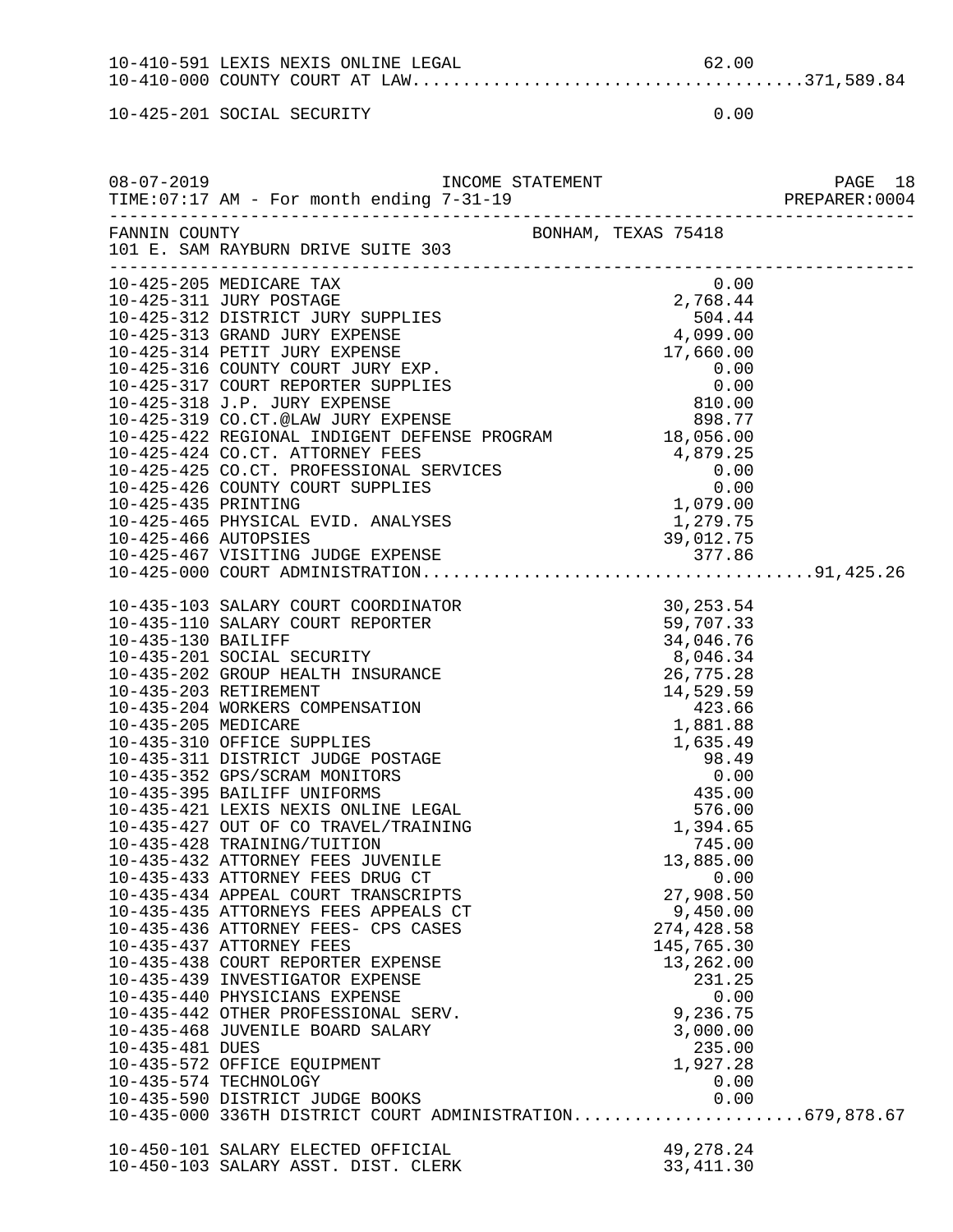| Account | Description | Amount | Total |
|---|---|---|---|
| 10-410-591 | LEXIS NEXIS ONLINE LEGAL | 62.00 | |
| 10-410-000 | COUNTY COURT AT LAW | | 371,589.84 |
| | | | |
| 10-425-201 | SOCIAL SECURITY | 0.00 | |

FANNIN COUNTY — BONHAM, TEXAS 75418
101 E. SAM RAYBURN DRIVE SUITE 303

INCOME STATEMENT — 08-07-2019 — TIME:07:17 AM - For month ending 7-31-19

| Account | Description | Amount | Total |
|---|---|---|---|
| 10-425-205 | MEDICARE TAX | 0.00 | |
| 10-425-311 | JURY POSTAGE | 2,768.44 | |
| 10-425-312 | DISTRICT JURY SUPPLIES | 504.44 | |
| 10-425-313 | GRAND JURY EXPENSE | 4,099.00 | |
| 10-425-314 | PETIT JURY EXPENSE | 17,660.00 | |
| 10-425-316 | COUNTY COURT JURY EXP. | 0.00 | |
| 10-425-317 | COURT REPORTER SUPPLIES | 0.00 | |
| 10-425-318 | J.P. JURY EXPENSE | 810.00 | |
| 10-425-319 | CO.CT.@LAW JURY EXPENSE | 898.77 | |
| 10-425-422 | REGIONAL INDIGENT DEFENSE PROGRAM | 18,056.00 | |
| 10-425-424 | CO.CT. ATTORNEY FEES | 4,879.25 | |
| 10-425-425 | CO.CT. PROFESSIONAL SERVICES | 0.00 | |
| 10-425-426 | COUNTY COURT SUPPLIES | 0.00 | |
| 10-425-435 | PRINTING | 1,079.00 | |
| 10-425-465 | PHYSICAL EVID. ANALYSES | 1,279.75 | |
| 10-425-466 | AUTOPSIES | 39,012.75 | |
| 10-425-467 | VISITING JUDGE EXPENSE | 377.86 | |
| 10-425-000 | COURT ADMINISTRATION | | 91,425.26 |
| | | | |
| 10-435-103 | SALARY COURT COORDINATOR | 30,253.54 | |
| 10-435-110 | SALARY COURT REPORTER | 59,707.33 | |
| 10-435-130 | BAILIFF | 34,046.76 | |
| 10-435-201 | SOCIAL SECURITY | 8,046.34 | |
| 10-435-202 | GROUP HEALTH INSURANCE | 26,775.28 | |
| 10-435-203 | RETIREMENT | 14,529.59 | |
| 10-435-204 | WORKERS COMPENSATION | 423.66 | |
| 10-435-205 | MEDICARE | 1,881.88 | |
| 10-435-310 | OFFICE SUPPLIES | 1,635.49 | |
| 10-435-311 | DISTRICT JUDGE POSTAGE | 98.49 | |
| 10-435-352 | GPS/SCRAM MONITORS | 0.00 | |
| 10-435-395 | BAILIFF UNIFORMS | 435.00 | |
| 10-435-421 | LEXIS NEXIS ONLINE LEGAL | 576.00 | |
| 10-435-427 | OUT OF CO TRAVEL/TRAINING | 1,394.65 | |
| 10-435-428 | TRAINING/TUITION | 745.00 | |
| 10-435-432 | ATTORNEY FEES JUVENILE | 13,885.00 | |
| 10-435-433 | ATTORNEY FEES DRUG CT | 0.00 | |
| 10-435-434 | APPEAL COURT TRANSCRIPTS | 27,908.50 | |
| 10-435-435 | ATTORNEYS FEES APPEALS CT | 9,450.00 | |
| 10-435-436 | ATTORNEY FEES- CPS CASES | 274,428.58 | |
| 10-435-437 | ATTORNEY FEES | 145,765.30 | |
| 10-435-438 | COURT REPORTER EXPENSE | 13,262.00 | |
| 10-435-439 | INVESTIGATOR EXPENSE | 231.25 | |
| 10-435-440 | PHYSICIANS EXPENSE | 0.00 | |
| 10-435-442 | OTHER PROFESSIONAL SERV. | 9,236.75 | |
| 10-435-468 | JUVENILE BOARD SALARY | 3,000.00 | |
| 10-435-481 | DUES | 235.00 | |
| 10-435-572 | OFFICE EQUIPMENT | 1,927.28 | |
| 10-435-574 | TECHNOLOGY | 0.00 | |
| 10-435-590 | DISTRICT JUDGE BOOKS | 0.00 | |
| 10-435-000 | 336TH DISTRICT COURT ADMINISTRATION | | 679,878.67 |
| | | | |
| 10-450-101 | SALARY ELECTED OFFICIAL | 49,278.24 | |
| 10-450-103 | SALARY ASST. DIST. CLERK | 33,411.30 | |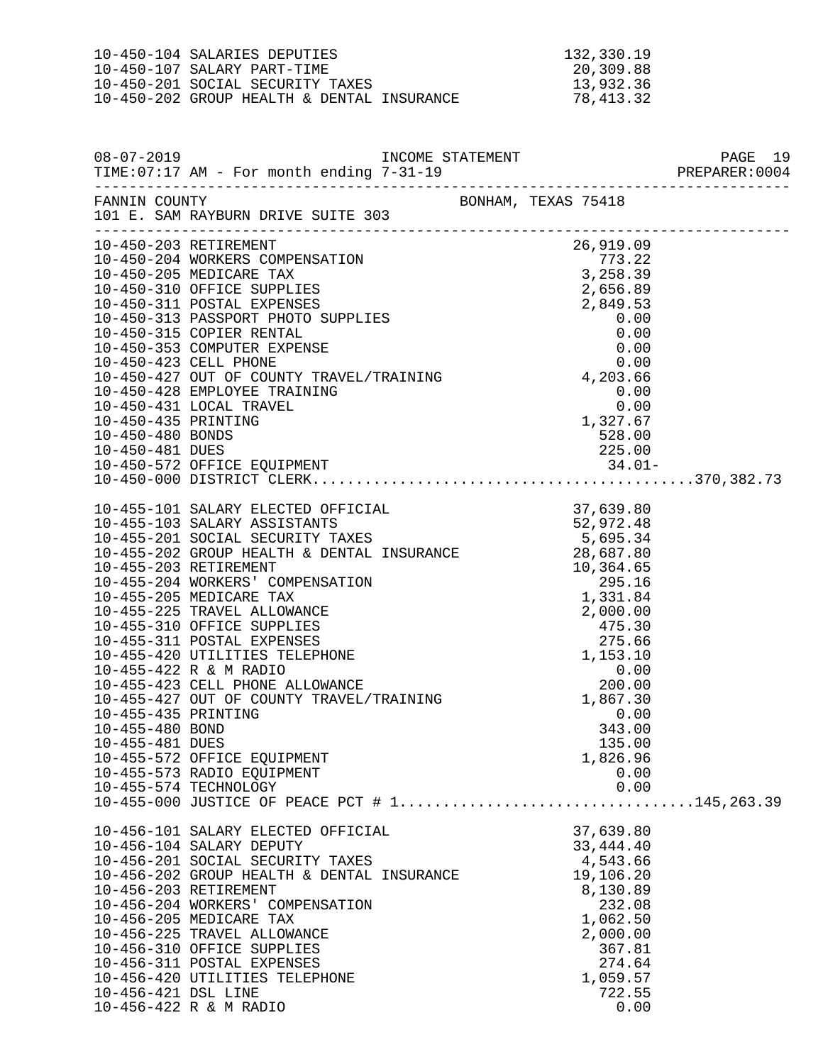| Account | Description | Amount | Total |
|---|---|---|---|
| 10-450-104 | SALARIES DEPUTIES | 132,330.19 | |
| 10-450-107 | SALARY PART-TIME | 20,309.88 | |
| 10-450-201 | SOCIAL SECURITY TAXES | 13,932.36 | |
| 10-450-202 | GROUP HEALTH & DENTAL INSURANCE | 78,413.32 | |

08-07-2019 INCOME STATEMENT
TIME:07:17 AM - For month ending 7-31-19 PREPARER:0004

FANNIN COUNTY BONHAM, TEXAS 75418
101 E. SAM RAYBURN DRIVE SUITE 303

| Account | Description | Amount | Total |
|---|---|---|---|
| 10-450-203 | RETIREMENT | 26,919.09 | |
| 10-450-204 | WORKERS COMPENSATION | 773.22 | |
| 10-450-205 | MEDICARE TAX | 3,258.39 | |
| 10-450-310 | OFFICE SUPPLIES | 2,656.89 | |
| 10-450-311 | POSTAL EXPENSES | 2,849.53 | |
| 10-450-313 | PASSPORT PHOTO SUPPLIES | 0.00 | |
| 10-450-315 | COPIER RENTAL | 0.00 | |
| 10-450-353 | COMPUTER EXPENSE | 0.00 | |
| 10-450-423 | CELL PHONE | 0.00 | |
| 10-450-427 | OUT OF COUNTY TRAVEL/TRAINING | 4,203.66 | |
| 10-450-428 | EMPLOYEE TRAINING | 0.00 | |
| 10-450-431 | LOCAL TRAVEL | 0.00 | |
| 10-450-435 | PRINTING | 1,327.67 | |
| 10-450-480 | BONDS | 528.00 | |
| 10-450-481 | DUES | 225.00 | |
| 10-450-572 | OFFICE EQUIPMENT | 34.01- | |
| 10-450-000 | DISTRICT CLERK | | 370,382.73 |
| 10-455-101 | SALARY ELECTED OFFICIAL | 37,639.80 | |
| 10-455-103 | SALARY ASSISTANTS | 52,972.48 | |
| 10-455-201 | SOCIAL SECURITY TAXES | 5,695.34 | |
| 10-455-202 | GROUP HEALTH & DENTAL INSURANCE | 28,687.80 | |
| 10-455-203 | RETIREMENT | 10,364.65 | |
| 10-455-204 | WORKERS' COMPENSATION | 295.16 | |
| 10-455-205 | MEDICARE TAX | 1,331.84 | |
| 10-455-225 | TRAVEL ALLOWANCE | 2,000.00 | |
| 10-455-310 | OFFICE SUPPLIES | 475.30 | |
| 10-455-311 | POSTAL EXPENSES | 275.66 | |
| 10-455-420 | UTILITIES TELEPHONE | 1,153.10 | |
| 10-455-422 | R & M RADIO | 0.00 | |
| 10-455-423 | CELL PHONE ALLOWANCE | 200.00 | |
| 10-455-427 | OUT OF COUNTY TRAVEL/TRAINING | 1,867.30 | |
| 10-455-435 | PRINTING | 0.00 | |
| 10-455-480 | BOND | 343.00 | |
| 10-455-481 | DUES | 135.00 | |
| 10-455-572 | OFFICE EQUIPMENT | 1,826.96 | |
| 10-455-573 | RADIO EQUIPMENT | 0.00 | |
| 10-455-574 | TECHNOLOGY | 0.00 | |
| 10-455-000 | JUSTICE OF PEACE PCT # 1 | | 145,263.39 |
| 10-456-101 | SALARY ELECTED OFFICIAL | 37,639.80 | |
| 10-456-104 | SALARY DEPUTY | 33,444.40 | |
| 10-456-201 | SOCIAL SECURITY TAXES | 4,543.66 | |
| 10-456-202 | GROUP HEALTH & DENTAL INSURANCE | 19,106.20 | |
| 10-456-203 | RETIREMENT | 8,130.89 | |
| 10-456-204 | WORKERS' COMPENSATION | 232.08 | |
| 10-456-205 | MEDICARE TAX | 1,062.50 | |
| 10-456-225 | TRAVEL ALLOWANCE | 2,000.00 | |
| 10-456-310 | OFFICE SUPPLIES | 367.81 | |
| 10-456-311 | POSTAL EXPENSES | 274.64 | |
| 10-456-420 | UTILITIES TELEPHONE | 1,059.57 | |
| 10-456-421 | DSL LINE | 722.55 | |
| 10-456-422 | R & M RADIO | 0.00 | |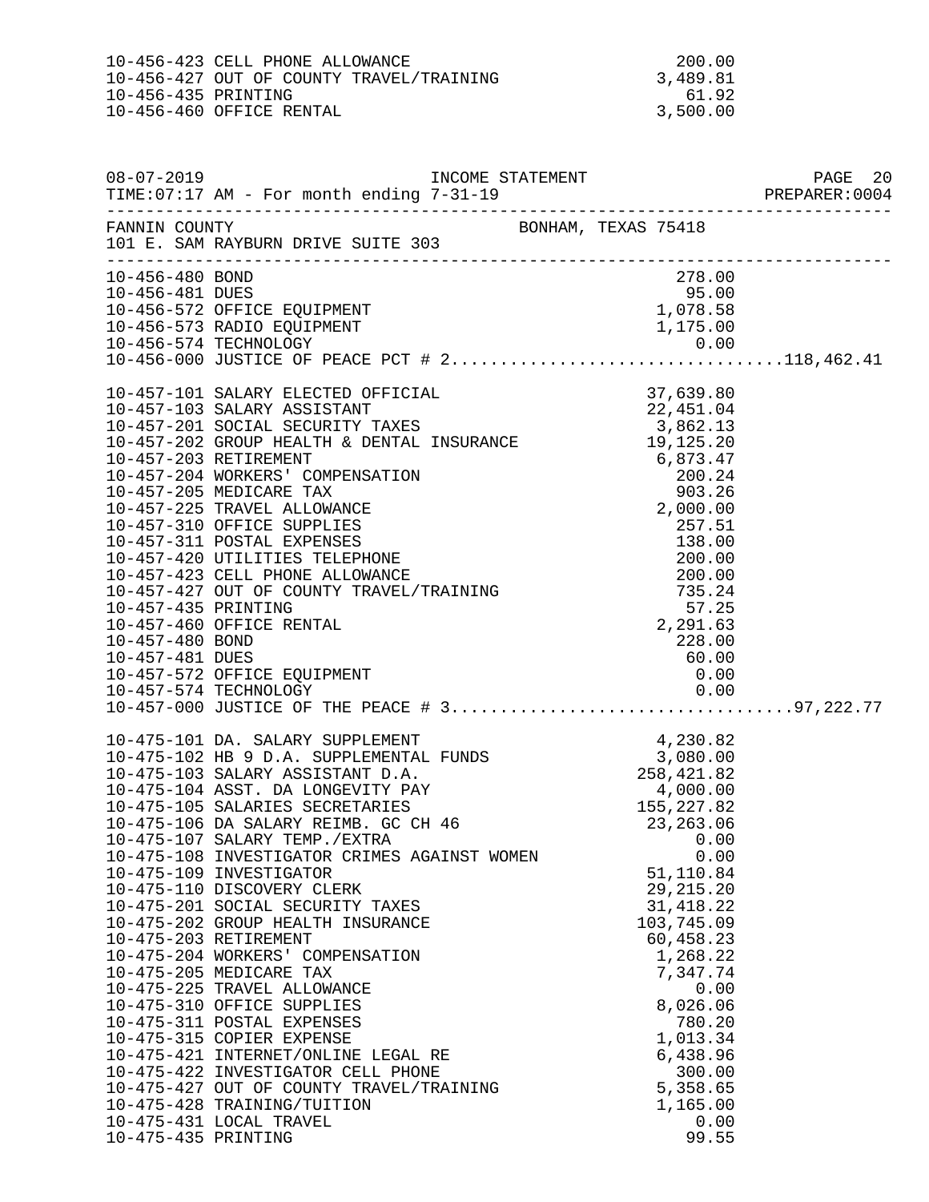| Account | Description | Amount | Total |
|---|---|---|---|
| 10-456-423 | CELL PHONE ALLOWANCE | 200.00 | |
| 10-456-427 | OUT OF COUNTY TRAVEL/TRAINING | 3,489.81 | |
| 10-456-435 | PRINTING | 61.92 | |
| 10-456-460 | OFFICE RENTAL | 3,500.00 | |

08-07-2019 INCOME STATEMENT
TIME:07:17 AM - For month ending 7-31-19 PREPARER:0004

FANNIN COUNTY BONHAM, TEXAS 75418
101 E. SAM RAYBURN DRIVE SUITE 303

| Account | Description | Amount | Total |
|---|---|---|---|
| 10-456-480 | BOND | 278.00 | |
| 10-456-481 | DUES | 95.00 | |
| 10-456-572 | OFFICE EQUIPMENT | 1,078.58 | |
| 10-456-573 | RADIO EQUIPMENT | 1,175.00 | |
| 10-456-574 | TECHNOLOGY | 0.00 | |
| 10-456-000 | JUSTICE OF PEACE PCT # 2 | | 118,462.41 |
| 10-457-101 | SALARY ELECTED OFFICIAL | 37,639.80 | |
| 10-457-103 | SALARY ASSISTANT | 22,451.04 | |
| 10-457-201 | SOCIAL SECURITY TAXES | 3,862.13 | |
| 10-457-202 | GROUP HEALTH & DENTAL INSURANCE | 19,125.20 | |
| 10-457-203 | RETIREMENT | 6,873.47 | |
| 10-457-204 | WORKERS' COMPENSATION | 200.24 | |
| 10-457-205 | MEDICARE TAX | 903.26 | |
| 10-457-225 | TRAVEL ALLOWANCE | 2,000.00 | |
| 10-457-310 | OFFICE SUPPLIES | 257.51 | |
| 10-457-311 | POSTAL EXPENSES | 138.00 | |
| 10-457-420 | UTILITIES TELEPHONE | 200.00 | |
| 10-457-423 | CELL PHONE ALLOWANCE | 200.00 | |
| 10-457-427 | OUT OF COUNTY TRAVEL/TRAINING | 735.24 | |
| 10-457-435 | PRINTING | 57.25 | |
| 10-457-460 | OFFICE RENTAL | 2,291.63 | |
| 10-457-480 | BOND | 228.00 | |
| 10-457-481 | DUES | 60.00 | |
| 10-457-572 | OFFICE EQUIPMENT | 0.00 | |
| 10-457-574 | TECHNOLOGY | 0.00 | |
| 10-457-000 | JUSTICE OF THE PEACE # 3 | | 97,222.77 |
| 10-475-101 | DA. SALARY SUPPLEMENT | 4,230.82 | |
| 10-475-102 | HB 9 D.A. SUPPLEMENTAL FUNDS | 3,080.00 | |
| 10-475-103 | SALARY ASSISTANT D.A. | 258,421.82 | |
| 10-475-104 | ASST. DA LONGEVITY PAY | 4,000.00 | |
| 10-475-105 | SALARIES SECRETARIES | 155,227.82 | |
| 10-475-106 | DA SALARY REIMB. GC CH 46 | 23,263.06 | |
| 10-475-107 | SALARY TEMP./EXTRA | 0.00 | |
| 10-475-108 | INVESTIGATOR CRIMES AGAINST WOMEN | 0.00 | |
| 10-475-109 | INVESTIGATOR | 51,110.84 | |
| 10-475-110 | DISCOVERY CLERK | 29,215.20 | |
| 10-475-201 | SOCIAL SECURITY TAXES | 31,418.22 | |
| 10-475-202 | GROUP HEALTH INSURANCE | 103,745.09 | |
| 10-475-203 | RETIREMENT | 60,458.23 | |
| 10-475-204 | WORKERS' COMPENSATION | 1,268.22 | |
| 10-475-205 | MEDICARE TAX | 7,347.74 | |
| 10-475-225 | TRAVEL ALLOWANCE | 0.00 | |
| 10-475-310 | OFFICE SUPPLIES | 8,026.06 | |
| 10-475-311 | POSTAL EXPENSES | 780.20 | |
| 10-475-315 | COPIER EXPENSE | 1,013.34 | |
| 10-475-421 | INTERNET/ONLINE LEGAL RE | 6,438.96 | |
| 10-475-422 | INVESTIGATOR CELL PHONE | 300.00 | |
| 10-475-427 | OUT OF COUNTY TRAVEL/TRAINING | 5,358.65 | |
| 10-475-428 | TRAINING/TUITION | 1,165.00 | |
| 10-475-431 | LOCAL TRAVEL | 0.00 | |
| 10-475-435 | PRINTING | 99.55 | |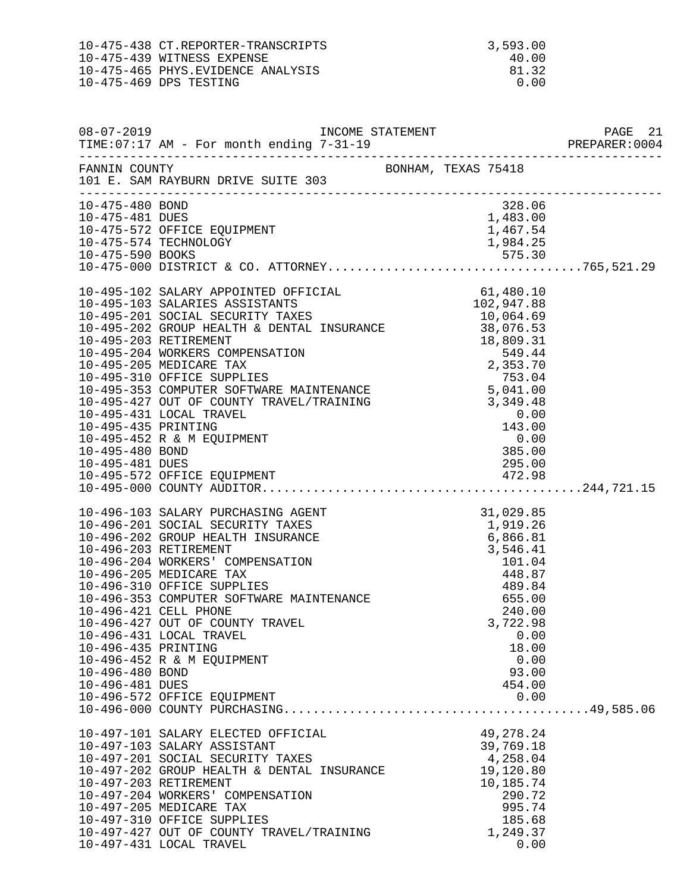| Account | Description | Amount | Total |
|---|---|---|---|
| 10-475-438 | CT.REPORTER-TRANSCRIPTS | 3,593.00 | |
| 10-475-439 | WITNESS EXPENSE | 40.00 | |
| 10-475-465 | PHYS.EVIDENCE ANALYSIS | 81.32 | |
| 10-475-469 | DPS TESTING | 0.00 | |

08-07-2019 INCOME STATEMENT
TIME:07:17 AM - For month ending 7-31-19 PREPARER:0004

FANNIN COUNTY BONHAM, TEXAS 75418
101 E. SAM RAYBURN DRIVE SUITE 303

| Account | Description | Amount | Total |
|---|---|---|---|
| 10-475-480 | BOND | 328.06 | |
| 10-475-481 | DUES | 1,483.00 | |
| 10-475-572 | OFFICE EQUIPMENT | 1,467.54 | |
| 10-475-574 | TECHNOLOGY | 1,984.25 | |
| 10-475-590 | BOOKS | 575.30 | |
| 10-475-000 | DISTRICT & CO. ATTORNEY | | 765,521.29 |
| 10-495-102 | SALARY APPOINTED OFFICIAL | 61,480.10 | |
| 10-495-103 | SALARIES ASSISTANTS | 102,947.88 | |
| 10-495-201 | SOCIAL SECURITY TAXES | 10,064.69 | |
| 10-495-202 | GROUP HEALTH & DENTAL INSURANCE | 38,076.53 | |
| 10-495-203 | RETIREMENT | 18,809.31 | |
| 10-495-204 | WORKERS COMPENSATION | 549.44 | |
| 10-495-205 | MEDICARE TAX | 2,353.70 | |
| 10-495-310 | OFFICE SUPPLIES | 753.04 | |
| 10-495-353 | COMPUTER SOFTWARE MAINTENANCE | 5,041.00 | |
| 10-495-427 | OUT OF COUNTY TRAVEL/TRAINING | 3,349.48 | |
| 10-495-431 | LOCAL TRAVEL | 0.00 | |
| 10-495-435 | PRINTING | 143.00 | |
| 10-495-452 | R & M EQUIPMENT | 0.00 | |
| 10-495-480 | BOND | 385.00 | |
| 10-495-481 | DUES | 295.00 | |
| 10-495-572 | OFFICE EQUIPMENT | 472.98 | |
| 10-495-000 | COUNTY AUDITOR | | 244,721.15 |
| 10-496-103 | SALARY PURCHASING AGENT | 31,029.85 | |
| 10-496-201 | SOCIAL SECURITY TAXES | 1,919.26 | |
| 10-496-202 | GROUP HEALTH INSURANCE | 6,866.81 | |
| 10-496-203 | RETIREMENT | 3,546.41 | |
| 10-496-204 | WORKERS' COMPENSATION | 101.04 | |
| 10-496-205 | MEDICARE TAX | 448.87 | |
| 10-496-310 | OFFICE SUPPLIES | 489.84 | |
| 10-496-353 | COMPUTER SOFTWARE MAINTENANCE | 655.00 | |
| 10-496-421 | CELL PHONE | 240.00 | |
| 10-496-427 | OUT OF COUNTY TRAVEL | 3,722.98 | |
| 10-496-431 | LOCAL TRAVEL | 0.00 | |
| 10-496-435 | PRINTING | 18.00 | |
| 10-496-452 | R & M EQUIPMENT | 0.00 | |
| 10-496-480 | BOND | 93.00 | |
| 10-496-481 | DUES | 454.00 | |
| 10-496-572 | OFFICE EQUIPMENT | 0.00 | |
| 10-496-000 | COUNTY PURCHASING | | 49,585.06 |
| 10-497-101 | SALARY ELECTED OFFICIAL | 49,278.24 | |
| 10-497-103 | SALARY ASSISTANT | 39,769.18 | |
| 10-497-201 | SOCIAL SECURITY TAXES | 4,258.04 | |
| 10-497-202 | GROUP HEALTH & DENTAL INSURANCE | 19,120.80 | |
| 10-497-203 | RETIREMENT | 10,185.74 | |
| 10-497-204 | WORKERS' COMPENSATION | 290.72 | |
| 10-497-205 | MEDICARE TAX | 995.74 | |
| 10-497-310 | OFFICE SUPPLIES | 185.68 | |
| 10-497-427 | OUT OF COUNTY TRAVEL/TRAINING | 1,249.37 | |
| 10-497-431 | LOCAL TRAVEL | 0.00 | |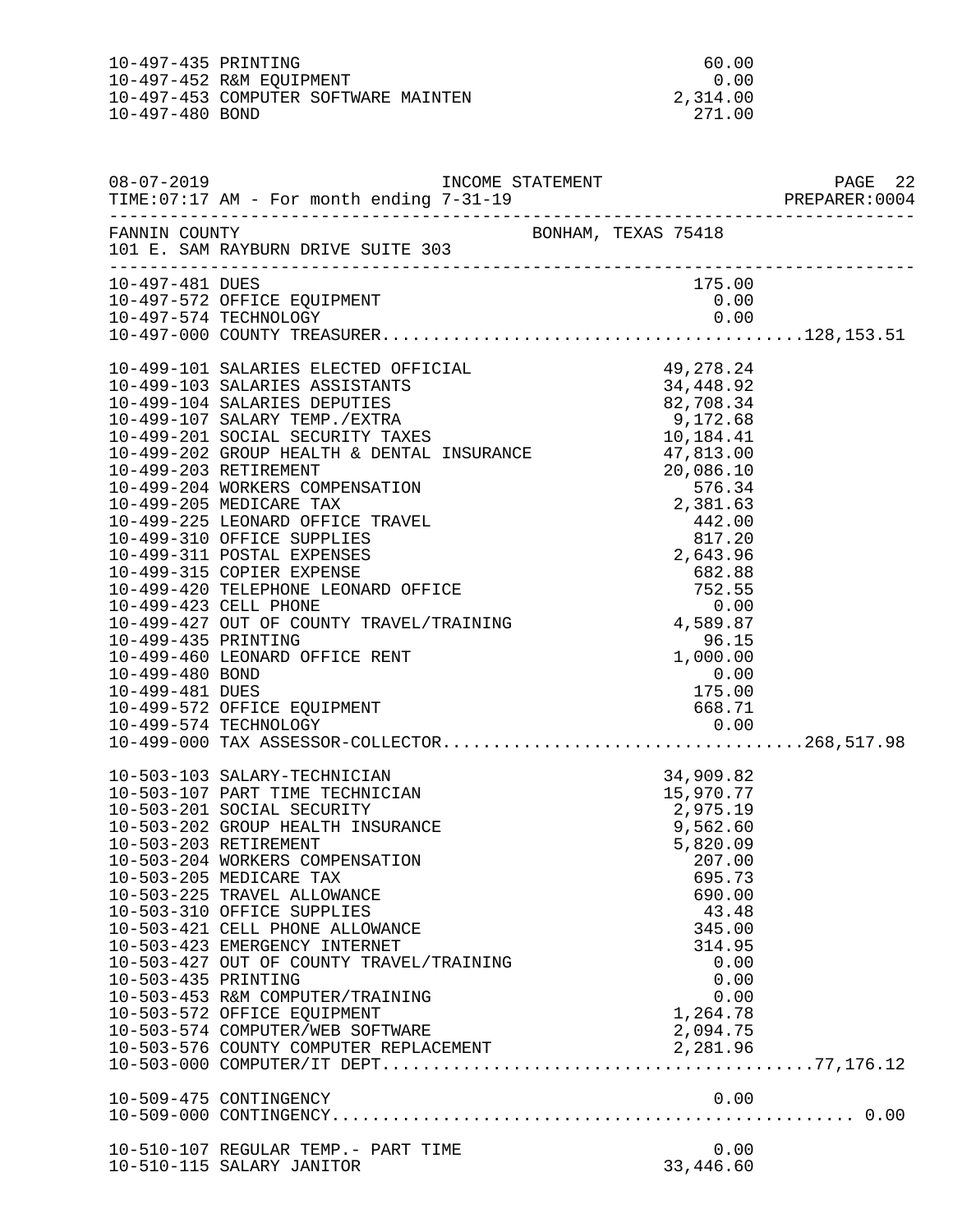| Account | Description | Amount | Total |
|---|---|---|---|
| 10-497-435 | PRINTING | 60.00 | |
| 10-497-452 | R&M EQUIPMENT | 0.00 | |
| 10-497-453 | COMPUTER SOFTWARE MAINTEN | 2,314.00 | |
| 10-497-480 | BOND | 271.00 | |

08-07-2019 INCOME STATEMENT PAGE 22
TIME:07:17 AM - For month ending 7-31-19 PREPARER:0004

FANNIN COUNTY BONHAM, TEXAS 75418
101 E. SAM RAYBURN DRIVE SUITE 303

| Account | Description | Amount | Total |
|---|---|---|---|
| 10-497-481 | DUES | 175.00 | |
| 10-497-572 | OFFICE EQUIPMENT | 0.00 | |
| 10-497-574 | TECHNOLOGY | 0.00 | |
| 10-497-000 | COUNTY TREASURER | | 128,153.51 |
| 10-499-101 | SALARIES ELECTED OFFICIAL | 49,278.24 | |
| 10-499-103 | SALARIES ASSISTANTS | 34,448.92 | |
| 10-499-104 | SALARIES DEPUTIES | 82,708.34 | |
| 10-499-107 | SALARY TEMP./EXTRA | 9,172.68 | |
| 10-499-201 | SOCIAL SECURITY TAXES | 10,184.41 | |
| 10-499-202 | GROUP HEALTH & DENTAL INSURANCE | 47,813.00 | |
| 10-499-203 | RETIREMENT | 20,086.10 | |
| 10-499-204 | WORKERS COMPENSATION | 576.34 | |
| 10-499-205 | MEDICARE TAX | 2,381.63 | |
| 10-499-225 | LEONARD OFFICE TRAVEL | 442.00 | |
| 10-499-310 | OFFICE SUPPLIES | 817.20 | |
| 10-499-311 | POSTAL EXPENSES | 2,643.96 | |
| 10-499-315 | COPIER EXPENSE | 682.88 | |
| 10-499-420 | TELEPHONE LEONARD OFFICE | 752.55 | |
| 10-499-423 | CELL PHONE | 0.00 | |
| 10-499-427 | OUT OF COUNTY TRAVEL/TRAINING | 4,589.87 | |
| 10-499-435 | PRINTING | 96.15 | |
| 10-499-460 | LEONARD OFFICE RENT | 1,000.00 | |
| 10-499-480 | BOND | 0.00 | |
| 10-499-481 | DUES | 175.00 | |
| 10-499-572 | OFFICE EQUIPMENT | 668.71 | |
| 10-499-574 | TECHNOLOGY | 0.00 | |
| 10-499-000 | TAX ASSESSOR-COLLECTOR | | 268,517.98 |
| 10-503-103 | SALARY-TECHNICIAN | 34,909.82 | |
| 10-503-107 | PART TIME TECHNICIAN | 15,970.77 | |
| 10-503-201 | SOCIAL SECURITY | 2,975.19 | |
| 10-503-202 | GROUP HEALTH INSURANCE | 9,562.60 | |
| 10-503-203 | RETIREMENT | 5,820.09 | |
| 10-503-204 | WORKERS COMPENSATION | 207.00 | |
| 10-503-205 | MEDICARE TAX | 695.73 | |
| 10-503-225 | TRAVEL ALLOWANCE | 690.00 | |
| 10-503-310 | OFFICE SUPPLIES | 43.48 | |
| 10-503-421 | CELL PHONE ALLOWANCE | 345.00 | |
| 10-503-423 | EMERGENCY INTERNET | 314.95 | |
| 10-503-427 | OUT OF COUNTY TRAVEL/TRAINING | 0.00 | |
| 10-503-435 | PRINTING | 0.00 | |
| 10-503-453 | R&M COMPUTER/TRAINING | 0.00 | |
| 10-503-572 | OFFICE EQUIPMENT | 1,264.78 | |
| 10-503-574 | COMPUTER/WEB SOFTWARE | 2,094.75 | |
| 10-503-576 | COUNTY COMPUTER REPLACEMENT | 2,281.96 | |
| 10-503-000 | COMPUTER/IT DEPT. | | 77,176.12 |
| 10-509-475 | CONTINGENCY | 0.00 | |
| 10-509-000 | CONTINGENCY | | 0.00 |
| 10-510-107 | REGULAR TEMP.- PART TIME | 0.00 | |
| 10-510-115 | SALARY JANITOR | 33,446.60 | |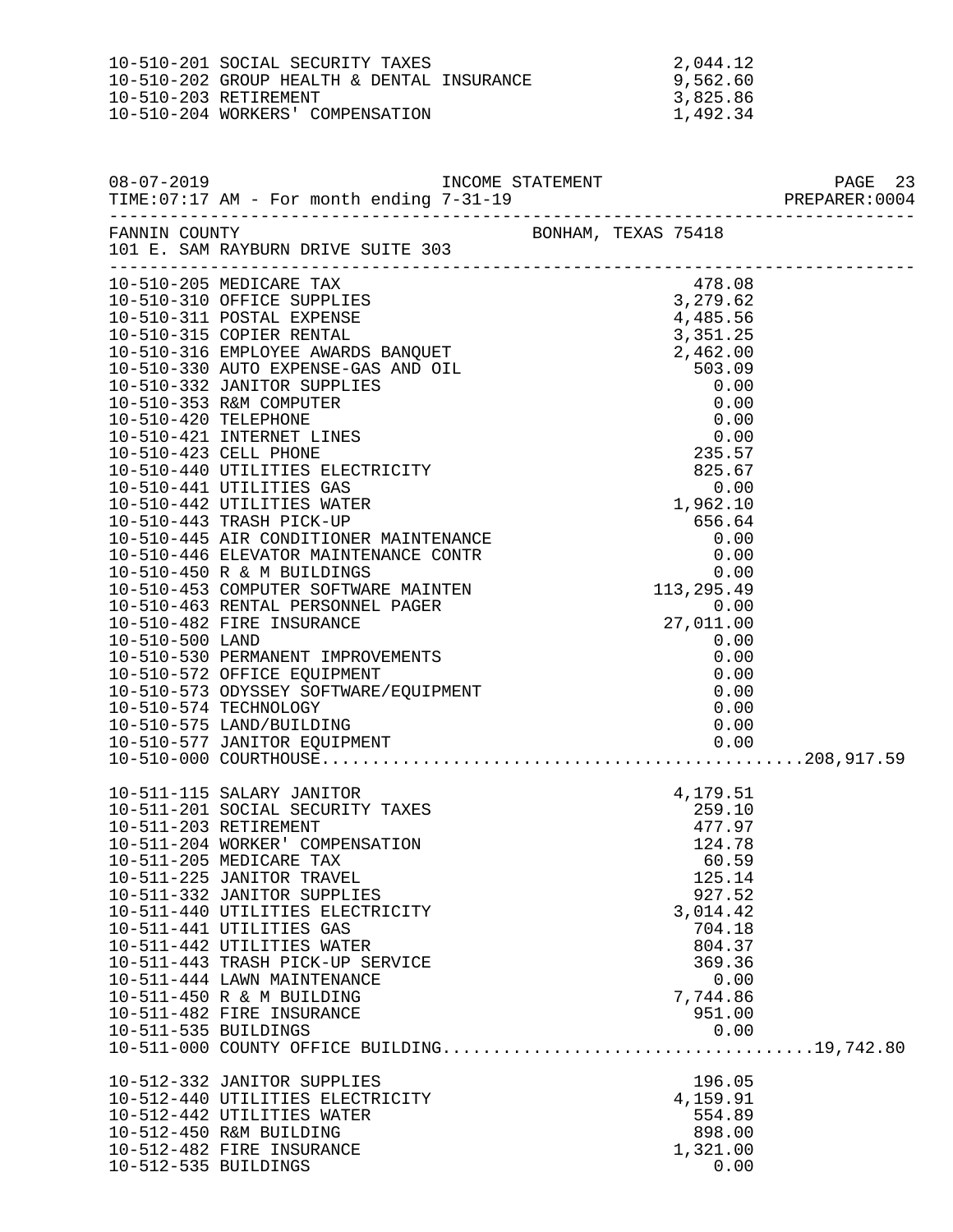| Account | Description | Amount | Total |
|---|---|---|---|
| 10-510-201 | SOCIAL SECURITY TAXES | 2,044.12 | |
| 10-510-202 | GROUP HEALTH & DENTAL INSURANCE | 9,562.60 | |
| 10-510-203 | RETIREMENT | 3,825.86 | |
| 10-510-204 | WORKERS' COMPENSATION | 1,492.34 | |

08-07-2019 INCOME STATEMENT
TIME:07:17 AM - For month ending 7-31-19 PREPARER:0004

FANNIN COUNTY BONHAM, TEXAS 75418
101 E. SAM RAYBURN DRIVE SUITE 303

| Account | Description | Amount | Total |
|---|---|---|---|
| 10-510-205 | MEDICARE TAX | 478.08 | |
| 10-510-310 | OFFICE SUPPLIES | 3,279.62 | |
| 10-510-311 | POSTAL EXPENSE | 4,485.56 | |
| 10-510-315 | COPIER RENTAL | 3,351.25 | |
| 10-510-316 | EMPLOYEE AWARDS BANQUET | 2,462.00 | |
| 10-510-330 | AUTO EXPENSE-GAS AND OIL | 503.09 | |
| 10-510-332 | JANITOR SUPPLIES | 0.00 | |
| 10-510-353 | R&M COMPUTER | 0.00 | |
| 10-510-420 | TELEPHONE | 0.00 | |
| 10-510-421 | INTERNET LINES | 0.00 | |
| 10-510-423 | CELL PHONE | 235.57 | |
| 10-510-440 | UTILITIES ELECTRICITY | 825.67 | |
| 10-510-441 | UTILITIES GAS | 0.00 | |
| 10-510-442 | UTILITIES WATER | 1,962.10 | |
| 10-510-443 | TRASH PICK-UP | 656.64 | |
| 10-510-445 | AIR CONDITIONER MAINTENANCE | 0.00 | |
| 10-510-446 | ELEVATOR MAINTENANCE CONTR | 0.00 | |
| 10-510-450 | R & M BUILDINGS | 0.00 | |
| 10-510-453 | COMPUTER SOFTWARE MAINTEN | 113,295.49 | |
| 10-510-463 | RENTAL PERSONNEL PAGER | 0.00 | |
| 10-510-482 | FIRE INSURANCE | 27,011.00 | |
| 10-510-500 | LAND | 0.00 | |
| 10-510-530 | PERMANENT IMPROVEMENTS | 0.00 | |
| 10-510-572 | OFFICE EQUIPMENT | 0.00 | |
| 10-510-573 | ODYSSEY SOFTWARE/EQUIPMENT | 0.00 | |
| 10-510-574 | TECHNOLOGY | 0.00 | |
| 10-510-575 | LAND/BUILDING | 0.00 | |
| 10-510-577 | JANITOR EQUIPMENT | 0.00 | |
| 10-510-000 | COURTHOUSE | | 208,917.59 |
| 10-511-115 | SALARY JANITOR | 4,179.51 | |
| 10-511-201 | SOCIAL SECURITY TAXES | 259.10 | |
| 10-511-203 | RETIREMENT | 477.97 | |
| 10-511-204 | WORKER' COMPENSATION | 124.78 | |
| 10-511-205 | MEDICARE TAX | 60.59 | |
| 10-511-225 | JANITOR TRAVEL | 125.14 | |
| 10-511-332 | JANITOR SUPPLIES | 927.52 | |
| 10-511-440 | UTILITIES ELECTRICITY | 3,014.42 | |
| 10-511-441 | UTILITIES GAS | 704.18 | |
| 10-511-442 | UTILITIES WATER | 804.37 | |
| 10-511-443 | TRASH PICK-UP SERVICE | 369.36 | |
| 10-511-444 | LAWN MAINTENANCE | 0.00 | |
| 10-511-450 | R & M BUILDING | 7,744.86 | |
| 10-511-482 | FIRE INSURANCE | 951.00 | |
| 10-511-535 | BUILDINGS | 0.00 | |
| 10-511-000 | COUNTY OFFICE BUILDING | | 19,742.80 |
| 10-512-332 | JANITOR SUPPLIES | 196.05 | |
| 10-512-440 | UTILITIES ELECTRICITY | 4,159.91 | |
| 10-512-442 | UTILITIES WATER | 554.89 | |
| 10-512-450 | R&M BUILDING | 898.00 | |
| 10-512-482 | FIRE INSURANCE | 1,321.00 | |
| 10-512-535 | BUILDINGS | 0.00 | |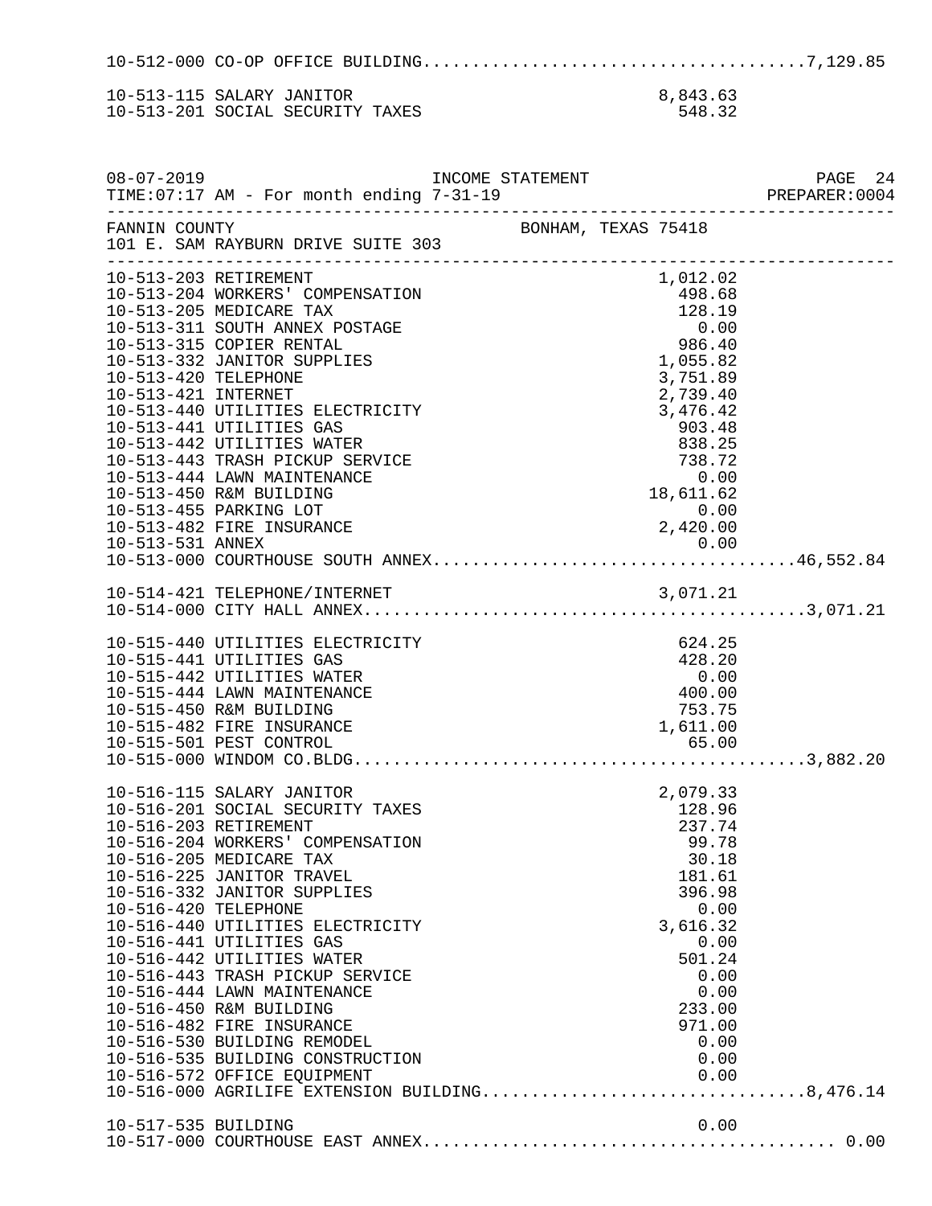10-512-000 CO-OP OFFICE BUILDING......................................7,129.85

| Account | Description | Amount | Total |
|---|---|---|---|
| 10-513-115 | SALARY JANITOR | 8,843.63 | |
| 10-513-201 | SOCIAL SECURITY TAXES | 548.32 | |

08-07-2019 INCOME STATEMENT PAGE 24
TIME:07:17 AM - For month ending 7-31-19 PREPARER:0004

FANNIN COUNTY BONHAM, TEXAS 75418
101 E. SAM RAYBURN DRIVE SUITE 303

| Account | Description | Amount | Total |
|---|---|---|---|
| 10-513-203 | RETIREMENT | 1,012.02 | |
| 10-513-204 | WORKERS' COMPENSATION | 498.68 | |
| 10-513-205 | MEDICARE TAX | 128.19 | |
| 10-513-311 | SOUTH ANNEX POSTAGE | 0.00 | |
| 10-513-315 | COPIER RENTAL | 986.40 | |
| 10-513-332 | JANITOR SUPPLIES | 1,055.82 | |
| 10-513-420 | TELEPHONE | 3,751.89 | |
| 10-513-421 | INTERNET | 2,739.40 | |
| 10-513-440 | UTILITIES ELECTRICITY | 3,476.42 | |
| 10-513-441 | UTILITIES GAS | 903.48 | |
| 10-513-442 | UTILITIES WATER | 838.25 | |
| 10-513-443 | TRASH PICKUP SERVICE | 738.72 | |
| 10-513-444 | LAWN MAINTENANCE | 0.00 | |
| 10-513-450 | R&M BUILDING | 18,611.62 | |
| 10-513-455 | PARKING LOT | 0.00 | |
| 10-513-482 | FIRE INSURANCE | 2,420.00 | |
| 10-513-531 | ANNEX | 0.00 | |
| 10-513-000 | COURTHOUSE SOUTH ANNEX | | 46,552.84 |
| 10-514-421 | TELEPHONE/INTERNET | 3,071.21 | |
| 10-514-000 | CITY HALL ANNEX | | 3,071.21 |
| 10-515-440 | UTILITIES ELECTRICITY | 624.25 | |
| 10-515-441 | UTILITIES GAS | 428.20 | |
| 10-515-442 | UTILITIES WATER | 0.00 | |
| 10-515-444 | LAWN MAINTENANCE | 400.00 | |
| 10-515-450 | R&M BUILDING | 753.75 | |
| 10-515-482 | FIRE INSURANCE | 1,611.00 | |
| 10-515-501 | PEST CONTROL | 65.00 | |
| 10-515-000 | WINDOM CO.BLDG | | 3,882.20 |
| 10-516-115 | SALARY JANITOR | 2,079.33 | |
| 10-516-201 | SOCIAL SECURITY TAXES | 128.96 | |
| 10-516-203 | RETIREMENT | 237.74 | |
| 10-516-204 | WORKERS' COMPENSATION | 99.78 | |
| 10-516-205 | MEDICARE TAX | 30.18 | |
| 10-516-225 | JANITOR TRAVEL | 181.61 | |
| 10-516-332 | JANITOR SUPPLIES | 396.98 | |
| 10-516-420 | TELEPHONE | 0.00 | |
| 10-516-440 | UTILITIES ELECTRICITY | 3,616.32 | |
| 10-516-441 | UTILITIES GAS | 0.00 | |
| 10-516-442 | UTILITIES WATER | 501.24 | |
| 10-516-443 | TRASH PICKUP SERVICE | 0.00 | |
| 10-516-444 | LAWN MAINTENANCE | 0.00 | |
| 10-516-450 | R&M BUILDING | 233.00 | |
| 10-516-482 | FIRE INSURANCE | 971.00 | |
| 10-516-530 | BUILDING REMODEL | 0.00 | |
| 10-516-535 | BUILDING CONSTRUCTION | 0.00 | |
| 10-516-572 | OFFICE EQUIPMENT | 0.00 | |
| 10-516-000 | AGRILIFE EXTENSION BUILDING | | 8,476.14 |
| 10-517-535 | BUILDING | 0.00 | |
| 10-517-000 | COURTHOUSE EAST ANNEX | | 0.00 |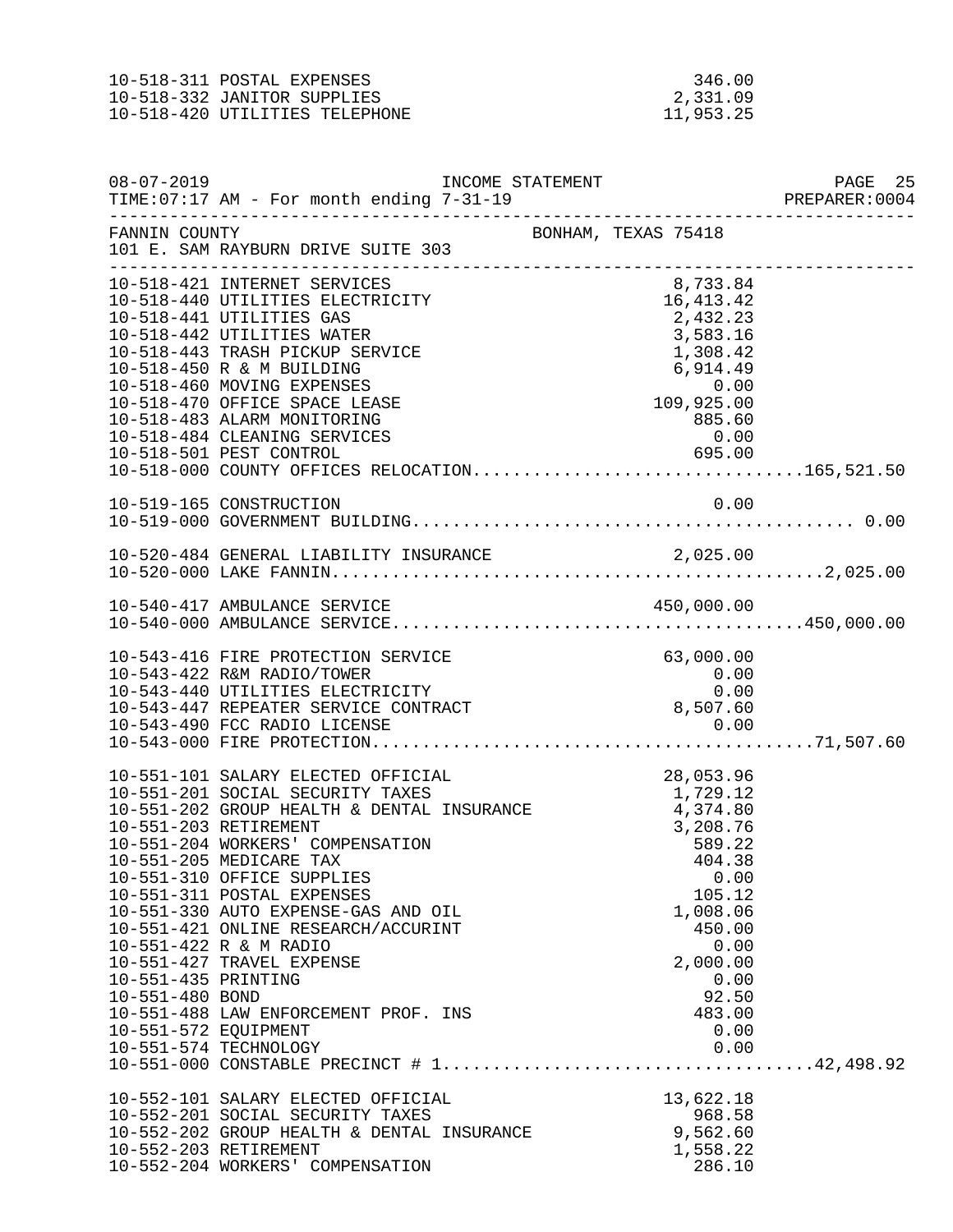| Account | Description | Amount | Total |
|---|---|---|---|
| 10-518-311 | POSTAL EXPENSES | 346.00 | |
| 10-518-332 | JANITOR SUPPLIES | 2,331.09 | |
| 10-518-420 | UTILITIES TELEPHONE | 11,953.25 | |

INCOME STATEMENT

08-07-2019
TIME:07:17 AM - For month ending 7-31-19

PREPARER:0004

FANNIN COUNTY
101 E. SAM RAYBURN DRIVE SUITE 303

BONHAM, TEXAS 75418

| Account | Description | Amount | Total |
|---|---|---|---|
| 10-518-421 | INTERNET SERVICES | 8,733.84 | |
| 10-518-440 | UTILITIES ELECTRICITY | 16,413.42 | |
| 10-518-441 | UTILITIES GAS | 2,432.23 | |
| 10-518-442 | UTILITIES WATER | 3,583.16 | |
| 10-518-443 | TRASH PICKUP SERVICE | 1,308.42 | |
| 10-518-450 | R & M BUILDING | 6,914.49 | |
| 10-518-460 | MOVING EXPENSES | 0.00 | |
| 10-518-470 | OFFICE SPACE LEASE | 109,925.00 | |
| 10-518-483 | ALARM MONITORING | 885.60 | |
| 10-518-484 | CLEANING SERVICES | 0.00 | |
| 10-518-501 | PEST CONTROL | 695.00 | |
| 10-518-000 | COUNTY OFFICES RELOCATION | | 165,521.50 |
| 10-519-165 | CONSTRUCTION | 0.00 | |
| 10-519-000 | GOVERNMENT BUILDING | | 0.00 |
| 10-520-484 | GENERAL LIABILITY INSURANCE | 2,025.00 | |
| 10-520-000 | LAKE FANNIN | | 2,025.00 |
| 10-540-417 | AMBULANCE SERVICE | 450,000.00 | |
| 10-540-000 | AMBULANCE SERVICE | | 450,000.00 |
| 10-543-416 | FIRE PROTECTION SERVICE | 63,000.00 | |
| 10-543-422 | R&M RADIO/TOWER | 0.00 | |
| 10-543-440 | UTILITIES ELECTRICITY | 0.00 | |
| 10-543-447 | REPEATER SERVICE CONTRACT | 8,507.60 | |
| 10-543-490 | FCC RADIO LICENSE | 0.00 | |
| 10-543-000 | FIRE PROTECTION | | 71,507.60 |
| 10-551-101 | SALARY ELECTED OFFICIAL | 28,053.96 | |
| 10-551-201 | SOCIAL SECURITY TAXES | 1,729.12 | |
| 10-551-202 | GROUP HEALTH & DENTAL INSURANCE | 4,374.80 | |
| 10-551-203 | RETIREMENT | 3,208.76 | |
| 10-551-204 | WORKERS' COMPENSATION | 589.22 | |
| 10-551-205 | MEDICARE TAX | 404.38 | |
| 10-551-310 | OFFICE SUPPLIES | 0.00 | |
| 10-551-311 | POSTAL EXPENSES | 105.12 | |
| 10-551-330 | AUTO EXPENSE-GAS AND OIL | 1,008.06 | |
| 10-551-421 | ONLINE RESEARCH/ACCURINT | 450.00 | |
| 10-551-422 | R & M RADIO | 0.00 | |
| 10-551-427 | TRAVEL EXPENSE | 2,000.00 | |
| 10-551-435 | PRINTING | 0.00 | |
| 10-551-480 | BOND | 92.50 | |
| 10-551-488 | LAW ENFORCEMENT PROF. INS | 483.00 | |
| 10-551-572 | EQUIPMENT | 0.00 | |
| 10-551-574 | TECHNOLOGY | 0.00 | |
| 10-551-000 | CONSTABLE PRECINCT # 1 | | 42,498.92 |
| 10-552-101 | SALARY ELECTED OFFICIAL | 13,622.18 | |
| 10-552-201 | SOCIAL SECURITY TAXES | 968.58 | |
| 10-552-202 | GROUP HEALTH & DENTAL INSURANCE | 9,562.60 | |
| 10-552-203 | RETIREMENT | 1,558.22 | |
| 10-552-204 | WORKERS' COMPENSATION | 286.10 | |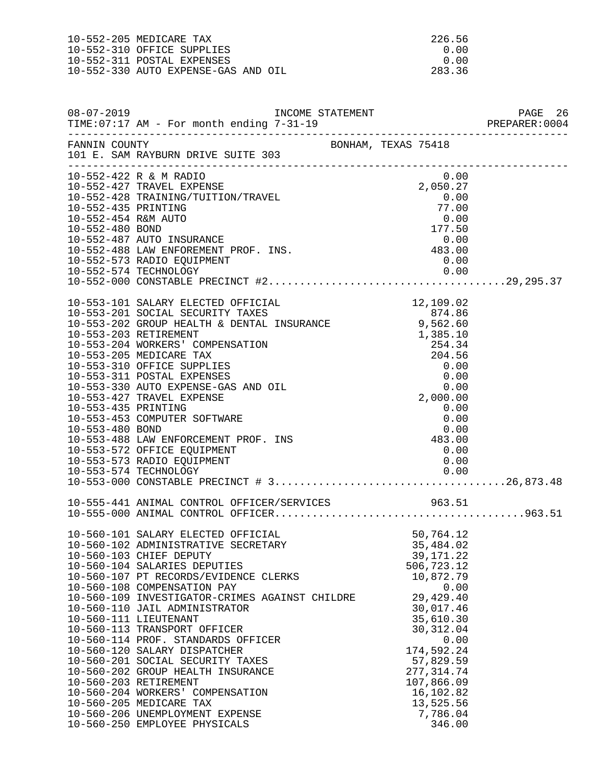| Account | Description | Amount | Total |
|---|---|---|---|
| 10-552-205 | MEDICARE TAX | 226.56 | |
| 10-552-310 | OFFICE SUPPLIES | 0.00 | |
| 10-552-311 | POSTAL EXPENSES | 0.00 | |
| 10-552-330 | AUTO EXPENSE-GAS AND OIL | 283.36 | |

08-07-2019 INCOME STATEMENT PAGE 26
TIME:07:17 AM - For month ending 7-31-19 PREPARER:0004

FANNIN COUNTY BONHAM, TEXAS 75418
101 E. SAM RAYBURN DRIVE SUITE 303

| Account | Description | Amount | Total |
|---|---|---|---|
| 10-552-422 | R & M RADIO | 0.00 | |
| 10-552-427 | TRAVEL EXPENSE | 2,050.27 | |
| 10-552-428 | TRAINING/TUITION/TRAVEL | 0.00 | |
| 10-552-435 | PRINTING | 77.00 | |
| 10-552-454 | R&M AUTO | 0.00 | |
| 10-552-480 | BOND | 177.50 | |
| 10-552-487 | AUTO INSURANCE | 0.00 | |
| 10-552-488 | LAW ENFOREMENT PROF. INS. | 483.00 | |
| 10-552-573 | RADIO EQUIPMENT | 0.00 | |
| 10-552-574 | TECHNOLOGY | 0.00 | |
| 10-552-000 | CONSTABLE PRECINCT #2 | | 29,295.37 |
| 10-553-101 | SALARY ELECTED OFFICIAL | 12,109.02 | |
| 10-553-201 | SOCIAL SECURITY TAXES | 874.86 | |
| 10-553-202 | GROUP HEALTH & DENTAL INSURANCE | 9,562.60 | |
| 10-553-203 | RETIREMENT | 1,385.10 | |
| 10-553-204 | WORKERS' COMPENSATION | 254.34 | |
| 10-553-205 | MEDICARE TAX | 204.56 | |
| 10-553-310 | OFFICE SUPPLIES | 0.00 | |
| 10-553-311 | POSTAL EXPENSES | 0.00 | |
| 10-553-330 | AUTO EXPENSE-GAS AND OIL | 0.00 | |
| 10-553-427 | TRAVEL EXPENSE | 2,000.00 | |
| 10-553-435 | PRINTING | 0.00 | |
| 10-553-453 | COMPUTER SOFTWARE | 0.00 | |
| 10-553-480 | BOND | 0.00 | |
| 10-553-488 | LAW ENFORCEMENT PROF. INS | 483.00 | |
| 10-553-572 | OFFICE EQUIPMENT | 0.00 | |
| 10-553-573 | RADIO EQUIPMENT | 0.00 | |
| 10-553-574 | TECHNOLOGY | 0.00 | |
| 10-553-000 | CONSTABLE PRECINCT # 3 | | 26,873.48 |
| 10-555-441 | ANIMAL CONTROL OFFICER/SERVICES | 963.51 | |
| 10-555-000 | ANIMAL CONTROL OFFICER | | 963.51 |
| 10-560-101 | SALARY ELECTED OFFICIAL | 50,764.12 | |
| 10-560-102 | ADMINISTRATIVE SECRETARY | 35,484.02 | |
| 10-560-103 | CHIEF DEPUTY | 39,171.22 | |
| 10-560-104 | SALARIES DEPUTIES | 506,723.12 | |
| 10-560-107 | PT RECORDS/EVIDENCE CLERKS | 10,872.79 | |
| 10-560-108 | COMPENSATION PAY | 0.00 | |
| 10-560-109 | INVESTIGATOR-CRIMES AGAINST CHILDRE | 29,429.40 | |
| 10-560-110 | JAIL ADMINISTRATOR | 30,017.46 | |
| 10-560-111 | LIEUTENANT | 35,610.30 | |
| 10-560-113 | TRANSPORT OFFICER | 30,312.04 | |
| 10-560-114 | PROF. STANDARDS OFFICER | 0.00 | |
| 10-560-120 | SALARY DISPATCHER | 174,592.24 | |
| 10-560-201 | SOCIAL SECURITY TAXES | 57,829.59 | |
| 10-560-202 | GROUP HEALTH INSURANCE | 277,314.74 | |
| 10-560-203 | RETIREMENT | 107,866.09 | |
| 10-560-204 | WORKERS' COMPENSATION | 16,102.82 | |
| 10-560-205 | MEDICARE TAX | 13,525.56 | |
| 10-560-206 | UNEMPLOYMENT EXPENSE | 7,786.04 | |
| 10-560-250 | EMPLOYEE PHYSICALS | 346.00 | |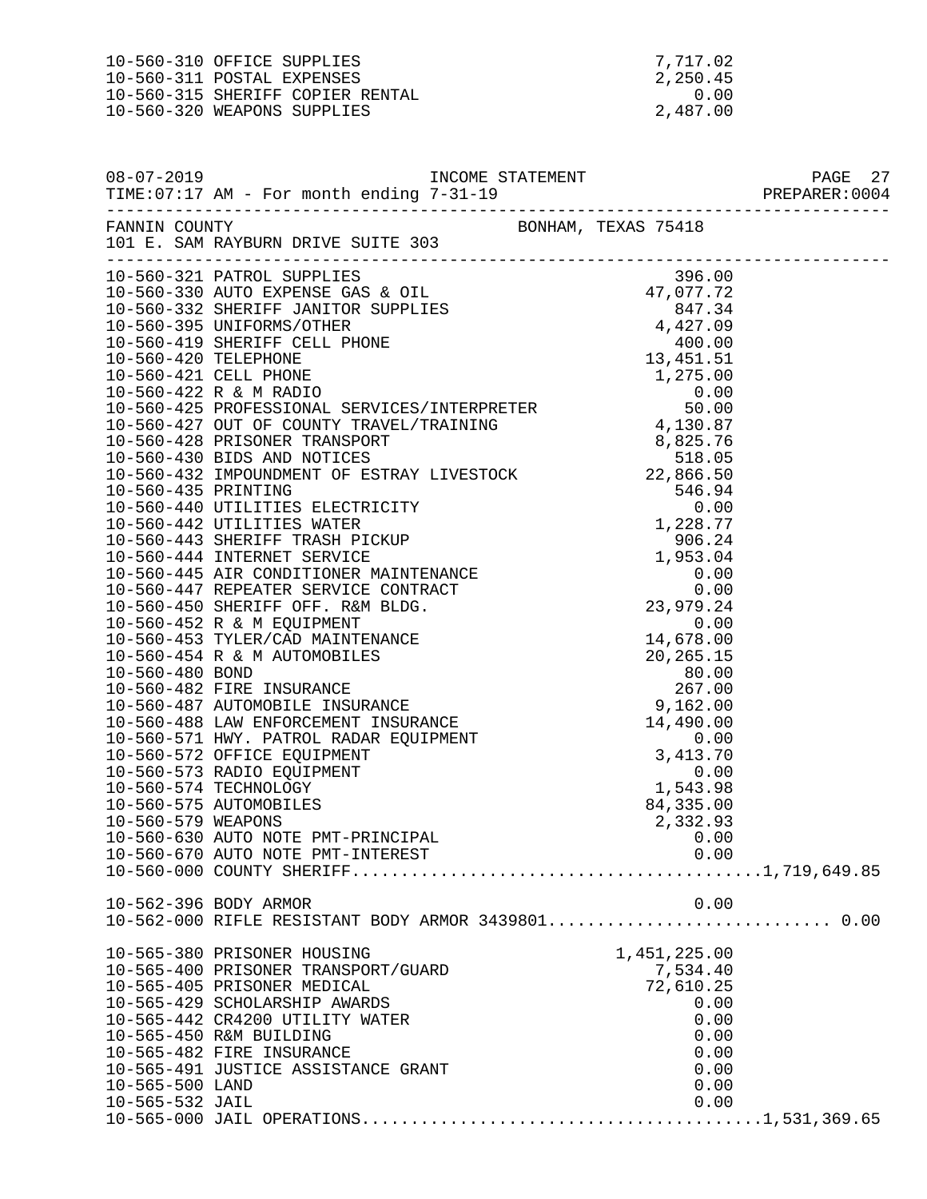| Account | Description | Amount | Total |
|---|---|---|---|
| 10-560-310 | OFFICE SUPPLIES | 7,717.02 | |
| 10-560-311 | POSTAL EXPENSES | 2,250.45 | |
| 10-560-315 | SHERIFF COPIER RENTAL | 0.00 | |
| 10-560-320 | WEAPONS SUPPLIES | 2,487.00 | |

08-07-2019 INCOME STATEMENT
TIME:07:17 AM - For month ending 7-31-19 PREPARER:0004

FANNIN COUNTY BONHAM, TEXAS 75418
101 E. SAM RAYBURN DRIVE SUITE 303

| Account | Description | Amount | Total |
|---|---|---|---|
| 10-560-321 | PATROL SUPPLIES | 396.00 | |
| 10-560-330 | AUTO EXPENSE GAS & OIL | 47,077.72 | |
| 10-560-332 | SHERIFF JANITOR SUPPLIES | 847.34 | |
| 10-560-395 | UNIFORMS/OTHER | 4,427.09 | |
| 10-560-419 | SHERIFF CELL PHONE | 400.00 | |
| 10-560-420 | TELEPHONE | 13,451.51 | |
| 10-560-421 | CELL PHONE | 1,275.00 | |
| 10-560-422 | R & M RADIO | 0.00 | |
| 10-560-425 | PROFESSIONAL SERVICES/INTERPRETER | 50.00 | |
| 10-560-427 | OUT OF COUNTY TRAVEL/TRAINING | 4,130.87 | |
| 10-560-428 | PRISONER TRANSPORT | 8,825.76 | |
| 10-560-430 | BIDS AND NOTICES | 518.05 | |
| 10-560-432 | IMPOUNDMENT OF ESTRAY LIVESTOCK | 22,866.50 | |
| 10-560-435 | PRINTING | 546.94 | |
| 10-560-440 | UTILITIES ELECTRICITY | 0.00 | |
| 10-560-442 | UTILITIES WATER | 1,228.77 | |
| 10-560-443 | SHERIFF TRASH PICKUP | 906.24 | |
| 10-560-444 | INTERNET SERVICE | 1,953.04 | |
| 10-560-445 | AIR CONDITIONER MAINTENANCE | 0.00 | |
| 10-560-447 | REPEATER SERVICE CONTRACT | 0.00 | |
| 10-560-450 | SHERIFF OFF. R&M BLDG. | 23,979.24 | |
| 10-560-452 | R & M EQUIPMENT | 0.00 | |
| 10-560-453 | TYLER/CAD MAINTENANCE | 14,678.00 | |
| 10-560-454 | R & M AUTOMOBILES | 20,265.15 | |
| 10-560-480 | BOND | 80.00 | |
| 10-560-482 | FIRE INSURANCE | 267.00 | |
| 10-560-487 | AUTOMOBILE INSURANCE | 9,162.00 | |
| 10-560-488 | LAW ENFORCEMENT INSURANCE | 14,490.00 | |
| 10-560-571 | HWY. PATROL RADAR EQUIPMENT | 0.00 | |
| 10-560-572 | OFFICE EQUIPMENT | 3,413.70 | |
| 10-560-573 | RADIO EQUIPMENT | 0.00 | |
| 10-560-574 | TECHNOLOGY | 1,543.98 | |
| 10-560-575 | AUTOMOBILES | 84,335.00 | |
| 10-560-579 | WEAPONS | 2,332.93 | |
| 10-560-630 | AUTO NOTE PMT-PRINCIPAL | 0.00 | |
| 10-560-670 | AUTO NOTE PMT-INTEREST | 0.00 | |
| 10-560-000 | COUNTY SHERIFF | | 1,719,649.85 |
| 10-562-396 | BODY ARMOR | 0.00 | |
| 10-562-000 | RIFLE RESISTANT BODY ARMOR 3439801 | | 0.00 |
| 10-565-380 | PRISONER HOUSING | 1,451,225.00 | |
| 10-565-400 | PRISONER TRANSPORT/GUARD | 7,534.40 | |
| 10-565-405 | PRISONER MEDICAL | 72,610.25 | |
| 10-565-429 | SCHOLARSHIP AWARDS | 0.00 | |
| 10-565-442 | CR4200 UTILITY WATER | 0.00 | |
| 10-565-450 | R&M BUILDING | 0.00 | |
| 10-565-482 | FIRE INSURANCE | 0.00 | |
| 10-565-491 | JUSTICE ASSISTANCE GRANT | 0.00 | |
| 10-565-500 | LAND | 0.00 | |
| 10-565-532 | JAIL | 0.00 | |
| 10-565-000 | JAIL OPERATIONS | | 1,531,369.65 |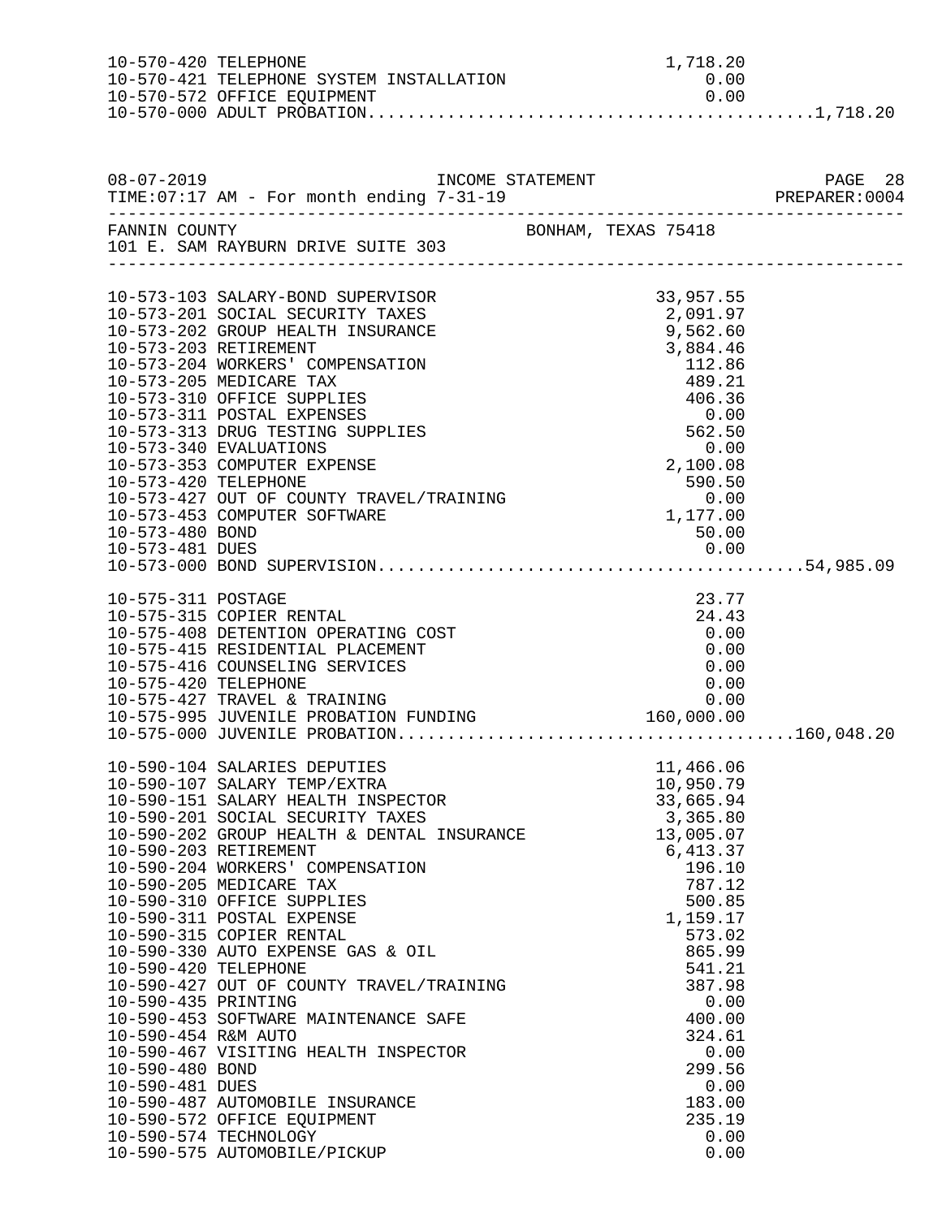```
10-570-420 TELEPHONE                                          1,718.20
10-570-421 TELEPHONE SYSTEM INSTALLATION                          0.00
10-570-572 OFFICE EQUIPMENT                                       0.00
10-570-000 ADULT PROBATION..........................................1,718.20
```

```
08-07-2019                    INCOME STATEMENT                              PAGE 28
TIME:07:17 AM - For month ending 7-31-19                              PREPARER:0004
-----------------------------------------------------------------------------------
FANNIN COUNTY                              BONHAM, TEXAS 75418
101 E. SAM RAYBURN DRIVE SUITE 303
-----------------------------------------------------------------------------------
```

```
10-573-103 SALARY-BOND SUPERVISOR                            33,957.55
10-573-201 SOCIAL SECURITY TAXES                              2,091.97
10-573-202 GROUP HEALTH INSURANCE                             9,562.60
10-573-203 RETIREMENT                                         3,884.46
10-573-204 WORKERS' COMPENSATION                                112.86
10-573-205 MEDICARE TAX                                         489.21
10-573-310 OFFICE SUPPLIES                                      406.36
10-573-311 POSTAL EXPENSES                                        0.00
10-573-313 DRUG TESTING SUPPLIES                                562.50
10-573-340 EVALUATIONS                                            0.00
10-573-353 COMPUTER EXPENSE                                   2,100.08
10-573-420 TELEPHONE                                            590.50
10-573-427 OUT OF COUNTY TRAVEL/TRAINING                          0.00
10-573-453 COMPUTER SOFTWARE                                  1,177.00
10-573-480 BOND                                                  50.00
10-573-481 DUES                                                   0.00
10-573-000 BOND SUPERVISION.........................................54,985.09

10-575-311 POSTAGE                                               23.77
10-575-315 COPIER RENTAL                                         24.43
10-575-408 DETENTION OPERATING COST                               0.00
10-575-415 RESIDENTIAL PLACEMENT                                  0.00
10-575-416 COUNSELING SERVICES                                    0.00
10-575-420 TELEPHONE                                              0.00
10-575-427 TRAVEL & TRAINING                                      0.00
10-575-995 JUVENILE PROBATION FUNDING                       160,000.00
10-575-000 JUVENILE PROBATION......................................160,048.20

10-590-104 SALARIES DEPUTIES                                 11,466.06
10-590-107 SALARY TEMP/EXTRA                                 10,950.79
10-590-151 SALARY HEALTH INSPECTOR                           33,665.94
10-590-201 SOCIAL SECURITY TAXES                              3,365.80
10-590-202 GROUP HEALTH & DENTAL INSURANCE                   13,005.07
10-590-203 RETIREMENT                                         6,413.37
10-590-204 WORKERS' COMPENSATION                                196.10
10-590-205 MEDICARE TAX                                         787.12
10-590-310 OFFICE SUPPLIES                                      500.85
10-590-311 POSTAL EXPENSE                                     1,159.17
10-590-315 COPIER RENTAL                                        573.02
10-590-330 AUTO EXPENSE GAS & OIL                               865.99
10-590-420 TELEPHONE                                            541.21
10-590-427 OUT OF COUNTY TRAVEL/TRAINING                        387.98
10-590-435 PRINTING                                               0.00
10-590-453 SOFTWARE MAINTENANCE SAFE                            400.00
10-590-454 R&M AUTO                                             324.61
10-590-467 VISITING HEALTH INSPECTOR                              0.00
10-590-480 BOND                                                 299.56
10-590-481 DUES                                                   0.00
10-590-487 AUTOMOBILE INSURANCE                                 183.00
10-590-572 OFFICE EQUIPMENT                                     235.19
10-590-574 TECHNOLOGY                                             0.00
10-590-575 AUTOMOBILE/PICKUP                                      0.00
```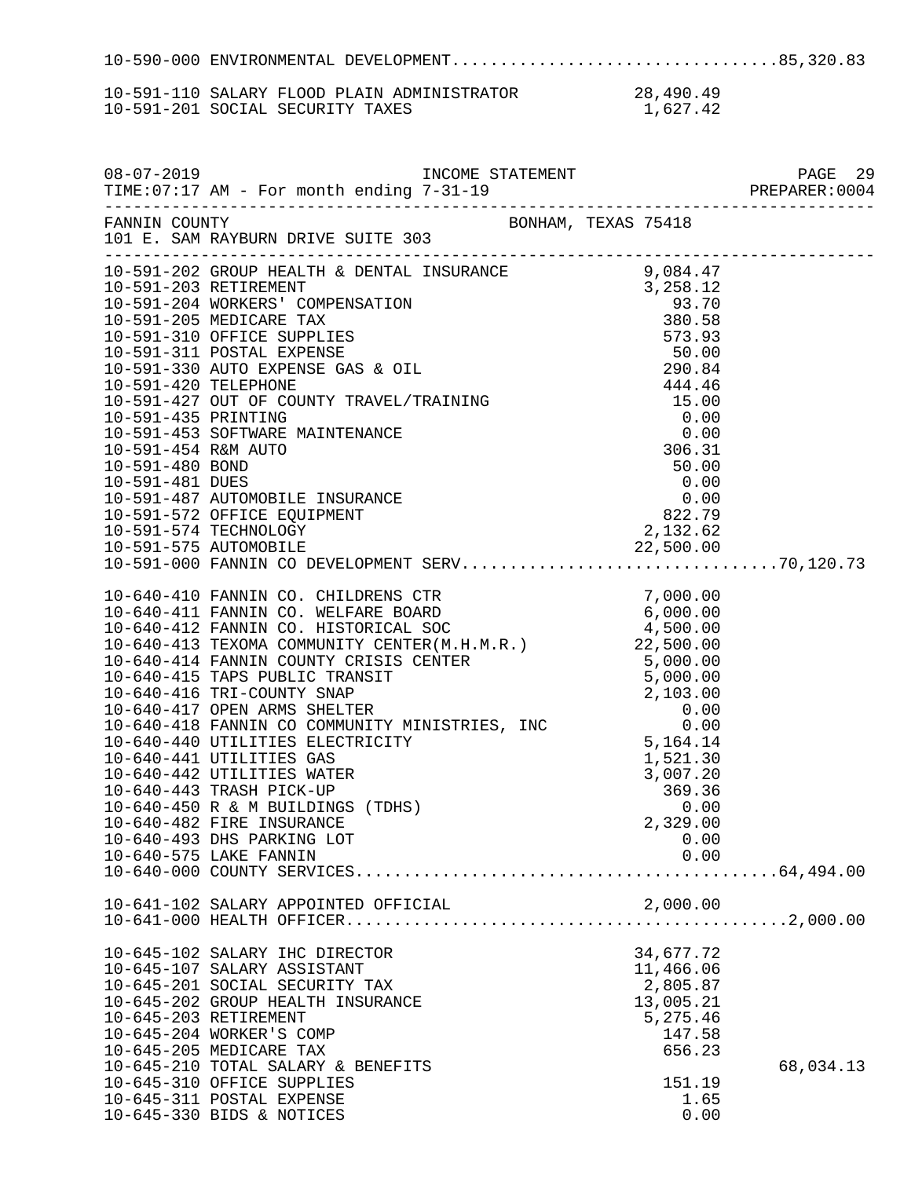10-590-000 ENVIRONMENTAL DEVELOPMENT................................85,320.83

| Account | Description | Amount | Total |
|---|---|---|---|
| 10-591-110 | SALARY FLOOD PLAIN ADMINISTRATOR | 28,490.49 | |
| 10-591-201 | SOCIAL SECURITY TAXES | 1,627.42 | |

FANNIN COUNTY BONHAM, TEXAS 75418
101 E. SAM RAYBURN DRIVE SUITE 303

| Account | Description | Amount | Total |
|---|---|---|---|
| 10-591-202 | GROUP HEALTH & DENTAL INSURANCE | 9,084.47 | |
| 10-591-203 | RETIREMENT | 3,258.12 | |
| 10-591-204 | WORKERS' COMPENSATION | 93.70 | |
| 10-591-205 | MEDICARE TAX | 380.58 | |
| 10-591-310 | OFFICE SUPPLIES | 573.93 | |
| 10-591-311 | POSTAL EXPENSE | 50.00 | |
| 10-591-330 | AUTO EXPENSE GAS & OIL | 290.84 | |
| 10-591-420 | TELEPHONE | 444.46 | |
| 10-591-427 | OUT OF COUNTY TRAVEL/TRAINING | 15.00 | |
| 10-591-435 | PRINTING | 0.00 | |
| 10-591-453 | SOFTWARE MAINTENANCE | 0.00 | |
| 10-591-454 | R&M AUTO | 306.31 | |
| 10-591-480 | BOND | 50.00 | |
| 10-591-481 | DUES | 0.00 | |
| 10-591-487 | AUTOMOBILE INSURANCE | 0.00 | |
| 10-591-572 | OFFICE EQUIPMENT | 822.79 | |
| 10-591-574 | TECHNOLOGY | 2,132.62 | |
| 10-591-575 | AUTOMOBILE | 22,500.00 | |
| 10-591-000 | FANNIN CO DEVELOPMENT SERV | | 70,120.73 |
| 10-640-410 | FANNIN CO. CHILDRENS CTR | 7,000.00 | |
| 10-640-411 | FANNIN CO. WELFARE BOARD | 6,000.00 | |
| 10-640-412 | FANNIN CO. HISTORICAL SOC | 4,500.00 | |
| 10-640-413 | TEXOMA COMMUNITY CENTER(M.H.M.R.) | 22,500.00 | |
| 10-640-414 | FANNIN COUNTY CRISIS CENTER | 5,000.00 | |
| 10-640-415 | TAPS PUBLIC TRANSIT | 5,000.00 | |
| 10-640-416 | TRI-COUNTY SNAP | 2,103.00 | |
| 10-640-417 | OPEN ARMS SHELTER | 0.00 | |
| 10-640-418 | FANNIN CO COMMUNITY MINISTRIES, INC | 0.00 | |
| 10-640-440 | UTILITIES ELECTRICITY | 5,164.14 | |
| 10-640-441 | UTILITIES GAS | 1,521.30 | |
| 10-640-442 | UTILITIES WATER | 3,007.20 | |
| 10-640-443 | TRASH PICK-UP | 369.36 | |
| 10-640-450 | R & M BUILDINGS (TDHS) | 0.00 | |
| 10-640-482 | FIRE INSURANCE | 2,329.00 | |
| 10-640-493 | DHS PARKING LOT | 0.00 | |
| 10-640-575 | LAKE FANNIN | 0.00 | |
| 10-640-000 | COUNTY SERVICES | | 64,494.00 |
| 10-641-102 | SALARY APPOINTED OFFICIAL | 2,000.00 | |
| 10-641-000 | HEALTH OFFICER | | 2,000.00 |
| 10-645-102 | SALARY IHC DIRECTOR | 34,677.72 | |
| 10-645-107 | SALARY ASSISTANT | 11,466.06 | |
| 10-645-201 | SOCIAL SECURITY TAX | 2,805.87 | |
| 10-645-202 | GROUP HEALTH INSURANCE | 13,005.21 | |
| 10-645-203 | RETIREMENT | 5,275.46 | |
| 10-645-204 | WORKER'S COMP | 147.58 | |
| 10-645-205 | MEDICARE TAX | 656.23 | |
| 10-645-210 | TOTAL SALARY & BENEFITS | | 68,034.13 |
| 10-645-310 | OFFICE SUPPLIES | 151.19 | |
| 10-645-311 | POSTAL EXPENSE | 1.65 | |
| 10-645-330 | BIDS & NOTICES | 0.00 | |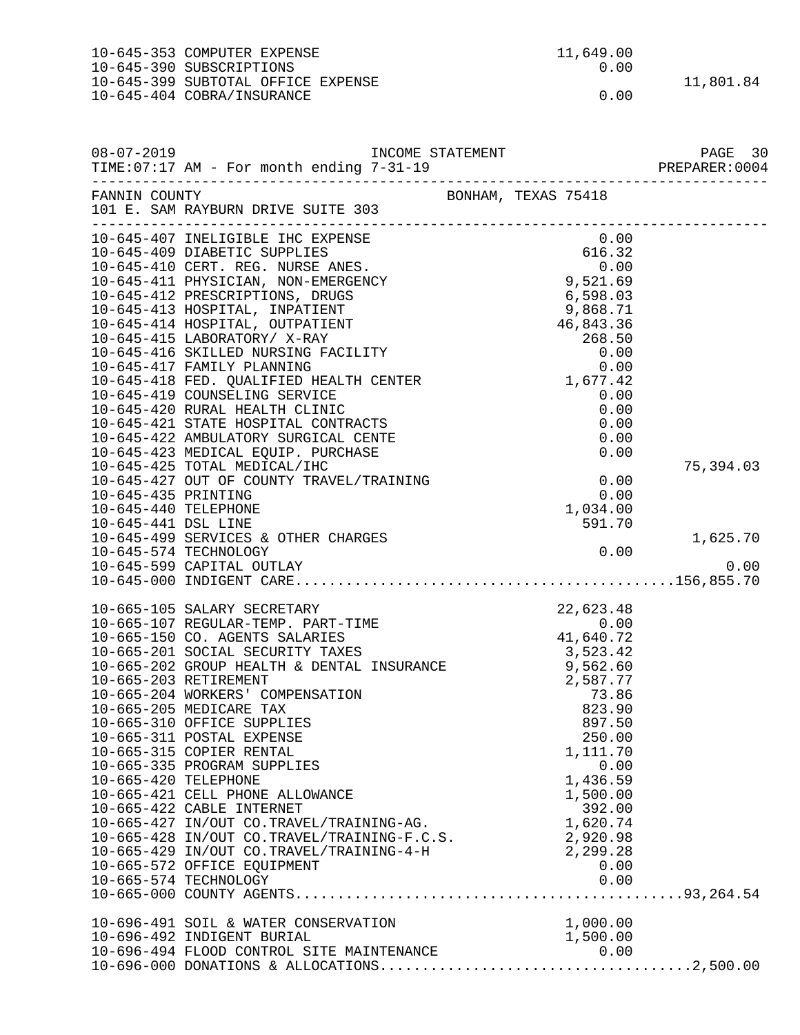| Account | Description | Amount | Total |
|---|---|---|---|
| 10-645-353 | COMPUTER EXPENSE | 11,649.00 | |
| 10-645-390 | SUBSCRIPTIONS | 0.00 | |
| 10-645-399 | SUBTOTAL OFFICE EXPENSE | | 11,801.84 |
| 10-645-404 | COBRA/INSURANCE | 0.00 | |

08-07-2019 INCOME STATEMENT
TIME:07:17 AM - For month ending 7-31-19 PREPARER:0004

FANNIN COUNTY BONHAM, TEXAS 75418
101 E. SAM RAYBURN DRIVE SUITE 303

| Account | Description | Amount | Total |
|---|---|---|---|
| 10-645-407 | INELIGIBLE IHC EXPENSE | 0.00 | |
| 10-645-409 | DIABETIC SUPPLIES | 616.32 | |
| 10-645-410 | CERT. REG. NURSE ANES. | 0.00 | |
| 10-645-411 | PHYSICIAN, NON-EMERGENCY | 9,521.69 | |
| 10-645-412 | PRESCRIPTIONS, DRUGS | 6,598.03 | |
| 10-645-413 | HOSPITAL, INPATIENT | 9,868.71 | |
| 10-645-414 | HOSPITAL, OUTPATIENT | 46,843.36 | |
| 10-645-415 | LABORATORY/ X-RAY | 268.50 | |
| 10-645-416 | SKILLED NURSING FACILITY | 0.00 | |
| 10-645-417 | FAMILY PLANNING | 0.00 | |
| 10-645-418 | FED. QUALIFIED HEALTH CENTER | 1,677.42 | |
| 10-645-419 | COUNSELING SERVICE | 0.00 | |
| 10-645-420 | RURAL HEALTH CLINIC | 0.00 | |
| 10-645-421 | STATE HOSPITAL CONTRACTS | 0.00 | |
| 10-645-422 | AMBULATORY SURGICAL CENTE | 0.00 | |
| 10-645-423 | MEDICAL EQUIP. PURCHASE | 0.00 | |
| 10-645-425 | TOTAL MEDICAL/IHC | | 75,394.03 |
| 10-645-427 | OUT OF COUNTY TRAVEL/TRAINING | 0.00 | |
| 10-645-435 | PRINTING | 0.00 | |
| 10-645-440 | TELEPHONE | 1,034.00 | |
| 10-645-441 | DSL LINE | 591.70 | |
| 10-645-499 | SERVICES & OTHER CHARGES | | 1,625.70 |
| 10-645-574 | TECHNOLOGY | 0.00 | |
| 10-645-599 | CAPITAL OUTLAY | | 0.00 |
| 10-645-000 | INDIGENT CARE | | 156,855.70 |
| 10-665-105 | SALARY SECRETARY | 22,623.48 | |
| 10-665-107 | REGULAR-TEMP. PART-TIME | 0.00 | |
| 10-665-150 | CO. AGENTS SALARIES | 41,640.72 | |
| 10-665-201 | SOCIAL SECURITY TAXES | 3,523.42 | |
| 10-665-202 | GROUP HEALTH & DENTAL INSURANCE | 9,562.60 | |
| 10-665-203 | RETIREMENT | 2,587.77 | |
| 10-665-204 | WORKERS' COMPENSATION | 73.86 | |
| 10-665-205 | MEDICARE TAX | 823.90 | |
| 10-665-310 | OFFICE SUPPLIES | 897.50 | |
| 10-665-311 | POSTAL EXPENSE | 250.00 | |
| 10-665-315 | COPIER RENTAL | 1,111.70 | |
| 10-665-335 | PROGRAM SUPPLIES | 0.00 | |
| 10-665-420 | TELEPHONE | 1,436.59 | |
| 10-665-421 | CELL PHONE ALLOWANCE | 1,500.00 | |
| 10-665-422 | CABLE INTERNET | 392.00 | |
| 10-665-427 | IN/OUT CO.TRAVEL/TRAINING-AG. | 1,620.74 | |
| 10-665-428 | IN/OUT CO.TRAVEL/TRAINING-F.C.S. | 2,920.98 | |
| 10-665-429 | IN/OUT CO.TRAVEL/TRAINING-4-H | 2,299.28 | |
| 10-665-572 | OFFICE EQUIPMENT | 0.00 | |
| 10-665-574 | TECHNOLOGY | 0.00 | |
| 10-665-000 | COUNTY AGENTS | | 93,264.54 |
| 10-696-491 | SOIL & WATER CONSERVATION | 1,000.00 | |
| 10-696-492 | INDIGENT BURIAL | 1,500.00 | |
| 10-696-494 | FLOOD CONTROL SITE MAINTENANCE | 0.00 | |
| 10-696-000 | DONATIONS & ALLOCATIONS | | 2,500.00 |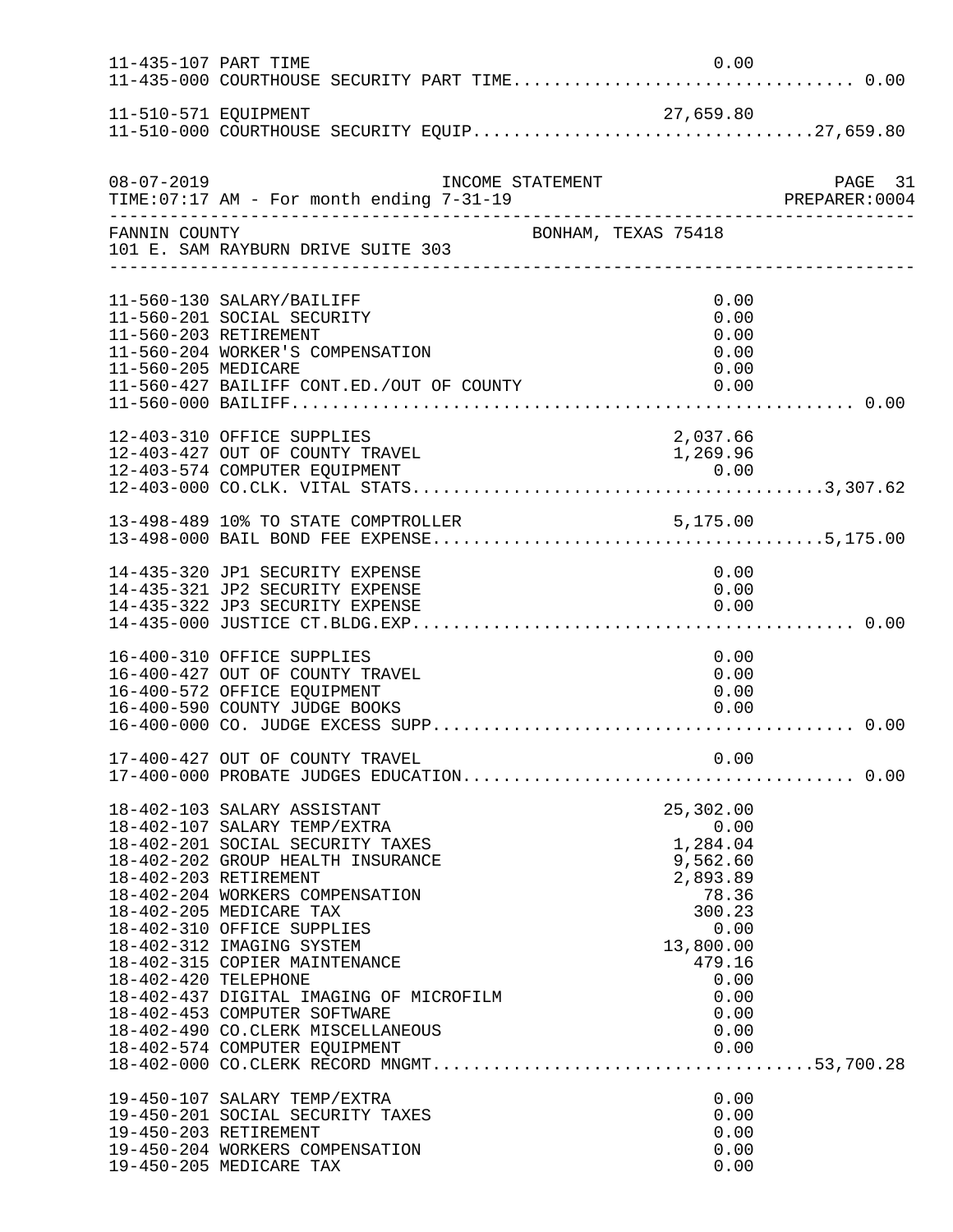```
11-435-107 PART TIME                                              0.00
11-435-000 COURTHOUSE SECURITY PART TIME................................. 0.00

11-510-571 EQUIPMENT                                         27,659.80
11-510-000 COURTHOUSE SECURITY EQUIP.................................27,659.80
```

```
08-07-2019                      INCOME STATEMENT                              PAGE  31
TIME:07:17 AM - For month ending 7-31-19                                PREPARER:0004
--------------------------------------------------------------------------------------
FANNIN COUNTY                                 BONHAM, TEXAS 75418
101 E. SAM RAYBURN DRIVE SUITE 303
--------------------------------------------------------------------------------------
```

```
11-560-130 SALARY/BAILIFF                                         0.00
11-560-201 SOCIAL SECURITY                                        0.00
11-560-203 RETIREMENT                                             0.00
11-560-204 WORKER'S COMPENSATION                                  0.00
11-560-205 MEDICARE                                               0.00
11-560-427 BAILIFF CONT.ED./OUT OF COUNTY                         0.00
11-560-000 BAILIFF...................................................... 0.00

12-403-310 OFFICE SUPPLIES                                    2,037.66
12-403-427 OUT OF COUNTY TRAVEL                               1,269.96
12-403-574 COMPUTER EQUIPMENT                                     0.00
12-403-000 CO.CLK. VITAL STATS........................................3,307.62

13-498-489 10% TO STATE COMPTROLLER                           5,175.00
13-498-000 BAIL BOND FEE EXPENSE......................................5,175.00

14-435-320 JP1 SECURITY EXPENSE                                   0.00
14-435-321 JP2 SECURITY EXPENSE                                   0.00
14-435-322 JP3 SECURITY EXPENSE                                   0.00
14-435-000 JUSTICE CT.BLDG.EXP........................................... 0.00

16-400-310 OFFICE SUPPLIES                                        0.00
16-400-427 OUT OF COUNTY TRAVEL                                   0.00
16-400-572 OFFICE EQUIPMENT                                       0.00
16-400-590 COUNTY JUDGE BOOKS                                     0.00
16-400-000 CO. JUDGE EXCESS SUPP......................................... 0.00

17-400-427 OUT OF COUNTY TRAVEL                                   0.00
17-400-000 PROBATE JUDGES EDUCATION...................................... 0.00

18-402-103 SALARY ASSISTANT                                  25,302.00
18-402-107 SALARY TEMP/EXTRA                                      0.00
18-402-201 SOCIAL SECURITY TAXES                              1,284.04
18-402-202 GROUP HEALTH INSURANCE                             9,562.60
18-402-203 RETIREMENT                                         2,893.89
18-402-204 WORKERS COMPENSATION                                  78.36
18-402-205 MEDICARE TAX                                         300.23
18-402-310 OFFICE SUPPLIES                                        0.00
18-402-312 IMAGING SYSTEM                                    13,800.00
18-402-315 COPIER MAINTENANCE                                   479.16
18-402-420 TELEPHONE                                              0.00
18-402-437 DIGITAL IMAGING OF MICROFILM                           0.00
18-402-453 COMPUTER SOFTWARE                                      0.00
18-402-490 CO.CLERK MISCELLANEOUS                                 0.00
18-402-574 COMPUTER EQUIPMENT                                     0.00
18-402-000 CO.CLERK RECORD MNGMT.....................................53,700.28

19-450-107 SALARY TEMP/EXTRA                                      0.00
19-450-201 SOCIAL SECURITY TAXES                                  0.00
19-450-203 RETIREMENT                                             0.00
19-450-204 WORKERS COMPENSATION                                   0.00
19-450-205 MEDICARE TAX                                           0.00
```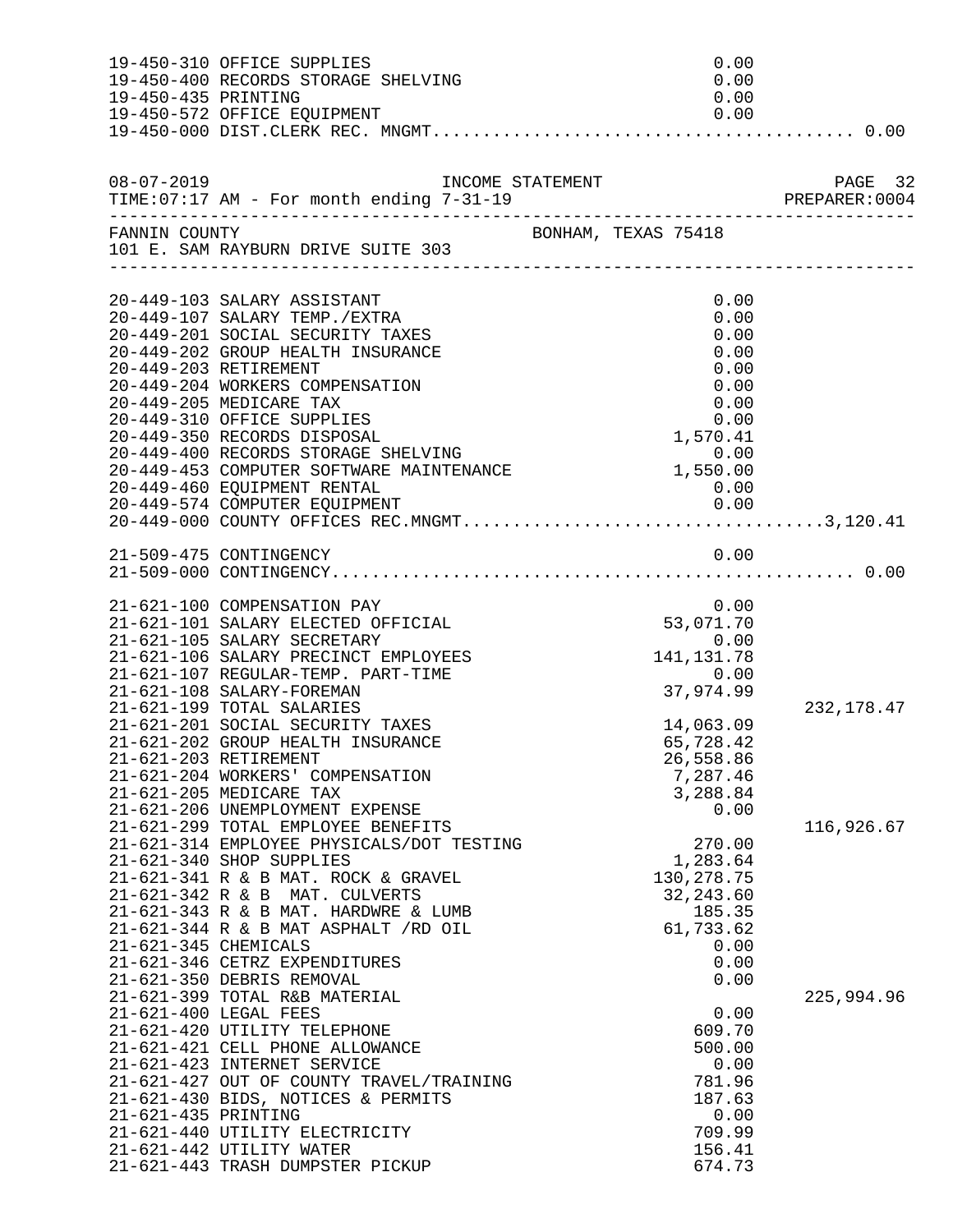| Account | Description | Amount | Total |
|---|---|---|---|
| 19-450-310 | OFFICE SUPPLIES | 0.00 | |
| 19-450-400 | RECORDS STORAGE SHELVING | 0.00 | |
| 19-450-435 | PRINTING | 0.00 | |
| 19-450-572 | OFFICE EQUIPMENT | 0.00 | |
| 19-450-000 | DIST.CLERK REC. MNGMT. | | 0.00 |

08-07-2019 INCOME STATEMENT PAGE 32
TIME:07:17 AM - For month ending 7-31-19 PREPARER:0004

FANNIN COUNTY BONHAM, TEXAS 75418
101 E. SAM RAYBURN DRIVE SUITE 303

| Account | Description | Amount | Total |
|---|---|---|---|
| 20-449-103 | SALARY ASSISTANT | 0.00 | |
| 20-449-107 | SALARY TEMP./EXTRA | 0.00 | |
| 20-449-201 | SOCIAL SECURITY TAXES | 0.00 | |
| 20-449-202 | GROUP HEALTH INSURANCE | 0.00 | |
| 20-449-203 | RETIREMENT | 0.00 | |
| 20-449-204 | WORKERS COMPENSATION | 0.00 | |
| 20-449-205 | MEDICARE TAX | 0.00 | |
| 20-449-310 | OFFICE SUPPLIES | 0.00 | |
| 20-449-350 | RECORDS DISPOSAL | 1,570.41 | |
| 20-449-400 | RECORDS STORAGE SHELVING | 0.00 | |
| 20-449-453 | COMPUTER SOFTWARE MAINTENANCE | 1,550.00 | |
| 20-449-460 | EQUIPMENT RENTAL | 0.00 | |
| 20-449-574 | COMPUTER EQUIPMENT | 0.00 | |
| 20-449-000 | COUNTY OFFICES REC.MNGMT. | | 3,120.41 |
| 21-509-475 | CONTINGENCY | 0.00 | |
| 21-509-000 | CONTINGENCY | | 0.00 |
| 21-621-100 | COMPENSATION PAY | 0.00 | |
| 21-621-101 | SALARY ELECTED OFFICIAL | 53,071.70 | |
| 21-621-105 | SALARY SECRETARY | 0.00 | |
| 21-621-106 | SALARY PRECINCT EMPLOYEES | 141,131.78 | |
| 21-621-107 | REGULAR-TEMP. PART-TIME | 0.00 | |
| 21-621-108 | SALARY-FOREMAN | 37,974.99 | |
| 21-621-199 | TOTAL SALARIES | | 232,178.47 |
| 21-621-201 | SOCIAL SECURITY TAXES | 14,063.09 | |
| 21-621-202 | GROUP HEALTH INSURANCE | 65,728.42 | |
| 21-621-203 | RETIREMENT | 26,558.86 | |
| 21-621-204 | WORKERS' COMPENSATION | 7,287.46 | |
| 21-621-205 | MEDICARE TAX | 3,288.84 | |
| 21-621-206 | UNEMPLOYMENT EXPENSE | 0.00 | |
| 21-621-299 | TOTAL EMPLOYEE BENEFITS | | 116,926.67 |
| 21-621-314 | EMPLOYEE PHYSICALS/DOT TESTING | 270.00 | |
| 21-621-340 | SHOP SUPPLIES | 1,283.64 | |
| 21-621-341 | R & B MAT. ROCK & GRAVEL | 130,278.75 | |
| 21-621-342 | R & B MAT. CULVERTS | 32,243.60 | |
| 21-621-343 | R & B MAT. HARDWRE & LUMB | 185.35 | |
| 21-621-344 | R & B MAT ASPHALT /RD OIL | 61,733.62 | |
| 21-621-345 | CHEMICALS | 0.00 | |
| 21-621-346 | CETRZ EXPENDITURES | 0.00 | |
| 21-621-350 | DEBRIS REMOVAL | 0.00 | |
| 21-621-399 | TOTAL R&B MATERIAL | | 225,994.96 |
| 21-621-400 | LEGAL FEES | 0.00 | |
| 21-621-420 | UTILITY TELEPHONE | 609.70 | |
| 21-621-421 | CELL PHONE ALLOWANCE | 500.00 | |
| 21-621-423 | INTERNET SERVICE | 0.00 | |
| 21-621-427 | OUT OF COUNTY TRAVEL/TRAINING | 781.96 | |
| 21-621-430 | BIDS, NOTICES & PERMITS | 187.63 | |
| 21-621-435 | PRINTING | 0.00 | |
| 21-621-440 | UTILITY ELECTRICITY | 709.99 | |
| 21-621-442 | UTILITY WATER | 156.41 | |
| 21-621-443 | TRASH DUMPSTER PICKUP | 674.73 | |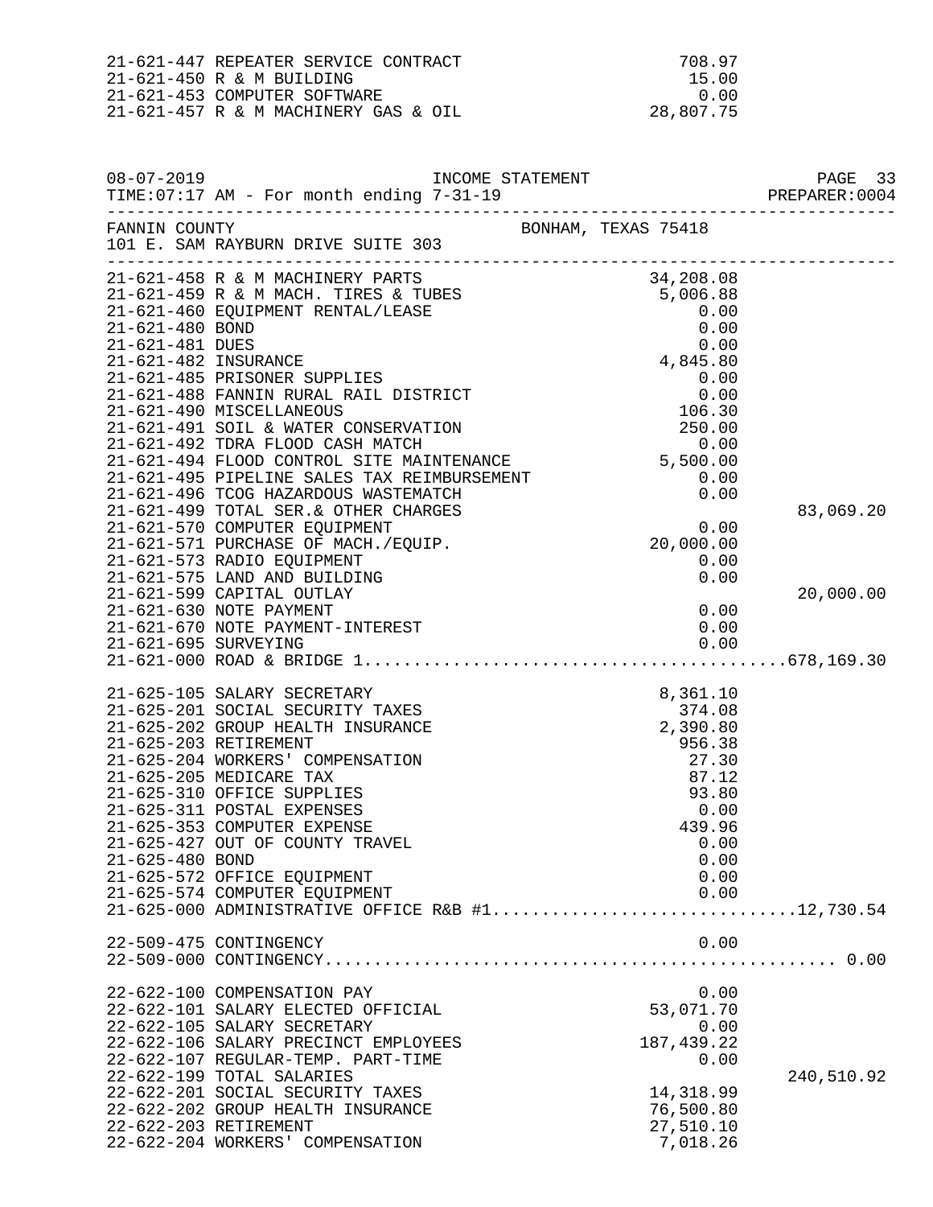| Account | Description | Amount | Total |
|---|---|---|---|
| 21-621-447 | REPEATER SERVICE CONTRACT | 708.97 | |
| 21-621-450 | R & M BUILDING | 15.00 | |
| 21-621-453 | COMPUTER SOFTWARE | 0.00 | |
| 21-621-457 | R & M MACHINERY GAS & OIL | 28,807.75 | |

08-07-2019 INCOME STATEMENT
TIME:07:17 AM - For month ending 7-31-19 PREPARER:0004

FANNIN COUNTY BONHAM, TEXAS 75418
101 E. SAM RAYBURN DRIVE SUITE 303

| Account | Description | Amount | Total |
|---|---|---|---|
| 21-621-458 | R & M MACHINERY PARTS | 34,208.08 | |
| 21-621-459 | R & M MACH. TIRES & TUBES | 5,006.88 | |
| 21-621-460 | EQUIPMENT RENTAL/LEASE | 0.00 | |
| 21-621-480 | BOND | 0.00 | |
| 21-621-481 | DUES | 0.00 | |
| 21-621-482 | INSURANCE | 4,845.80 | |
| 21-621-485 | PRISONER SUPPLIES | 0.00 | |
| 21-621-488 | FANNIN RURAL RAIL DISTRICT | 0.00 | |
| 21-621-490 | MISCELLANEOUS | 106.30 | |
| 21-621-491 | SOIL & WATER CONSERVATION | 250.00 | |
| 21-621-492 | TDRA FLOOD CASH MATCH | 0.00 | |
| 21-621-494 | FLOOD CONTROL SITE MAINTENANCE | 5,500.00 | |
| 21-621-495 | PIPELINE SALES TAX REIMBURSEMENT | 0.00 | |
| 21-621-496 | TCOG HAZARDOUS WASTEMATCH | 0.00 | |
| 21-621-499 | TOTAL SER.& OTHER CHARGES | | 83,069.20 |
| 21-621-570 | COMPUTER EQUIPMENT | 0.00 | |
| 21-621-571 | PURCHASE OF MACH./EQUIP. | 20,000.00 | |
| 21-621-573 | RADIO EQUIPMENT | 0.00 | |
| 21-621-575 | LAND AND BUILDING | 0.00 | |
| 21-621-599 | CAPITAL OUTLAY | | 20,000.00 |
| 21-621-630 | NOTE PAYMENT | 0.00 | |
| 21-621-670 | NOTE PAYMENT-INTEREST | 0.00 | |
| 21-621-695 | SURVEYING | 0.00 | |
| 21-621-000 | ROAD & BRIDGE 1 | | 678,169.30 |
| 21-625-105 | SALARY SECRETARY | 8,361.10 | |
| 21-625-201 | SOCIAL SECURITY TAXES | 374.08 | |
| 21-625-202 | GROUP HEALTH INSURANCE | 2,390.80 | |
| 21-625-203 | RETIREMENT | 956.38 | |
| 21-625-204 | WORKERS' COMPENSATION | 27.30 | |
| 21-625-205 | MEDICARE TAX | 87.12 | |
| 21-625-310 | OFFICE SUPPLIES | 93.80 | |
| 21-625-311 | POSTAL EXPENSES | 0.00 | |
| 21-625-353 | COMPUTER EXPENSE | 439.96 | |
| 21-625-427 | OUT OF COUNTY TRAVEL | 0.00 | |
| 21-625-480 | BOND | 0.00 | |
| 21-625-572 | OFFICE EQUIPMENT | 0.00 | |
| 21-625-574 | COMPUTER EQUIPMENT | 0.00 | |
| 21-625-000 | ADMINISTRATIVE OFFICE R&B #1 | | 12,730.54 |
| 22-509-475 | CONTINGENCY | 0.00 | |
| 22-509-000 | CONTINGENCY | | 0.00 |
| 22-622-100 | COMPENSATION PAY | 0.00 | |
| 22-622-101 | SALARY ELECTED OFFICIAL | 53,071.70 | |
| 22-622-105 | SALARY SECRETARY | 0.00 | |
| 22-622-106 | SALARY PRECINCT EMPLOYEES | 187,439.22 | |
| 22-622-107 | REGULAR-TEMP. PART-TIME | 0.00 | |
| 22-622-199 | TOTAL SALARIES | | 240,510.92 |
| 22-622-201 | SOCIAL SECURITY TAXES | 14,318.99 | |
| 22-622-202 | GROUP HEALTH INSURANCE | 76,500.80 | |
| 22-622-203 | RETIREMENT | 27,510.10 | |
| 22-622-204 | WORKERS' COMPENSATION | 7,018.26 | |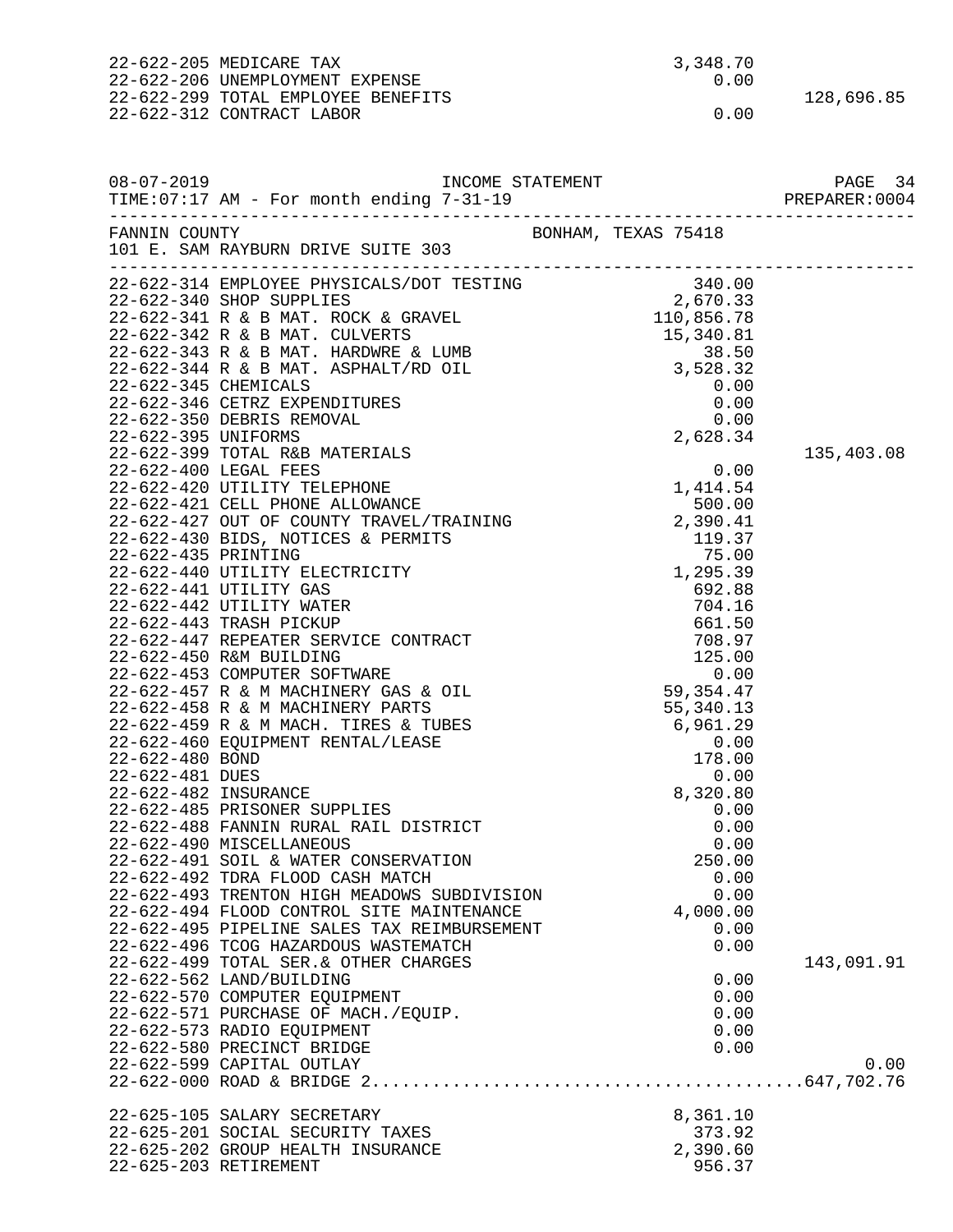| Account | Description | Amount | Total |
|---|---|---|---|
| 22-622-205 | MEDICARE TAX | 3,348.70 | |
| 22-622-206 | UNEMPLOYMENT EXPENSE | 0.00 | |
| 22-622-299 | TOTAL EMPLOYEE BENEFITS | | 128,696.85 |
| 22-622-312 | CONTRACT LABOR | 0.00 | |

08-07-2019 INCOME STATEMENT
TIME:07:17 AM - For month ending 7-31-19 PREPARER:0004

FANNIN COUNTY BONHAM, TEXAS 75418
101 E. SAM RAYBURN DRIVE SUITE 303

| Account | Description | Amount | Total |
|---|---|---|---|
| 22-622-314 | EMPLOYEE PHYSICALS/DOT TESTING | 340.00 | |
| 22-622-340 | SHOP SUPPLIES | 2,670.33 | |
| 22-622-341 | R & B MAT. ROCK & GRAVEL | 110,856.78 | |
| 22-622-342 | R & B MAT. CULVERTS | 15,340.81 | |
| 22-622-343 | R & B MAT. HARDWRE & LUMB | 38.50 | |
| 22-622-344 | R & B MAT. ASPHALT/RD OIL | 3,528.32 | |
| 22-622-345 | CHEMICALS | 0.00 | |
| 22-622-346 | CETRZ EXPENDITURES | 0.00 | |
| 22-622-350 | DEBRIS REMOVAL | 0.00 | |
| 22-622-395 | UNIFORMS | 2,628.34 | |
| 22-622-399 | TOTAL R&B MATERIALS | | 135,403.08 |
| 22-622-400 | LEGAL FEES | 0.00 | |
| 22-622-420 | UTILITY TELEPHONE | 1,414.54 | |
| 22-622-421 | CELL PHONE ALLOWANCE | 500.00 | |
| 22-622-427 | OUT OF COUNTY TRAVEL/TRAINING | 2,390.41 | |
| 22-622-430 | BIDS, NOTICES & PERMITS | 119.37 | |
| 22-622-435 | PRINTING | 75.00 | |
| 22-622-440 | UTILITY ELECTRICITY | 1,295.39 | |
| 22-622-441 | UTILITY GAS | 692.88 | |
| 22-622-442 | UTILITY WATER | 704.16 | |
| 22-622-443 | TRASH PICKUP | 661.50 | |
| 22-622-447 | REPEATER SERVICE CONTRACT | 708.97 | |
| 22-622-450 | R&M BUILDING | 125.00 | |
| 22-622-453 | COMPUTER SOFTWARE | 0.00 | |
| 22-622-457 | R & M MACHINERY GAS & OIL | 59,354.47 | |
| 22-622-458 | R & M MACHINERY PARTS | 55,340.13 | |
| 22-622-459 | R & M MACH. TIRES & TUBES | 6,961.29 | |
| 22-622-460 | EQUIPMENT RENTAL/LEASE | 0.00 | |
| 22-622-480 | BOND | 178.00 | |
| 22-622-481 | DUES | 0.00 | |
| 22-622-482 | INSURANCE | 8,320.80 | |
| 22-622-485 | PRISONER SUPPLIES | 0.00 | |
| 22-622-488 | FANNIN RURAL RAIL DISTRICT | 0.00 | |
| 22-622-490 | MISCELLANEOUS | 0.00 | |
| 22-622-491 | SOIL & WATER CONSERVATION | 250.00 | |
| 22-622-492 | TDRA FLOOD CASH MATCH | 0.00 | |
| 22-622-493 | TRENTON HIGH MEADOWS SUBDIVISION | 0.00 | |
| 22-622-494 | FLOOD CONTROL SITE MAINTENANCE | 4,000.00 | |
| 22-622-495 | PIPELINE SALES TAX REIMBURSEMENT | 0.00 | |
| 22-622-496 | TCOG HAZARDOUS WASTEMATCH | 0.00 | |
| 22-622-499 | TOTAL SER.& OTHER CHARGES | | 143,091.91 |
| 22-622-562 | LAND/BUILDING | 0.00 | |
| 22-622-570 | COMPUTER EQUIPMENT | 0.00 | |
| 22-622-571 | PURCHASE OF MACH./EQUIP. | 0.00 | |
| 22-622-573 | RADIO EQUIPMENT | 0.00 | |
| 22-622-580 | PRECINCT BRIDGE | 0.00 | |
| 22-622-599 | CAPITAL OUTLAY | | 0.00 |
| 22-622-000 | ROAD & BRIDGE 2 | | 647,702.76 |
| 22-625-105 | SALARY SECRETARY | 8,361.10 | |
| 22-625-201 | SOCIAL SECURITY TAXES | 373.92 | |
| 22-625-202 | GROUP HEALTH INSURANCE | 2,390.60 | |
| 22-625-203 | RETIREMENT | 956.37 | |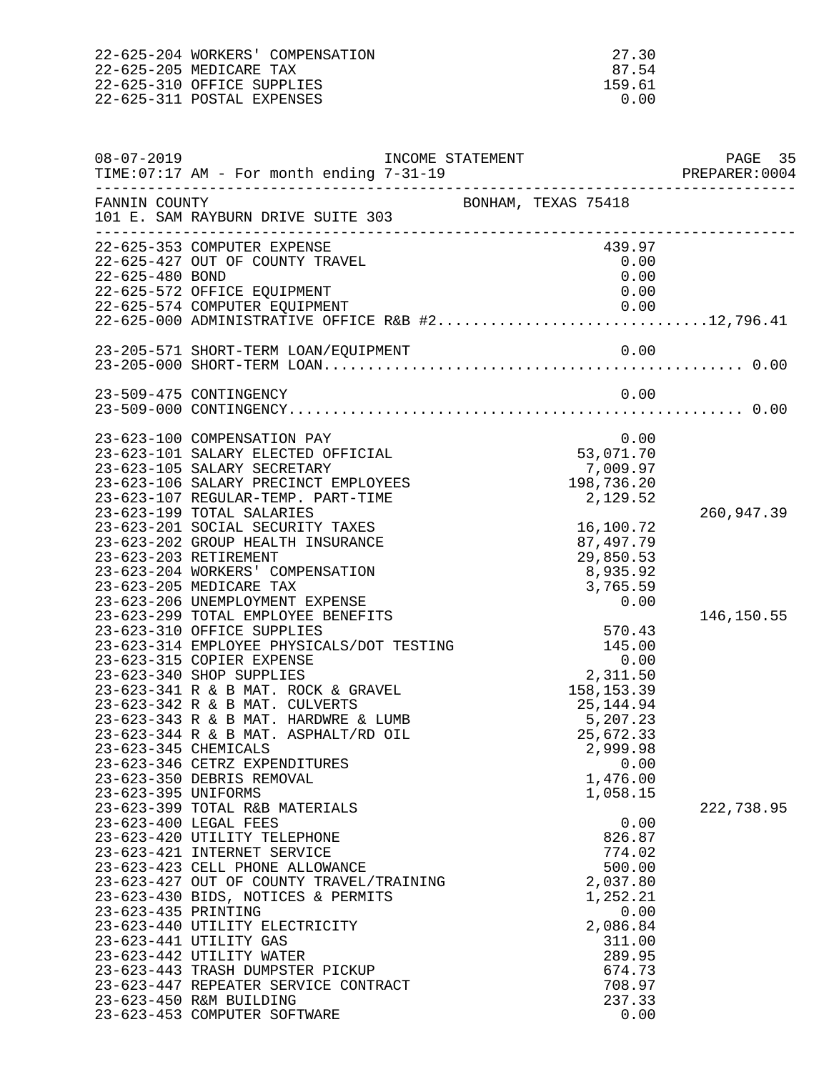| Account | Description | Amount | Total |
|---|---|---|---|
| 22-625-204 | WORKERS' COMPENSATION | 27.30 | |
| 22-625-205 | MEDICARE TAX | 87.54 | |
| 22-625-310 | OFFICE SUPPLIES | 159.61 | |
| 22-625-311 | POSTAL EXPENSES | 0.00 | |

08-07-2019 INCOME STATEMENT PAGE 35
TIME:07:17 AM - For month ending 7-31-19 PREPARER:0004

FANNIN COUNTY BONHAM, TEXAS 75418
101 E. SAM RAYBURN DRIVE SUITE 303

| Account | Description | Amount | Total |
|---|---|---|---|
| 22-625-353 | COMPUTER EXPENSE | 439.97 | |
| 22-625-427 | OUT OF COUNTY TRAVEL | 0.00 | |
| 22-625-480 | BOND | 0.00 | |
| 22-625-572 | OFFICE EQUIPMENT | 0.00 | |
| 22-625-574 | COMPUTER EQUIPMENT | 0.00 | |
| 22-625-000 | ADMINISTRATIVE OFFICE R&B #2 | | 12,796.41 |
| 23-205-571 | SHORT-TERM LOAN/EQUIPMENT | 0.00 | |
| 23-205-000 | SHORT-TERM LOAN | | 0.00 |
| 23-509-475 | CONTINGENCY | 0.00 | |
| 23-509-000 | CONTINGENCY | | 0.00 |
| 23-623-100 | COMPENSATION PAY | 0.00 | |
| 23-623-101 | SALARY ELECTED OFFICIAL | 53,071.70 | |
| 23-623-105 | SALARY SECRETARY | 7,009.97 | |
| 23-623-106 | SALARY PRECINCT EMPLOYEES | 198,736.20 | |
| 23-623-107 | REGULAR-TEMP. PART-TIME | 2,129.52 | |
| 23-623-199 | TOTAL SALARIES | | 260,947.39 |
| 23-623-201 | SOCIAL SECURITY TAXES | 16,100.72 | |
| 23-623-202 | GROUP HEALTH INSURANCE | 87,497.79 | |
| 23-623-203 | RETIREMENT | 29,850.53 | |
| 23-623-204 | WORKERS' COMPENSATION | 8,935.92 | |
| 23-623-205 | MEDICARE TAX | 3,765.59 | |
| 23-623-206 | UNEMPLOYMENT EXPENSE | 0.00 | |
| 23-623-299 | TOTAL EMPLOYEE BENEFITS | | 146,150.55 |
| 23-623-310 | OFFICE SUPPLIES | 570.43 | |
| 23-623-314 | EMPLOYEE PHYSICALS/DOT TESTING | 145.00 | |
| 23-623-315 | COPIER EXPENSE | 0.00 | |
| 23-623-340 | SHOP SUPPLIES | 2,311.50 | |
| 23-623-341 | R & B MAT. ROCK & GRAVEL | 158,153.39 | |
| 23-623-342 | R & B MAT. CULVERTS | 25,144.94 | |
| 23-623-343 | R & B MAT. HARDWRE & LUMB | 5,207.23 | |
| 23-623-344 | R & B MAT. ASPHALT/RD OIL | 25,672.33 | |
| 23-623-345 | CHEMICALS | 2,999.98 | |
| 23-623-346 | CETRZ EXPENDITURES | 0.00 | |
| 23-623-350 | DEBRIS REMOVAL | 1,476.00 | |
| 23-623-395 | UNIFORMS | 1,058.15 | |
| 23-623-399 | TOTAL R&B MATERIALS | | 222,738.95 |
| 23-623-400 | LEGAL FEES | 0.00 | |
| 23-623-420 | UTILITY TELEPHONE | 826.87 | |
| 23-623-421 | INTERNET SERVICE | 774.02 | |
| 23-623-423 | CELL PHONE ALLOWANCE | 500.00 | |
| 23-623-427 | OUT OF COUNTY TRAVEL/TRAINING | 2,037.80 | |
| 23-623-430 | BIDS, NOTICES & PERMITS | 1,252.21 | |
| 23-623-435 | PRINTING | 0.00 | |
| 23-623-440 | UTILITY ELECTRICITY | 2,086.84 | |
| 23-623-441 | UTILITY GAS | 311.00 | |
| 23-623-442 | UTILITY WATER | 289.95 | |
| 23-623-443 | TRASH DUMPSTER PICKUP | 674.73 | |
| 23-623-447 | REPEATER SERVICE CONTRACT | 708.97 | |
| 23-623-450 | R&M BUILDING | 237.33 | |
| 23-623-453 | COMPUTER SOFTWARE | 0.00 | |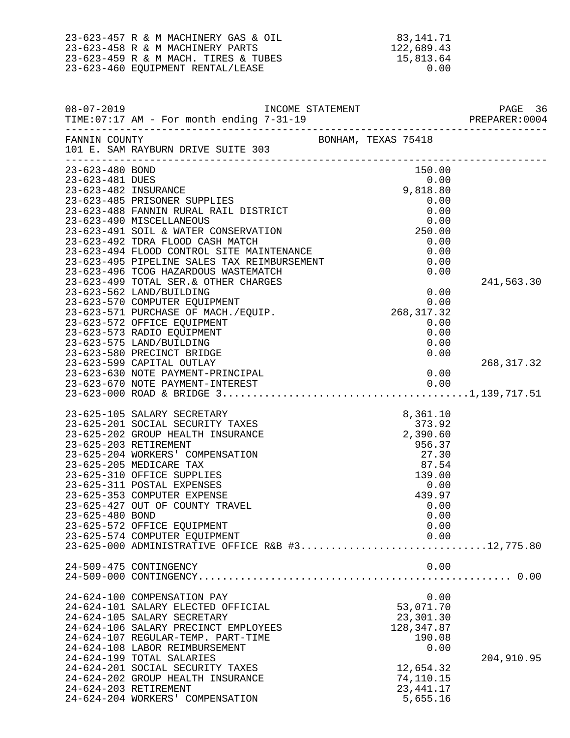| Account | Description | Amount | Total |
|---|---|---|---|
| 23-623-457 | R & M MACHINERY GAS & OIL | 83,141.71 | |
| 23-623-458 | R & M MACHINERY PARTS | 122,689.43 | |
| 23-623-459 | R & M MACH. TIRES & TUBES | 15,813.64 | |
| 23-623-460 | EQUIPMENT RENTAL/LEASE | 0.00 | |

08-07-2019 INCOME STATEMENT PAGE 36
TIME:07:17 AM - For month ending 7-31-19 PREPARER:0004

FANNIN COUNTY BONHAM, TEXAS 75418
101 E. SAM RAYBURN DRIVE SUITE 303

| Account | Description | Amount | Total |
|---|---|---|---|
| 23-623-480 | BOND | 150.00 | |
| 23-623-481 | DUES | 0.00 | |
| 23-623-482 | INSURANCE | 9,818.80 | |
| 23-623-485 | PRISONER SUPPLIES | 0.00 | |
| 23-623-488 | FANNIN RURAL RAIL DISTRICT | 0.00 | |
| 23-623-490 | MISCELLANEOUS | 0.00 | |
| 23-623-491 | SOIL & WATER CONSERVATION | 250.00 | |
| 23-623-492 | TDRA FLOOD CASH MATCH | 0.00 | |
| 23-623-494 | FLOOD CONTROL SITE MAINTENANCE | 0.00 | |
| 23-623-495 | PIPELINE SALES TAX REIMBURSEMENT | 0.00 | |
| 23-623-496 | TCOG HAZARDOUS WASTEMATCH | 0.00 | |
| 23-623-499 | TOTAL SER.& OTHER CHARGES | | 241,563.30 |
| 23-623-562 | LAND/BUILDING | 0.00 | |
| 23-623-570 | COMPUTER EQUIPMENT | 0.00 | |
| 23-623-571 | PURCHASE OF MACH./EQUIP. | 268,317.32 | |
| 23-623-572 | OFFICE EQUIPMENT | 0.00 | |
| 23-623-573 | RADIO EQUIPMENT | 0.00 | |
| 23-623-575 | LAND/BUILDING | 0.00 | |
| 23-623-580 | PRECINCT BRIDGE | 0.00 | |
| 23-623-599 | CAPITAL OUTLAY | | 268,317.32 |
| 23-623-630 | NOTE PAYMENT-PRINCIPAL | 0.00 | |
| 23-623-670 | NOTE PAYMENT-INTEREST | 0.00 | |
| 23-623-000 | ROAD & BRIDGE 3 | | 1,139,717.51 |
| 23-625-105 | SALARY SECRETARY | 8,361.10 | |
| 23-625-201 | SOCIAL SECURITY TAXES | 373.92 | |
| 23-625-202 | GROUP HEALTH INSURANCE | 2,390.60 | |
| 23-625-203 | RETIREMENT | 956.37 | |
| 23-625-204 | WORKERS' COMPENSATION | 27.30 | |
| 23-625-205 | MEDICARE TAX | 87.54 | |
| 23-625-310 | OFFICE SUPPLIES | 139.00 | |
| 23-625-311 | POSTAL EXPENSES | 0.00 | |
| 23-625-353 | COMPUTER EXPENSE | 439.97 | |
| 23-625-427 | OUT OF COUNTY TRAVEL | 0.00 | |
| 23-625-480 | BOND | 0.00 | |
| 23-625-572 | OFFICE EQUIPMENT | 0.00 | |
| 23-625-574 | COMPUTER EQUIPMENT | 0.00 | |
| 23-625-000 | ADMINISTRATIVE OFFICE R&B #3 | | 12,775.80 |
| 24-509-475 | CONTINGENCY | 0.00 | |
| 24-509-000 | CONTINGENCY | | 0.00 |
| 24-624-100 | COMPENSATION PAY | 0.00 | |
| 24-624-101 | SALARY ELECTED OFFICIAL | 53,071.70 | |
| 24-624-105 | SALARY SECRETARY | 23,301.30 | |
| 24-624-106 | SALARY PRECINCT EMPLOYEES | 128,347.87 | |
| 24-624-107 | REGULAR-TEMP. PART-TIME | 190.08 | |
| 24-624-108 | LABOR REIMBURSEMENT | 0.00 | |
| 24-624-199 | TOTAL SALARIES | | 204,910.95 |
| 24-624-201 | SOCIAL SECURITY TAXES | 12,654.32 | |
| 24-624-202 | GROUP HEALTH INSURANCE | 74,110.15 | |
| 24-624-203 | RETIREMENT | 23,441.17 | |
| 24-624-204 | WORKERS' COMPENSATION | 5,655.16 | |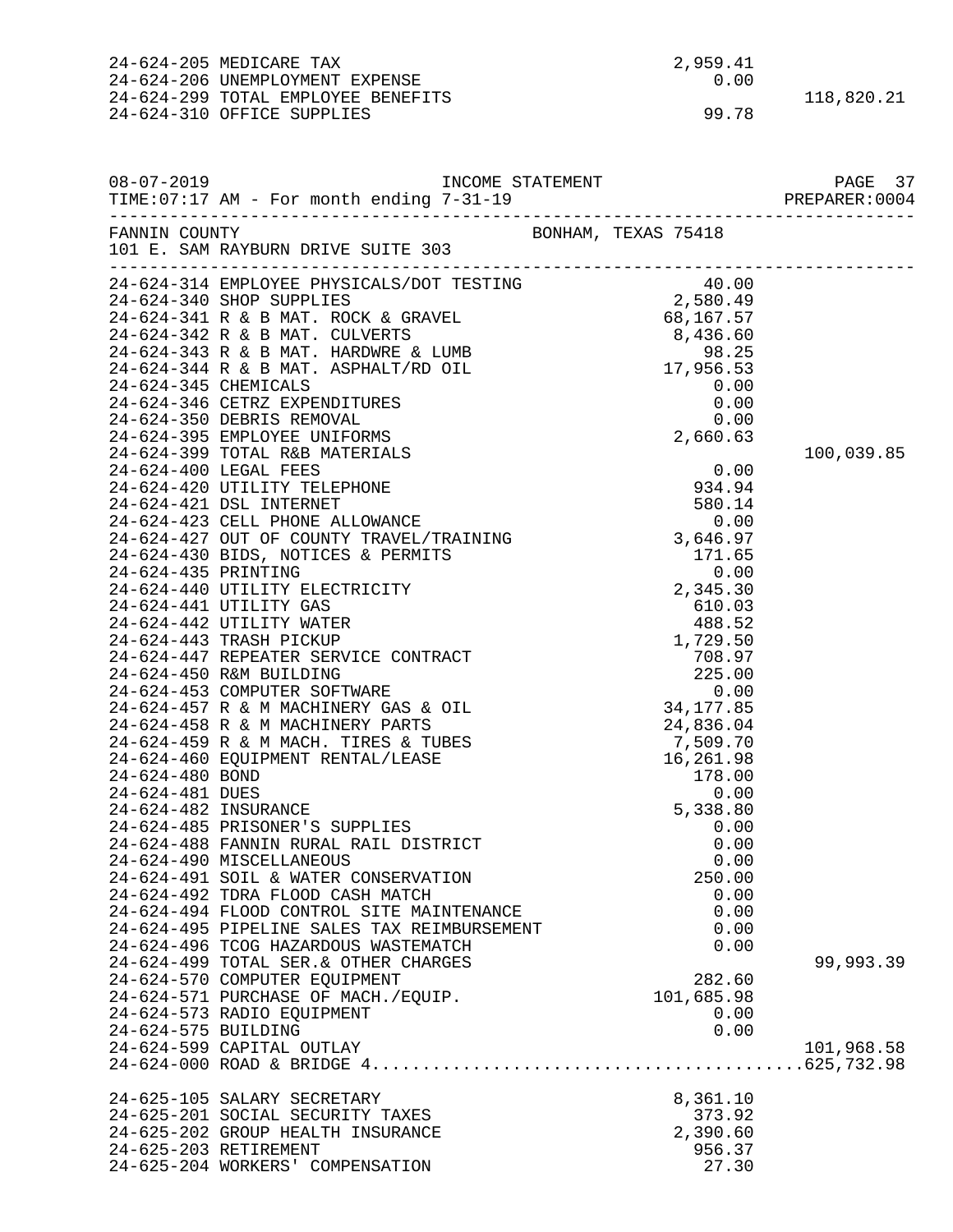| Account | Description | Amount | Total |
|---|---|---|---|
| 24-624-205 | MEDICARE TAX | 2,959.41 | |
| 24-624-206 | UNEMPLOYMENT EXPENSE | 0.00 | |
| 24-624-299 | TOTAL EMPLOYEE BENEFITS | | 118,820.21 |
| 24-624-310 | OFFICE SUPPLIES | 99.78 | |

08-07-2019 INCOME STATEMENT PAGE 37
TIME:07:17 AM - For month ending 7-31-19 PREPARER:0004

FANNIN COUNTY BONHAM, TEXAS 75418
101 E. SAM RAYBURN DRIVE SUITE 303

| Account | Description | Amount | Total |
|---|---|---|---|
| 24-624-314 | EMPLOYEE PHYSICALS/DOT TESTING | 40.00 | |
| 24-624-340 | SHOP SUPPLIES | 2,580.49 | |
| 24-624-341 | R & B MAT. ROCK & GRAVEL | 68,167.57 | |
| 24-624-342 | R & B MAT. CULVERTS | 8,436.60 | |
| 24-624-343 | R & B MAT. HARDWRE & LUMB | 98.25 | |
| 24-624-344 | R & B MAT. ASPHALT/RD OIL | 17,956.53 | |
| 24-624-345 | CHEMICALS | 0.00 | |
| 24-624-346 | CETRZ EXPENDITURES | 0.00 | |
| 24-624-350 | DEBRIS REMOVAL | 0.00 | |
| 24-624-395 | EMPLOYEE UNIFORMS | 2,660.63 | |
| 24-624-399 | TOTAL R&B MATERIALS | | 100,039.85 |
| 24-624-400 | LEGAL FEES | 0.00 | |
| 24-624-420 | UTILITY TELEPHONE | 934.94 | |
| 24-624-421 | DSL INTERNET | 580.14 | |
| 24-624-423 | CELL PHONE ALLOWANCE | 0.00 | |
| 24-624-427 | OUT OF COUNTY TRAVEL/TRAINING | 3,646.97 | |
| 24-624-430 | BIDS, NOTICES & PERMITS | 171.65 | |
| 24-624-435 | PRINTING | 0.00 | |
| 24-624-440 | UTILITY ELECTRICITY | 2,345.30 | |
| 24-624-441 | UTILITY GAS | 610.03 | |
| 24-624-442 | UTILITY WATER | 488.52 | |
| 24-624-443 | TRASH PICKUP | 1,729.50 | |
| 24-624-447 | REPEATER SERVICE CONTRACT | 708.97 | |
| 24-624-450 | R&M BUILDING | 225.00 | |
| 24-624-453 | COMPUTER SOFTWARE | 0.00 | |
| 24-624-457 | R & M MACHINERY GAS & OIL | 34,177.85 | |
| 24-624-458 | R & M MACHINERY PARTS | 24,836.04 | |
| 24-624-459 | R & M MACH. TIRES & TUBES | 7,509.70 | |
| 24-624-460 | EQUIPMENT RENTAL/LEASE | 16,261.98 | |
| 24-624-480 | BOND | 178.00 | |
| 24-624-481 | DUES | 0.00 | |
| 24-624-482 | INSURANCE | 5,338.80 | |
| 24-624-485 | PRISONER'S SUPPLIES | 0.00 | |
| 24-624-488 | FANNIN RURAL RAIL DISTRICT | 0.00 | |
| 24-624-490 | MISCELLANEOUS | 0.00 | |
| 24-624-491 | SOIL & WATER CONSERVATION | 250.00 | |
| 24-624-492 | TDRA FLOOD CASH MATCH | 0.00 | |
| 24-624-494 | FLOOD CONTROL SITE MAINTENANCE | 0.00 | |
| 24-624-495 | PIPELINE SALES TAX REIMBURSEMENT | 0.00 | |
| 24-624-496 | TCOG HAZARDOUS WASTEMATCH | 0.00 | |
| 24-624-499 | TOTAL SER.& OTHER CHARGES | | 99,993.39 |
| 24-624-570 | COMPUTER EQUIPMENT | 282.60 | |
| 24-624-571 | PURCHASE OF MACH./EQUIP. | 101,685.98 | |
| 24-624-573 | RADIO EQUIPMENT | 0.00 | |
| 24-624-575 | BUILDING | 0.00 | |
| 24-624-599 | CAPITAL OUTLAY | | 101,968.58 |
| 24-624-000 | ROAD & BRIDGE 4 | | 625,732.98 |
| 24-625-105 | SALARY SECRETARY | 8,361.10 | |
| 24-625-201 | SOCIAL SECURITY TAXES | 373.92 | |
| 24-625-202 | GROUP HEALTH INSURANCE | 2,390.60 | |
| 24-625-203 | RETIREMENT | 956.37 | |
| 24-625-204 | WORKERS' COMPENSATION | 27.30 | |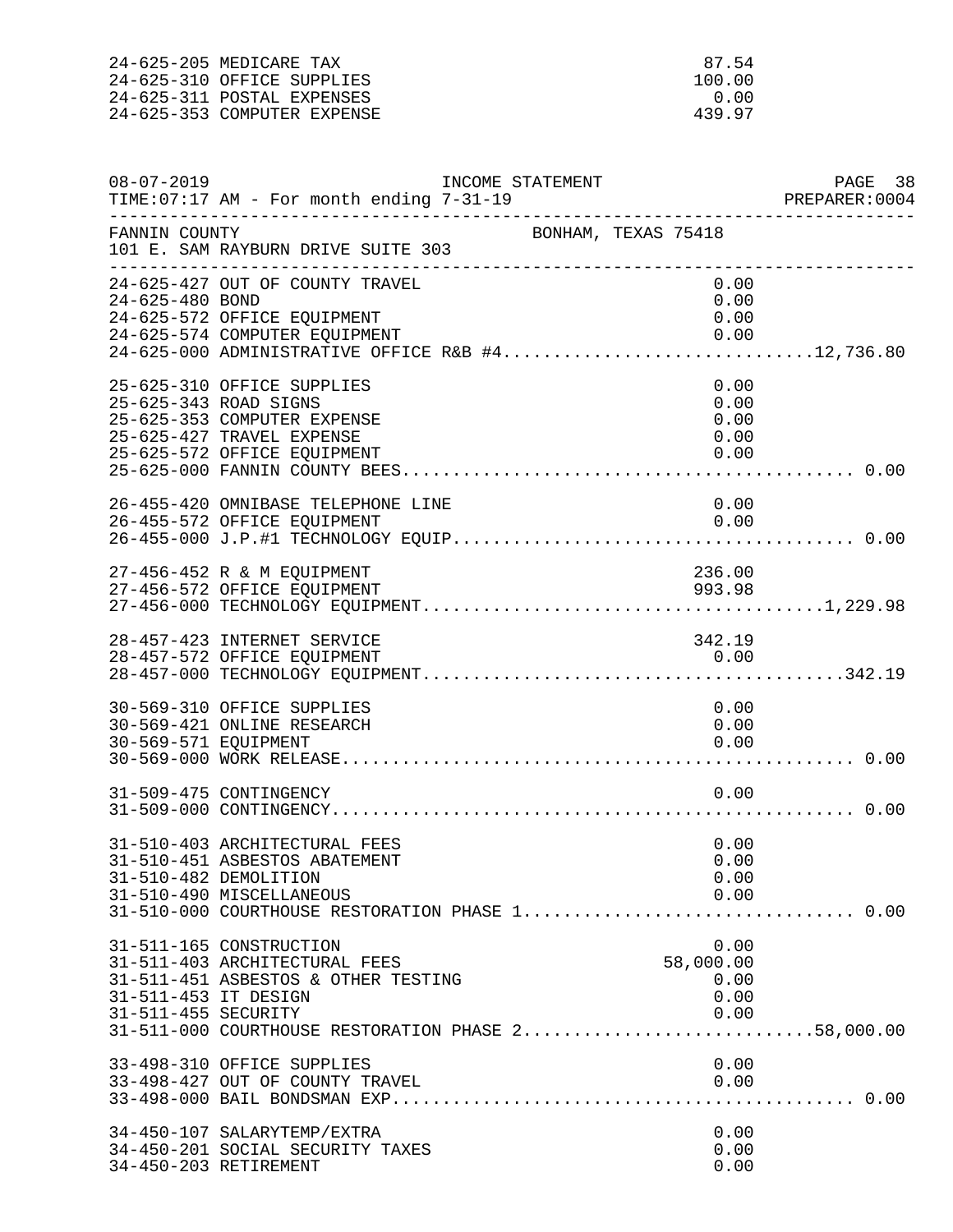| Account | Description | Amount | Total |
|---|---|---|---|
| 24-625-205 | MEDICARE TAX | 87.54 | |
| 24-625-310 | OFFICE SUPPLIES | 100.00 | |
| 24-625-311 | POSTAL EXPENSES | 0.00 | |
| 24-625-353 | COMPUTER EXPENSE | 439.97 | |

08-07-2019 INCOME STATEMENT
TIME:07:17 AM - For month ending 7-31-19 PREPARER:0004

FANNIN COUNTY BONHAM, TEXAS 75418
101 E. SAM RAYBURN DRIVE SUITE 303

| Account | Description | Amount | Total |
|---|---|---|---|
| 24-625-427 | OUT OF COUNTY TRAVEL | 0.00 | |
| 24-625-480 | BOND | 0.00 | |
| 24-625-572 | OFFICE EQUIPMENT | 0.00 | |
| 24-625-574 | COMPUTER EQUIPMENT | 0.00 | |
| 24-625-000 | ADMINISTRATIVE OFFICE R&B #4 | | 12,736.80 |
| 25-625-310 | OFFICE SUPPLIES | 0.00 | |
| 25-625-343 | ROAD SIGNS | 0.00 | |
| 25-625-353 | COMPUTER EXPENSE | 0.00 | |
| 25-625-427 | TRAVEL EXPENSE | 0.00 | |
| 25-625-572 | OFFICE EQUIPMENT | 0.00 | |
| 25-625-000 | FANNIN COUNTY BEES | | 0.00 |
| 26-455-420 | OMNIBASE TELEPHONE LINE | 0.00 | |
| 26-455-572 | OFFICE EQUIPMENT | 0.00 | |
| 26-455-000 | J.P.#1 TECHNOLOGY EQUIP | | 0.00 |
| 27-456-452 | R & M EQUIPMENT | 236.00 | |
| 27-456-572 | OFFICE EQUIPMENT | 993.98 | |
| 27-456-000 | TECHNOLOGY EQUIPMENT | | 1,229.98 |
| 28-457-423 | INTERNET SERVICE | 342.19 | |
| 28-457-572 | OFFICE EQUIPMENT | 0.00 | |
| 28-457-000 | TECHNOLOGY EQUIPMENT | | 342.19 |
| 30-569-310 | OFFICE SUPPLIES | 0.00 | |
| 30-569-421 | ONLINE RESEARCH | 0.00 | |
| 30-569-571 | EQUIPMENT | 0.00 | |
| 30-569-000 | WORK RELEASE | | 0.00 |
| 31-509-475 | CONTINGENCY | 0.00 | |
| 31-509-000 | CONTINGENCY | | 0.00 |
| 31-510-403 | ARCHITECTURAL FEES | 0.00 | |
| 31-510-451 | ASBESTOS ABATEMENT | 0.00 | |
| 31-510-482 | DEMOLITION | 0.00 | |
| 31-510-490 | MISCELLANEOUS | 0.00 | |
| 31-510-000 | COURTHOUSE RESTORATION PHASE 1 | | 0.00 |
| 31-511-165 | CONSTRUCTION | 0.00 | |
| 31-511-403 | ARCHITECTURAL FEES | 58,000.00 | |
| 31-511-451 | ASBESTOS & OTHER TESTING | 0.00 | |
| 31-511-453 | IT DESIGN | 0.00 | |
| 31-511-455 | SECURITY | 0.00 | |
| 31-511-000 | COURTHOUSE RESTORATION PHASE 2 | | 58,000.00 |
| 33-498-310 | OFFICE SUPPLIES | 0.00 | |
| 33-498-427 | OUT OF COUNTY TRAVEL | 0.00 | |
| 33-498-000 | BAIL BONDSMAN EXP | | 0.00 |
| 34-450-107 | SALARYTEMP/EXTRA | 0.00 | |
| 34-450-201 | SOCIAL SECURITY TAXES | 0.00 | |
| 34-450-203 | RETIREMENT | 0.00 | |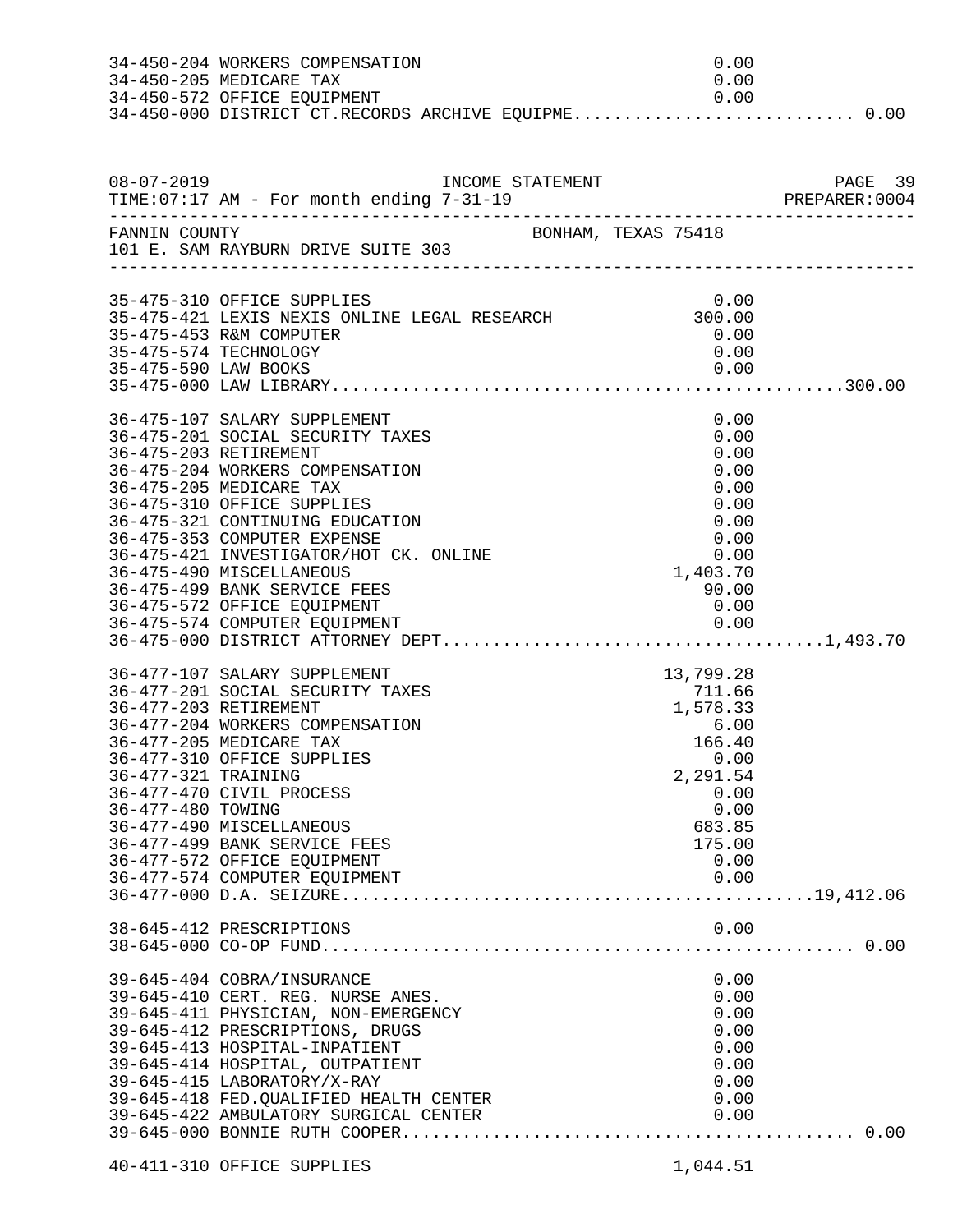```
34-450-204 WORKERS COMPENSATION                                   0.00
34-450-205 MEDICARE TAX                                           0.00
34-450-572 OFFICE EQUIPMENT                                       0.00
34-450-000 DISTRICT CT.RECORDS ARCHIVE EQUIPME........................... 0.00
```

```
08-07-2019                      INCOME STATEMENT                              PAGE 39
TIME:07:17 AM - For month ending 7-31-19                               PREPARER:0004
--------------------------------------------------------------------------------------
FANNIN COUNTY                                     BONHAM, TEXAS 75418
101 E. SAM RAYBURN DRIVE SUITE 303
--------------------------------------------------------------------------------------

35-475-310 OFFICE SUPPLIES                                        0.00
35-475-421 LEXIS NEXIS ONLINE LEGAL RESEARCH                    300.00
35-475-453 R&M COMPUTER                                           0.00
35-475-574 TECHNOLOGY                                             0.00
35-475-590 LAW BOOKS                                              0.00
35-475-000 LAW LIBRARY..................................................300.00

36-475-107 SALARY SUPPLEMENT                                      0.00
36-475-201 SOCIAL SECURITY TAXES                                  0.00
36-475-203 RETIREMENT                                             0.00
36-475-204 WORKERS COMPENSATION                                   0.00
36-475-205 MEDICARE TAX                                           0.00
36-475-310 OFFICE SUPPLIES                                        0.00
36-475-321 CONTINUING EDUCATION                                   0.00
36-475-353 COMPUTER EXPENSE                                       0.00
36-475-421 INVESTIGATOR/HOT CK. ONLINE                            0.00
36-475-490 MISCELLANEOUS                                      1,403.70
36-475-499 BANK SERVICE FEES                                     90.00
36-475-572 OFFICE EQUIPMENT                                       0.00
36-475-574 COMPUTER EQUIPMENT                                     0.00
36-475-000 DISTRICT ATTORNEY DEPT...................................1,493.70

36-477-107 SALARY SUPPLEMENT                                 13,799.28
36-477-201 SOCIAL SECURITY TAXES                                711.66
36-477-203 RETIREMENT                                         1,578.33
36-477-204 WORKERS COMPENSATION                                   6.00
36-477-205 MEDICARE TAX                                         166.40
36-477-310 OFFICE SUPPLIES                                        0.00
36-477-321 TRAINING                                           2,291.54
36-477-470 CIVIL PROCESS                                          0.00
36-477-480 TOWING                                                 0.00
36-477-490 MISCELLANEOUS                                        683.85
36-477-499 BANK SERVICE FEES                                    175.00
36-477-572 OFFICE EQUIPMENT                                       0.00
36-477-574 COMPUTER EQUIPMENT                                     0.00
36-477-000 D.A. SEIZURE............................................19,412.06

38-645-412 PRESCRIPTIONS                                          0.00
38-645-000 CO-OP FUND.................................................... 0.00

39-645-404 COBRA/INSURANCE                                        0.00
39-645-410 CERT. REG. NURSE ANES.                                 0.00
39-645-411 PHYSICIAN, NON-EMERGENCY                               0.00
39-645-412 PRESCRIPTIONS, DRUGS                                   0.00
39-645-413 HOSPITAL-INPATIENT                                     0.00
39-645-414 HOSPITAL, OUTPATIENT                                   0.00
39-645-415 LABORATORY/X-RAY                                       0.00
39-645-418 FED.QUALIFIED HEALTH CENTER                            0.00
39-645-422 AMBULATORY SURGICAL CENTER                             0.00
39-645-000 BONNIE RUTH COOPER............................................ 0.00

40-411-310 OFFICE SUPPLIES                                    1,044.51
```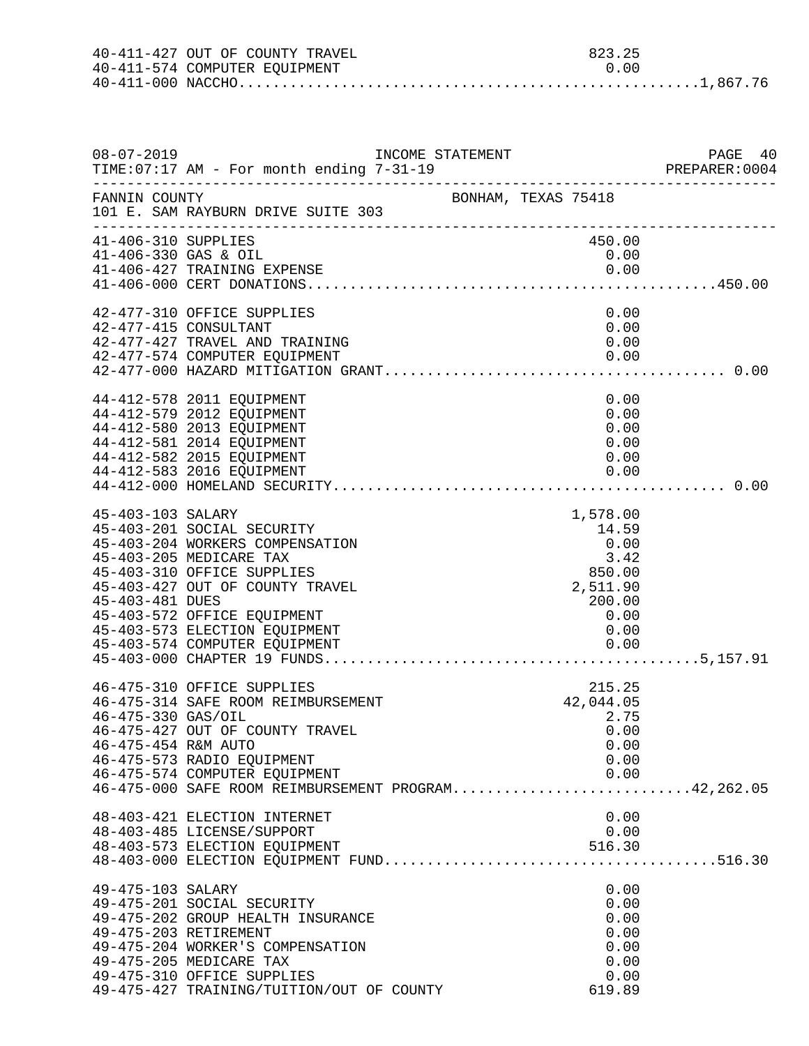40-411-427 OUT OF COUNTY TRAVEL 823.25
40-411-574 COMPUTER EQUIPMENT 0.00
40-411-000 NACCHO....................................................1,867.76

08-07-2019 INCOME STATEMENT PAGE 40
TIME:07:17 AM - For month ending 7-31-19 PREPARER:0004

FANNIN COUNTY BONHAM, TEXAS 75418
101 E. SAM RAYBURN DRIVE SUITE 303

| Account | Description | Amount | Total |
|---|---|---|---|
| 41-406-310 | SUPPLIES | 450.00 | |
| 41-406-330 | GAS & OIL | 0.00 | |
| 41-406-427 | TRAINING EXPENSE | 0.00 | |
| 41-406-000 | CERT DONATIONS | | 450.00 |
| 42-477-310 | OFFICE SUPPLIES | 0.00 | |
| 42-477-415 | CONSULTANT | 0.00 | |
| 42-477-427 | TRAVEL AND TRAINING | 0.00 | |
| 42-477-574 | COMPUTER EQUIPMENT | 0.00 | |
| 42-477-000 | HAZARD MITIGATION GRANT | | 0.00 |
| 44-412-578 | 2011 EQUIPMENT | 0.00 | |
| 44-412-579 | 2012 EQUIPMENT | 0.00 | |
| 44-412-580 | 2013 EQUIPMENT | 0.00 | |
| 44-412-581 | 2014 EQUIPMENT | 0.00 | |
| 44-412-582 | 2015 EQUIPMENT | 0.00 | |
| 44-412-583 | 2016 EQUIPMENT | 0.00 | |
| 44-412-000 | HOMELAND SECURITY | | 0.00 |
| 45-403-103 | SALARY | 1,578.00 | |
| 45-403-201 | SOCIAL SECURITY | 14.59 | |
| 45-403-204 | WORKERS COMPENSATION | 0.00 | |
| 45-403-205 | MEDICARE TAX | 3.42 | |
| 45-403-310 | OFFICE SUPPLIES | 850.00 | |
| 45-403-427 | OUT OF COUNTY TRAVEL | 2,511.90 | |
| 45-403-481 | DUES | 200.00 | |
| 45-403-572 | OFFICE EQUIPMENT | 0.00 | |
| 45-403-573 | ELECTION EQUIPMENT | 0.00 | |
| 45-403-574 | COMPUTER EQUIPMENT | 0.00 | |
| 45-403-000 | CHAPTER 19 FUNDS | | 5,157.91 |
| 46-475-310 | OFFICE SUPPLIES | 215.25 | |
| 46-475-314 | SAFE ROOM REIMBURSEMENT | 42,044.05 | |
| 46-475-330 | GAS/OIL | 2.75 | |
| 46-475-427 | OUT OF COUNTY TRAVEL | 0.00 | |
| 46-475-454 | R&M AUTO | 0.00 | |
| 46-475-573 | RADIO EQUIPMENT | 0.00 | |
| 46-475-574 | COMPUTER EQUIPMENT | 0.00 | |
| 46-475-000 | SAFE ROOM REIMBURSEMENT PROGRAM | | 42,262.05 |
| 48-403-421 | ELECTION INTERNET | 0.00 | |
| 48-403-485 | LICENSE/SUPPORT | 0.00 | |
| 48-403-573 | ELECTION EQUIPMENT | 516.30 | |
| 48-403-000 | ELECTION EQUIPMENT FUND | | 516.30 |
| 49-475-103 | SALARY | 0.00 | |
| 49-475-201 | SOCIAL SECURITY | 0.00 | |
| 49-475-202 | GROUP HEALTH INSURANCE | 0.00 | |
| 49-475-203 | RETIREMENT | 0.00 | |
| 49-475-204 | WORKER'S COMPENSATION | 0.00 | |
| 49-475-205 | MEDICARE TAX | 0.00 | |
| 49-475-310 | OFFICE SUPPLIES | 0.00 | |
| 49-475-427 | TRAINING/TUITION/OUT OF COUNTY | 619.89 | |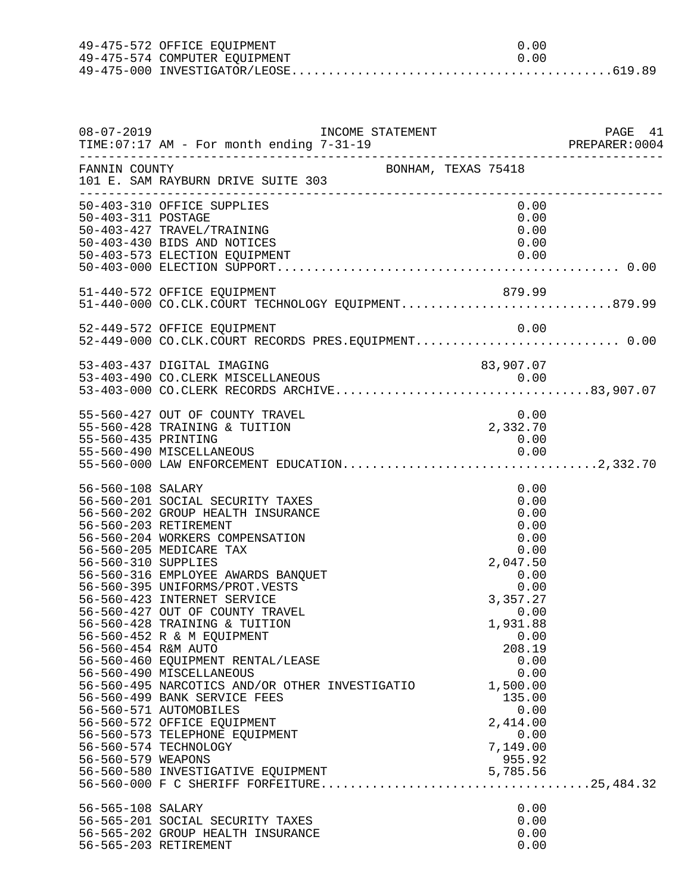| Account | Description | Amount | Total |
|---|---|---|---|
| 49-475-572 | OFFICE EQUIPMENT | 0.00 | |
| 49-475-574 | COMPUTER EQUIPMENT | 0.00 | |
| 49-475-000 | INVESTIGATOR/LEOSE | | 619.89 |

08-07-2019 INCOME STATEMENT
TIME:07:17 AM - For month ending 7-31-19 PREPARER:0004

FANNIN COUNTY BONHAM, TEXAS 75418
101 E. SAM RAYBURN DRIVE SUITE 303

| Account | Description | Amount | Total |
|---|---|---|---|
| 50-403-310 | OFFICE SUPPLIES | 0.00 | |
| 50-403-311 | POSTAGE | 0.00 | |
| 50-403-427 | TRAVEL/TRAINING | 0.00 | |
| 50-403-430 | BIDS AND NOTICES | 0.00 | |
| 50-403-573 | ELECTION EQUIPMENT | 0.00 | |
| 50-403-000 | ELECTION SUPPORT | | 0.00 |
| 51-440-572 | OFFICE EQUIPMENT | 879.99 | |
| 51-440-000 | CO.CLK.COURT TECHNOLOGY EQUIPMENT | | 879.99 |
| 52-449-572 | OFFICE EQUIPMENT | 0.00 | |
| 52-449-000 | CO.CLK.COURT RECORDS PRES.EQUIPMENT | | 0.00 |
| 53-403-437 | DIGITAL IMAGING | 83,907.07 | |
| 53-403-490 | CO.CLERK MISCELLANEOUS | 0.00 | |
| 53-403-000 | CO.CLERK RECORDS ARCHIVE | | 83,907.07 |
| 55-560-427 | OUT OF COUNTY TRAVEL | 0.00 | |
| 55-560-428 | TRAINING & TUITION | 2,332.70 | |
| 55-560-435 | PRINTING | 0.00 | |
| 55-560-490 | MISCELLANEOUS | 0.00 | |
| 55-560-000 | LAW ENFORCEMENT EDUCATION | | 2,332.70 |
| 56-560-108 | SALARY | 0.00 | |
| 56-560-201 | SOCIAL SECURITY TAXES | 0.00 | |
| 56-560-202 | GROUP HEALTH INSURANCE | 0.00 | |
| 56-560-203 | RETIREMENT | 0.00 | |
| 56-560-204 | WORKERS COMPENSATION | 0.00 | |
| 56-560-205 | MEDICARE TAX | 0.00 | |
| 56-560-310 | SUPPLIES | 2,047.50 | |
| 56-560-316 | EMPLOYEE AWARDS BANQUET | 0.00 | |
| 56-560-395 | UNIFORMS/PROT.VESTS | 0.00 | |
| 56-560-423 | INTERNET SERVICE | 3,357.27 | |
| 56-560-427 | OUT OF COUNTY TRAVEL | 0.00 | |
| 56-560-428 | TRAINING & TUITION | 1,931.88 | |
| 56-560-452 | R & M EQUIPMENT | 0.00 | |
| 56-560-454 | R&M AUTO | 208.19 | |
| 56-560-460 | EQUIPMENT RENTAL/LEASE | 0.00 | |
| 56-560-490 | MISCELLANEOUS | 0.00 | |
| 56-560-495 | NARCOTICS AND/OR OTHER INVESTIGATIO | 1,500.00 | |
| 56-560-499 | BANK SERVICE FEES | 135.00 | |
| 56-560-571 | AUTOMOBILES | 0.00 | |
| 56-560-572 | OFFICE EQUIPMENT | 2,414.00 | |
| 56-560-573 | TELEPHONE EQUIPMENT | 0.00 | |
| 56-560-574 | TECHNOLOGY | 7,149.00 | |
| 56-560-579 | WEAPONS | 955.92 | |
| 56-560-580 | INVESTIGATIVE EQUIPMENT | 5,785.56 | |
| 56-560-000 | F C SHERIFF FORFEITURE | | 25,484.32 |
| 56-565-108 | SALARY | 0.00 | |
| 56-565-201 | SOCIAL SECURITY TAXES | 0.00 | |
| 56-565-202 | GROUP HEALTH INSURANCE | 0.00 | |
| 56-565-203 | RETIREMENT | 0.00 | |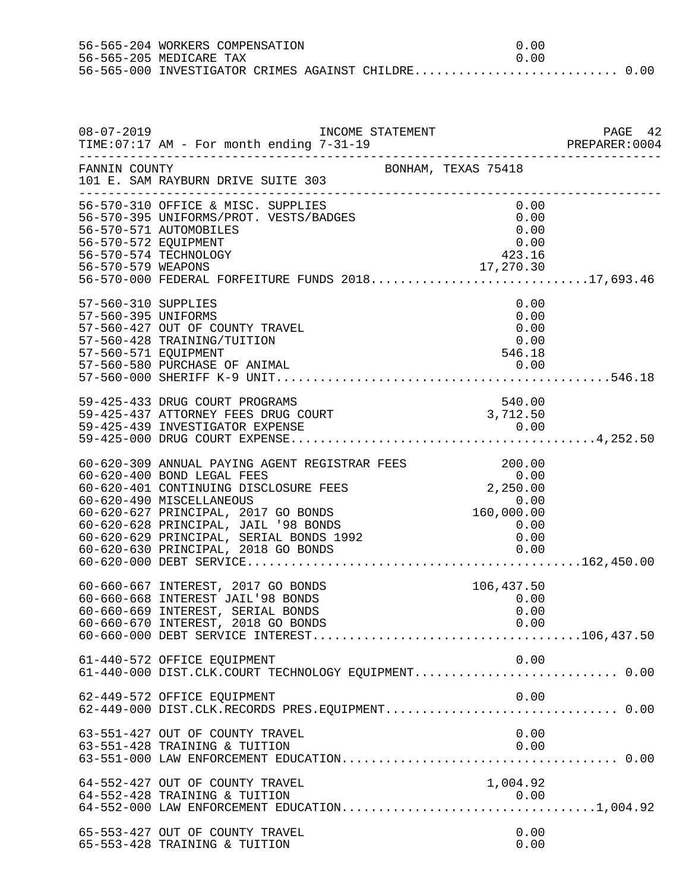```
56-565-204 WORKERS COMPENSATION                                    0.00
56-565-205 MEDICARE TAX                                            0.00
56-565-000 INVESTIGATOR CRIMES AGAINST CHILDRE.......................... 0.00
```

```
08-07-2019                         INCOME STATEMENT                             PAGE 42
TIME:07:17 AM - For month ending 7-31-19                                  PREPARER:0004
---------------------------------------------------------------------------------------
FANNIN COUNTY                                    BONHAM, TEXAS 75418
101 E. SAM RAYBURN DRIVE SUITE 303
---------------------------------------------------------------------------------------
56-570-310 OFFICE & MISC. SUPPLIES                                 0.00
56-570-395 UNIFORMS/PROT. VESTS/BADGES                             0.00
56-570-571 AUTOMOBILES                                             0.00
56-570-572 EQUIPMENT                                               0.00
56-570-574 TECHNOLOGY                                            423.16
56-570-579 WEAPONS                                            17,270.30
56-570-000 FEDERAL FORFEITURE FUNDS 2018.............................17,693.46

57-560-310 SUPPLIES                                                0.00
57-560-395 UNIFORMS                                                0.00
57-560-427 OUT OF COUNTY TRAVEL                                    0.00
57-560-428 TRAINING/TUITION                                        0.00
57-560-571 EQUIPMENT                                             546.18
57-560-580 PURCHASE OF ANIMAL                                      0.00
57-560-000 SHERIFF K-9 UNIT..........................................546.18

59-425-433 DRUG COURT PROGRAMS                                   540.00
59-425-437 ATTORNEY FEES DRUG COURT                            3,712.50
59-425-439 INVESTIGATOR EXPENSE                                    0.00
59-425-000 DRUG COURT EXPENSE........................................4,252.50

60-620-309 ANNUAL PAYING AGENT REGISTRAR FEES                    200.00
60-620-400 BOND LEGAL FEES                                         0.00
60-620-401 CONTINUING DISCLOSURE FEES                          2,250.00
60-620-490 MISCELLANEOUS                                           0.00
60-620-627 PRINCIPAL, 2017 GO BONDS                          160,000.00
60-620-628 PRINCIPAL, JAIL '98 BONDS                               0.00
60-620-629 PRINCIPAL, SERIAL BONDS 1992                            0.00
60-620-630 PRINCIPAL, 2018 GO BONDS                                0.00
60-620-000 DEBT SERVICE..............................................162,450.00

60-660-667 INTEREST, 2017 GO BONDS                           106,437.50
60-660-668 INTEREST JAIL'98 BONDS                                  0.00
60-660-669 INTEREST, SERIAL BONDS                                  0.00
60-660-670 INTEREST, 2018 GO BONDS                                 0.00
60-660-000 DEBT SERVICE INTEREST.....................................106,437.50

61-440-572 OFFICE EQUIPMENT                                        0.00
61-440-000 DIST.CLK.COURT TECHNOLOGY EQUIPMENT.......................... 0.00

62-449-572 OFFICE EQUIPMENT                                        0.00
62-449-000 DIST.CLK.RECORDS PRES.EQUIPMENT.............................. 0.00

63-551-427 OUT OF COUNTY TRAVEL                                    0.00
63-551-428 TRAINING & TUITION                                      0.00
63-551-000 LAW ENFORCEMENT EDUCATION.................................... 0.00

64-552-427 OUT OF COUNTY TRAVEL                                1,004.92
64-552-428 TRAINING & TUITION                                      0.00
64-552-000 LAW ENFORCEMENT EDUCATION.................................1,004.92

65-553-427 OUT OF COUNTY TRAVEL                                    0.00
65-553-428 TRAINING & TUITION                                      0.00
```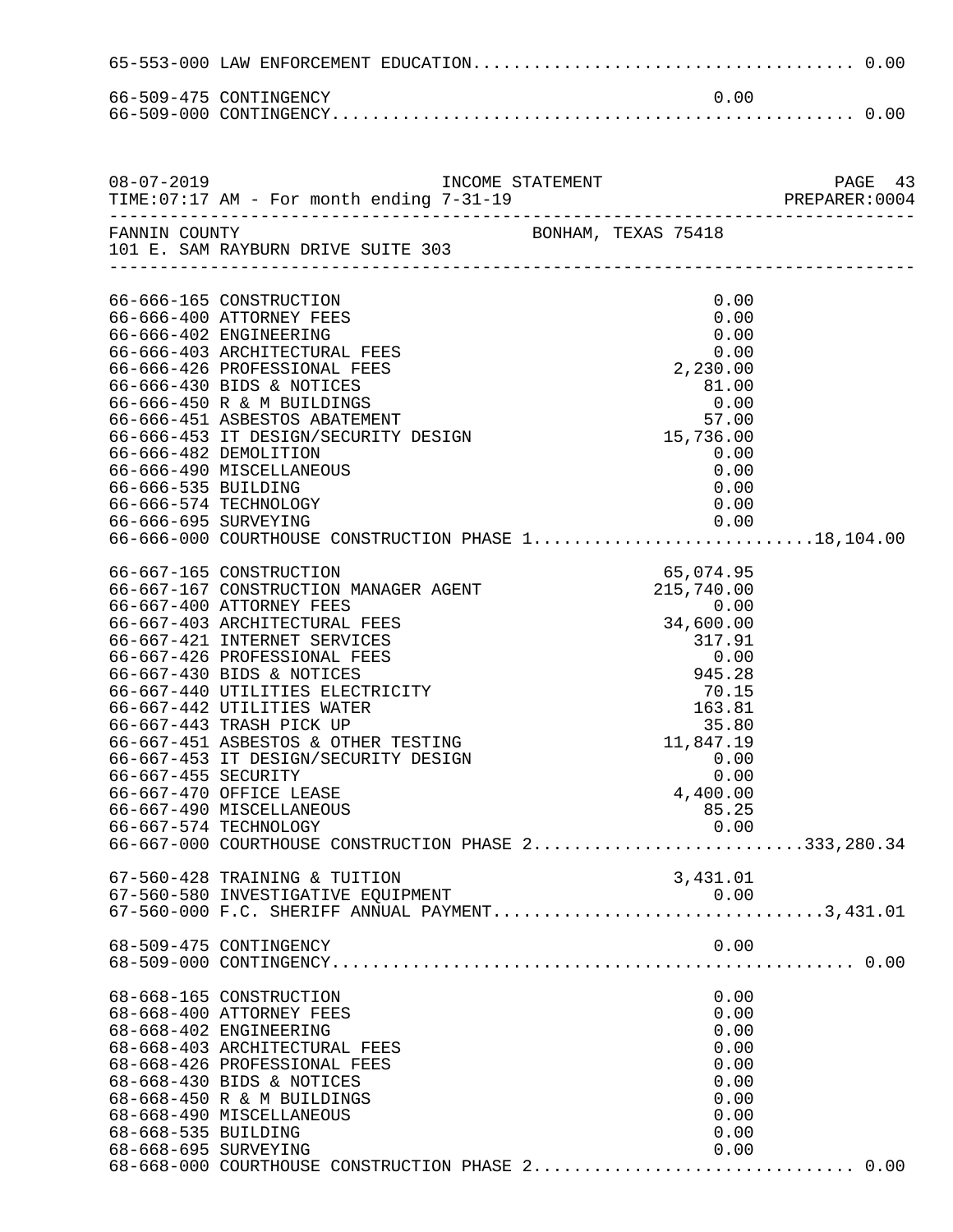65-553-000 LAW ENFORCEMENT EDUCATION....................................... 0.00

| Account | Description | Amount | Total |
|---|---|---|---|
| 66-509-475 | CONTINGENCY | 0.00 | |
| 66-509-000 | CONTINGENCY | | 0.00 |

INCOME STATEMENT — For month ending 7-31-19

FANNIN COUNTY — BONHAM, TEXAS 75418
101 E. SAM RAYBURN DRIVE SUITE 303

| Account | Description | Amount | Total |
|---|---|---|---|
| 66-666-165 | CONSTRUCTION | 0.00 | |
| 66-666-400 | ATTORNEY FEES | 0.00 | |
| 66-666-402 | ENGINEERING | 0.00 | |
| 66-666-403 | ARCHITECTURAL FEES | 0.00 | |
| 66-666-426 | PROFESSIONAL FEES | 2,230.00 | |
| 66-666-430 | BIDS & NOTICES | 81.00 | |
| 66-666-450 | R & M BUILDINGS | 0.00 | |
| 66-666-451 | ASBESTOS ABATEMENT | 57.00 | |
| 66-666-453 | IT DESIGN/SECURITY DESIGN | 15,736.00 | |
| 66-666-482 | DEMOLITION | 0.00 | |
| 66-666-490 | MISCELLANEOUS | 0.00 | |
| 66-666-535 | BUILDING | 0.00 | |
| 66-666-574 | TECHNOLOGY | 0.00 | |
| 66-666-695 | SURVEYING | 0.00 | |
| 66-666-000 | COURTHOUSE CONSTRUCTION PHASE 1 | | 18,104.00 |
| 66-667-165 | CONSTRUCTION | 65,074.95 | |
| 66-667-167 | CONSTRUCTION MANAGER AGENT | 215,740.00 | |
| 66-667-400 | ATTORNEY FEES | 0.00 | |
| 66-667-403 | ARCHITECTURAL FEES | 34,600.00 | |
| 66-667-421 | INTERNET SERVICES | 317.91 | |
| 66-667-426 | PROFESSIONAL FEES | 0.00 | |
| 66-667-430 | BIDS & NOTICES | 945.28 | |
| 66-667-440 | UTILITIES ELECTRICITY | 70.15 | |
| 66-667-442 | UTILITIES WATER | 163.81 | |
| 66-667-443 | TRASH PICK UP | 35.80 | |
| 66-667-451 | ASBESTOS & OTHER TESTING | 11,847.19 | |
| 66-667-453 | IT DESIGN/SECURITY DESIGN | 0.00 | |
| 66-667-455 | SECURITY | 0.00 | |
| 66-667-470 | OFFICE LEASE | 4,400.00 | |
| 66-667-490 | MISCELLANEOUS | 85.25 | |
| 66-667-574 | TECHNOLOGY | 0.00 | |
| 66-667-000 | COURTHOUSE CONSTRUCTION PHASE 2 | | 333,280.34 |
| 67-560-428 | TRAINING & TUITION | 3,431.01 | |
| 67-560-580 | INVESTIGATIVE EQUIPMENT | 0.00 | |
| 67-560-000 | F.C. SHERIFF ANNUAL PAYMENT | | 3,431.01 |
| 68-509-475 | CONTINGENCY | 0.00 | |
| 68-509-000 | CONTINGENCY | | 0.00 |
| 68-668-165 | CONSTRUCTION | 0.00 | |
| 68-668-400 | ATTORNEY FEES | 0.00 | |
| 68-668-402 | ENGINEERING | 0.00 | |
| 68-668-403 | ARCHITECTURAL FEES | 0.00 | |
| 68-668-426 | PROFESSIONAL FEES | 0.00 | |
| 68-668-430 | BIDS & NOTICES | 0.00 | |
| 68-668-450 | R & M BUILDINGS | 0.00 | |
| 68-668-490 | MISCELLANEOUS | 0.00 | |
| 68-668-535 | BUILDING | 0.00 | |
| 68-668-695 | SURVEYING | 0.00 | |
| 68-668-000 | COURTHOUSE CONSTRUCTION PHASE 2 | | 0.00 |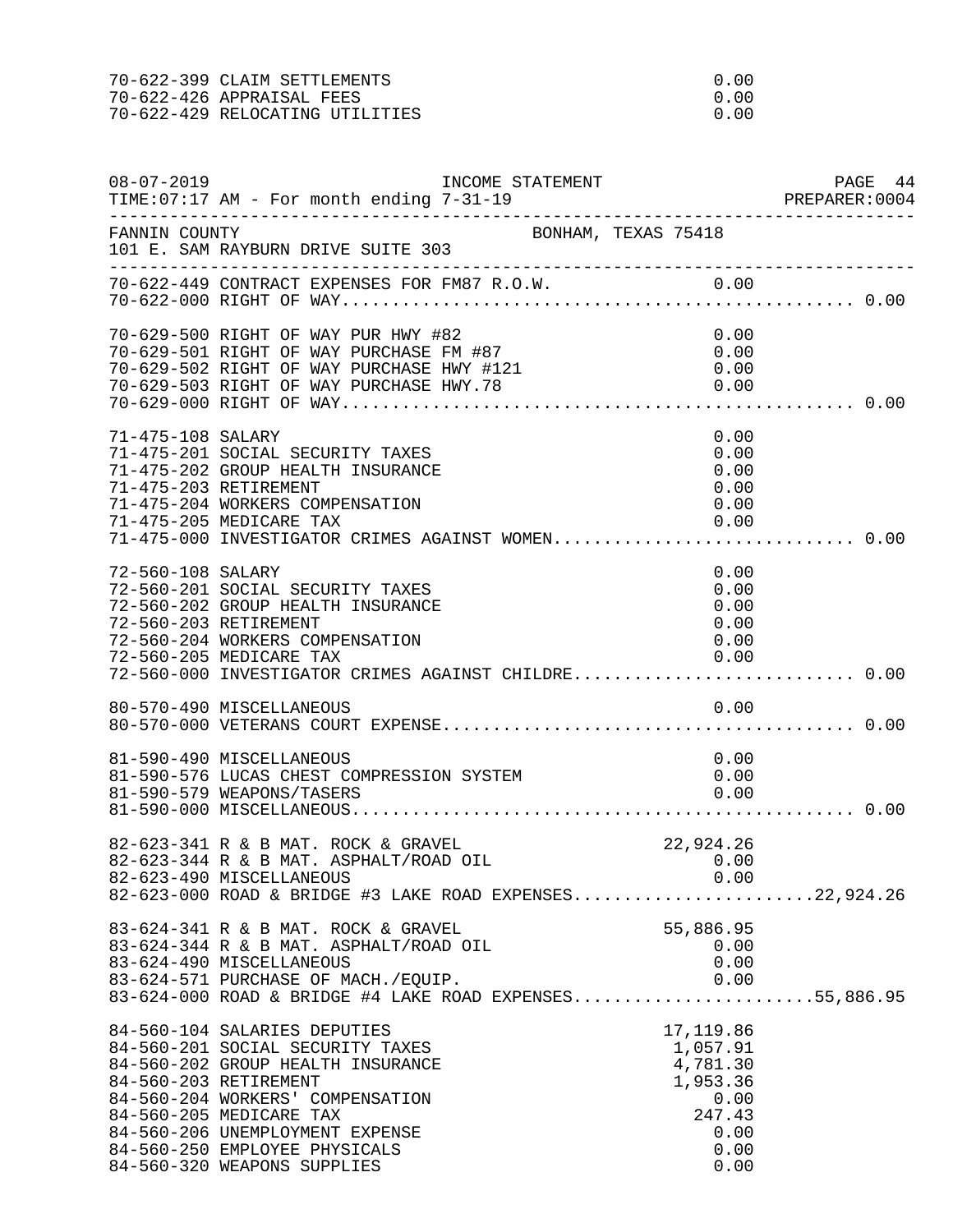| Account | Description | Amount | Total |
|---|---|---|---|
| 70-622-399 | CLAIM SETTLEMENTS | 0.00 | |
| 70-622-426 | APPRAISAL FEES | 0.00 | |
| 70-622-429 | RELOCATING UTILITIES | 0.00 | |

08-07-2019 INCOME STATEMENT PAGE 44
TIME:07:17 AM - For month ending 7-31-19 PREPARER:0004

FANNIN COUNTY BONHAM, TEXAS 75418
101 E. SAM RAYBURN DRIVE SUITE 303

| Account | Description | Amount | Total |
|---|---|---|---|
| 70-622-449 | CONTRACT EXPENSES FOR FM87 R.O.W. | 0.00 | |
| 70-622-000 | RIGHT OF WAY | | 0.00 |
| 70-629-500 | RIGHT OF WAY PUR HWY #82 | 0.00 | |
| 70-629-501 | RIGHT OF WAY PURCHASE FM #87 | 0.00 | |
| 70-629-502 | RIGHT OF WAY PURCHASE HWY #121 | 0.00 | |
| 70-629-503 | RIGHT OF WAY PURCHASE HWY.78 | 0.00 | |
| 70-629-000 | RIGHT OF WAY | | 0.00 |
| 71-475-108 | SALARY | 0.00 | |
| 71-475-201 | SOCIAL SECURITY TAXES | 0.00 | |
| 71-475-202 | GROUP HEALTH INSURANCE | 0.00 | |
| 71-475-203 | RETIREMENT | 0.00 | |
| 71-475-204 | WORKERS COMPENSATION | 0.00 | |
| 71-475-205 | MEDICARE TAX | 0.00 | |
| 71-475-000 | INVESTIGATOR CRIMES AGAINST WOMEN | | 0.00 |
| 72-560-108 | SALARY | 0.00 | |
| 72-560-201 | SOCIAL SECURITY TAXES | 0.00 | |
| 72-560-202 | GROUP HEALTH INSURANCE | 0.00 | |
| 72-560-203 | RETIREMENT | 0.00 | |
| 72-560-204 | WORKERS COMPENSATION | 0.00 | |
| 72-560-205 | MEDICARE TAX | 0.00 | |
| 72-560-000 | INVESTIGATOR CRIMES AGAINST CHILDRE | | 0.00 |
| 80-570-490 | MISCELLANEOUS | 0.00 | |
| 80-570-000 | VETERANS COURT EXPENSE | | 0.00 |
| 81-590-490 | MISCELLANEOUS | 0.00 | |
| 81-590-576 | LUCAS CHEST COMPRESSION SYSTEM | 0.00 | |
| 81-590-579 | WEAPONS/TASERS | 0.00 | |
| 81-590-000 | MISCELLANEOUS | | 0.00 |
| 82-623-341 | R & B MAT. ROCK & GRAVEL | 22,924.26 | |
| 82-623-344 | R & B MAT. ASPHALT/ROAD OIL | 0.00 | |
| 82-623-490 | MISCELLANEOUS | 0.00 | |
| 82-623-000 | ROAD & BRIDGE #3 LAKE ROAD EXPENSES | | 22,924.26 |
| 83-624-341 | R & B MAT. ROCK & GRAVEL | 55,886.95 | |
| 83-624-344 | R & B MAT. ASPHALT/ROAD OIL | 0.00 | |
| 83-624-490 | MISCELLANEOUS | 0.00 | |
| 83-624-571 | PURCHASE OF MACH./EQUIP. | 0.00 | |
| 83-624-000 | ROAD & BRIDGE #4 LAKE ROAD EXPENSES | | 55,886.95 |
| 84-560-104 | SALARIES DEPUTIES | 17,119.86 | |
| 84-560-201 | SOCIAL SECURITY TAXES | 1,057.91 | |
| 84-560-202 | GROUP HEALTH INSURANCE | 4,781.30 | |
| 84-560-203 | RETIREMENT | 1,953.36 | |
| 84-560-204 | WORKERS' COMPENSATION | 0.00 | |
| 84-560-205 | MEDICARE TAX | 247.43 | |
| 84-560-206 | UNEMPLOYMENT EXPENSE | 0.00 | |
| 84-560-250 | EMPLOYEE PHYSICALS | 0.00 | |
| 84-560-320 | WEAPONS SUPPLIES | 0.00 | |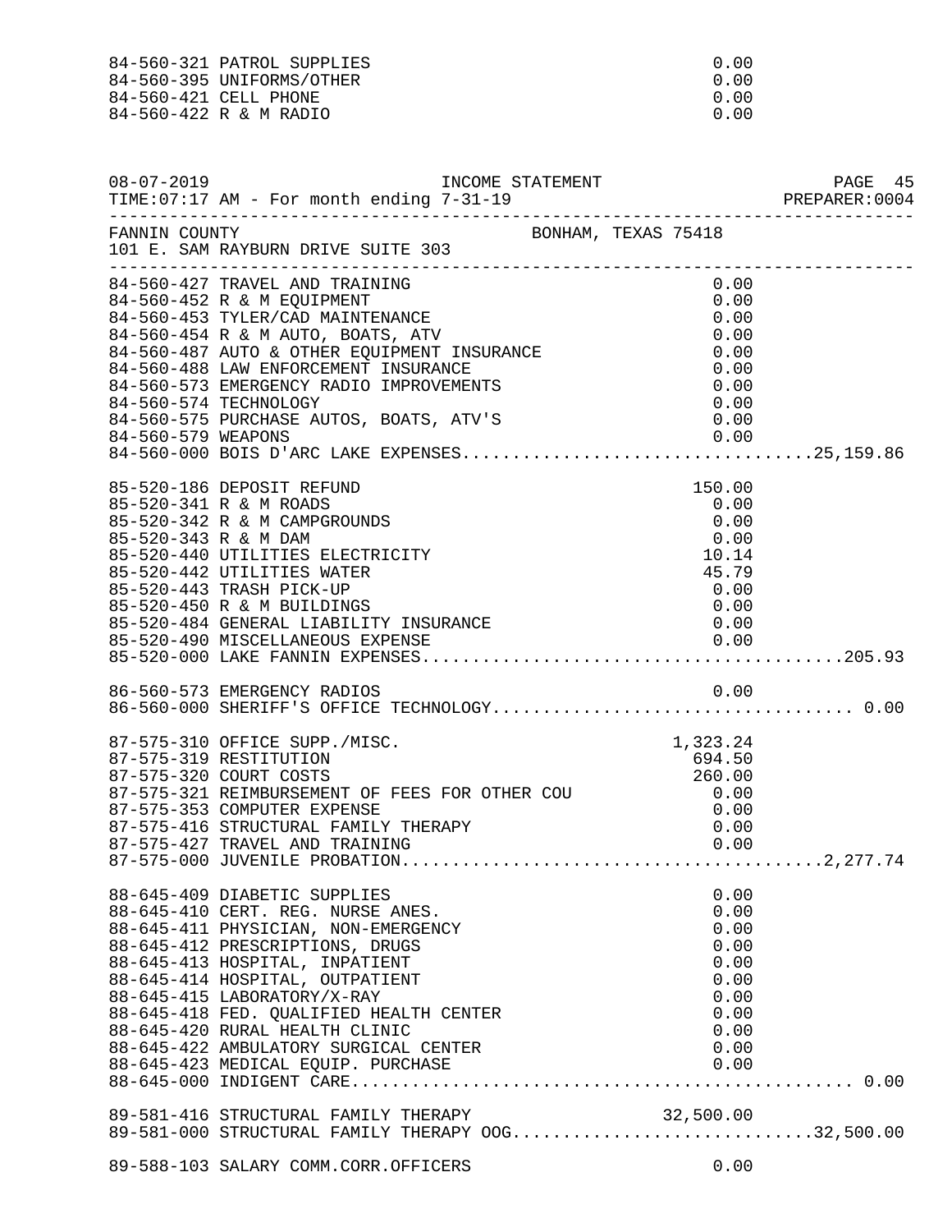| Account | Description | Amount | Total |
|---|---|---|---|
| 84-560-321 | PATROL SUPPLIES | 0.00 | |
| 84-560-395 | UNIFORMS/OTHER | 0.00 | |
| 84-560-421 | CELL PHONE | 0.00 | |
| 84-560-422 | R & M RADIO | 0.00 | |

08-07-2019 INCOME STATEMENT PAGE 45
TIME:07:17 AM - For month ending 7-31-19 PREPARER:0004

FANNIN COUNTY BONHAM, TEXAS 75418
101 E. SAM RAYBURN DRIVE SUITE 303

| Account | Description | Amount | Total |
|---|---|---|---|
| 84-560-427 | TRAVEL AND TRAINING | 0.00 | |
| 84-560-452 | R & M EQUIPMENT | 0.00 | |
| 84-560-453 | TYLER/CAD MAINTENANCE | 0.00 | |
| 84-560-454 | R & M AUTO, BOATS, ATV | 0.00 | |
| 84-560-487 | AUTO & OTHER EQUIPMENT INSURANCE | 0.00 | |
| 84-560-488 | LAW ENFORCEMENT INSURANCE | 0.00 | |
| 84-560-573 | EMERGENCY RADIO IMPROVEMENTS | 0.00 | |
| 84-560-574 | TECHNOLOGY | 0.00 | |
| 84-560-575 | PURCHASE AUTOS, BOATS, ATV'S | 0.00 | |
| 84-560-579 | WEAPONS | 0.00 | |
| 84-560-000 | BOIS D'ARC LAKE EXPENSES | | 25,159.86 |
| 85-520-186 | DEPOSIT REFUND | 150.00 | |
| 85-520-341 | R & M ROADS | 0.00 | |
| 85-520-342 | R & M CAMPGROUNDS | 0.00 | |
| 85-520-343 | R & M DAM | 0.00 | |
| 85-520-440 | UTILITIES ELECTRICITY | 10.14 | |
| 85-520-442 | UTILITIES WATER | 45.79 | |
| 85-520-443 | TRASH PICK-UP | 0.00 | |
| 85-520-450 | R & M BUILDINGS | 0.00 | |
| 85-520-484 | GENERAL LIABILITY INSURANCE | 0.00 | |
| 85-520-490 | MISCELLANEOUS EXPENSE | 0.00 | |
| 85-520-000 | LAKE FANNIN EXPENSES | | 205.93 |
| 86-560-573 | EMERGENCY RADIOS | 0.00 | |
| 86-560-000 | SHERIFF'S OFFICE TECHNOLOGY | | 0.00 |
| 87-575-310 | OFFICE SUPP./MISC. | 1,323.24 | |
| 87-575-319 | RESTITUTION | 694.50 | |
| 87-575-320 | COURT COSTS | 260.00 | |
| 87-575-321 | REIMBURSEMENT OF FEES FOR OTHER COU | 0.00 | |
| 87-575-353 | COMPUTER EXPENSE | 0.00 | |
| 87-575-416 | STRUCTURAL FAMILY THERAPY | 0.00 | |
| 87-575-427 | TRAVEL AND TRAINING | 0.00 | |
| 87-575-000 | JUVENILE PROBATION | | 2,277.74 |
| 88-645-409 | DIABETIC SUPPLIES | 0.00 | |
| 88-645-410 | CERT. REG. NURSE ANES. | 0.00 | |
| 88-645-411 | PHYSICIAN, NON-EMERGENCY | 0.00 | |
| 88-645-412 | PRESCRIPTIONS, DRUGS | 0.00 | |
| 88-645-413 | HOSPITAL, INPATIENT | 0.00 | |
| 88-645-414 | HOSPITAL, OUTPATIENT | 0.00 | |
| 88-645-415 | LABORATORY/X-RAY | 0.00 | |
| 88-645-418 | FED. QUALIFIED HEALTH CENTER | 0.00 | |
| 88-645-420 | RURAL HEALTH CLINIC | 0.00 | |
| 88-645-422 | AMBULATORY SURGICAL CENTER | 0.00 | |
| 88-645-423 | MEDICAL EQUIP. PURCHASE | 0.00 | |
| 88-645-000 | INDIGENT CARE | | 0.00 |
| 89-581-416 | STRUCTURAL FAMILY THERAPY | 32,500.00 | |
| 89-581-000 | STRUCTURAL FAMILY THERAPY OOG | | 32,500.00 |
| 89-588-103 | SALARY COMM.CORR.OFFICERS | 0.00 | |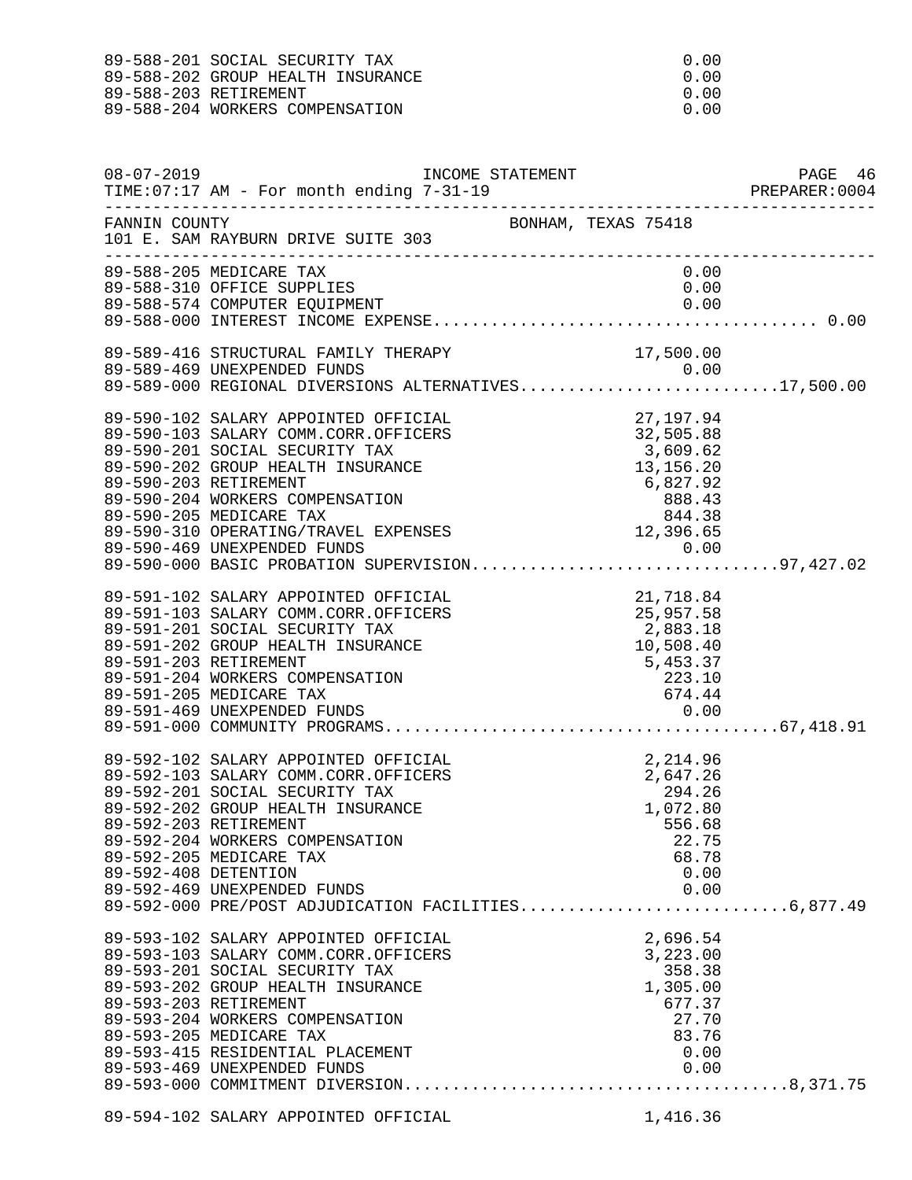| Account | Description | Amount | Total |
|---|---|---|---|
| 89-588-201 | SOCIAL SECURITY TAX | 0.00 | |
| 89-588-202 | GROUP HEALTH INSURANCE | 0.00 | |
| 89-588-203 | RETIREMENT | 0.00 | |
| 89-588-204 | WORKERS COMPENSATION | 0.00 | |

08-07-2019 INCOME STATEMENT PAGE 46
TIME:07:17 AM - For month ending 7-31-19 PREPARER:0004

FANNIN COUNTY BONHAM, TEXAS 75418
101 E. SAM RAYBURN DRIVE SUITE 303

| Account | Description | Amount | Total |
|---|---|---|---|
| 89-588-205 | MEDICARE TAX | 0.00 | |
| 89-588-310 | OFFICE SUPPLIES | 0.00 | |
| 89-588-574 | COMPUTER EQUIPMENT | 0.00 | |
| 89-588-000 | INTEREST INCOME EXPENSE | | 0.00 |
| 89-589-416 | STRUCTURAL FAMILY THERAPY | 17,500.00 | |
| 89-589-469 | UNEXPENDED FUNDS | 0.00 | |
| 89-589-000 | REGIONAL DIVERSIONS ALTERNATIVES | | 17,500.00 |
| 89-590-102 | SALARY APPOINTED OFFICIAL | 27,197.94 | |
| 89-590-103 | SALARY COMM.CORR.OFFICERS | 32,505.88 | |
| 89-590-201 | SOCIAL SECURITY TAX | 3,609.62 | |
| 89-590-202 | GROUP HEALTH INSURANCE | 13,156.20 | |
| 89-590-203 | RETIREMENT | 6,827.92 | |
| 89-590-204 | WORKERS COMPENSATION | 888.43 | |
| 89-590-205 | MEDICARE TAX | 844.38 | |
| 89-590-310 | OPERATING/TRAVEL EXPENSES | 12,396.65 | |
| 89-590-469 | UNEXPENDED FUNDS | 0.00 | |
| 89-590-000 | BASIC PROBATION SUPERVISION | | 97,427.02 |
| 89-591-102 | SALARY APPOINTED OFFICIAL | 21,718.84 | |
| 89-591-103 | SALARY COMM.CORR.OFFICERS | 25,957.58 | |
| 89-591-201 | SOCIAL SECURITY TAX | 2,883.18 | |
| 89-591-202 | GROUP HEALTH INSURANCE | 10,508.40 | |
| 89-591-203 | RETIREMENT | 5,453.37 | |
| 89-591-204 | WORKERS COMPENSATION | 223.10 | |
| 89-591-205 | MEDICARE TAX | 674.44 | |
| 89-591-469 | UNEXPENDED FUNDS | 0.00 | |
| 89-591-000 | COMMUNITY PROGRAMS | | 67,418.91 |
| 89-592-102 | SALARY APPOINTED OFFICIAL | 2,214.96 | |
| 89-592-103 | SALARY COMM.CORR.OFFICERS | 2,647.26 | |
| 89-592-201 | SOCIAL SECURITY TAX | 294.26 | |
| 89-592-202 | GROUP HEALTH INSURANCE | 1,072.80 | |
| 89-592-203 | RETIREMENT | 556.68 | |
| 89-592-204 | WORKERS COMPENSATION | 22.75 | |
| 89-592-205 | MEDICARE TAX | 68.78 | |
| 89-592-408 | DETENTION | 0.00 | |
| 89-592-469 | UNEXPENDED FUNDS | 0.00 | |
| 89-592-000 | PRE/POST ADJUDICATION FACILITIES | | 6,877.49 |
| 89-593-102 | SALARY APPOINTED OFFICIAL | 2,696.54 | |
| 89-593-103 | SALARY COMM.CORR.OFFICERS | 3,223.00 | |
| 89-593-201 | SOCIAL SECURITY TAX | 358.38 | |
| 89-593-202 | GROUP HEALTH INSURANCE | 1,305.00 | |
| 89-593-203 | RETIREMENT | 677.37 | |
| 89-593-204 | WORKERS COMPENSATION | 27.70 | |
| 89-593-205 | MEDICARE TAX | 83.76 | |
| 89-593-415 | RESIDENTIAL PLACEMENT | 0.00 | |
| 89-593-469 | UNEXPENDED FUNDS | 0.00 | |
| 89-593-000 | COMMITMENT DIVERSION | | 8,371.75 |
| 89-594-102 | SALARY APPOINTED OFFICIAL | 1,416.36 | |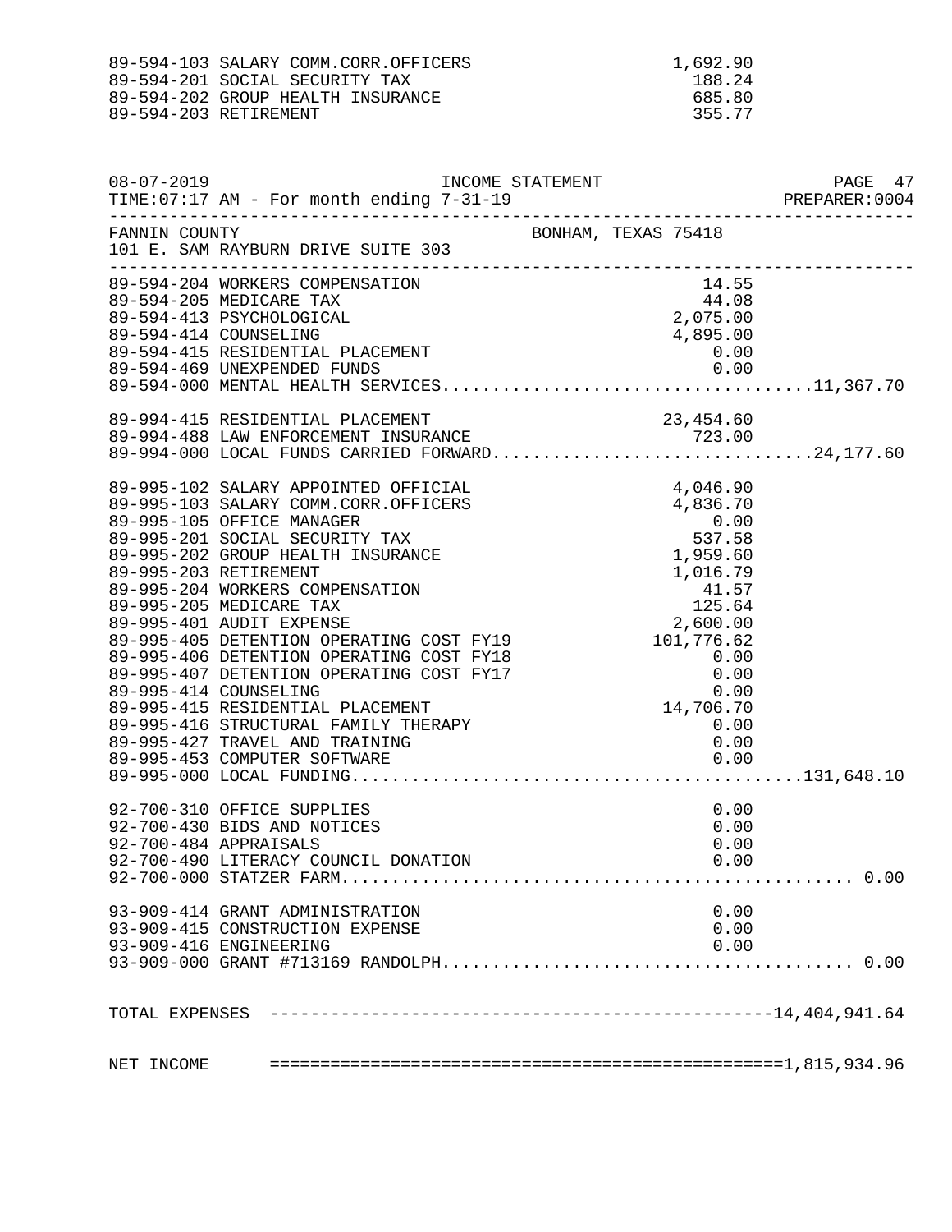| Account | Amount | Total |
|---|---|---|
| 89-594-103 SALARY COMM.CORR.OFFICERS | 1,692.90 | |
| 89-594-201 SOCIAL SECURITY TAX | 188.24 | |
| 89-594-202 GROUP HEALTH INSURANCE | 685.80 | |
| 89-594-203 RETIREMENT | 355.77 | |

08-07-2019 INCOME STATEMENT
TIME:07:17 AM - For month ending 7-31-19 PREPARER:0004

FANNIN COUNTY BONHAM, TEXAS 75418
101 E. SAM RAYBURN DRIVE SUITE 303

| Account | Amount | Total |
|---|---|---|
| 89-594-204 WORKERS COMPENSATION | 14.55 | |
| 89-594-205 MEDICARE TAX | 44.08 | |
| 89-594-413 PSYCHOLOGICAL | 2,075.00 | |
| 89-594-414 COUNSELING | 4,895.00 | |
| 89-594-415 RESIDENTIAL PLACEMENT | 0.00 | |
| 89-594-469 UNEXPENDED FUNDS | 0.00 | |
| 89-594-000 MENTAL HEALTH SERVICES | | 11,367.70 |
| 89-994-415 RESIDENTIAL PLACEMENT | 23,454.60 | |
| 89-994-488 LAW ENFORCEMENT INSURANCE | 723.00 | |
| 89-994-000 LOCAL FUNDS CARRIED FORWARD | | 24,177.60 |
| 89-995-102 SALARY APPOINTED OFFICIAL | 4,046.90 | |
| 89-995-103 SALARY COMM.CORR.OFFICERS | 4,836.70 | |
| 89-995-105 OFFICE MANAGER | 0.00 | |
| 89-995-201 SOCIAL SECURITY TAX | 537.58 | |
| 89-995-202 GROUP HEALTH INSURANCE | 1,959.60 | |
| 89-995-203 RETIREMENT | 1,016.79 | |
| 89-995-204 WORKERS COMPENSATION | 41.57 | |
| 89-995-205 MEDICARE TAX | 125.64 | |
| 89-995-401 AUDIT EXPENSE | 2,600.00 | |
| 89-995-405 DETENTION OPERATING COST FY19 | 101,776.62 | |
| 89-995-406 DETENTION OPERATING COST FY18 | 0.00 | |
| 89-995-407 DETENTION OPERATING COST FY17 | 0.00 | |
| 89-995-414 COUNSELING | 0.00 | |
| 89-995-415 RESIDENTIAL PLACEMENT | 14,706.70 | |
| 89-995-416 STRUCTURAL FAMILY THERAPY | 0.00 | |
| 89-995-427 TRAVEL AND TRAINING | 0.00 | |
| 89-995-453 COMPUTER SOFTWARE | 0.00 | |
| 89-995-000 LOCAL FUNDING | | 131,648.10 |
| 92-700-310 OFFICE SUPPLIES | 0.00 | |
| 92-700-430 BIDS AND NOTICES | 0.00 | |
| 92-700-484 APPRAISALS | 0.00 | |
| 92-700-490 LITERACY COUNCIL DONATION | 0.00 | |
| 92-700-000 STATZER FARM | | 0.00 |
| 93-909-414 GRANT ADMINISTRATION | 0.00 | |
| 93-909-415 CONSTRUCTION EXPENSE | 0.00 | |
| 93-909-416 ENGINEERING | 0.00 | |
| 93-909-000 GRANT #713169 RANDOLPH | | 0.00 |
| TOTAL EXPENSES | | 14,404,941.64 |
| NET INCOME | | 1,815,934.96 |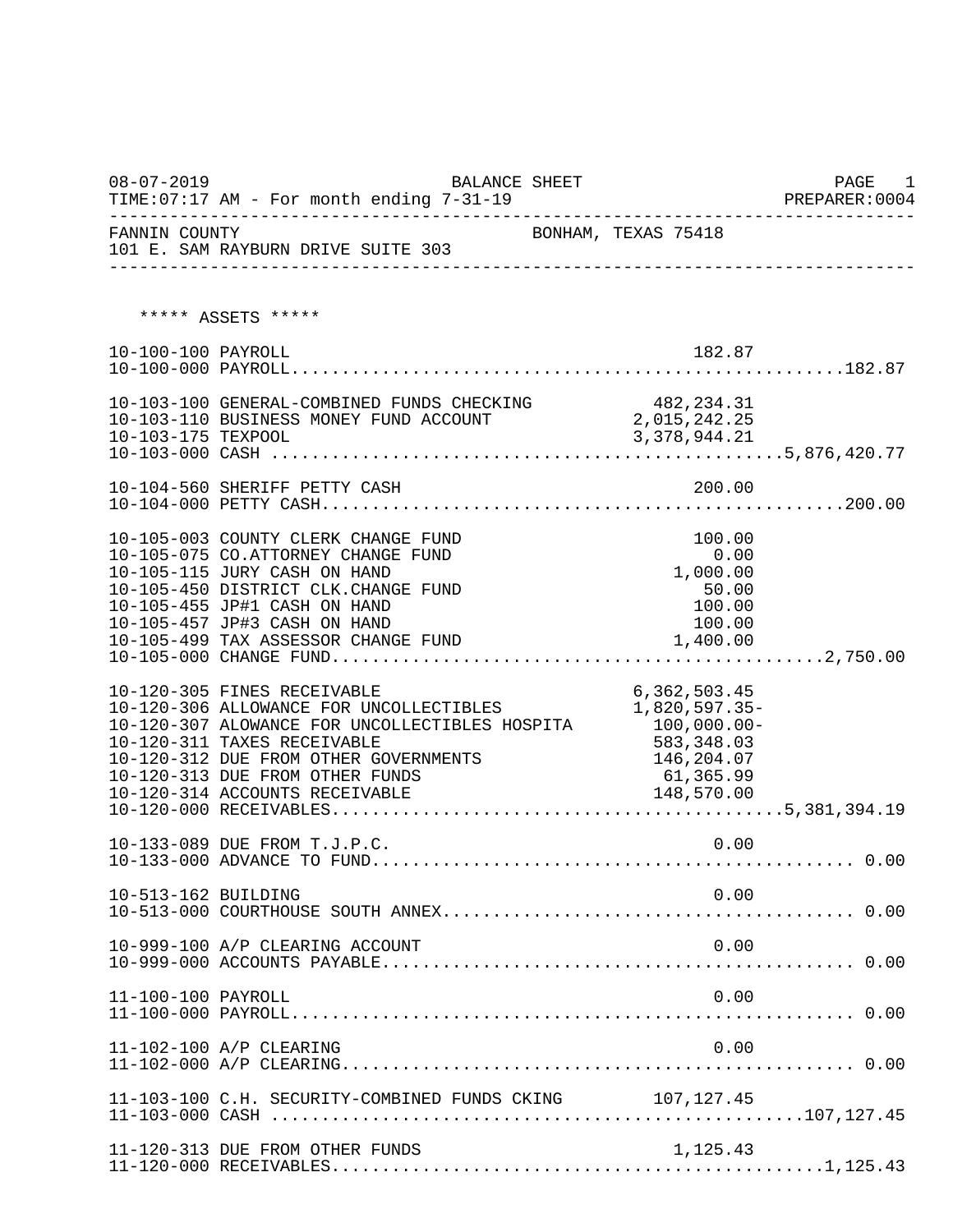08-07-2019 BALANCE SHEET PAGE 1
TIME:07:17 AM - For month ending 7-31-19 PREPARER:0004

FANNIN COUNTY BONHAM, TEXAS 75418
101 E. SAM RAYBURN DRIVE SUITE 303

***** ASSETS *****

| Account | Description | Amount | Total |
|---|---|---|---|
| 10-100-100 | PAYROLL | 182.87 | |
| 10-100-000 | PAYROLL | | 182.87 |
| 10-103-100 | GENERAL-COMBINED FUNDS CHECKING | 482,234.31 | |
| 10-103-110 | BUSINESS MONEY FUND ACCOUNT | 2,015,242.25 | |
| 10-103-175 | TEXPOOL | 3,378,944.21 | |
| 10-103-000 | CASH | | 5,876,420.77 |
| 10-104-560 | SHERIFF PETTY CASH | 200.00 | |
| 10-104-000 | PETTY CASH | | 200.00 |
| 10-105-003 | COUNTY CLERK CHANGE FUND | 100.00 | |
| 10-105-075 | CO.ATTORNEY CHANGE FUND | 0.00 | |
| 10-105-115 | JURY CASH ON HAND | 1,000.00 | |
| 10-105-450 | DISTRICT CLK.CHANGE FUND | 50.00 | |
| 10-105-455 | JP#1 CASH ON HAND | 100.00 | |
| 10-105-457 | JP#3 CASH ON HAND | 100.00 | |
| 10-105-499 | TAX ASSESSOR CHANGE FUND | 1,400.00 | |
| 10-105-000 | CHANGE FUND | | 2,750.00 |
| 10-120-305 | FINES RECEIVABLE | 6,362,503.45 | |
| 10-120-306 | ALLOWANCE FOR UNCOLLECTIBLES | 1,820,597.35- | |
| 10-120-307 | ALOWANCE FOR UNCOLLECTIBLES HOSPITA | 100,000.00- | |
| 10-120-311 | TAXES RECEIVABLE | 583,348.03 | |
| 10-120-312 | DUE FROM OTHER GOVERNMENTS | 146,204.07 | |
| 10-120-313 | DUE FROM OTHER FUNDS | 61,365.99 | |
| 10-120-314 | ACCOUNTS RECEIVABLE | 148,570.00 | |
| 10-120-000 | RECEIVABLES | | 5,381,394.19 |
| 10-133-089 | DUE FROM T.J.P.C. | 0.00 | |
| 10-133-000 | ADVANCE TO FUND | | 0.00 |
| 10-513-162 | BUILDING | 0.00 | |
| 10-513-000 | COURTHOUSE SOUTH ANNEX | | 0.00 |
| 10-999-100 | A/P CLEARING ACCOUNT | 0.00 | |
| 10-999-000 | ACCOUNTS PAYABLE | | 0.00 |
| 11-100-100 | PAYROLL | 0.00 | |
| 11-100-000 | PAYROLL | | 0.00 |
| 11-102-100 | A/P CLEARING | 0.00 | |
| 11-102-000 | A/P CLEARING | | 0.00 |
| 11-103-100 | C.H. SECURITY-COMBINED FUNDS CKING | 107,127.45 | |
| 11-103-000 | CASH | | 107,127.45 |
| 11-120-313 | DUE FROM OTHER FUNDS | 1,125.43 | |
| 11-120-000 | RECEIVABLES | | 1,125.43 |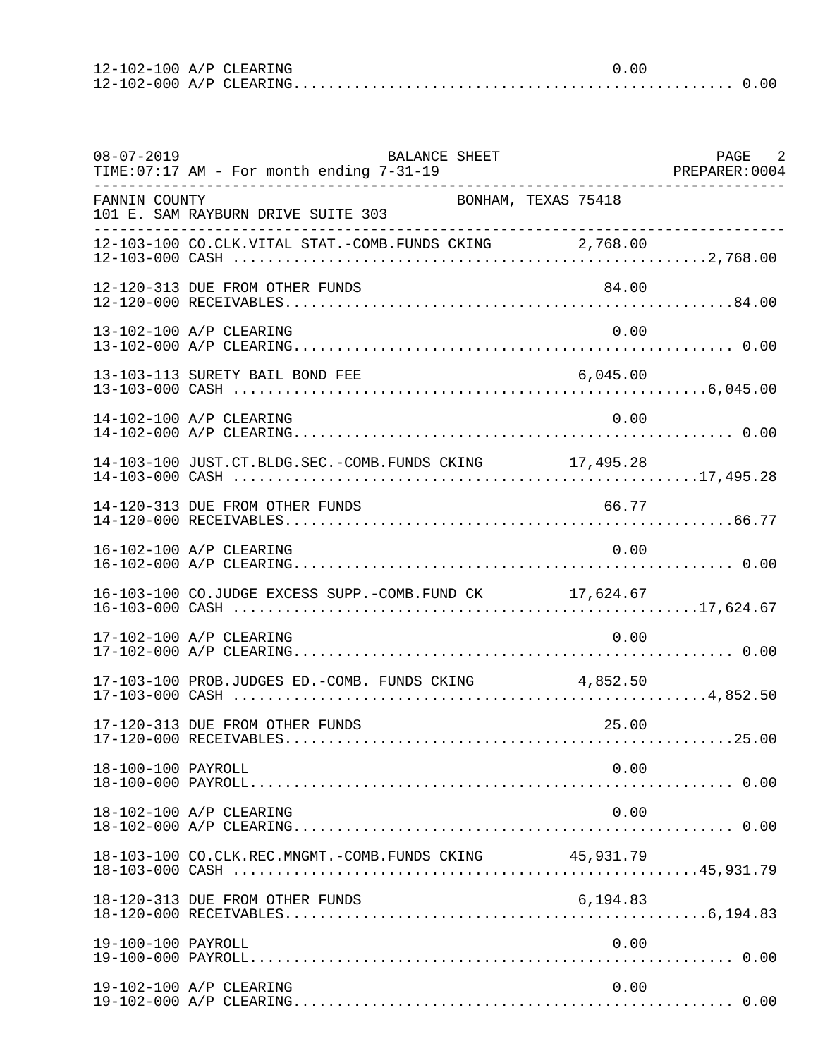```
12-102-100 A/P CLEARING                                        0.00
12-102-000 A/P CLEARING.................................................. 0.00
```

```
08-07-2019                        BALANCE SHEET                          PAGE   2
TIME:07:17 AM - For month ending 7-31-19                           PREPARER:0004
--------------------------------------------------------------------------------
FANNIN COUNTY                                   BONHAM, TEXAS 75418
101 E. SAM RAYBURN DRIVE SUITE 303
--------------------------------------------------------------------------------
12-103-100 CO.CLK.VITAL STAT.-COMB.FUNDS CKING          2,768.00
12-103-000 CASH .....................................................2,768.00

12-120-313 DUE FROM OTHER FUNDS                            84.00
12-120-000 RECEIVABLES..................................................84.00

13-102-100 A/P CLEARING                                     0.00
13-102-000 A/P CLEARING.................................................. 0.00

13-103-113 SURETY BAIL BOND FEE                         6,045.00
13-103-000 CASH .....................................................6,045.00

14-102-100 A/P CLEARING                                     0.00
14-102-000 A/P CLEARING.................................................. 0.00

14-103-100 JUST.CT.BLDG.SEC.-COMB.FUNDS CKING          17,495.28
14-103-000 CASH ....................................................17,495.28

14-120-313 DUE FROM OTHER FUNDS                            66.77
14-120-000 RECEIVABLES..................................................66.77

16-102-100 A/P CLEARING                                     0.00
16-102-000 A/P CLEARING.................................................. 0.00

16-103-100 CO.JUDGE EXCESS SUPP.-COMB.FUND CK          17,624.67
16-103-000 CASH ....................................................17,624.67

17-102-100 A/P CLEARING                                     0.00
17-102-000 A/P CLEARING.................................................. 0.00

17-103-100 PROB.JUDGES ED.-COMB. FUNDS CKING            4,852.50
17-103-000 CASH .....................................................4,852.50

17-120-313 DUE FROM OTHER FUNDS                            25.00
17-120-000 RECEIVABLES..................................................25.00

18-100-100 PAYROLL                                          0.00
18-100-000 PAYROLL....................................................... 0.00

18-102-100 A/P CLEARING                                     0.00
18-102-000 A/P CLEARING.................................................. 0.00

18-103-100 CO.CLK.REC.MNGMT.-COMB.FUNDS CKING          45,931.79
18-103-000 CASH ....................................................45,931.79

18-120-313 DUE FROM OTHER FUNDS                         6,194.83
18-120-000 RECEIVABLES...............................................6,194.83

19-100-100 PAYROLL                                          0.00
19-100-000 PAYROLL....................................................... 0.00

19-102-100 A/P CLEARING                                     0.00
19-102-000 A/P CLEARING.................................................. 0.00
```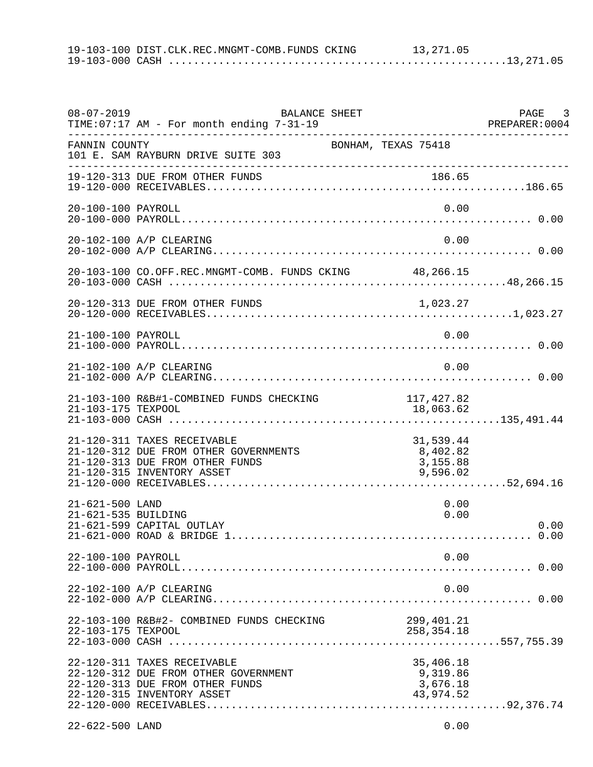```
19-103-100 DIST.CLK.REC.MNGMT-COMB.FUNDS CKING        13,271.05
19-103-000 CASH ....................................................13,271.05
```

```
08-07-2019                          BALANCE SHEET                            PAGE   3
TIME:07:17 AM - For month ending 7-31-19                               PREPARER:0004
--------------------------------------------------------------------------------------
FANNIN COUNTY                               BONHAM, TEXAS 75418
101 E. SAM RAYBURN DRIVE SUITE 303
--------------------------------------------------------------------------------------
19-120-313 DUE FROM OTHER FUNDS                           186.65
19-120-000 RECEIVABLES.................................................186.65

20-100-100 PAYROLL                                          0.00
20-100-000 PAYROLL...................................................... 0.00

20-102-100 A/P CLEARING                                     0.00
20-102-000 A/P CLEARING................................................. 0.00

20-103-100 CO.OFF.REC.MNGMT-COMB. FUNDS CKING         48,266.15
20-103-000 CASH ....................................................48,266.15

20-120-313 DUE FROM OTHER FUNDS                         1,023.27
20-120-000 RECEIVABLES...............................................1,023.27

21-100-100 PAYROLL                                          0.00
21-100-000 PAYROLL...................................................... 0.00

21-102-100 A/P CLEARING                                     0.00
21-102-000 A/P CLEARING................................................. 0.00

21-103-100 R&B#1-COMBINED FUNDS CHECKING             117,427.82
21-103-175 TEXPOOL                                    18,063.62
21-103-000 CASH ...................................................135,491.44

21-120-311 TAXES RECEIVABLE                           31,539.44
21-120-312 DUE FROM OTHER GOVERNMENTS                  8,402.82
21-120-313 DUE FROM OTHER FUNDS                        3,155.88
21-120-315 INVENTORY ASSET                             9,596.02
21-120-000 RECEIVABLES..............................................52,694.16

21-621-500 LAND                                             0.00
21-621-535 BUILDING                                         0.00
21-621-599 CAPITAL OUTLAY                                                  0.00
21-621-000 ROAD & BRIDGE 1.............................................. 0.00

22-100-100 PAYROLL                                          0.00
22-100-000 PAYROLL...................................................... 0.00

22-102-100 A/P CLEARING                                     0.00
22-102-000 A/P CLEARING................................................. 0.00

22-103-100 R&B#2- COMBINED FUNDS CHECKING            299,401.21
22-103-175 TEXPOOL                                   258,354.18
22-103-000 CASH ...................................................557,755.39

22-120-311 TAXES RECEIVABLE                           35,406.18
22-120-312 DUE FROM OTHER GOVERNMENT                   9,319.86
22-120-313 DUE FROM OTHER FUNDS                        3,676.18
22-120-315 INVENTORY ASSET                            43,974.52
22-120-000 RECEIVABLES..............................................92,376.74

22-622-500 LAND                                             0.00
```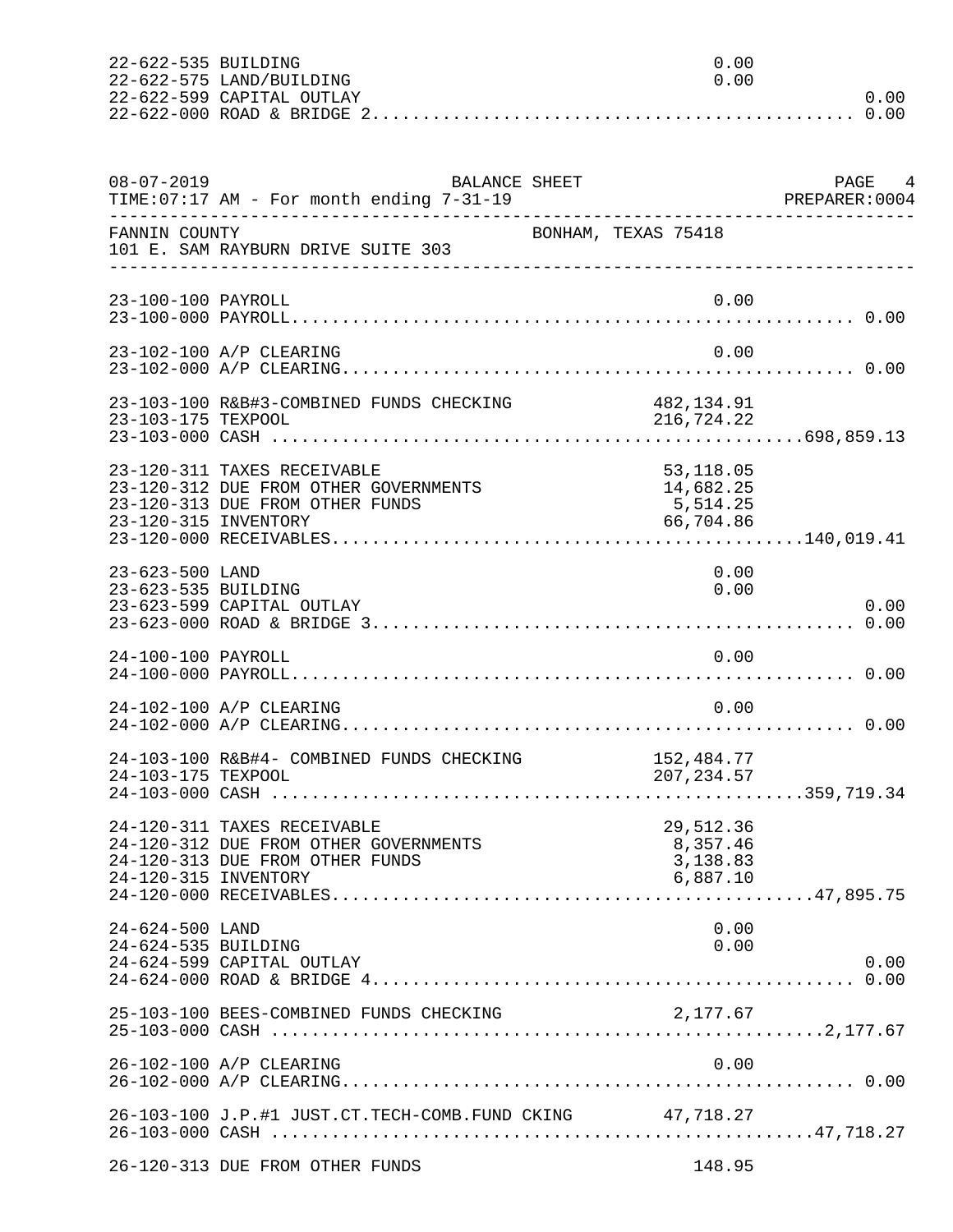```
22-622-535 BUILDING                                           0.00
22-622-575 LAND/BUILDING                                      0.00
22-622-599 CAPITAL OUTLAY                                                  0.00
22-622-000 ROAD & BRIDGE 2.............................................. 0.00
```

```
08-07-2019                       BALANCE SHEET                          PAGE   4
TIME:07:17 AM - For month ending 7-31-19                            PREPARER:0004
--------------------------------------------------------------------------------
FANNIN COUNTY                                BONHAM, TEXAS 75418
101 E. SAM RAYBURN DRIVE SUITE 303
--------------------------------------------------------------------------------

23-100-100 PAYROLL                                            0.00
23-100-000 PAYROLL...................................................... 0.00

23-102-100 A/P CLEARING                                       0.00
23-102-000 A/P CLEARING................................................. 0.00

23-103-100 R&B#3-COMBINED FUNDS CHECKING                482,134.91
23-103-175 TEXPOOL                                      216,724.22
23-103-000 CASH ....................................................698,859.13

23-120-311 TAXES RECEIVABLE                              53,118.05
23-120-312 DUE FROM OTHER GOVERNMENTS                    14,682.25
23-120-313 DUE FROM OTHER FUNDS                           5,514.25
23-120-315 INVENTORY                                     66,704.86
23-120-000 RECEIVABLES..............................................140,019.41

23-623-500 LAND                                               0.00
23-623-535 BUILDING                                           0.00
23-623-599 CAPITAL OUTLAY                                                  0.00
23-623-000 ROAD & BRIDGE 3.............................................. 0.00

24-100-100 PAYROLL                                            0.00
24-100-000 PAYROLL...................................................... 0.00

24-102-100 A/P CLEARING                                       0.00
24-102-000 A/P CLEARING................................................. 0.00

24-103-100 R&B#4- COMBINED FUNDS CHECKING               152,484.77
24-103-175 TEXPOOL                                      207,234.57
24-103-000 CASH ....................................................359,719.34

24-120-311 TAXES RECEIVABLE                              29,512.36
24-120-312 DUE FROM OTHER GOVERNMENTS                     8,357.46
24-120-313 DUE FROM OTHER FUNDS                           3,138.83
24-120-315 INVENTORY                                      6,887.10
24-120-000 RECEIVABLES...............................................47,895.75

24-624-500 LAND                                               0.00
24-624-535 BUILDING                                           0.00
24-624-599 CAPITAL OUTLAY                                                  0.00
24-624-000 ROAD & BRIDGE 4.............................................. 0.00

25-103-100 BEES-COMBINED FUNDS CHECKING                   2,177.67
25-103-000 CASH ......................................................2,177.67

26-102-100 A/P CLEARING                                       0.00
26-102-000 A/P CLEARING................................................. 0.00

26-103-100 J.P.#1 JUST.CT.TECH-COMB.FUND CKING           47,718.27
26-103-000 CASH .....................................................47,718.27

26-120-313 DUE FROM OTHER FUNDS                             148.95
```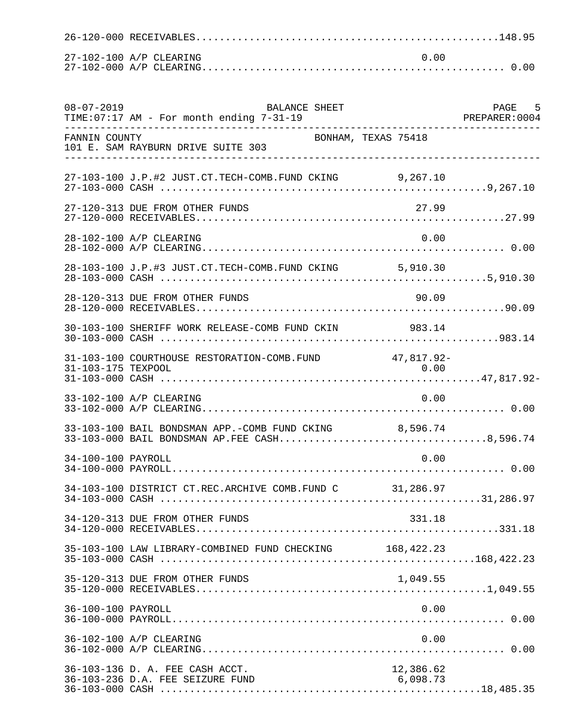```
26-120-000 RECEIVABLES..................................................148.95

27-102-100 A/P CLEARING                                          0.00
27-102-000 A/P CLEARING................................................. 0.00
```

```
08-07-2019                          BALANCE SHEET                         PAGE  5
TIME:07:17 AM - For month ending 7-31-19                             PREPARER:0004
---------------------------------------------------------------------------------
FANNIN COUNTY                                  BONHAM, TEXAS 75418
101 E. SAM RAYBURN DRIVE SUITE 303
---------------------------------------------------------------------------------

27-103-100 J.P.#2 JUST.CT.TECH-COMB.FUND CKING          9,267.10
27-103-000 CASH ....................................................9,267.10

27-120-313 DUE FROM OTHER FUNDS                            27.99
27-120-000 RECEIVABLES..................................................27.99

28-102-100 A/P CLEARING                                     0.00
28-102-000 A/P CLEARING................................................. 0.00

28-103-100 J.P.#3 JUST.CT.TECH-COMB.FUND CKING          5,910.30
28-103-000 CASH ....................................................5,910.30

28-120-313 DUE FROM OTHER FUNDS                            90.09
28-120-000 RECEIVABLES..................................................90.09

30-103-100 SHERIFF WORK RELEASE-COMB FUND CKIN            983.14
30-103-000 CASH ......................................................983.14

31-103-100 COURTHOUSE RESTORATION-COMB.FUND            47,817.92-
31-103-175 TEXPOOL                                          0.00
31-103-000 CASH ..................................................47,817.92-

33-102-100 A/P CLEARING                                     0.00
33-102-000 A/P CLEARING................................................. 0.00

33-103-100 BAIL BONDSMAN APP.-COMB FUND CKING          8,596.74
33-103-000 BAIL BONDSMAN AP.FEE CASH..................................8,596.74

34-100-100 PAYROLL                                          0.00
34-100-000 PAYROLL...................................................... 0.00

34-103-100 DISTRICT CT.REC.ARCHIVE COMB.FUND C        31,286.97
34-103-000 CASH ...................................................31,286.97

34-120-313 DUE FROM OTHER FUNDS                           331.18
34-120-000 RECEIVABLES.................................................331.18

35-103-100 LAW LIBRARY-COMBINED FUND CHECKING        168,422.23
35-103-000 CASH ..................................................168,422.23

35-120-313 DUE FROM OTHER FUNDS                         1,049.55
35-120-000 RECEIVABLES...............................................1,049.55

36-100-100 PAYROLL                                          0.00
36-100-000 PAYROLL...................................................... 0.00

36-102-100 A/P CLEARING                                     0.00
36-102-000 A/P CLEARING................................................. 0.00

36-103-136 D. A. FEE CASH ACCT.                        12,386.62
36-103-236 D.A. FEE SEIZURE FUND                        6,098.73
36-103-000 CASH ...................................................18,485.35
```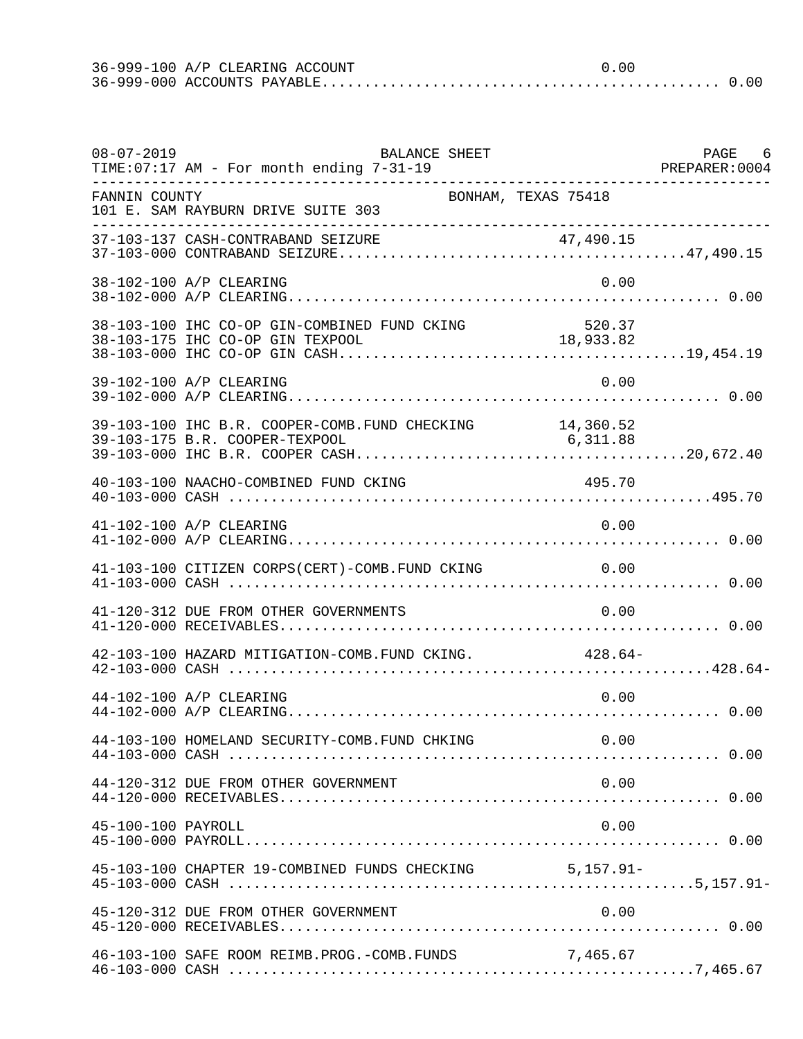```
36-999-100 A/P CLEARING ACCOUNT                                   0.00
36-999-000 ACCOUNTS PAYABLE.............................................. 0.00
```

```
08-07-2019                          BALANCE SHEET                              PAGE   6
TIME:07:17 AM - For month ending 7-31-19                                   PREPARER:0004
-------------------------------------------------------------------------------------
FANNIN COUNTY                                    BONHAM, TEXAS 75418
101 E. SAM RAYBURN DRIVE SUITE 303
-------------------------------------------------------------------------------------
37-103-137 CASH-CONTRABAND SEIZURE                           47,490.15
37-103-000 CONTRABAND SEIZURE.......................................47,490.15

38-102-100 A/P CLEARING                                           0.00
38-102-000 A/P CLEARING.................................................. 0.00

38-103-100 IHC CO-OP GIN-COMBINED FUND CKING                    520.37
38-103-175 IHC CO-OP GIN TEXPOOL                             18,933.82
38-103-000 IHC CO-OP GIN CASH.......................................19,454.19

39-102-100 A/P CLEARING                                           0.00
39-102-000 A/P CLEARING.................................................. 0.00

39-103-100 IHC B.R. COOPER-COMB.FUND CHECKING                 14,360.52
39-103-175 B.R. COOPER-TEXPOOL                                6,311.88
39-103-000 IHC B.R. COOPER CASH.....................................20,672.40

40-103-100 NAACHO-COMBINED FUND CKING                            495.70
40-103-000 CASH ........................................................495.70

41-102-100 A/P CLEARING                                           0.00
41-102-000 A/P CLEARING.................................................. 0.00

41-103-100 CITIZEN CORPS(CERT)-COMB.FUND CKING                   0.00
41-103-000 CASH ......................................................... 0.00

41-120-312 DUE FROM OTHER GOVERNMENTS                             0.00
41-120-000 RECEIVABLES................................................... 0.00

42-103-100 HAZARD MITIGATION-COMB.FUND CKING.                  428.64-
42-103-000 CASH ........................................................428.64-

44-102-100 A/P CLEARING                                           0.00
44-102-000 A/P CLEARING.................................................. 0.00

44-103-100 HOMELAND SECURITY-COMB.FUND CHKING                     0.00
44-103-000 CASH ......................................................... 0.00

44-120-312 DUE FROM OTHER GOVERNMENT                              0.00
44-120-000 RECEIVABLES................................................... 0.00

45-100-100 PAYROLL                                                0.00
45-100-000 PAYROLL....................................................... 0.00

45-103-100 CHAPTER 19-COMBINED FUNDS CHECKING                5,157.91-
45-103-000 CASH ......................................................5,157.91-

45-120-312 DUE FROM OTHER GOVERNMENT                              0.00
45-120-000 RECEIVABLES................................................... 0.00

46-103-100 SAFE ROOM REIMB.PROG.-COMB.FUNDS                   7,465.67
46-103-000 CASH ......................................................7,465.67
```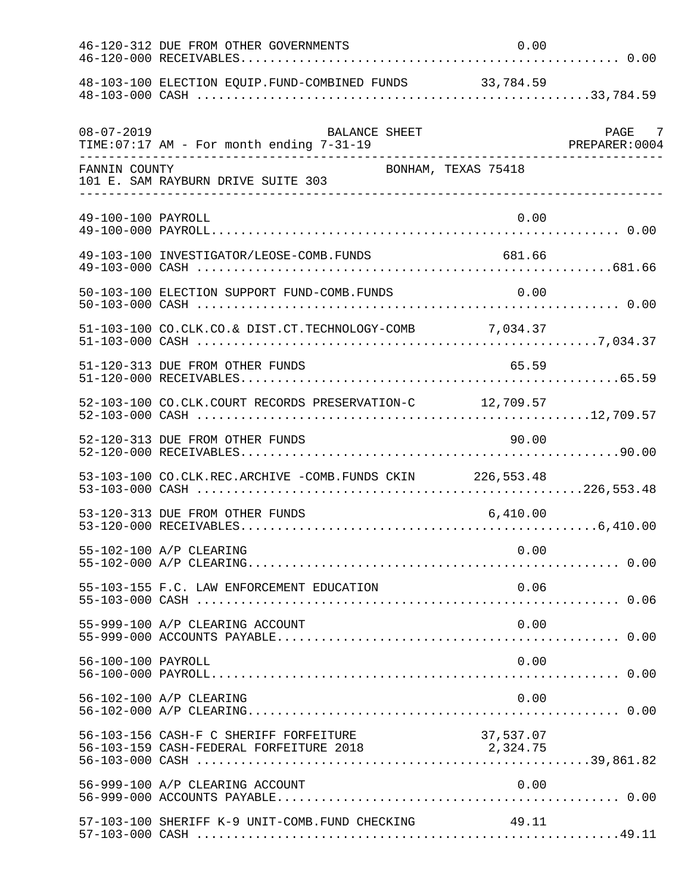```
46-120-312 DUE FROM OTHER GOVERNMENTS                              0.00
46-120-000 RECEIVABLES.................................................... 0.00

48-103-100 ELECTION EQUIP.FUND-COMBINED FUNDS                 33,784.59
48-103-000 CASH .......................................................33,784.59
```

```
08-07-2019                          BALANCE SHEET                               PAGE   7
TIME:07:17 AM - For month ending 7-31-19                                  PREPARER:0004
-----------------------------------------------------------------------------------------
FANNIN COUNTY                                 BONHAM, TEXAS 75418
101 E. SAM RAYBURN DRIVE SUITE 303
-----------------------------------------------------------------------------------------
```

```
49-100-100 PAYROLL                                                 0.00
49-100-000 PAYROLL........................................................ 0.00

49-103-100 INVESTIGATOR/LEOSE-COMB.FUNDS                         681.66
49-103-000 CASH .........................................................681.66

50-103-100 ELECTION SUPPORT FUND-COMB.FUNDS                        0.00
50-103-000 CASH .......................................................... 0.00

51-103-100 CO.CLK.CO.& DIST.CT.TECHNOLOGY-COMB                 7,034.37
51-103-000 CASH .......................................................7,034.37

51-120-313 DUE FROM OTHER FUNDS                                    65.59
51-120-000 RECEIVABLES....................................................65.59

52-103-100 CO.CLK.COURT RECORDS PRESERVATION-C                12,709.57
52-103-000 CASH ......................................................12,709.57

52-120-313 DUE FROM OTHER FUNDS                                    90.00
52-120-000 RECEIVABLES....................................................90.00

53-103-100 CO.CLK.REC.ARCHIVE -COMB.FUNDS CKIN               226,553.48
53-103-000 CASH .....................................................226,553.48

53-120-313 DUE FROM OTHER FUNDS                                 6,410.00
53-120-000 RECEIVABLES.................................................6,410.00

55-102-100 A/P CLEARING                                            0.00
55-102-000 A/P CLEARING................................................... 0.00

55-103-155 F.C. LAW ENFORCEMENT EDUCATION                          0.06
55-103-000 CASH .......................................................... 0.06

55-999-100 A/P CLEARING ACCOUNT                                    0.00
55-999-000 ACCOUNTS PAYABLE............................................... 0.00

56-100-100 PAYROLL                                                 0.00
56-100-000 PAYROLL........................................................ 0.00

56-102-100 A/P CLEARING                                            0.00
56-102-000 A/P CLEARING................................................... 0.00

56-103-156 CASH-F C SHERIFF FORFEITURE                        37,537.07
56-103-159 CASH-FEDERAL FORFEITURE 2018                        2,324.75
56-103-000 CASH ......................................................39,861.82

56-999-100 A/P CLEARING ACCOUNT                                    0.00
56-999-000 ACCOUNTS PAYABLE............................................... 0.00

57-103-100 SHERIFF K-9 UNIT-COMB.FUND CHECKING                    49.11
57-103-000 CASH .........................................................49.11
```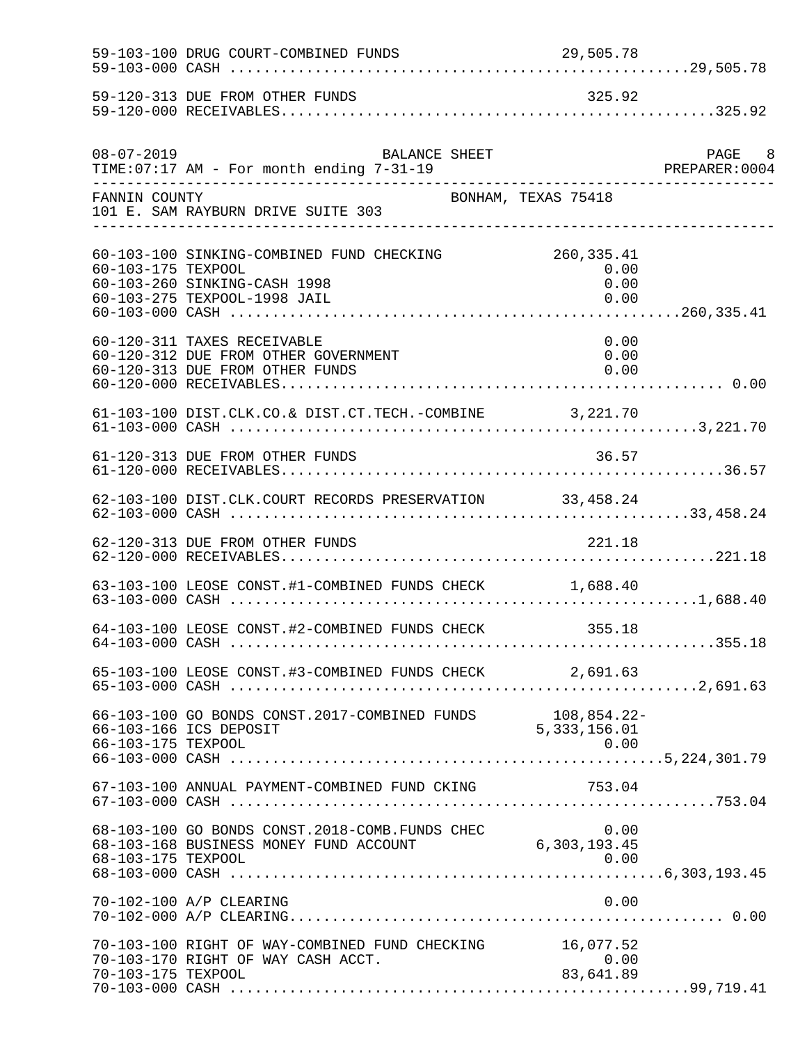```
59-103-100 DRUG COURT-COMBINED FUNDS                        29,505.78
59-103-000 CASH ......................................................29,505.78

59-120-313 DUE FROM OTHER FUNDS                                325.92
59-120-000 RECEIVABLES................................................325.92
```

```
08-07-2019                          BALANCE SHEET                          PAGE   8
TIME:07:17 AM - For month ending 7-31-19                            PREPARER:0004
---------------------------------------------------------------------------------
FANNIN COUNTY                                  BONHAM, TEXAS 75418
101 E. SAM RAYBURN DRIVE SUITE 303
---------------------------------------------------------------------------------
```

```
60-103-100 SINKING-COMBINED FUND CHECKING                  260,335.41
60-103-175 TEXPOOL                                               0.00
60-103-260 SINKING-CASH 1998                                     0.00
60-103-275 TEXPOOL-1998 JAIL                                     0.00
60-103-000 CASH .....................................................260,335.41

60-120-311 TAXES RECEIVABLE                                      0.00
60-120-312 DUE FROM OTHER GOVERNMENT                             0.00
60-120-313 DUE FROM OTHER FUNDS                                  0.00
60-120-000 RECEIVABLES................................................... 0.00

61-103-100 DIST.CLK.CO.& DIST.CT.TECH.-COMBINE               3,221.70
61-103-000 CASH .......................................................3,221.70

61-120-313 DUE FROM OTHER FUNDS                                 36.57
61-120-000 RECEIVABLES..................................................36.57

62-103-100 DIST.CLK.COURT RECORDS PRESERVATION              33,458.24
62-103-000 CASH ......................................................33,458.24

62-120-313 DUE FROM OTHER FUNDS                                221.18
62-120-000 RECEIVABLES.................................................221.18

63-103-100 LEOSE CONST.#1-COMBINED FUNDS CHECK               1,688.40
63-103-000 CASH .......................................................1,688.40

64-103-100 LEOSE CONST.#2-COMBINED FUNDS CHECK                 355.18
64-103-000 CASH ........................................................355.18

65-103-100 LEOSE CONST.#3-COMBINED FUNDS CHECK               2,691.63
65-103-000 CASH .......................................................2,691.63

66-103-100 GO BONDS CONST.2017-COMBINED FUNDS              108,854.22-
66-103-166 ICS DEPOSIT                                   5,333,156.01
66-103-175 TEXPOOL                                               0.00
66-103-000 CASH ...................................................5,224,301.79

67-103-100 ANNUAL PAYMENT-COMBINED FUND CKING                  753.04
67-103-000 CASH ........................................................753.04

68-103-100 GO BONDS CONST.2018-COMB.FUNDS CHEC                   0.00
68-103-168 BUSINESS MONEY FUND ACCOUNT                   6,303,193.45
68-103-175 TEXPOOL                                               0.00
68-103-000 CASH ...................................................6,303,193.45

70-102-100 A/P CLEARING                                          0.00
70-102-000 A/P CLEARING.................................................. 0.00

70-103-100 RIGHT OF WAY-COMBINED FUND CHECKING              16,077.52
70-103-170 RIGHT OF WAY CASH ACCT.                               0.00
70-103-175 TEXPOOL                                          83,641.89
70-103-000 CASH ......................................................99,719.41
```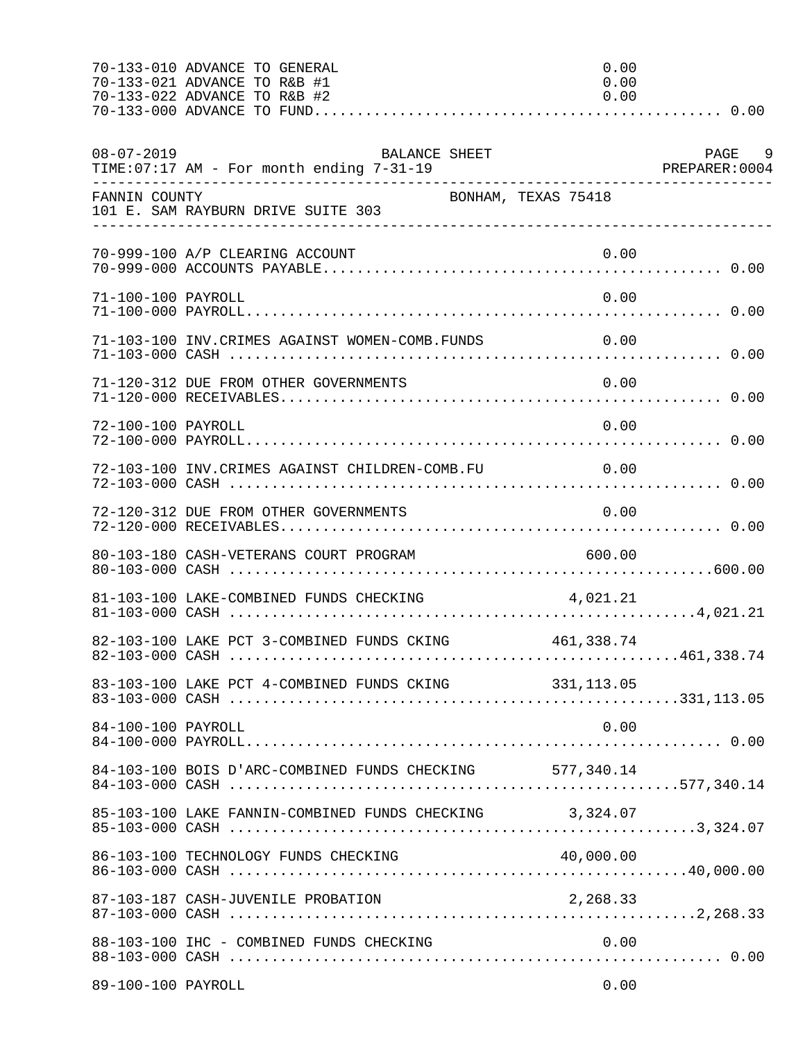| Account | Description | Amount | Total |
|---|---|---|---|
| 70-133-010 | ADVANCE TO GENERAL | 0.00 | |
| 70-133-021 | ADVANCE TO R&B #1 | 0.00 | |
| 70-133-022 | ADVANCE TO R&B #2 | 0.00 | |
| 70-133-000 | ADVANCE TO FUND | | 0.00 |

08-07-2019 BALANCE SHEET
TIME:07:17 AM - For month ending 7-31-19 PREPARER:0004

FANNIN COUNTY BONHAM, TEXAS 75418
101 E. SAM RAYBURN DRIVE SUITE 303

| Account | Description | Amount | Total |
|---|---|---|---|
| 70-999-100 | A/P CLEARING ACCOUNT | 0.00 | |
| 70-999-000 | ACCOUNTS PAYABLE | | 0.00 |
| 71-100-100 | PAYROLL | 0.00 | |
| 71-100-000 | PAYROLL | | 0.00 |
| 71-103-100 | INV.CRIMES AGAINST WOMEN-COMB.FUNDS | 0.00 | |
| 71-103-000 | CASH | | 0.00 |
| 71-120-312 | DUE FROM OTHER GOVERNMENTS | 0.00 | |
| 71-120-000 | RECEIVABLES | | 0.00 |
| 72-100-100 | PAYROLL | 0.00 | |
| 72-100-000 | PAYROLL | | 0.00 |
| 72-103-100 | INV.CRIMES AGAINST CHILDREN-COMB.FU | 0.00 | |
| 72-103-000 | CASH | | 0.00 |
| 72-120-312 | DUE FROM OTHER GOVERNMENTS | 0.00 | |
| 72-120-000 | RECEIVABLES | | 0.00 |
| 80-103-180 | CASH-VETERANS COURT PROGRAM | 600.00 | |
| 80-103-000 | CASH | | 600.00 |
| 81-103-100 | LAKE-COMBINED FUNDS CHECKING | 4,021.21 | |
| 81-103-000 | CASH | | 4,021.21 |
| 82-103-100 | LAKE PCT 3-COMBINED FUNDS CKING | 461,338.74 | |
| 82-103-000 | CASH | | 461,338.74 |
| 83-103-100 | LAKE PCT 4-COMBINED FUNDS CKING | 331,113.05 | |
| 83-103-000 | CASH | | 331,113.05 |
| 84-100-100 | PAYROLL | 0.00 | |
| 84-100-000 | PAYROLL | | 0.00 |
| 84-103-100 | BOIS D'ARC-COMBINED FUNDS CHECKING | 577,340.14 | |
| 84-103-000 | CASH | | 577,340.14 |
| 85-103-100 | LAKE FANNIN-COMBINED FUNDS CHECKING | 3,324.07 | |
| 85-103-000 | CASH | | 3,324.07 |
| 86-103-100 | TECHNOLOGY FUNDS CHECKING | 40,000.00 | |
| 86-103-000 | CASH | | 40,000.00 |
| 87-103-187 | CASH-JUVENILE PROBATION | 2,268.33 | |
| 87-103-000 | CASH | | 2,268.33 |
| 88-103-100 | IHC - COMBINED FUNDS CHECKING | 0.00 | |
| 88-103-000 | CASH | | 0.00 |
| 89-100-100 | PAYROLL | 0.00 | |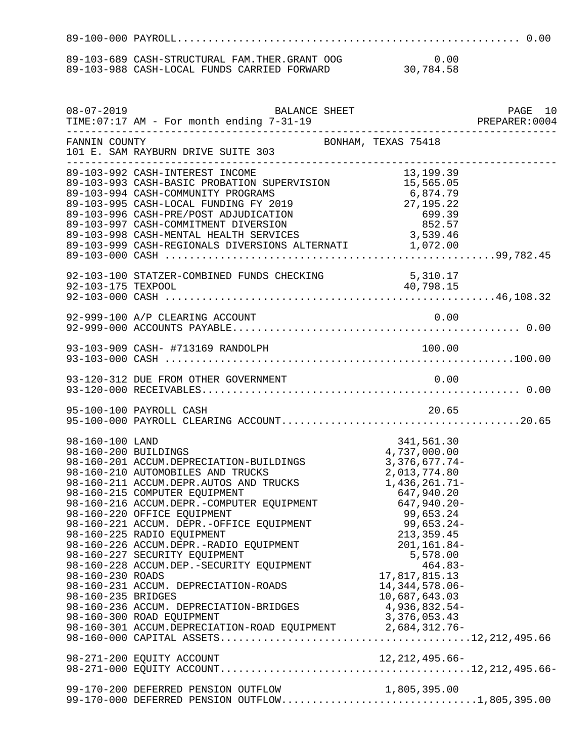89-100-000 PAYROLL........................................................ 0.00

| Account | Description | Amount | Total |
|---|---|---|---|
| 89-103-689 | CASH-STRUCTURAL FAM.THER.GRANT OOG | 0.00 | |
| 89-103-988 | CASH-LOCAL FUNDS CARRIED FORWARD | 30,784.58 | |

08-07-2019 BALANCE SHEET PAGE 10
TIME:07:17 AM - For month ending 7-31-19 PREPARER:0004

FANNIN COUNTY BONHAM, TEXAS 75418
101 E. SAM RAYBURN DRIVE SUITE 303

| Account | Description | Amount | Total |
|---|---|---|---|
| 89-103-992 | CASH-INTEREST INCOME | 13,199.39 | |
| 89-103-993 | CASH-BASIC PROBATION SUPERVISION | 15,565.05 | |
| 89-103-994 | CASH-COMMUNITY PROGRAMS | 6,874.79 | |
| 89-103-995 | CASH-LOCAL FUNDING FY 2019 | 27,195.22 | |
| 89-103-996 | CASH-PRE/POST ADJUDICATION | 699.39 | |
| 89-103-997 | CASH-COMMITMENT DIVERSION | 852.57 | |
| 89-103-998 | CASH-MENTAL HEALTH SERVICES | 3,539.46 | |
| 89-103-999 | CASH-REGIONALS DIVERSIONS ALTERNATI | 1,072.00 | |
| 89-103-000 | CASH | | 99,782.45 |
| 92-103-100 | STATZER-COMBINED FUNDS CHECKING | 5,310.17 | |
| 92-103-175 | TEXPOOL | 40,798.15 | |
| 92-103-000 | CASH | | 46,108.32 |
| 92-999-100 | A/P CLEARING ACCOUNT | 0.00 | |
| 92-999-000 | ACCOUNTS PAYABLE | | 0.00 |
| 93-103-909 | CASH- #713169 RANDOLPH | 100.00 | |
| 93-103-000 | CASH | | 100.00 |
| 93-120-312 | DUE FROM OTHER GOVERNMENT | 0.00 | |
| 93-120-000 | RECEIVABLES | | 0.00 |
| 95-100-100 | PAYROLL CASH | 20.65 | |
| 95-100-000 | PAYROLL CLEARING ACCOUNT | | 20.65 |
| 98-160-100 | LAND | 341,561.30 | |
| 98-160-200 | BUILDINGS | 4,737,000.00 | |
| 98-160-201 | ACCUM.DEPRECIATION-BUILDINGS | 3,376,677.74- | |
| 98-160-210 | AUTOMOBILES AND TRUCKS | 2,013,774.80 | |
| 98-160-211 | ACCUM.DEPR.AUTOS AND TRUCKS | 1,436,261.71- | |
| 98-160-215 | COMPUTER EQUIPMENT | 647,940.20 | |
| 98-160-216 | ACCUM.DEPR.-COMPUTER EQUIPMENT | 647,940.20- | |
| 98-160-220 | OFFICE EQUIPMENT | 99,653.24 | |
| 98-160-221 | ACCUM. DEPR.-OFFICE EQUIPMENT | 99,653.24- | |
| 98-160-225 | RADIO EQUIPMENT | 213,359.45 | |
| 98-160-226 | ACCUM.DEPR.-RADIO EQUIPMENT | 201,161.84- | |
| 98-160-227 | SECURITY EQUIPMENT | 5,578.00 | |
| 98-160-228 | ACCUM.DEP.-SECURITY EQUIPMENT | 464.83- | |
| 98-160-230 | ROADS | 17,817,815.13 | |
| 98-160-231 | ACCUM. DEPRECIATION-ROADS | 14,344,578.06- | |
| 98-160-235 | BRIDGES | 10,687,643.03 | |
| 98-160-236 | ACCUM. DEPRECIATION-BRIDGES | 4,936,832.54- | |
| 98-160-300 | ROAD EQUIPMENT | 3,376,053.43 | |
| 98-160-301 | ACCUM.DEPRECIATION-ROAD EQUIPMENT | 2,684,312.76- | |
| 98-160-000 | CAPITAL ASSETS | | 12,212,495.66 |
| 98-271-200 | EQUITY ACCOUNT | 12,212,495.66- | |
| 98-271-000 | EQUITY ACCOUNT | | 12,212,495.66- |
| 99-170-200 | DEFERRED PENSION OUTFLOW | 1,805,395.00 | |
| 99-170-000 | DEFERRED PENSION OUTFLOW | | 1,805,395.00 |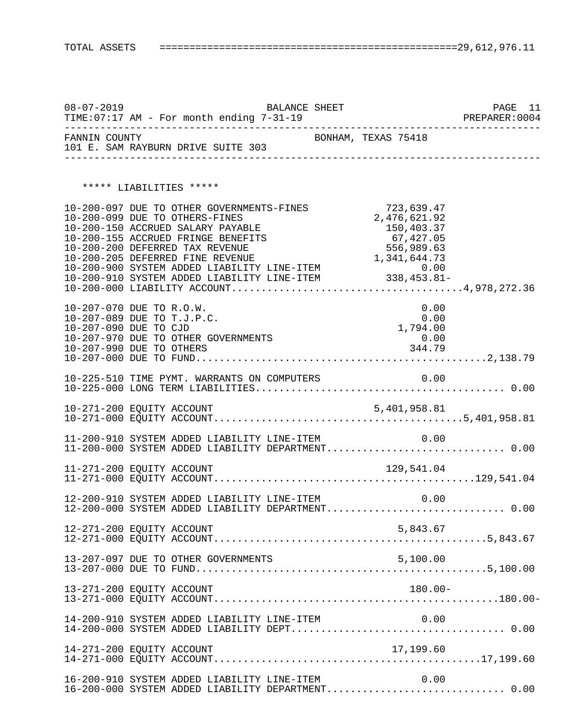TOTAL ASSETS ================================================29,612,976.11

BALANCE SHEET

08-07-2019 TIME:07:17 AM - For month ending 7-31-19 PREPARER:0004

FANNIN COUNTY BONHAM, TEXAS 75418
101 E. SAM RAYBURN DRIVE SUITE 303

***** LIABILITIES *****

| Account | Description | Amount | Total |
|---|---|---|---|
| 10-200-097 | DUE TO OTHER GOVERNMENTS-FINES | 723,639.47 | |
| 10-200-099 | DUE TO OTHERS-FINES | 2,476,621.92 | |
| 10-200-150 | ACCRUED SALARY PAYABLE | 150,403.37 | |
| 10-200-155 | ACCRUED FRINGE BENEFITS | 67,427.05 | |
| 10-200-200 | DEFERRED TAX REVENUE | 556,989.63 | |
| 10-200-205 | DEFERRED FINE REVENUE | 1,341,644.73 | |
| 10-200-900 | SYSTEM ADDED LIABILITY LINE-ITEM | 0.00 | |
| 10-200-910 | SYSTEM ADDED LIABILITY LINE-ITEM | 338,453.81- | |
| 10-200-000 | LIABILITY ACCOUNT | | 4,978,272.36 |
| 10-207-070 | DUE TO R.O.W. | 0.00 | |
| 10-207-089 | DUE TO T.J.P.C. | 0.00 | |
| 10-207-090 | DUE TO CJD | 1,794.00 | |
| 10-207-970 | DUE TO OTHER GOVERNMENTS | 0.00 | |
| 10-207-990 | DUE TO OTHERS | 344.79 | |
| 10-207-000 | DUE TO FUND | | 2,138.79 |
| 10-225-510 | TIME PYMT. WARRANTS ON COMPUTERS | 0.00 | |
| 10-225-000 | LONG TERM LIABILITIES | | 0.00 |
| 10-271-200 | EQUITY ACCOUNT | 5,401,958.81 | |
| 10-271-000 | EQUITY ACCOUNT | | 5,401,958.81 |
| 11-200-910 | SYSTEM ADDED LIABILITY LINE-ITEM | 0.00 | |
| 11-200-000 | SYSTEM ADDED LIABILITY DEPARTMENT | | 0.00 |
| 11-271-200 | EQUITY ACCOUNT | 129,541.04 | |
| 11-271-000 | EQUITY ACCOUNT | | 129,541.04 |
| 12-200-910 | SYSTEM ADDED LIABILITY LINE-ITEM | 0.00 | |
| 12-200-000 | SYSTEM ADDED LIABILITY DEPARTMENT | | 0.00 |
| 12-271-200 | EQUITY ACCOUNT | 5,843.67 | |
| 12-271-000 | EQUITY ACCOUNT | | 5,843.67 |
| 13-207-097 | DUE TO OTHER GOVERNMENTS | 5,100.00 | |
| 13-207-000 | DUE TO FUND | | 5,100.00 |
| 13-271-200 | EQUITY ACCOUNT | 180.00- | |
| 13-271-000 | EQUITY ACCOUNT | | 180.00- |
| 14-200-910 | SYSTEM ADDED LIABILITY LINE-ITEM | 0.00 | |
| 14-200-000 | SYSTEM ADDED LIABILITY DEPT | | 0.00 |
| 14-271-200 | EQUITY ACCOUNT | 17,199.60 | |
| 14-271-000 | EQUITY ACCOUNT | | 17,199.60 |
| 16-200-910 | SYSTEM ADDED LIABILITY LINE-ITEM | 0.00 | |
| 16-200-000 | SYSTEM ADDED LIABILITY DEPARTMENT | | 0.00 |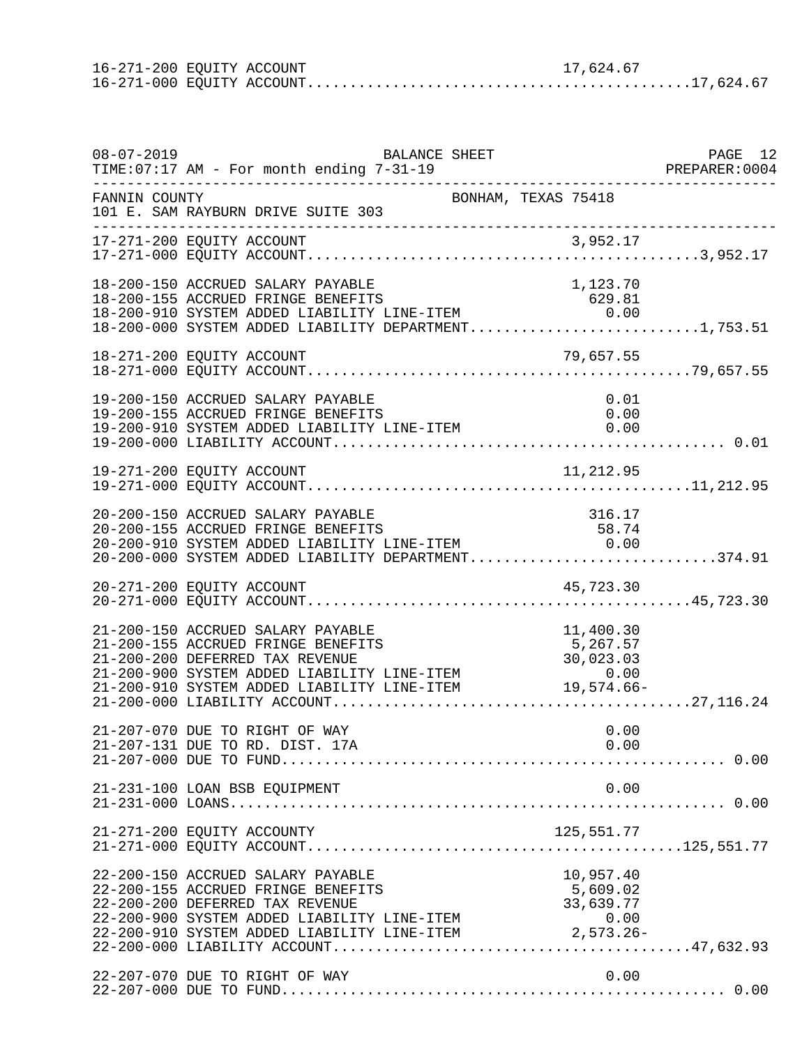```
16-271-200 EQUITY ACCOUNT                                       17,624.67
16-271-000 EQUITY ACCOUNT...........................................17,624.67
```

```
08-07-2019                          BALANCE SHEET                                  PAGE 12
TIME:07:17 AM - For month ending 7-31-19                                    PREPARER:0004
-------------------------------------------------------------------------------------------
FANNIN COUNTY                                   BONHAM, TEXAS 75418
101 E. SAM RAYBURN DRIVE SUITE 303
-------------------------------------------------------------------------------------------
17-271-200 EQUITY ACCOUNT                                        3,952.17
17-271-000 EQUITY ACCOUNT............................................3,952.17

18-200-150 ACCRUED SALARY PAYABLE                                1,123.70
18-200-155 ACCRUED FRINGE BENEFITS                                 629.81
18-200-910 SYSTEM ADDED LIABILITY LINE-ITEM                          0.00
18-200-000 SYSTEM ADDED LIABILITY DEPARTMENT..........................1,753.51

18-271-200 EQUITY ACCOUNT                                       79,657.55
18-271-000 EQUITY ACCOUNT...........................................79,657.55

19-200-150 ACCRUED SALARY PAYABLE                                     0.01
19-200-155 ACCRUED FRINGE BENEFITS                                    0.00
19-200-910 SYSTEM ADDED LIABILITY LINE-ITEM                           0.00
19-200-000 LIABILITY ACCOUNT............................................. 0.01

19-271-200 EQUITY ACCOUNT                                       11,212.95
19-271-000 EQUITY ACCOUNT...........................................11,212.95

20-200-150 ACCRUED SALARY PAYABLE                                   316.17
20-200-155 ACCRUED FRINGE BENEFITS                                   58.74
20-200-910 SYSTEM ADDED LIABILITY LINE-ITEM                           0.00
20-200-000 SYSTEM ADDED LIABILITY DEPARTMENT...........................374.91

20-271-200 EQUITY ACCOUNT                                       45,723.30
20-271-000 EQUITY ACCOUNT...........................................45,723.30

21-200-150 ACCRUED SALARY PAYABLE                               11,400.30
21-200-155 ACCRUED FRINGE BENEFITS                               5,267.57
21-200-200 DEFERRED TAX REVENUE                                 30,023.03
21-200-900 SYSTEM ADDED LIABILITY LINE-ITEM                          0.00
21-200-910 SYSTEM ADDED LIABILITY LINE-ITEM                     19,574.66-
21-200-000 LIABILITY ACCOUNT........................................27,116.24

21-207-070 DUE TO RIGHT OF WAY                                        0.00
21-207-131 DUE TO RD. DIST. 17A                                       0.00
21-207-000 DUE TO FUND................................................. 0.00

21-231-100 LOAN BSB EQUIPMENT                                         0.00
21-231-000 LOANS....................................................... 0.00

21-271-200 EQUITY ACCOUNTY                                     125,551.77
21-271-000 EQUITY ACCOUNT..........................................125,551.77

22-200-150 ACCRUED SALARY PAYABLE                               10,957.40
22-200-155 ACCRUED FRINGE BENEFITS                               5,609.02
22-200-200 DEFERRED TAX REVENUE                                 33,639.77
22-200-900 SYSTEM ADDED LIABILITY LINE-ITEM                          0.00
22-200-910 SYSTEM ADDED LIABILITY LINE-ITEM                      2,573.26-
22-200-000 LIABILITY ACCOUNT........................................47,632.93

22-207-070 DUE TO RIGHT OF WAY                                        0.00
22-207-000 DUE TO FUND................................................. 0.00
```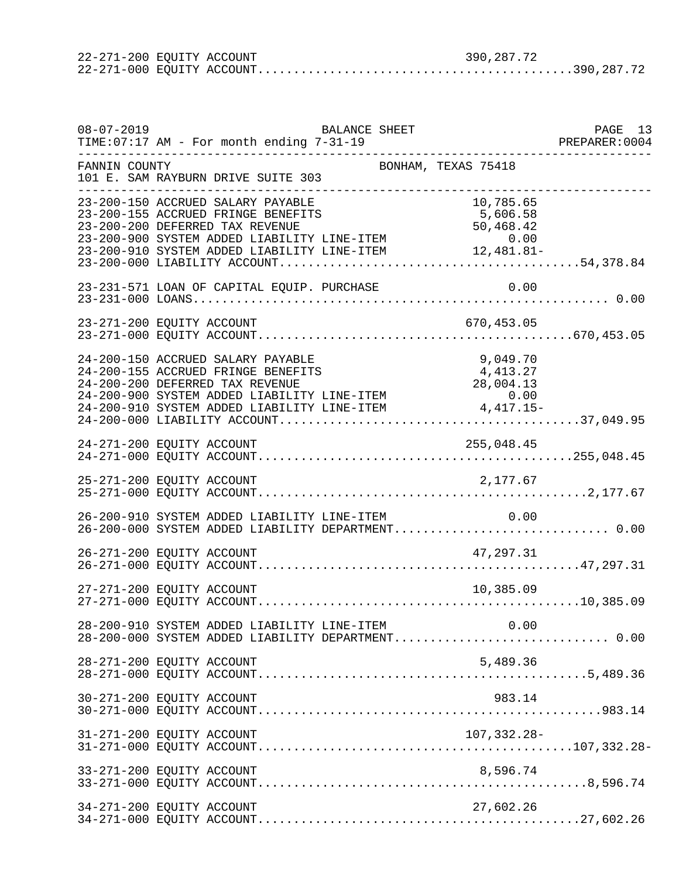```
22-271-200 EQUITY ACCOUNT                                 390,287.72
22-271-000 EQUITY ACCOUNT.........................................390,287.72
```

```
08-07-2019                        BALANCE SHEET                              PAGE 13
TIME:07:17 AM - For month ending 7-31-19                               PREPARER:0004
------------------------------------------------------------------------------------
FANNIN COUNTY                                   BONHAM, TEXAS 75418
101 E. SAM RAYBURN DRIVE SUITE 303
------------------------------------------------------------------------------------
23-200-150 ACCRUED SALARY PAYABLE                          10,785.65
23-200-155 ACCRUED FRINGE BENEFITS                          5,606.58
23-200-200 DEFERRED TAX REVENUE                            50,468.42
23-200-900 SYSTEM ADDED LIABILITY LINE-ITEM                     0.00
23-200-910 SYSTEM ADDED LIABILITY LINE-ITEM                12,481.81-
23-200-000 LIABILITY ACCOUNT.......................................54,378.84

23-231-571 LOAN OF CAPITAL EQUIP. PURCHASE                      0.00
23-231-000 LOANS....................................................... 0.00

23-271-200 EQUITY ACCOUNT                                 670,453.05
23-271-000 EQUITY ACCOUNT.........................................670,453.05

24-200-150 ACCRUED SALARY PAYABLE                           9,049.70
24-200-155 ACCRUED FRINGE BENEFITS                          4,413.27
24-200-200 DEFERRED TAX REVENUE                            28,004.13
24-200-900 SYSTEM ADDED LIABILITY LINE-ITEM                     0.00
24-200-910 SYSTEM ADDED LIABILITY LINE-ITEM                 4,417.15-
24-200-000 LIABILITY ACCOUNT.......................................37,049.95

24-271-200 EQUITY ACCOUNT                                 255,048.45
24-271-000 EQUITY ACCOUNT.........................................255,048.45

25-271-200 EQUITY ACCOUNT                                   2,177.67
25-271-000 EQUITY ACCOUNT...........................................2,177.67

26-200-910 SYSTEM ADDED LIABILITY LINE-ITEM                     0.00
26-200-000 SYSTEM ADDED LIABILITY DEPARTMENT........................... 0.00

26-271-200 EQUITY ACCOUNT                                  47,297.31
26-271-000 EQUITY ACCOUNT..........................................47,297.31

27-271-200 EQUITY ACCOUNT                                  10,385.09
27-271-000 EQUITY ACCOUNT..........................................10,385.09

28-200-910 SYSTEM ADDED LIABILITY LINE-ITEM                     0.00
28-200-000 SYSTEM ADDED LIABILITY DEPARTMENT........................... 0.00

28-271-200 EQUITY ACCOUNT                                   5,489.36
28-271-000 EQUITY ACCOUNT...........................................5,489.36

30-271-200 EQUITY ACCOUNT                                     983.14
30-271-000 EQUITY ACCOUNT.............................................983.14

31-271-200 EQUITY ACCOUNT                                 107,332.28-
31-271-000 EQUITY ACCOUNT.........................................107,332.28-

33-271-200 EQUITY ACCOUNT                                   8,596.74
33-271-000 EQUITY ACCOUNT...........................................8,596.74

34-271-200 EQUITY ACCOUNT                                  27,602.26
34-271-000 EQUITY ACCOUNT..........................................27,602.26
```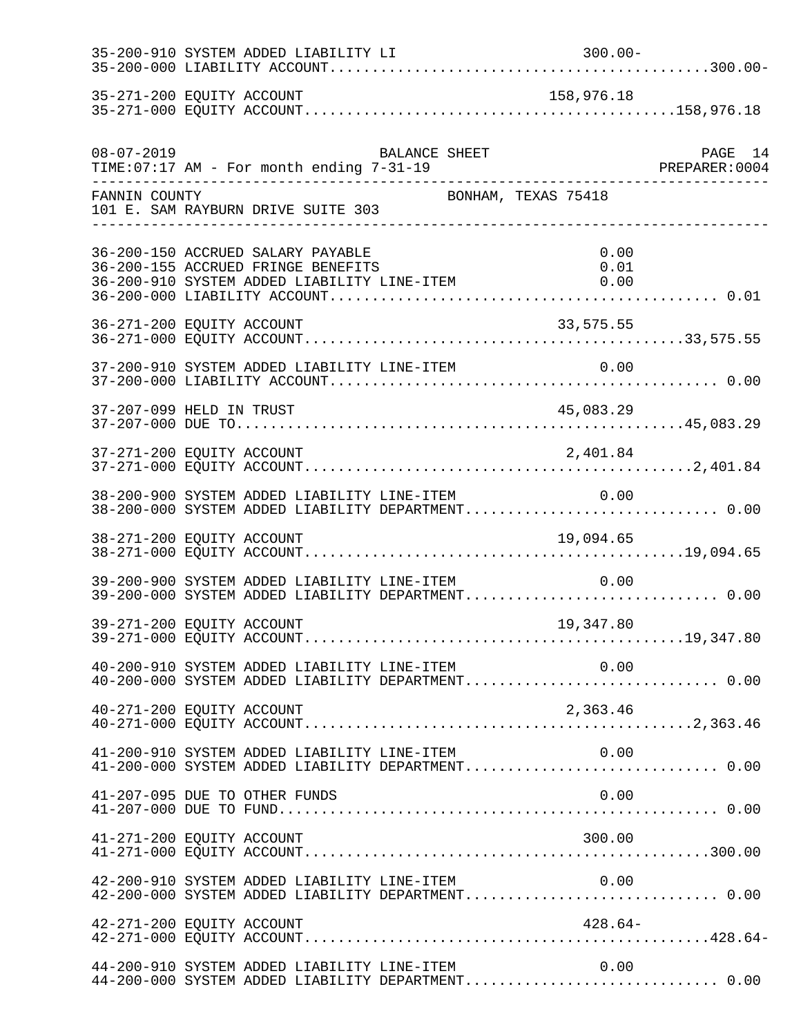```
35-200-910 SYSTEM ADDED LIABILITY LI                          300.00-
35-200-000 LIABILITY ACCOUNT...........................................300.00-

35-271-200 EQUITY ACCOUNT                                 158,976.18
35-271-000 EQUITY ACCOUNT...........................................158,976.18
```

```
08-07-2019                         BALANCE SHEET                          PAGE 14
TIME:07:17 AM - For month ending 7-31-19                            PREPARER:0004
--------------------------------------------------------------------------------
FANNIN COUNTY                               BONHAM, TEXAS 75418
101 E. SAM RAYBURN DRIVE SUITE 303
--------------------------------------------------------------------------------
```

```
36-200-150 ACCRUED SALARY PAYABLE                               0.00
36-200-155 ACCRUED FRINGE BENEFITS                              0.01
36-200-910 SYSTEM ADDED LIABILITY LINE-ITEM                     0.00
36-200-000 LIABILITY ACCOUNT............................................ 0.01

36-271-200 EQUITY ACCOUNT                                  33,575.55
36-271-000 EQUITY ACCOUNT............................................33,575.55

37-200-910 SYSTEM ADDED LIABILITY LINE-ITEM                     0.00
37-200-000 LIABILITY ACCOUNT............................................ 0.00

37-207-099 HELD IN TRUST                                   45,083.29
37-207-000 DUE TO....................................................45,083.29

37-271-200 EQUITY ACCOUNT                                   2,401.84
37-271-000 EQUITY ACCOUNT.............................................2,401.84

38-200-900 SYSTEM ADDED LIABILITY LINE-ITEM                     0.00
38-200-000 SYSTEM ADDED LIABILITY DEPARTMENT............................ 0.00

38-271-200 EQUITY ACCOUNT                                  19,094.65
38-271-000 EQUITY ACCOUNT............................................19,094.65

39-200-900 SYSTEM ADDED LIABILITY LINE-ITEM                     0.00
39-200-000 SYSTEM ADDED LIABILITY DEPARTMENT............................ 0.00

39-271-200 EQUITY ACCOUNT                                  19,347.80
39-271-000 EQUITY ACCOUNT............................................19,347.80

40-200-910 SYSTEM ADDED LIABILITY LINE-ITEM                     0.00
40-200-000 SYSTEM ADDED LIABILITY DEPARTMENT............................ 0.00

40-271-200 EQUITY ACCOUNT                                   2,363.46
40-271-000 EQUITY ACCOUNT.............................................2,363.46

41-200-910 SYSTEM ADDED LIABILITY LINE-ITEM                     0.00
41-200-000 SYSTEM ADDED LIABILITY DEPARTMENT............................ 0.00

41-207-095 DUE TO OTHER FUNDS                                   0.00
41-207-000 DUE TO FUND.................................................. 0.00

41-271-200 EQUITY ACCOUNT                                     300.00
41-271-000 EQUITY ACCOUNT...............................................300.00

42-200-910 SYSTEM ADDED LIABILITY LINE-ITEM                     0.00
42-200-000 SYSTEM ADDED LIABILITY DEPARTMENT............................ 0.00

42-271-200 EQUITY ACCOUNT                                     428.64-
42-271-000 EQUITY ACCOUNT...............................................428.64-

44-200-910 SYSTEM ADDED LIABILITY LINE-ITEM                     0.00
44-200-000 SYSTEM ADDED LIABILITY DEPARTMENT............................ 0.00
```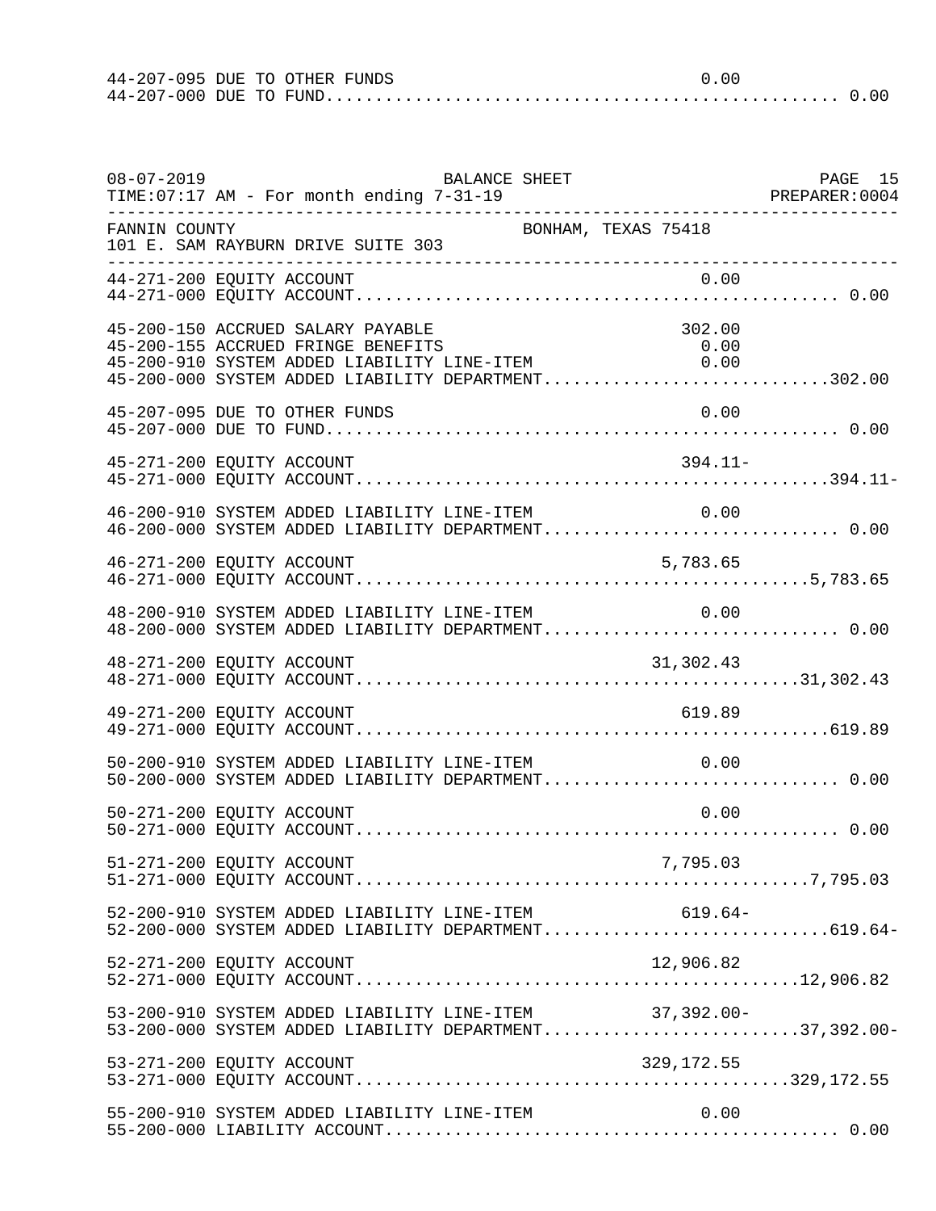```
44-207-095 DUE TO OTHER FUNDS                                     0.00
44-207-000 DUE TO FUND.................................................. 0.00
```

```
08-07-2019                         BALANCE SHEET                              PAGE  15
TIME:07:17 AM - For month ending 7-31-19                                  PREPARER:0004
-----------------------------------------------------------------------------------------
FANNIN COUNTY                                    BONHAM, TEXAS 75418
101 E. SAM RAYBURN DRIVE SUITE 303
-----------------------------------------------------------------------------------------
44-271-200 EQUITY ACCOUNT                                         0.00
44-271-000 EQUITY ACCOUNT............................................... 0.00

45-200-150 ACCRUED SALARY PAYABLE                               302.00
45-200-155 ACCRUED FRINGE BENEFITS                                0.00
45-200-910 SYSTEM ADDED LIABILITY LINE-ITEM                       0.00
45-200-000 SYSTEM ADDED LIABILITY DEPARTMENT............................302.00

45-207-095 DUE TO OTHER FUNDS                                     0.00
45-207-000 DUE TO FUND.................................................. 0.00

45-271-200 EQUITY ACCOUNT                                       394.11-
45-271-000 EQUITY ACCOUNT...............................................394.11-

46-200-910 SYSTEM ADDED LIABILITY LINE-ITEM                       0.00
46-200-000 SYSTEM ADDED LIABILITY DEPARTMENT............................ 0.00

46-271-200 EQUITY ACCOUNT                                     5,783.65
46-271-000 EQUITY ACCOUNT.............................................5,783.65

48-200-910 SYSTEM ADDED LIABILITY LINE-ITEM                       0.00
48-200-000 SYSTEM ADDED LIABILITY DEPARTMENT............................ 0.00

48-271-200 EQUITY ACCOUNT                                    31,302.43
48-271-000 EQUITY ACCOUNT............................................31,302.43

49-271-200 EQUITY ACCOUNT                                       619.89
49-271-000 EQUITY ACCOUNT...............................................619.89

50-200-910 SYSTEM ADDED LIABILITY LINE-ITEM                       0.00
50-200-000 SYSTEM ADDED LIABILITY DEPARTMENT............................ 0.00

50-271-200 EQUITY ACCOUNT                                         0.00
50-271-000 EQUITY ACCOUNT............................................... 0.00

51-271-200 EQUITY ACCOUNT                                     7,795.03
51-271-000 EQUITY ACCOUNT.............................................7,795.03

52-200-910 SYSTEM ADDED LIABILITY LINE-ITEM                     619.64-
52-200-000 SYSTEM ADDED LIABILITY DEPARTMENT............................619.64-

52-271-200 EQUITY ACCOUNT                                    12,906.82
52-271-000 EQUITY ACCOUNT............................................12,906.82

53-200-910 SYSTEM ADDED LIABILITY LINE-ITEM                  37,392.00-
53-200-000 SYSTEM ADDED LIABILITY DEPARTMENT.........................37,392.00-

53-271-200 EQUITY ACCOUNT                                   329,172.55
53-271-000 EQUITY ACCOUNT...........................................329,172.55

55-200-910 SYSTEM ADDED LIABILITY LINE-ITEM                       0.00
55-200-000 LIABILITY ACCOUNT............................................ 0.00
```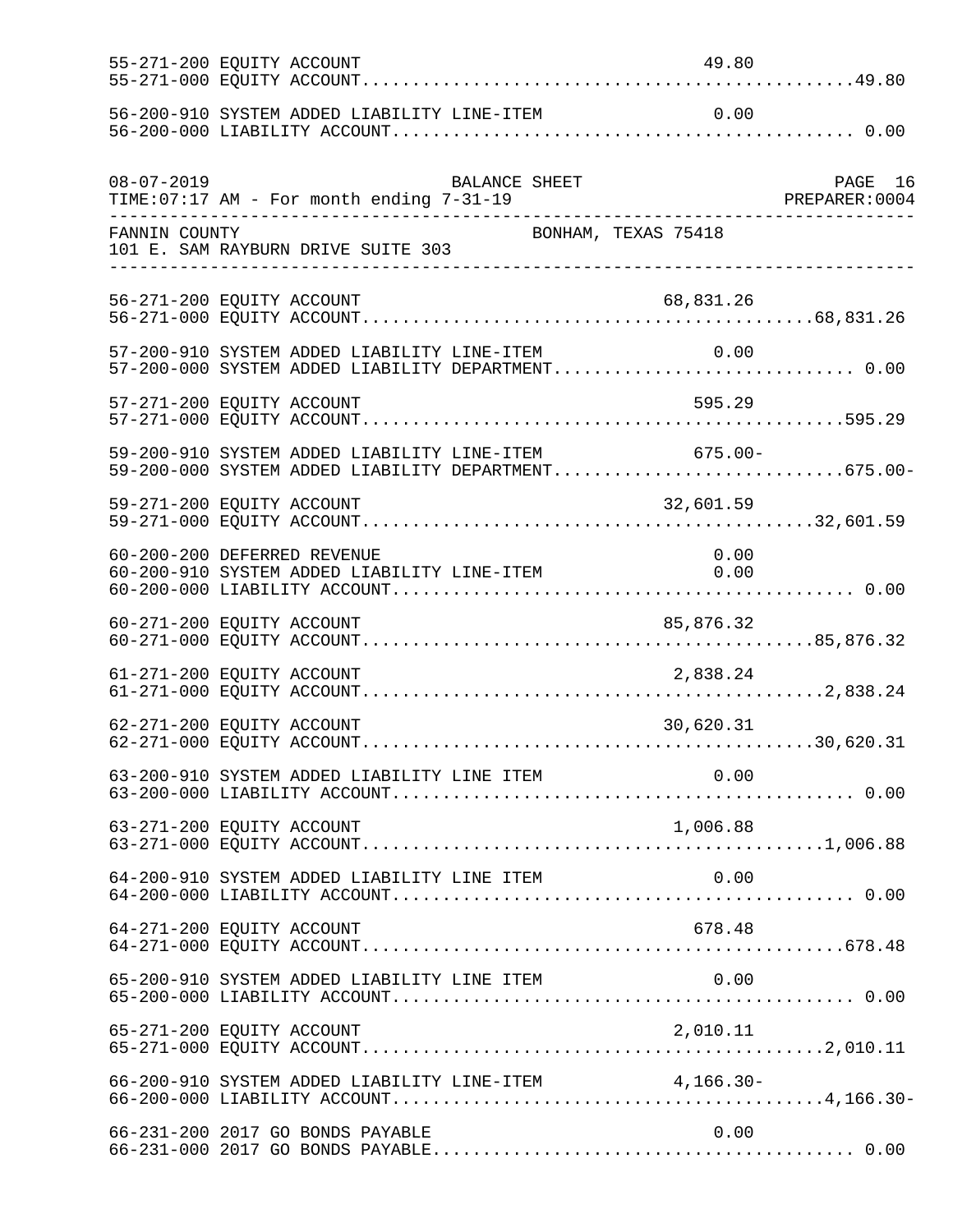```
55-271-200 EQUITY ACCOUNT                                      49.80
55-271-000 EQUITY ACCOUNT..............................................49.80

56-200-910 SYSTEM ADDED LIABILITY LINE-ITEM                     0.00
56-200-000 LIABILITY ACCOUNT........................................... 0.00
```

```
08-07-2019                        BALANCE SHEET                              PAGE 16
TIME:07:17 AM - For month ending 7-31-19                               PREPARER:0004
-----------------------------------------------------------------------------------
FANNIN COUNTY                              BONHAM, TEXAS 75418
101 E. SAM RAYBURN DRIVE SUITE 303
-----------------------------------------------------------------------------------

56-271-200 EQUITY ACCOUNT                                  68,831.26
56-271-000 EQUITY ACCOUNT..........................................68,831.26

57-200-910 SYSTEM ADDED LIABILITY LINE-ITEM                     0.00
57-200-000 SYSTEM ADDED LIABILITY DEPARTMENT........................... 0.00

57-271-200 EQUITY ACCOUNT                                     595.29
57-271-000 EQUITY ACCOUNT.............................................595.29

59-200-910 SYSTEM ADDED LIABILITY LINE-ITEM                  675.00-
59-200-000 SYSTEM ADDED LIABILITY DEPARTMENT..........................675.00-

59-271-200 EQUITY ACCOUNT                                  32,601.59
59-271-000 EQUITY ACCOUNT..........................................32,601.59

60-200-200 DEFERRED REVENUE                                     0.00
60-200-910 SYSTEM ADDED LIABILITY LINE-ITEM                     0.00
60-200-000 LIABILITY ACCOUNT........................................... 0.00

60-271-200 EQUITY ACCOUNT                                  85,876.32
60-271-000 EQUITY ACCOUNT..........................................85,876.32

61-271-200 EQUITY ACCOUNT                                   2,838.24
61-271-000 EQUITY ACCOUNT...........................................2,838.24

62-271-200 EQUITY ACCOUNT                                  30,620.31
62-271-000 EQUITY ACCOUNT..........................................30,620.31

63-200-910 SYSTEM ADDED LIABILITY LINE ITEM                     0.00
63-200-000 LIABILITY ACCOUNT........................................... 0.00

63-271-200 EQUITY ACCOUNT                                   1,006.88
63-271-000 EQUITY ACCOUNT...........................................1,006.88

64-200-910 SYSTEM ADDED LIABILITY LINE ITEM                     0.00
64-200-000 LIABILITY ACCOUNT........................................... 0.00

64-271-200 EQUITY ACCOUNT                                     678.48
64-271-000 EQUITY ACCOUNT.............................................678.48

65-200-910 SYSTEM ADDED LIABILITY LINE ITEM                     0.00
65-200-000 LIABILITY ACCOUNT........................................... 0.00

65-271-200 EQUITY ACCOUNT                                   2,010.11
65-271-000 EQUITY ACCOUNT...........................................2,010.11

66-200-910 SYSTEM ADDED LIABILITY LINE-ITEM                4,166.30-
66-200-000 LIABILITY ACCOUNT........................................4,166.30-

66-231-200 2017 GO BONDS PAYABLE                                 0.00
66-231-000 2017 GO BONDS PAYABLE....................................... 0.00
```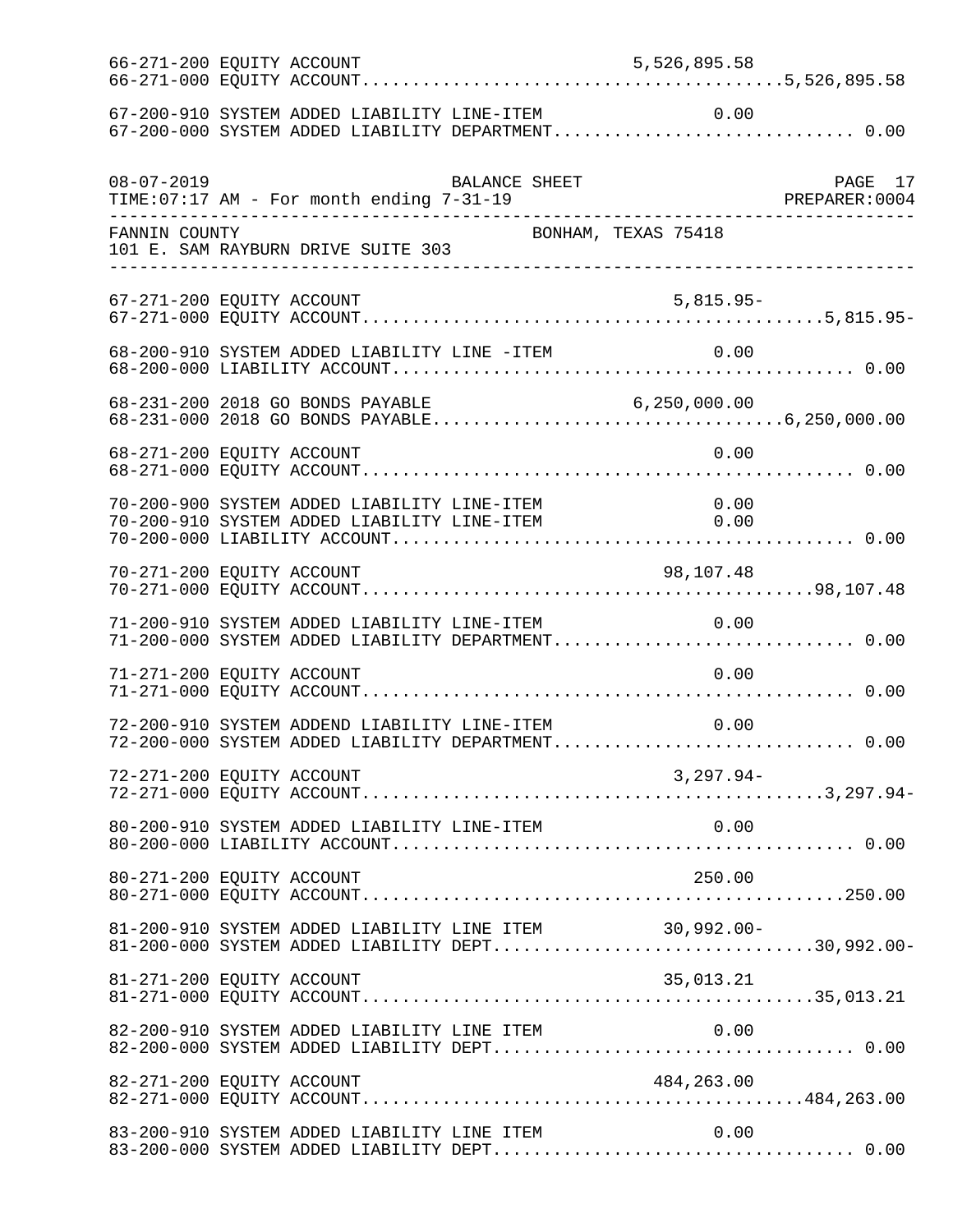```
66-271-200 EQUITY ACCOUNT                                   5,526,895.58
66-271-000 EQUITY ACCOUNT.........................................5,526,895.58

67-200-910 SYSTEM ADDED LIABILITY LINE-ITEM                         0.00
67-200-000 SYSTEM ADDED LIABILITY DEPARTMENT............................. 0.00
```

```
08-07-2019                         BALANCE SHEET                          PAGE 17
TIME:07:17 AM - For month ending 7-31-19                            PREPARER:0004
-------------------------------------------------------------------------------
FANNIN COUNTY                               BONHAM, TEXAS 75418
101 E. SAM RAYBURN DRIVE SUITE 303
-------------------------------------------------------------------------------

67-271-200 EQUITY ACCOUNT                                       5,815.95-
67-271-000 EQUITY ACCOUNT.............................................5,815.95-

68-200-910 SYSTEM ADDED LIABILITY LINE -ITEM                        0.00
68-200-000 LIABILITY ACCOUNT............................................. 0.00

68-231-200 2018 GO BONDS PAYABLE                            6,250,000.00
68-231-000 2018 GO BONDS PAYABLE..................................6,250,000.00

68-271-200 EQUITY ACCOUNT                                           0.00
68-271-000 EQUITY ACCOUNT................................................ 0.00

70-200-900 SYSTEM ADDED LIABILITY LINE-ITEM                         0.00
70-200-910 SYSTEM ADDED LIABILITY LINE-ITEM                         0.00
70-200-000 LIABILITY ACCOUNT............................................. 0.00

70-271-200 EQUITY ACCOUNT                                      98,107.48
70-271-000 EQUITY ACCOUNT............................................98,107.48

71-200-910 SYSTEM ADDED LIABILITY LINE-ITEM                         0.00
71-200-000 SYSTEM ADDED LIABILITY DEPARTMENT............................. 0.00

71-271-200 EQUITY ACCOUNT                                           0.00
71-271-000 EQUITY ACCOUNT................................................ 0.00

72-200-910 SYSTEM ADDEND LIABILITY LINE-ITEM                        0.00
72-200-000 SYSTEM ADDED LIABILITY DEPARTMENT............................. 0.00

72-271-200 EQUITY ACCOUNT                                       3,297.94-
72-271-000 EQUITY ACCOUNT.............................................3,297.94-

80-200-910 SYSTEM ADDED LIABILITY LINE-ITEM                         0.00
80-200-000 LIABILITY ACCOUNT............................................. 0.00

80-271-200 EQUITY ACCOUNT                                         250.00
80-271-000 EQUITY ACCOUNT...............................................250.00

81-200-910 SYSTEM ADDED LIABILITY LINE ITEM                    30,992.00-
81-200-000 SYSTEM ADDED LIABILITY DEPT...............................30,992.00-

81-271-200 EQUITY ACCOUNT                                      35,013.21
81-271-000 EQUITY ACCOUNT............................................35,013.21

82-200-910 SYSTEM ADDED LIABILITY LINE ITEM                         0.00
82-200-000 SYSTEM ADDED LIABILITY DEPT................................... 0.00

82-271-200 EQUITY ACCOUNT                                     484,263.00
82-271-000 EQUITY ACCOUNT...........................................484,263.00

83-200-910 SYSTEM ADDED LIABILITY LINE ITEM                         0.00
83-200-000 SYSTEM ADDED LIABILITY DEPT................................... 0.00
```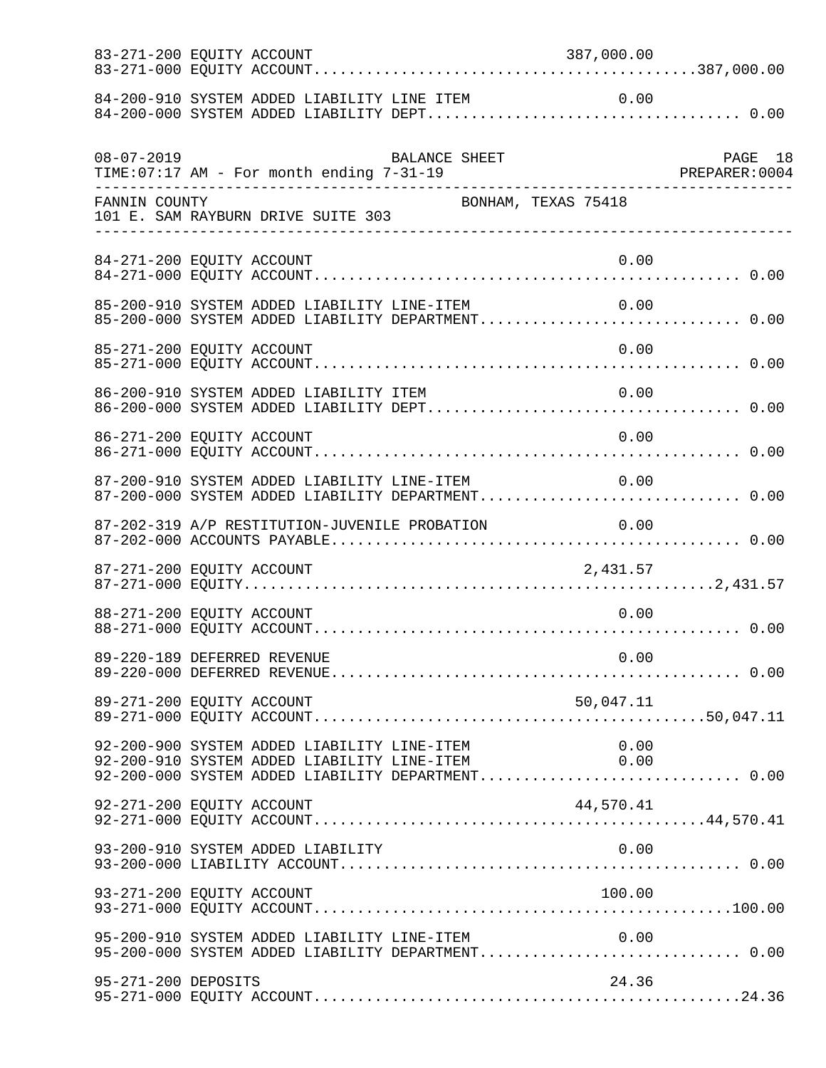```
83-271-200 EQUITY ACCOUNT                                     387,000.00
83-271-000 EQUITY ACCOUNT...........................................387,000.00

84-200-910 SYSTEM ADDED LIABILITY LINE ITEM                         0.00
84-200-000 SYSTEM ADDED LIABILITY DEPT.................................. 0.00
```

```
08-07-2019                        BALANCE SHEET                              PAGE  18
TIME:07:17 AM - For month ending 7-31-19                                 PREPARER:0004
--------------------------------------------------------------------------------------
FANNIN COUNTY                                BONHAM, TEXAS 75418
101 E. SAM RAYBURN DRIVE SUITE 303
--------------------------------------------------------------------------------------

84-271-200 EQUITY ACCOUNT                                           0.00
84-271-000 EQUITY ACCOUNT............................................... 0.00

85-200-910 SYSTEM ADDED LIABILITY LINE-ITEM                         0.00
85-200-000 SYSTEM ADDED LIABILITY DEPARTMENT............................ 0.00

85-271-200 EQUITY ACCOUNT                                           0.00
85-271-000 EQUITY ACCOUNT............................................... 0.00

86-200-910 SYSTEM ADDED LIABILITY ITEM                              0.00
86-200-000 SYSTEM ADDED LIABILITY DEPT.................................. 0.00

86-271-200 EQUITY ACCOUNT                                           0.00
86-271-000 EQUITY ACCOUNT............................................... 0.00

87-200-910 SYSTEM ADDED LIABILITY LINE-ITEM                         0.00
87-200-000 SYSTEM ADDED LIABILITY DEPARTMENT............................ 0.00

87-202-319 A/P RESTITUTION-JUVENILE PROBATION                       0.00
87-202-000 ACCOUNTS PAYABLE............................................. 0.00

87-271-200 EQUITY ACCOUNT                                       2,431.57
87-271-000 EQUITY...................................................2,431.57

88-271-200 EQUITY ACCOUNT                                           0.00
88-271-000 EQUITY ACCOUNT............................................... 0.00

89-220-189 DEFERRED REVENUE                                         0.00
89-220-000 DEFERRED REVENUE............................................. 0.00

89-271-200 EQUITY ACCOUNT                                      50,047.11
89-271-000 EQUITY ACCOUNT...........................................50,047.11

92-200-900 SYSTEM ADDED LIABILITY LINE-ITEM                         0.00
92-200-910 SYSTEM ADDED LIABILITY LINE-ITEM                         0.00
92-200-000 SYSTEM ADDED LIABILITY DEPARTMENT............................ 0.00

92-271-200 EQUITY ACCOUNT                                      44,570.41
92-271-000 EQUITY ACCOUNT...........................................44,570.41

93-200-910 SYSTEM ADDED LIABILITY                                   0.00
93-200-000 LIABILITY ACCOUNT............................................ 0.00

93-271-200 EQUITY ACCOUNT                                         100.00
93-271-000 EQUITY ACCOUNT..............................................100.00

95-200-910 SYSTEM ADDED LIABILITY LINE-ITEM                         0.00
95-200-000 SYSTEM ADDED LIABILITY DEPARTMENT............................ 0.00

95-271-200 DEPOSITS                                                24.36
95-271-000 EQUITY ACCOUNT...............................................24.36
```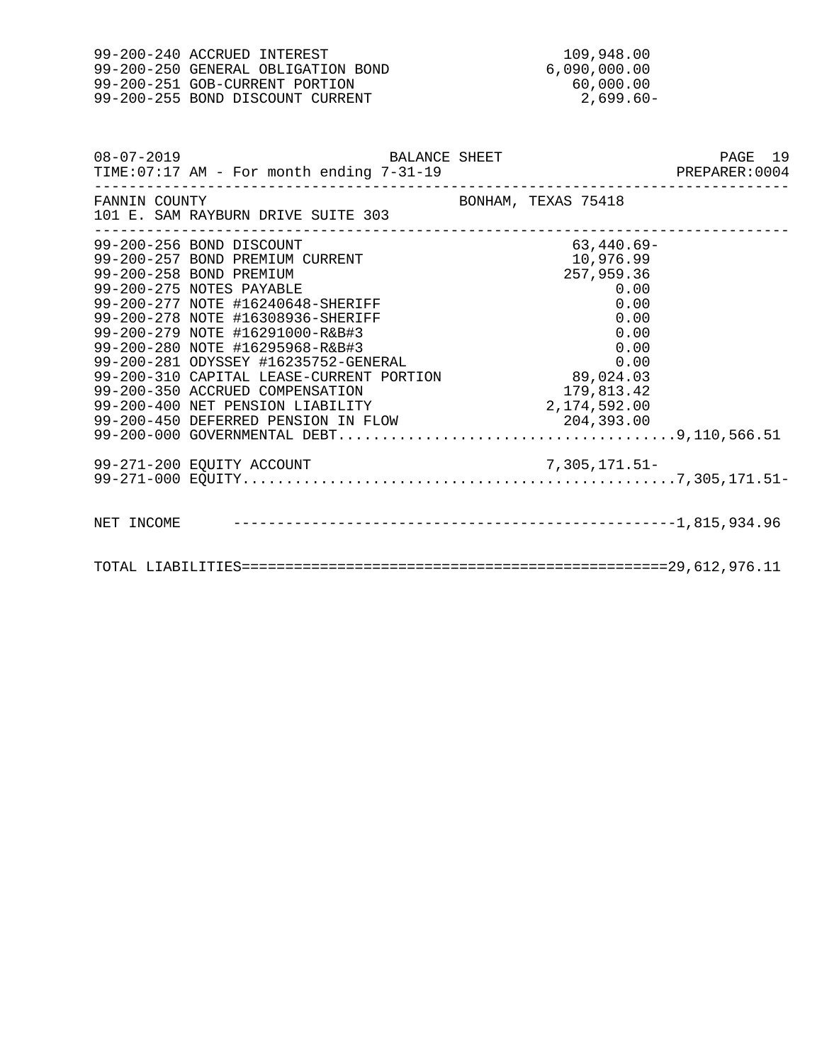| | | |
|---|---|---|
| 99-200-240 ACCRUED INTEREST | 109,948.00 | |
| 99-200-250 GENERAL OBLIGATION BOND | 6,090,000.00 | |
| 99-200-251 GOB-CURRENT PORTION | 60,000.00 | |
| 99-200-255 BOND DISCOUNT CURRENT | 2,699.60- | |

08-07-2019 BALANCE SHEET PAGE 19
TIME:07:17 AM - For month ending 7-31-19 PREPARER:0004

FANNIN COUNTY BONHAM, TEXAS 75418
101 E. SAM RAYBURN DRIVE SUITE 303

| | | |
|---|---|---|
| 99-200-256 BOND DISCOUNT | 63,440.69- | |
| 99-200-257 BOND PREMIUM CURRENT | 10,976.99 | |
| 99-200-258 BOND PREMIUM | 257,959.36 | |
| 99-200-275 NOTES PAYABLE | 0.00 | |
| 99-200-277 NOTE #16240648-SHERIFF | 0.00 | |
| 99-200-278 NOTE #16308936-SHERIFF | 0.00 | |
| 99-200-279 NOTE #16291000-R&B#3 | 0.00 | |
| 99-200-280 NOTE #16295968-R&B#3 | 0.00 | |
| 99-200-281 ODYSSEY #16235752-GENERAL | 0.00 | |
| 99-200-310 CAPITAL LEASE-CURRENT PORTION | 89,024.03 | |
| 99-200-350 ACCRUED COMPENSATION | 179,813.42 | |
| 99-200-400 NET PENSION LIABILITY | 2,174,592.00 | |
| 99-200-450 DEFERRED PENSION IN FLOW | 204,393.00 | |
| 99-200-000 GOVERNMENTAL DEBT | | 9,110,566.51 |
| 99-271-200 EQUITY ACCOUNT | 7,305,171.51- | |
| 99-271-000 EQUITY | | 7,305,171.51- |
| NET INCOME | | 1,815,934.96 |
| TOTAL LIABILITIES | | 29,612,976.11 |